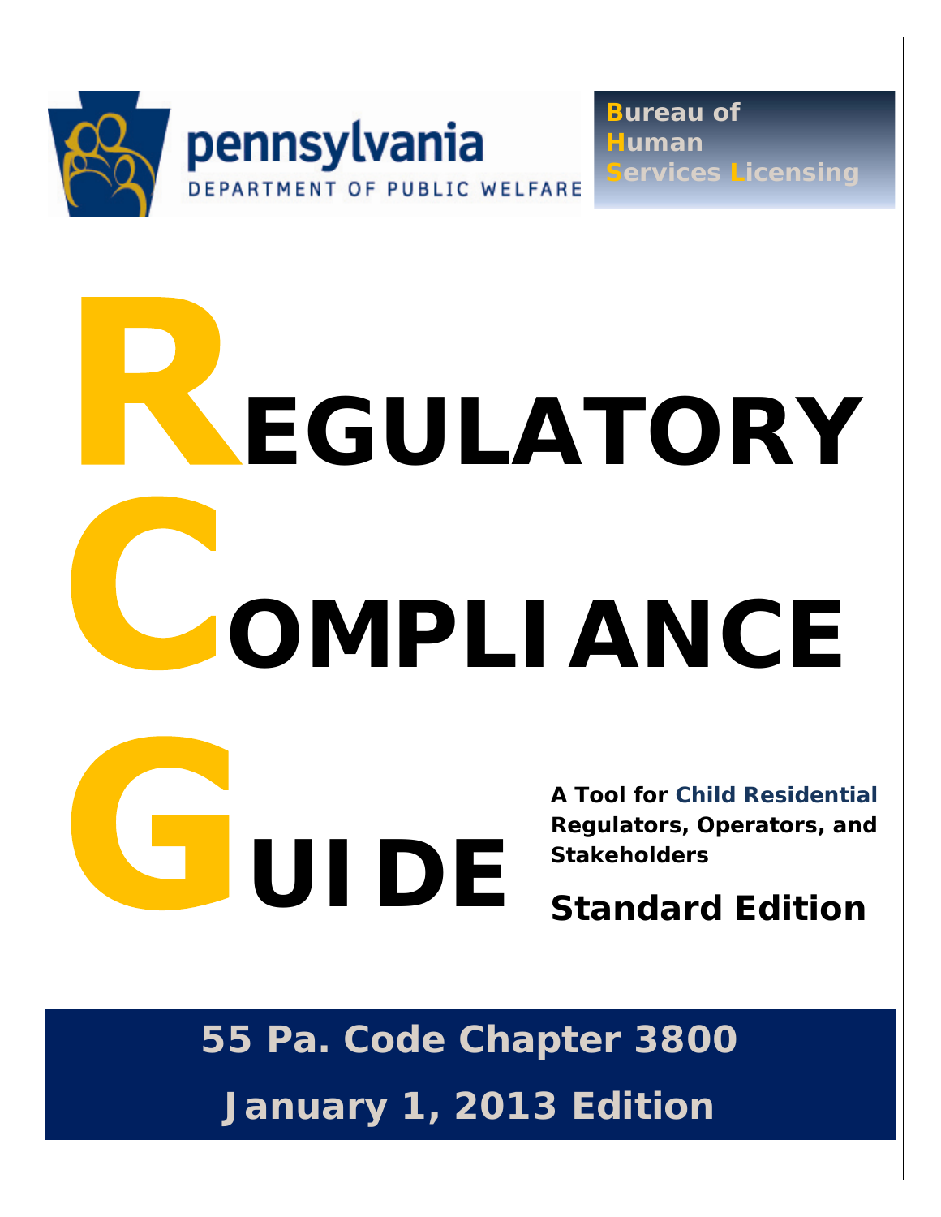pennsylvania
DEPARTMENT OF PUBLIC WELFARE

**Bureau of Human Services Licensing**

# REGULATORY COMPLIANCE GUIDE

**A Tool for Child Residential Regulators, Operators, and Stakeholders**

## Standard Edition

## 55 Pa. Code Chapter 3800

## January 1, 2013 Edition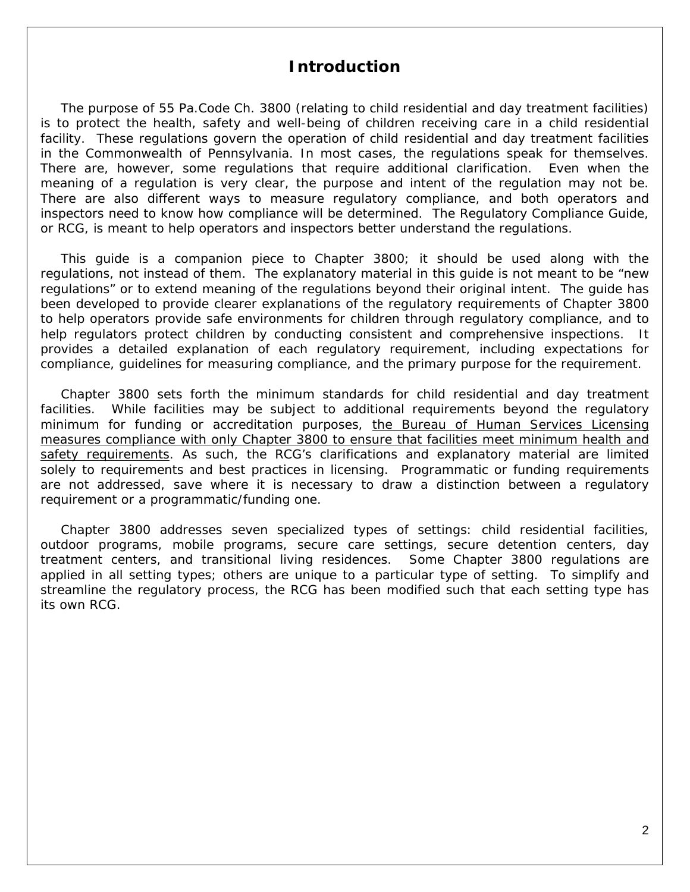# Introduction

The purpose of 55 Pa.Code Ch. 3800 (relating to child residential and day treatment facilities) is to protect the health, safety and well-being of children receiving care in a child residential facility. These regulations govern the operation of child residential and day treatment facilities in the Commonwealth of Pennsylvania. In most cases, the regulations speak for themselves. There are, however, some regulations that require additional clarification. Even when the meaning of a regulation is very clear, the purpose and intent of the regulation may not be. There are also different ways to measure regulatory compliance, and both operators and inspectors need to know how compliance will be determined. The Regulatory Compliance Guide, or RCG, is meant to help operators and inspectors better understand the regulations.

This guide is a companion piece to Chapter 3800; it should be used along with the regulations, not instead of them. The explanatory material in this guide is not meant to be "new regulations" or to extend meaning of the regulations beyond their original intent. The guide has been developed to provide clearer explanations of the regulatory requirements of Chapter 3800 to help operators provide safe environments for children through regulatory compliance, and to help regulators protect children by conducting consistent and comprehensive inspections. It provides a detailed explanation of each regulatory requirement, including expectations for compliance, guidelines for measuring compliance, and the primary purpose for the requirement.

Chapter 3800 sets forth the minimum standards for child residential and day treatment facilities. While facilities may be subject to additional requirements beyond the regulatory minimum for funding or accreditation purposes, <u>the Bureau of Human Services Licensing measures compliance with only Chapter 3800 to ensure that facilities meet minimum health and safety requirements</u>. As such, the RCG's clarifications and explanatory material are limited solely to requirements and best practices in licensing. Programmatic or funding requirements are not addressed, save where it is necessary to draw a distinction between a regulatory requirement or a programmatic/funding one.

Chapter 3800 addresses seven specialized types of settings: child residential facilities, outdoor programs, mobile programs, secure care settings, secure detention centers, day treatment centers, and transitional living residences. Some Chapter 3800 regulations are applied in all setting types; others are unique to a particular type of setting. To simplify and streamline the regulatory process, the RCG has been modified such that each setting type has its own RCG.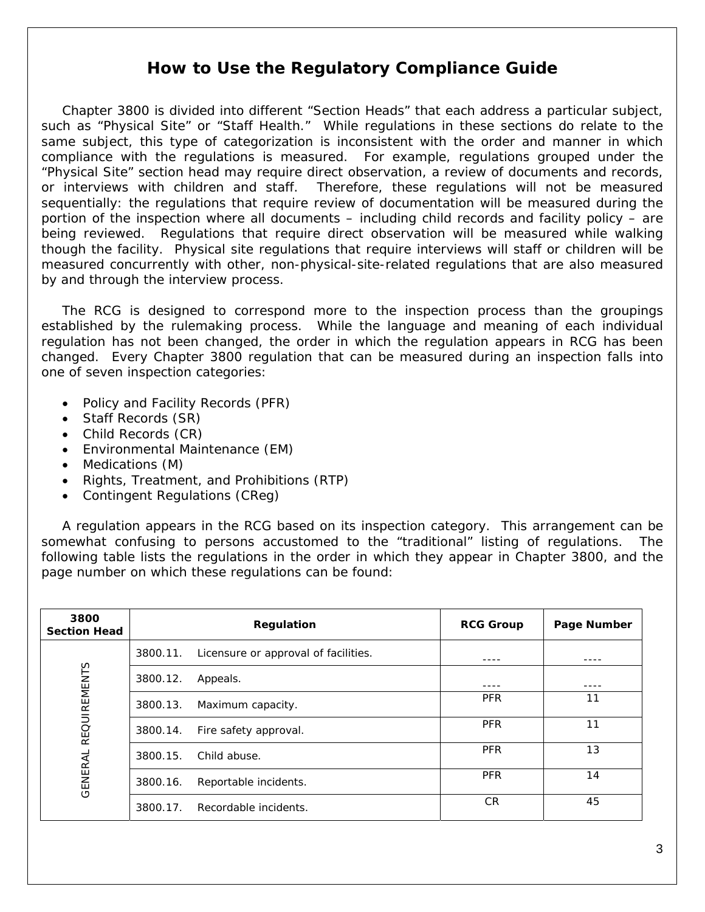# How to Use the Regulatory Compliance Guide

Chapter 3800 is divided into different "Section Heads" that each address a particular subject, such as "Physical Site" or "Staff Health." While regulations in these sections do relate to the same subject, this type of categorization is inconsistent with the order and manner in which compliance with the regulations is measured. For example, regulations grouped under the "Physical Site" section head may require direct observation, a review of documents and records, or interviews with children and staff. Therefore, these regulations will not be measured sequentially: the regulations that require review of documentation will be measured during the portion of the inspection where all documents – including child records and facility policy – are being reviewed. Regulations that require direct observation will be measured while walking though the facility. Physical site regulations that require interviews will staff or children will be measured concurrently with other, non-physical-site-related regulations that are also measured by and through the interview process.

The RCG is designed to correspond more to the inspection process than the groupings established by the rulemaking process. While the language and meaning of each individual regulation has not been changed, the order in which the regulation appears in RCG has been changed. Every Chapter 3800 regulation that can be measured during an inspection falls into one of seven inspection categories:

- Policy and Facility Records (PFR)
- Staff Records (SR)
- Child Records (CR)
- Environmental Maintenance (EM)
- Medications (M)
- Rights, Treatment, and Prohibitions (RTP)
- Contingent Regulations (CReg)

A regulation appears in the RCG based on its inspection category. This arrangement can be somewhat confusing to persons accustomed to the "traditional" listing of regulations. The following table lists the regulations in the order in which they appear in Chapter 3800, and the page number on which these regulations can be found:

| 3800 Section Head | Regulation | RCG Group | Page Number |
|---|---|---|---|
| GENERAL REQUIREMENTS | 3800.11. Licensure or approval of facilities. | ---- | ---- |
| | 3800.12. Appeals. | ---- | ---- |
| | 3800.13. Maximum capacity. | PFR | 11 |
| | 3800.14. Fire safety approval. | PFR | 11 |
| | 3800.15. Child abuse. | PFR | 13 |
| | 3800.16. Reportable incidents. | PFR | 14 |
| | 3800.17. Recordable incidents. | CR | 45 |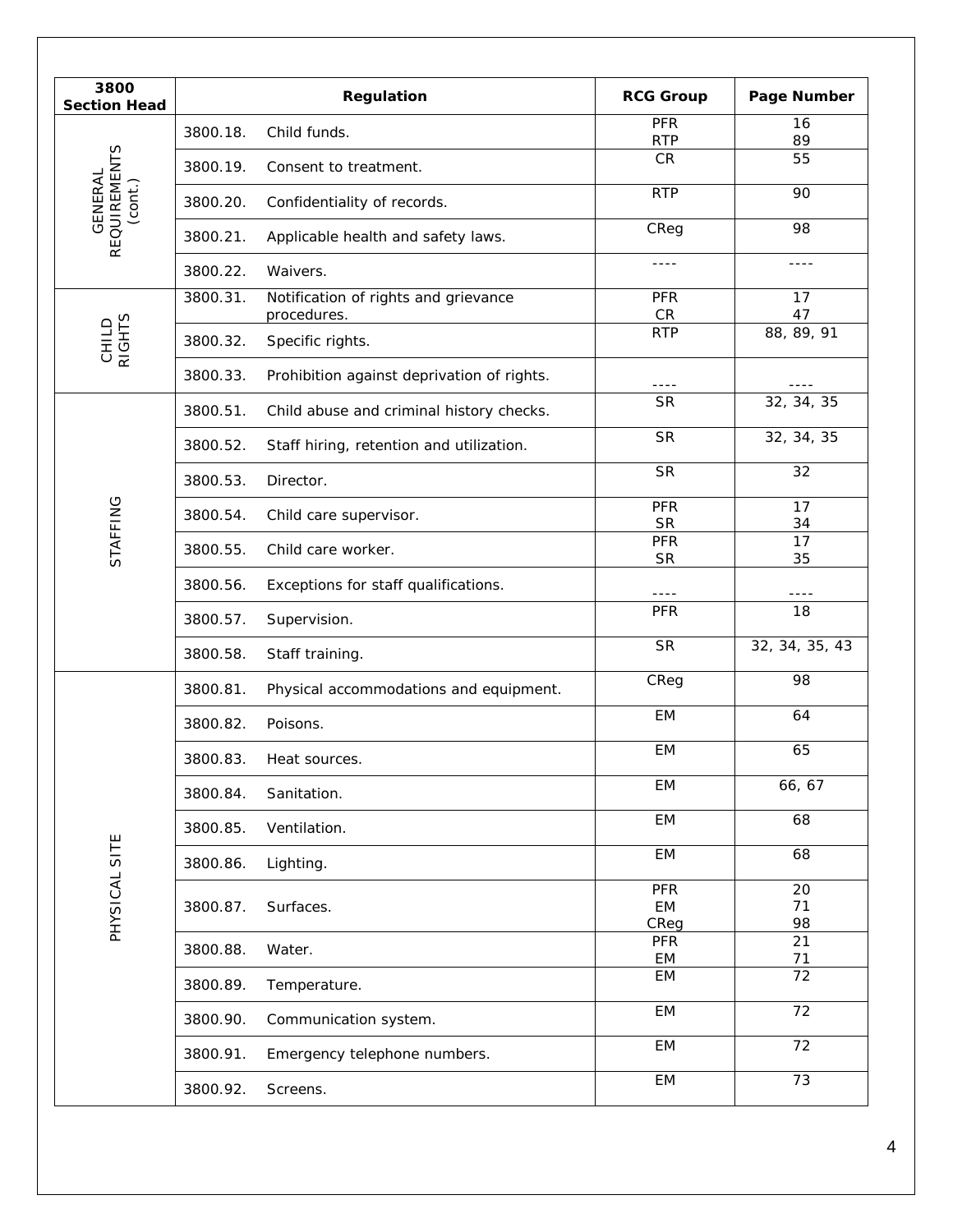| 3800 Section Head | Regulation | RCG Group | Page Number |
|---|---|---|---|
| GENERAL REQUIREMENTS (cont.) | 3800.18. Child funds. | PFR<br>RTP | 16<br>89 |
| | 3800.19. Consent to treatment. | CR | 55 |
| | 3800.20. Confidentiality of records. | RTP | 90 |
| | 3800.21. Applicable health and safety laws. | CReg | 98 |
| | 3800.22. Waivers. | ---- | ---- |
| CHILD RIGHTS | 3800.31. Notification of rights and grievance procedures. | PFR<br>CR | 17<br>47 |
| | 3800.32. Specific rights. | RTP | 88, 89, 91 |
| | 3800.33. Prohibition against deprivation of rights. | ---- | ---- |
| STAFFING | 3800.51. Child abuse and criminal history checks. | SR | 32, 34, 35 |
| | 3800.52. Staff hiring, retention and utilization. | SR | 32, 34, 35 |
| | 3800.53. Director. | SR | 32 |
| | 3800.54. Child care supervisor. | PFR<br>SR | 17<br>34 |
| | 3800.55. Child care worker. | PFR<br>SR | 17<br>35 |
| | 3800.56. Exceptions for staff qualifications. | ---- | ---- |
| | 3800.57. Supervision. | PFR | 18 |
| | 3800.58. Staff training. | SR | 32, 34, 35, 43 |
| PHYSICAL SITE | 3800.81. Physical accommodations and equipment. | CReg | 98 |
| | 3800.82. Poisons. | EM | 64 |
| | 3800.83. Heat sources. | EM | 65 |
| | 3800.84. Sanitation. | EM | 66, 67 |
| | 3800.85. Ventilation. | EM | 68 |
| | 3800.86. Lighting. | EM | 68 |
| | 3800.87. Surfaces. | PFR<br>EM<br>CReg | 20<br>71<br>98 |
| | 3800.88. Water. | PFR<br>EM | 21<br>71 |
| | 3800.89. Temperature. | EM | 72 |
| | 3800.90. Communication system. | EM | 72 |
| | 3800.91. Emergency telephone numbers. | EM | 72 |
| | 3800.92. Screens. | EM | 73 |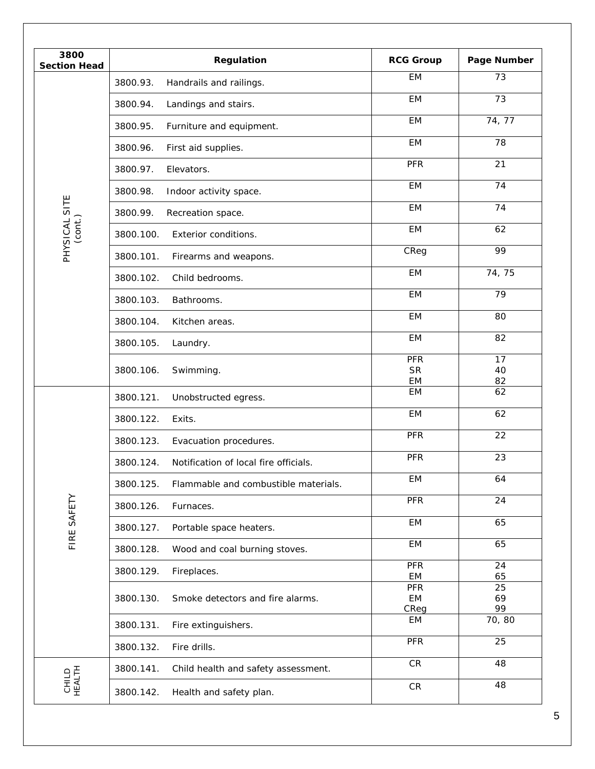| 3800 Section Head | Regulation | RCG Group | Page Number |
|---|---|---|---|
| PHYSICAL SITE (cont.) | 3800.93. Handrails and railings. | EM | 73 |
| | 3800.94. Landings and stairs. | EM | 73 |
| | 3800.95. Furniture and equipment. | EM | 74, 77 |
| | 3800.96. First aid supplies. | EM | 78 |
| | 3800.97. Elevators. | PFR | 21 |
| | 3800.98. Indoor activity space. | EM | 74 |
| | 3800.99. Recreation space. | EM | 74 |
| | 3800.100. Exterior conditions. | EM | 62 |
| | 3800.101. Firearms and weapons. | CReg | 99 |
| | 3800.102. Child bedrooms. | EM | 74, 75 |
| | 3800.103. Bathrooms. | EM | 79 |
| | 3800.104. Kitchen areas. | EM | 80 |
| | 3800.105. Laundry. | EM | 82 |
| | 3800.106. Swimming. | PFR<br>SR<br>EM | 17<br>40<br>82 |
| FIRE SAFETY | 3800.121. Unobstructed egress. | EM | 62 |
| | 3800.122. Exits. | EM | 62 |
| | 3800.123. Evacuation procedures. | PFR | 22 |
| | 3800.124. Notification of local fire officials. | PFR | 23 |
| | 3800.125. Flammable and combustible materials. | EM | 64 |
| | 3800.126. Furnaces. | PFR | 24 |
| | 3800.127. Portable space heaters. | EM | 65 |
| | 3800.128. Wood and coal burning stoves. | EM | 65 |
| | 3800.129. Fireplaces. | PFR<br>EM | 24<br>65 |
| | 3800.130. Smoke detectors and fire alarms. | PFR<br>EM<br>CReg | 25<br>69<br>99 |
| | 3800.131. Fire extinguishers. | EM | 70, 80 |
| | 3800.132. Fire drills. | PFR | 25 |
| CHILD HEALTH | 3800.141. Child health and safety assessment. | CR | 48 |
| | 3800.142. Health and safety plan. | CR | 48 |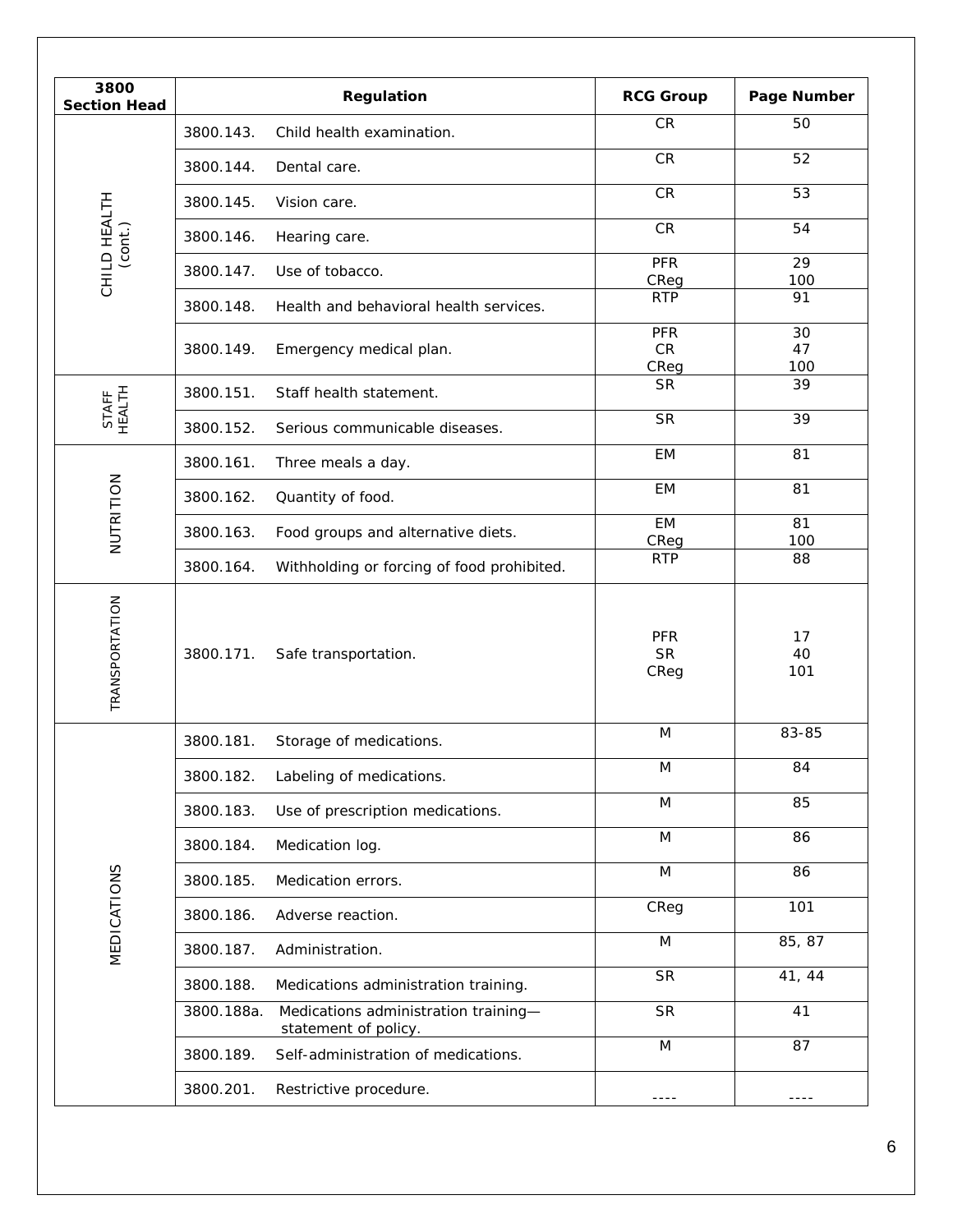| 3800 Section Head | Regulation | RCG Group | Page Number |
|---|---|---|---|
| CHILD HEALTH (cont.) | 3800.143. Child health examination. | CR | 50 |
| | 3800.144. Dental care. | CR | 52 |
| | 3800.145. Vision care. | CR | 53 |
| | 3800.146. Hearing care. | CR | 54 |
| | 3800.147. Use of tobacco. | PFR<br>CReg | 29<br>100 |
| | 3800.148. Health and behavioral health services. | RTP | 91 |
| | 3800.149. Emergency medical plan. | PFR<br>CR<br>CReg | 30<br>47<br>100 |
| STAFF HEALTH | 3800.151. Staff health statement. | SR | 39 |
| | 3800.152. Serious communicable diseases. | SR | 39 |
| NUTRITION | 3800.161. Three meals a day. | EM | 81 |
| | 3800.162. Quantity of food. | EM | 81 |
| | 3800.163. Food groups and alternative diets. | EM<br>CReg | 81<br>100 |
| | 3800.164. Withholding or forcing of food prohibited. | RTP | 88 |
| TRANSPORTATION | 3800.171. Safe transportation. | PFR<br>SR<br>CReg | 17<br>40<br>101 |
| MEDICATIONS | 3800.181. Storage of medications. | M | 83-85 |
| | 3800.182. Labeling of medications. | M | 84 |
| | 3800.183. Use of prescription medications. | M | 85 |
| | 3800.184. Medication log. | M | 86 |
| | 3800.185. Medication errors. | M | 86 |
| | 3800.186. Adverse reaction. | CReg | 101 |
| | 3800.187. Administration. | M | 85, 87 |
| | 3800.188. Medications administration training. | SR | 41, 44 |
| | 3800.188a. Medications administration training—statement of policy. | SR | 41 |
| | 3800.189. Self-administration of medications. | M | 87 |
| | 3800.201. Restrictive procedure. | ---- | ---- |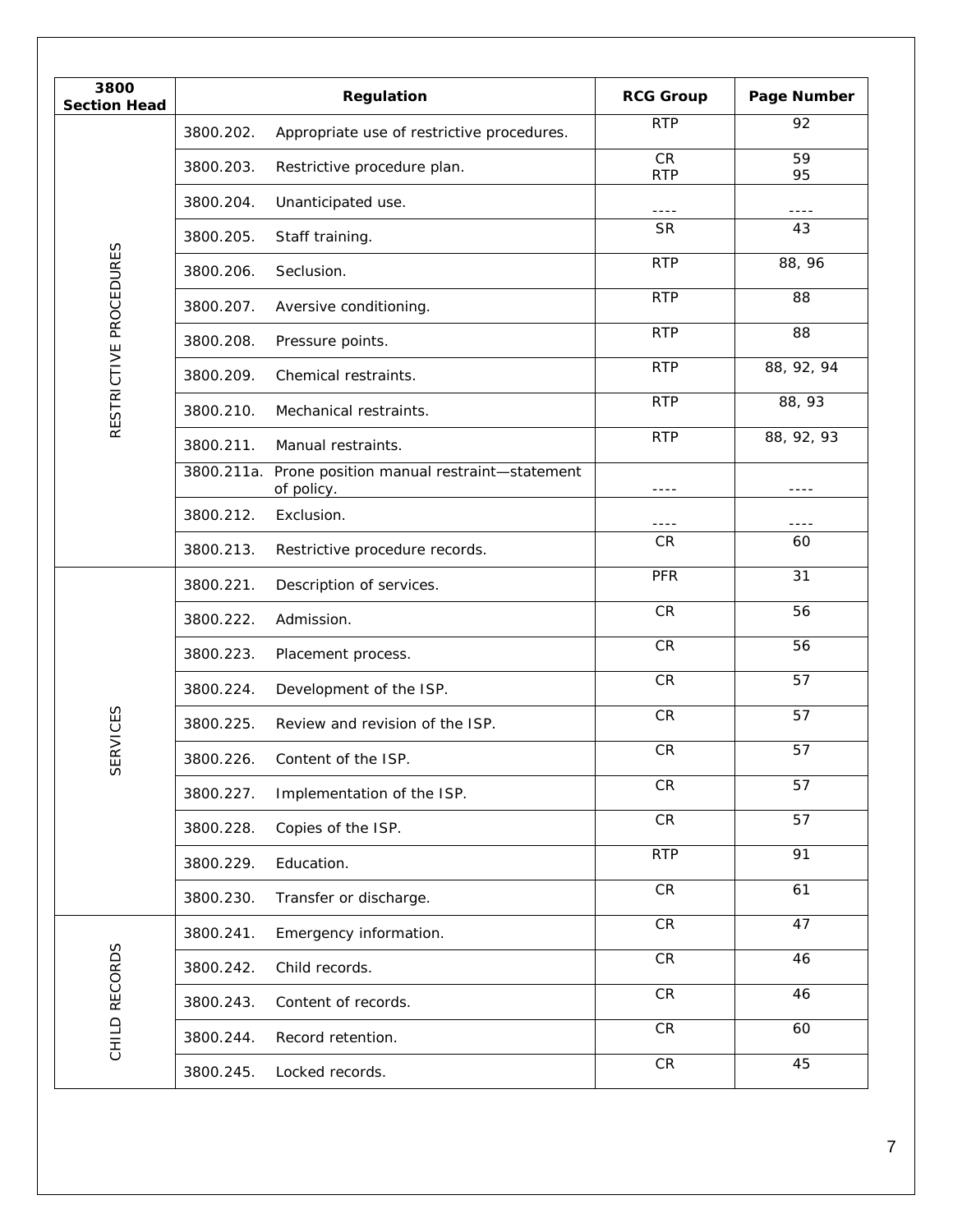| 3800 Section Head | Regulation | RCG Group | Page Number |
|---|---|---|---|
| RESTRICTIVE PROCEDURES | 3800.202. Appropriate use of restrictive procedures. | RTP | 92 |
| | 3800.203. Restrictive procedure plan. | CR<br>RTP | 59<br>95 |
| | 3800.204. Unanticipated use. | ---- | ---- |
| | 3800.205. Staff training. | SR | 43 |
| | 3800.206. Seclusion. | RTP | 88, 96 |
| | 3800.207. Aversive conditioning. | RTP | 88 |
| | 3800.208. Pressure points. | RTP | 88 |
| | 3800.209. Chemical restraints. | RTP | 88, 92, 94 |
| | 3800.210. Mechanical restraints. | RTP | 88, 93 |
| | 3800.211. Manual restraints. | RTP | 88, 92, 93 |
| | 3800.211a. Prone position manual restraint—statement of policy. | ---- | ---- |
| | 3800.212. Exclusion. | ---- | ---- |
| | 3800.213. Restrictive procedure records. | CR | 60 |
| SERVICES | 3800.221. Description of services. | PFR | 31 |
| | 3800.222. Admission. | CR | 56 |
| | 3800.223. Placement process. | CR | 56 |
| | 3800.224. Development of the ISP. | CR | 57 |
| | 3800.225. Review and revision of the ISP. | CR | 57 |
| | 3800.226. Content of the ISP. | CR | 57 |
| | 3800.227. Implementation of the ISP. | CR | 57 |
| | 3800.228. Copies of the ISP. | CR | 57 |
| | 3800.229. Education. | RTP | 91 |
| | 3800.230. Transfer or discharge. | CR | 61 |
| CHILD RECORDS | 3800.241. Emergency information. | CR | 47 |
| | 3800.242. Child records. | CR | 46 |
| | 3800.243. Content of records. | CR | 46 |
| | 3800.244. Record retention. | CR | 60 |
| | 3800.245. Locked records. | CR | 45 |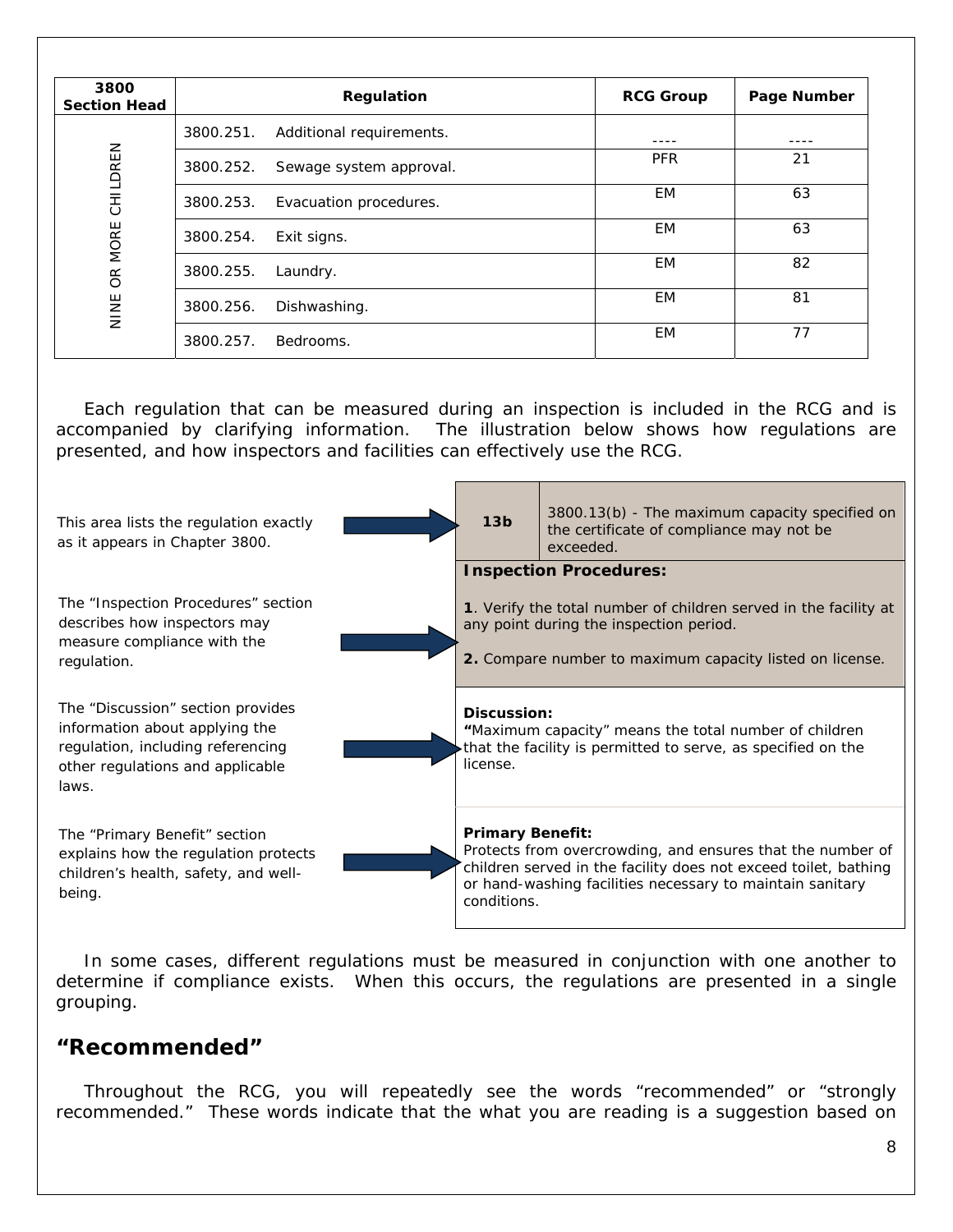| 3800 Section Head | Regulation | RCG Group | Page Number |
|---|---|---|---|
| NINE OR MORE CHILDREN | 3800.251. Additional requirements. | ---- | ---- |
| | 3800.252. Sewage system approval. | PFR | 21 |
| | 3800.253. Evacuation procedures. | EM | 63 |
| | 3800.254. Exit signs. | EM | 63 |
| | 3800.255. Laundry. | EM | 82 |
| | 3800.256. Dishwashing. | EM | 81 |
| | 3800.257. Bedrooms. | EM | 77 |

Each regulation that can be measured during an inspection is included in the RCG and is accompanied by clarifying information. The illustration below shows how regulations are presented, and how inspectors and facilities can effectively use the RCG.

| Explanation | Example |
|---|---|
| This area lists the regulation exactly as it appears in Chapter 3800. | **13b** — 3800.13(b) - The maximum capacity specified on the certificate of compliance may not be exceeded. |
| The "Inspection Procedures" section describes how inspectors may measure compliance with the regulation. | **Inspection Procedures:** **1**. Verify the total number of children served in the facility at any point during the inspection period. **2.** Compare number to maximum capacity listed on license. |
| The "Discussion" section provides information about applying the regulation, including referencing other regulations and applicable laws. | **Discussion:** "Maximum capacity" means the total number of children that the facility is permitted to serve, as specified on the license. |
| The "Primary Benefit" section explains how the regulation protects children's health, safety, and well-being. | **Primary Benefit:** Protects from overcrowding, and ensures that the number of children served in the facility does not exceed toilet, bathing or hand-washing facilities necessary to maintain sanitary conditions. |

In some cases, different regulations must be measured in conjunction with one another to determine if compliance exists. When this occurs, the regulations are presented in a single grouping.

## "Recommended"

Throughout the RCG, you will repeatedly see the words "recommended" or "strongly recommended." These words indicate that the what you are reading is a suggestion based on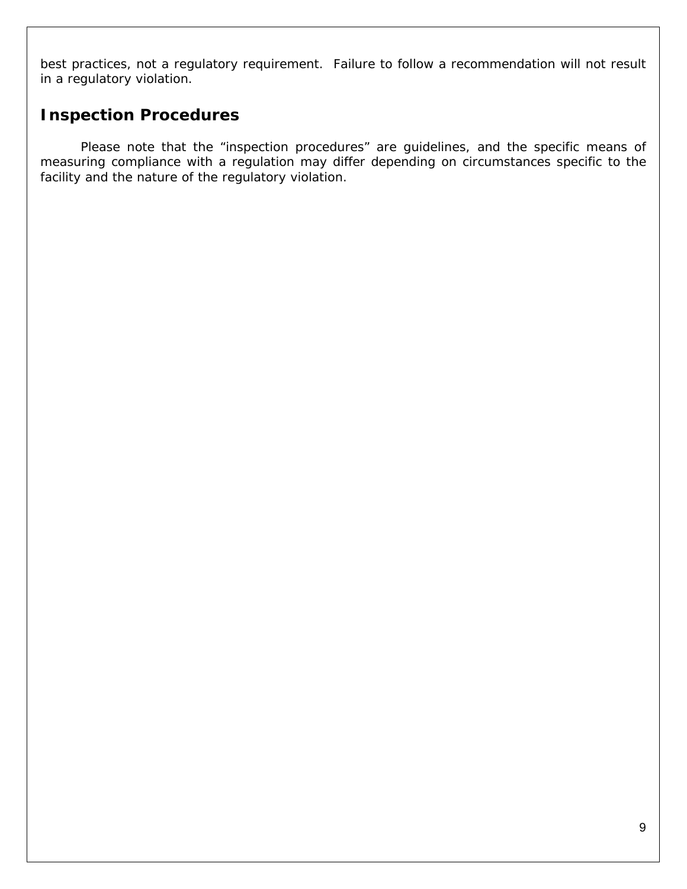best practices, not a regulatory requirement. Failure to follow a recommendation will not result in a regulatory violation.

## Inspection Procedures

Please note that the "inspection procedures" are guidelines, and the specific means of measuring compliance with a regulation may differ depending on circumstances specific to the facility and the nature of the regulatory violation.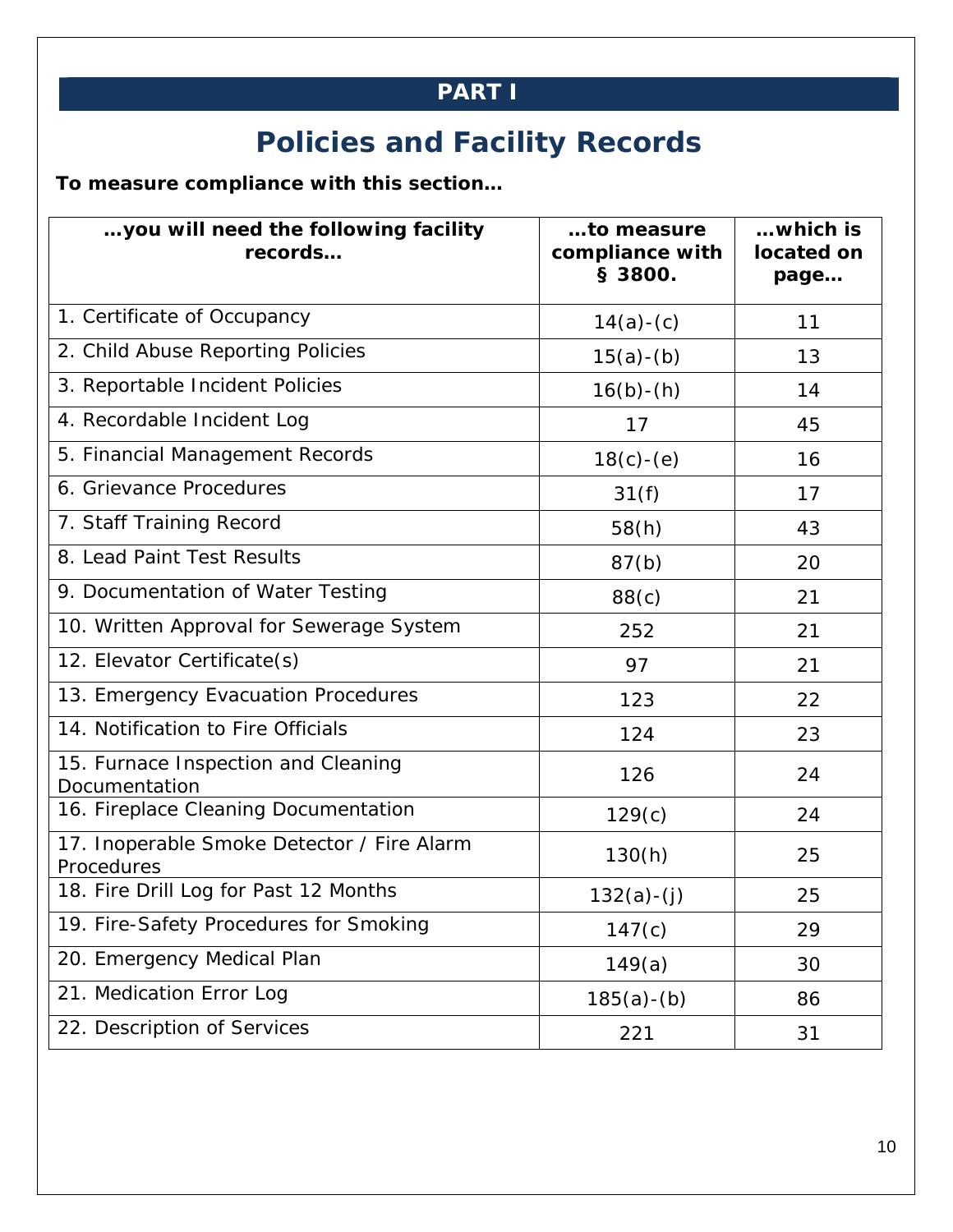# PART I

## Policies and Facility Records

**To measure compliance with this section…**

| …you will need the following facility records… | …to measure compliance with § 3800. | …which is located on page… |
|---|---|---|
| 1. Certificate of Occupancy | 14(a)-(c) | 11 |
| 2. Child Abuse Reporting Policies | 15(a)-(b) | 13 |
| 3. Reportable Incident Policies | 16(b)-(h) | 14 |
| 4. Recordable Incident Log | 17 | 45 |
| 5. Financial Management Records | 18(c)-(e) | 16 |
| 6. Grievance Procedures | 31(f) | 17 |
| 7. Staff Training Record | 58(h) | 43 |
| 8. Lead Paint Test Results | 87(b) | 20 |
| 9. Documentation of Water Testing | 88(c) | 21 |
| 10. Written Approval for Sewerage System | 252 | 21 |
| 12. Elevator Certificate(s) | 97 | 21 |
| 13. Emergency Evacuation Procedures | 123 | 22 |
| 14. Notification to Fire Officials | 124 | 23 |
| 15. Furnace Inspection and Cleaning Documentation | 126 | 24 |
| 16. Fireplace Cleaning Documentation | 129(c) | 24 |
| 17. Inoperable Smoke Detector / Fire Alarm Procedures | 130(h) | 25 |
| 18. Fire Drill Log for Past 12 Months | 132(a)-(j) | 25 |
| 19. Fire-Safety Procedures for Smoking | 147(c) | 29 |
| 20. Emergency Medical Plan | 149(a) | 30 |
| 21. Medication Error Log | 185(a)-(b) | 86 |
| 22. Description of Services | 221 | 31 |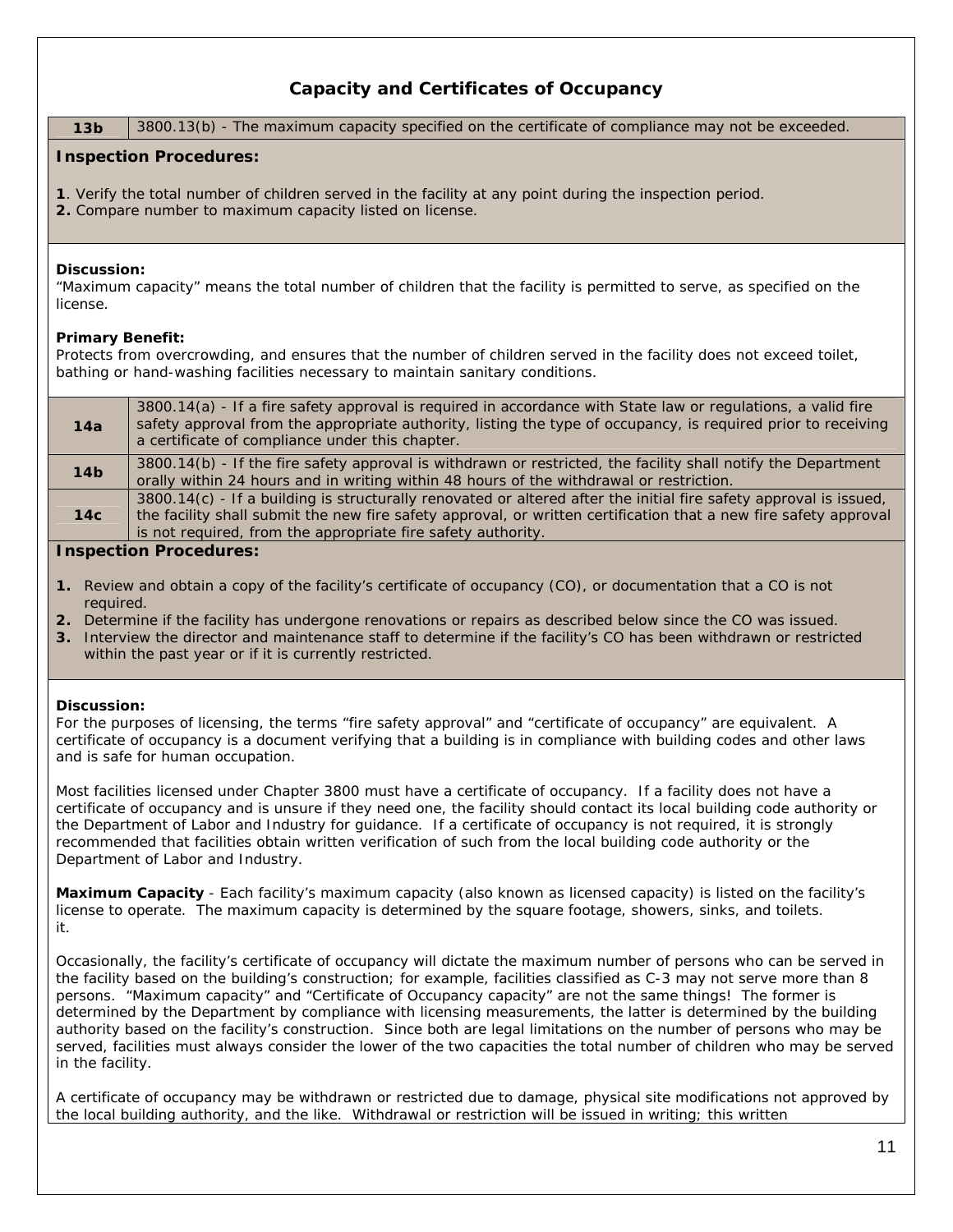## Capacity and Certificates of Occupancy

| 13b | 3800.13(b) - The maximum capacity specified on the certificate of compliance may not be exceeded. |
| --- | --- |

**Inspection Procedures:**

**1**. Verify the total number of children served in the facility at any point during the inspection period.
**2.** Compare number to maximum capacity listed on license.

**Discussion:**
"Maximum capacity" means the total number of children that the facility is permitted to serve, as specified on the license.

**Primary Benefit:**
Protects from overcrowding, and ensures that the number of children served in the facility does not exceed toilet, bathing or hand-washing facilities necessary to maintain sanitary conditions.

| 14a | 3800.14(a) - If a fire safety approval is required in accordance with State law or regulations, a valid fire safety approval from the appropriate authority, listing the type of occupancy, is required prior to receiving a certificate of compliance under this chapter. |
| --- | --- |
| 14b | 3800.14(b) - If the fire safety approval is withdrawn or restricted, the facility shall notify the Department orally within 24 hours and in writing within 48 hours of the withdrawal or restriction. |
| 14c | 3800.14(c) - If a building is structurally renovated or altered after the initial fire safety approval is issued, the facility shall submit the new fire safety approval, or written certification that a new fire safety approval is not required, from the appropriate fire safety authority. |

**Inspection Procedures:**

1. Review and obtain a copy of the facility's certificate of occupancy (CO), or documentation that a CO is not required.
2. Determine if the facility has undergone renovations or repairs as described below since the CO was issued.
3. Interview the director and maintenance staff to determine if the facility's CO has been withdrawn or restricted within the past year or if it is currently restricted.

**Discussion:**
For the purposes of licensing, the terms "fire safety approval" and "certificate of occupancy" are equivalent. A certificate of occupancy is a document verifying that a building is in compliance with building codes and other laws and is safe for human occupation.

Most facilities licensed under Chapter 3800 must have a certificate of occupancy. If a facility does not have a certificate of occupancy and is unsure if they need one, the facility should contact its local building code authority or the Department of Labor and Industry for guidance. If a certificate of occupancy is not required, it is strongly recommended that facilities obtain written verification of such from the local building code authority or the Department of Labor and Industry.

**Maximum Capacity** - Each facility's maximum capacity (also known as licensed capacity) is listed on the facility's license to operate. The maximum capacity is determined by the square footage, showers, sinks, and toilets.
it.

Occasionally, the facility's certificate of occupancy will dictate the maximum number of persons who can be served in the facility based on the building's construction; for example, facilities classified as C-3 may not serve more than 8 persons. "Maximum capacity" and "Certificate of Occupancy capacity" are not the same things! The former is determined by the Department by compliance with licensing measurements, the latter is determined by the building authority based on the facility's construction. Since both are legal limitations on the number of persons who may be served, facilities must always consider the lower of the two capacities the total number of children who may be served in the facility.

A certificate of occupancy may be withdrawn or restricted due to damage, physical site modifications not approved by the local building authority, and the like. Withdrawal or restriction will be issued in writing; this written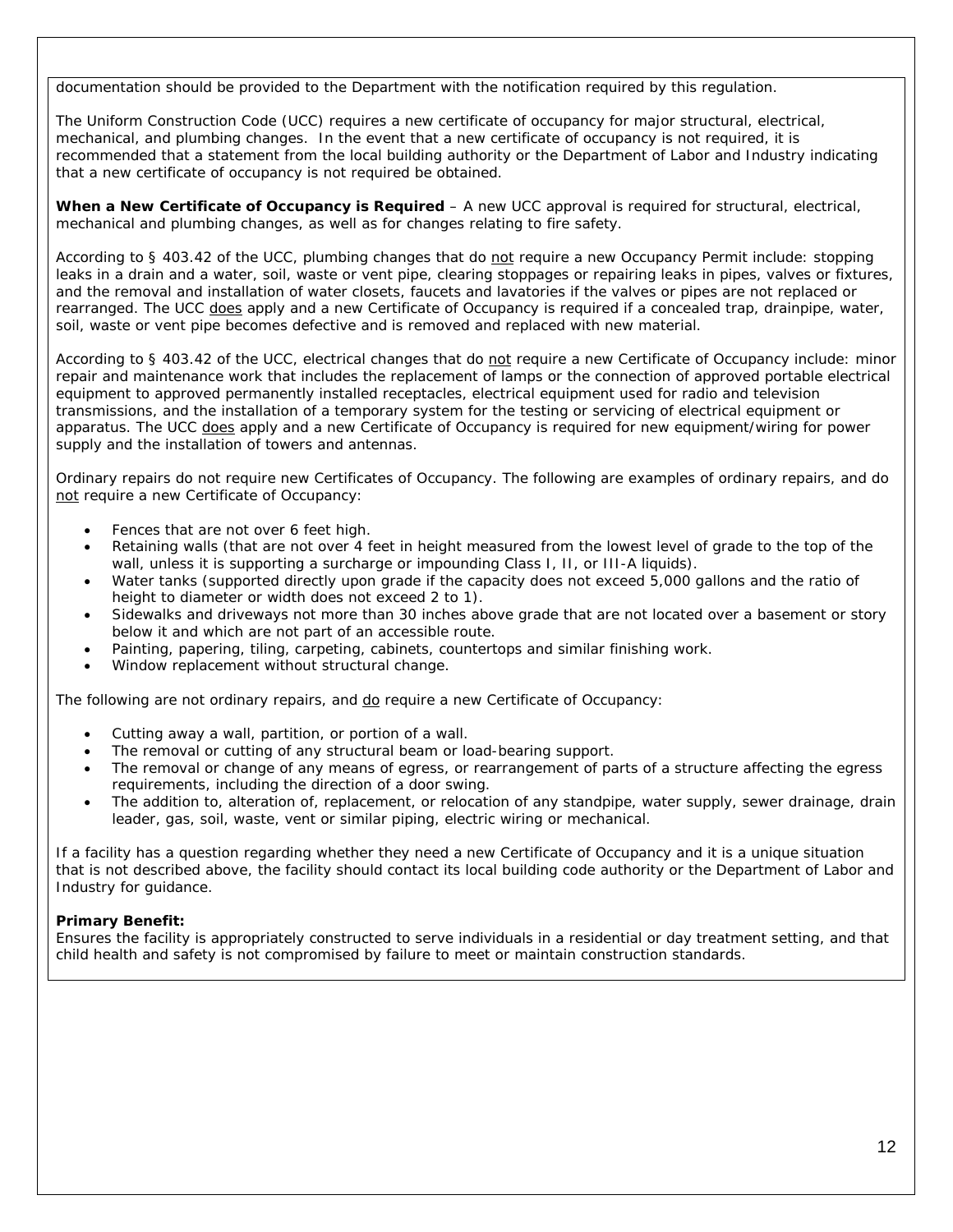documentation should be provided to the Department with the notification required by this regulation.

The Uniform Construction Code (UCC) requires a new certificate of occupancy for major structural, electrical, mechanical, and plumbing changes. In the event that a new certificate of occupancy is not required, it is recommended that a statement from the local building authority or the Department of Labor and Industry indicating that a new certificate of occupancy is not required be obtained.

**When a New Certificate of Occupancy is Required** – A new UCC approval is required for structural, electrical, mechanical and plumbing changes, as well as for changes relating to fire safety.

According to § 403.42 of the UCC, plumbing changes that do <u>not</u> require a new Occupancy Permit include: stopping leaks in a drain and a water, soil, waste or vent pipe, clearing stoppages or repairing leaks in pipes, valves or fixtures, and the removal and installation of water closets, faucets and lavatories if the valves or pipes are not replaced or rearranged. The UCC <u>does</u> apply and a new Certificate of Occupancy is required if a concealed trap, drainpipe, water, soil, waste or vent pipe becomes defective and is removed and replaced with new material.

According to § 403.42 of the UCC, electrical changes that do <u>not</u> require a new Certificate of Occupancy include: minor repair and maintenance work that includes the replacement of lamps or the connection of approved portable electrical equipment to approved permanently installed receptacles, electrical equipment used for radio and television transmissions, and the installation of a temporary system for the testing or servicing of electrical equipment or apparatus. The UCC <u>does</u> apply and a new Certificate of Occupancy is required for new equipment/wiring for power supply and the installation of towers and antennas.

Ordinary repairs do not require new Certificates of Occupancy. The following are examples of ordinary repairs, and do <u>not</u> require a new Certificate of Occupancy:

- Fences that are not over 6 feet high.
- Retaining walls (that are not over 4 feet in height measured from the lowest level of grade to the top of the wall, unless it is supporting a surcharge or impounding Class I, II, or III-A liquids).
- Water tanks (supported directly upon grade if the capacity does not exceed 5,000 gallons and the ratio of height to diameter or width does not exceed 2 to 1).
- Sidewalks and driveways not more than 30 inches above grade that are not located over a basement or story below it and which are not part of an accessible route.
- Painting, papering, tiling, carpeting, cabinets, countertops and similar finishing work.
- Window replacement without structural change.

The following are not ordinary repairs, and <u>do</u> require a new Certificate of Occupancy:

- Cutting away a wall, partition, or portion of a wall.
- The removal or cutting of any structural beam or load-bearing support.
- The removal or change of any means of egress, or rearrangement of parts of a structure affecting the egress requirements, including the direction of a door swing.
- The addition to, alteration of, replacement, or relocation of any standpipe, water supply, sewer drainage, drain leader, gas, soil, waste, vent or similar piping, electric wiring or mechanical.

If a facility has a question regarding whether they need a new Certificate of Occupancy and it is a unique situation that is not described above, the facility should contact its local building code authority or the Department of Labor and Industry for guidance.

**Primary Benefit:**
Ensures the facility is appropriately constructed to serve individuals in a residential or day treatment setting, and that child health and safety is not compromised by failure to meet or maintain construction standards.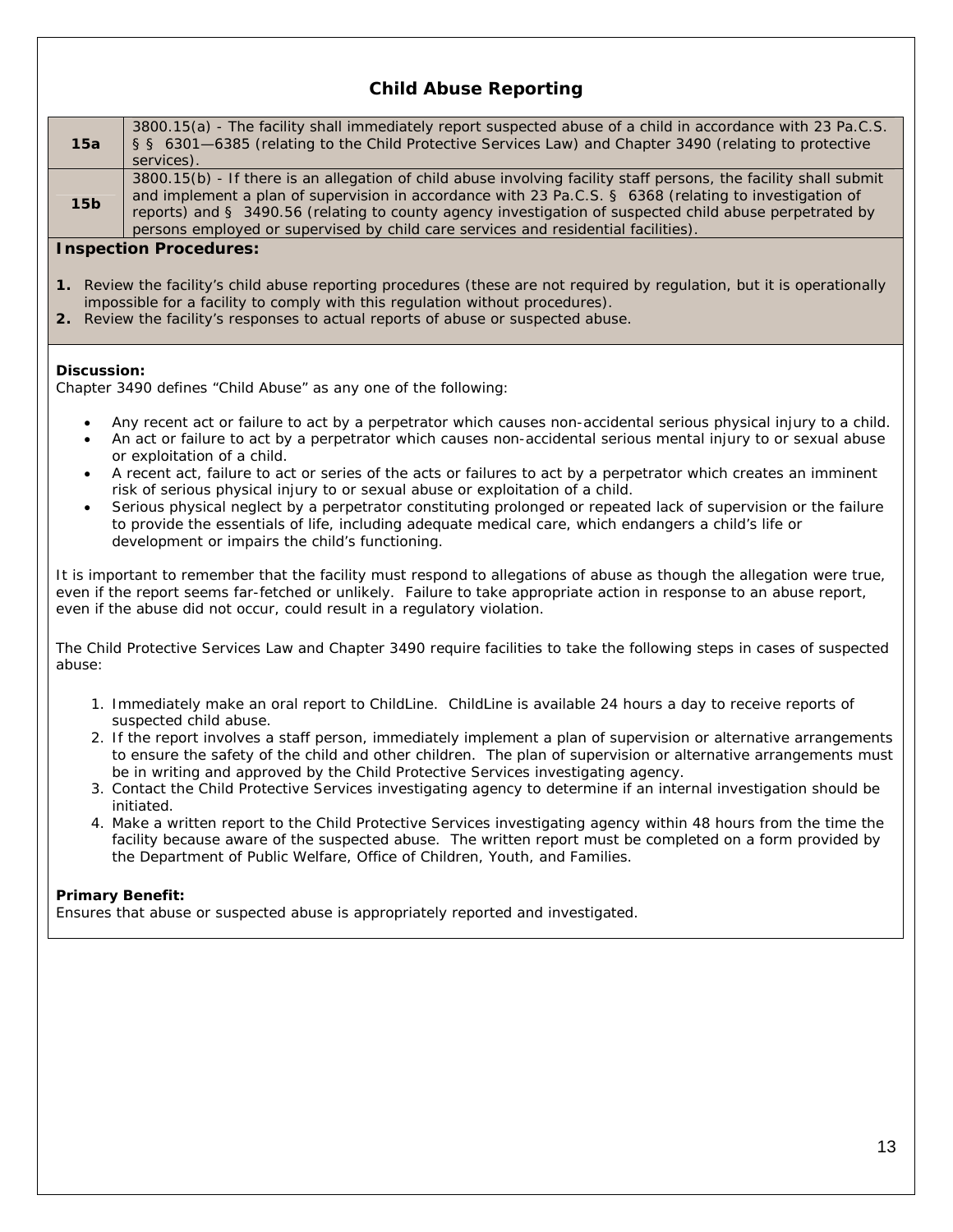## Child Abuse Reporting

| | |
|---|---|
| **15a** | 3800.15(a) - The facility shall immediately report suspected abuse of a child in accordance with 23 Pa.C.S. § § 6301—6385 (relating to the Child Protective Services Law) and Chapter 3490 (relating to protective services). |
| **15b** | 3800.15(b) - If there is an allegation of child abuse involving facility staff persons, the facility shall submit and implement a plan of supervision in accordance with 23 Pa.C.S. § 6368 (relating to investigation of reports) and § 3490.56 (relating to county agency investigation of suspected child abuse perpetrated by persons employed or supervised by child care services and residential facilities). |

**Inspection Procedures:**

1. Review the facility's child abuse reporting procedures (these are not required by regulation, but it is operationally impossible for a facility to comply with this regulation without procedures).
2. Review the facility's responses to actual reports of abuse or suspected abuse.

**Discussion:**
Chapter 3490 defines "Child Abuse" as any one of the following:

- Any recent act or failure to act by a perpetrator which causes non-accidental serious physical injury to a child.
- An act or failure to act by a perpetrator which causes non-accidental serious mental injury to or sexual abuse or exploitation of a child.
- A recent act, failure to act or series of the acts or failures to act by a perpetrator which creates an imminent risk of serious physical injury to or sexual abuse or exploitation of a child.
- Serious physical neglect by a perpetrator constituting prolonged or repeated lack of supervision or the failure to provide the essentials of life, including adequate medical care, which endangers a child's life or development or impairs the child's functioning.

It is important to remember that the facility must respond to allegations of abuse as though the allegation were true, even if the report seems far-fetched or unlikely. Failure to take appropriate action in response to an abuse report, even if the abuse did not occur, could result in a regulatory violation.

The Child Protective Services Law and Chapter 3490 require facilities to take the following steps in cases of suspected abuse:

1. Immediately make an oral report to ChildLine. ChildLine is available 24 hours a day to receive reports of suspected child abuse.
2. If the report involves a staff person, immediately implement a plan of supervision or alternative arrangements to ensure the safety of the child and other children. The plan of supervision or alternative arrangements must be in writing and approved by the Child Protective Services investigating agency.
3. Contact the Child Protective Services investigating agency to determine if an internal investigation should be initiated.
4. Make a written report to the Child Protective Services investigating agency within 48 hours from the time the facility because aware of the suspected abuse. The written report must be completed on a form provided by the Department of Public Welfare, Office of Children, Youth, and Families.

**Primary Benefit:**
Ensures that abuse or suspected abuse is appropriately reported and investigated.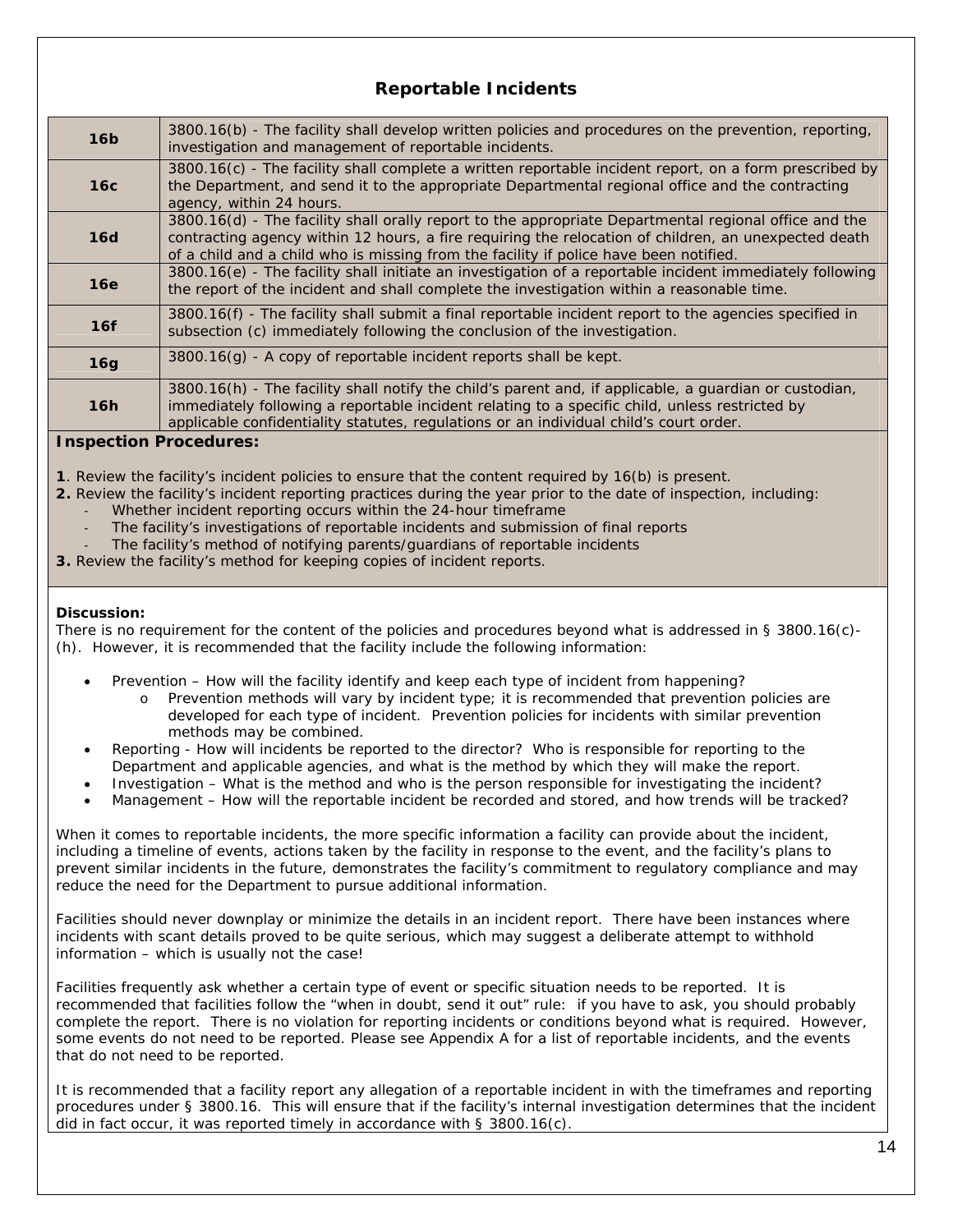## Reportable Incidents

| | |
|---|---|
| **16b** | 3800.16(b) - The facility shall develop written policies and procedures on the prevention, reporting, investigation and management of reportable incidents. |
| **16c** | 3800.16(c) - The facility shall complete a written reportable incident report, on a form prescribed by the Department, and send it to the appropriate Departmental regional office and the contracting agency, within 24 hours. |
| **16d** | 3800.16(d) - The facility shall orally report to the appropriate Departmental regional office and the contracting agency within 12 hours, a fire requiring the relocation of children, an unexpected death of a child and a child who is missing from the facility if police have been notified. |
| **16e** | 3800.16(e) - The facility shall initiate an investigation of a reportable incident immediately following the report of the incident and shall complete the investigation within a reasonable time. |
| **16f** | 3800.16(f) - The facility shall submit a final reportable incident report to the agencies specified in subsection (c) immediately following the conclusion of the investigation. |
| **16g** | 3800.16(g) - A copy of reportable incident reports shall be kept. |
| **16h** | 3800.16(h) - The facility shall notify the child's parent and, if applicable, a guardian or custodian, immediately following a reportable incident relating to a specific child, unless restricted by applicable confidentiality statutes, regulations or an individual child's court order. |

**Inspection Procedures:**

**1**. Review the facility's incident policies to ensure that the content required by 16(b) is present.
**2.** Review the facility's incident reporting practices during the year prior to the date of inspection, including:
- Whether incident reporting occurs within the 24-hour timeframe
- The facility's investigations of reportable incidents and submission of final reports
- The facility's method of notifying parents/guardians of reportable incidents

**3.** Review the facility's method for keeping copies of incident reports.

**Discussion:**
There is no requirement for the content of the policies and procedures beyond what is addressed in § 3800.16(c)-(h). However, it is recommended that the facility include the following information:

- Prevention – How will the facility identify and keep each type of incident from happening?
  - Prevention methods will vary by incident type; it is recommended that prevention policies are developed for each type of incident. Prevention policies for incidents with similar prevention methods may be combined.
- Reporting - How will incidents be reported to the director? Who is responsible for reporting to the Department and applicable agencies, and what is the method by which they will make the report.
- Investigation – What is the method and who is the person responsible for investigating the incident?
- Management – How will the reportable incident be recorded and stored, and how trends will be tracked?

When it comes to reportable incidents, the more specific information a facility can provide about the incident, including a timeline of events, actions taken by the facility in response to the event, and the facility's plans to prevent similar incidents in the future, demonstrates the facility's commitment to regulatory compliance and may reduce the need for the Department to pursue additional information.

Facilities should never downplay or minimize the details in an incident report. There have been instances where incidents with scant details proved to be quite serious, which may suggest a deliberate attempt to withhold information – which is usually not the case!

Facilities frequently ask whether a certain type of event or specific situation needs to be reported. It is recommended that facilities follow the "when in doubt, send it out" rule: if you have to ask, you should probably complete the report. There is no violation for reporting incidents or conditions beyond what is required. However, some events do not need to be reported. Please see Appendix A for a list of reportable incidents, and the events that do not need to be reported.

It is recommended that a facility report any allegation of a reportable incident in with the timeframes and reporting procedures under § 3800.16. This will ensure that if the facility's internal investigation determines that the incident did in fact occur, it was reported timely in accordance with § 3800.16(c).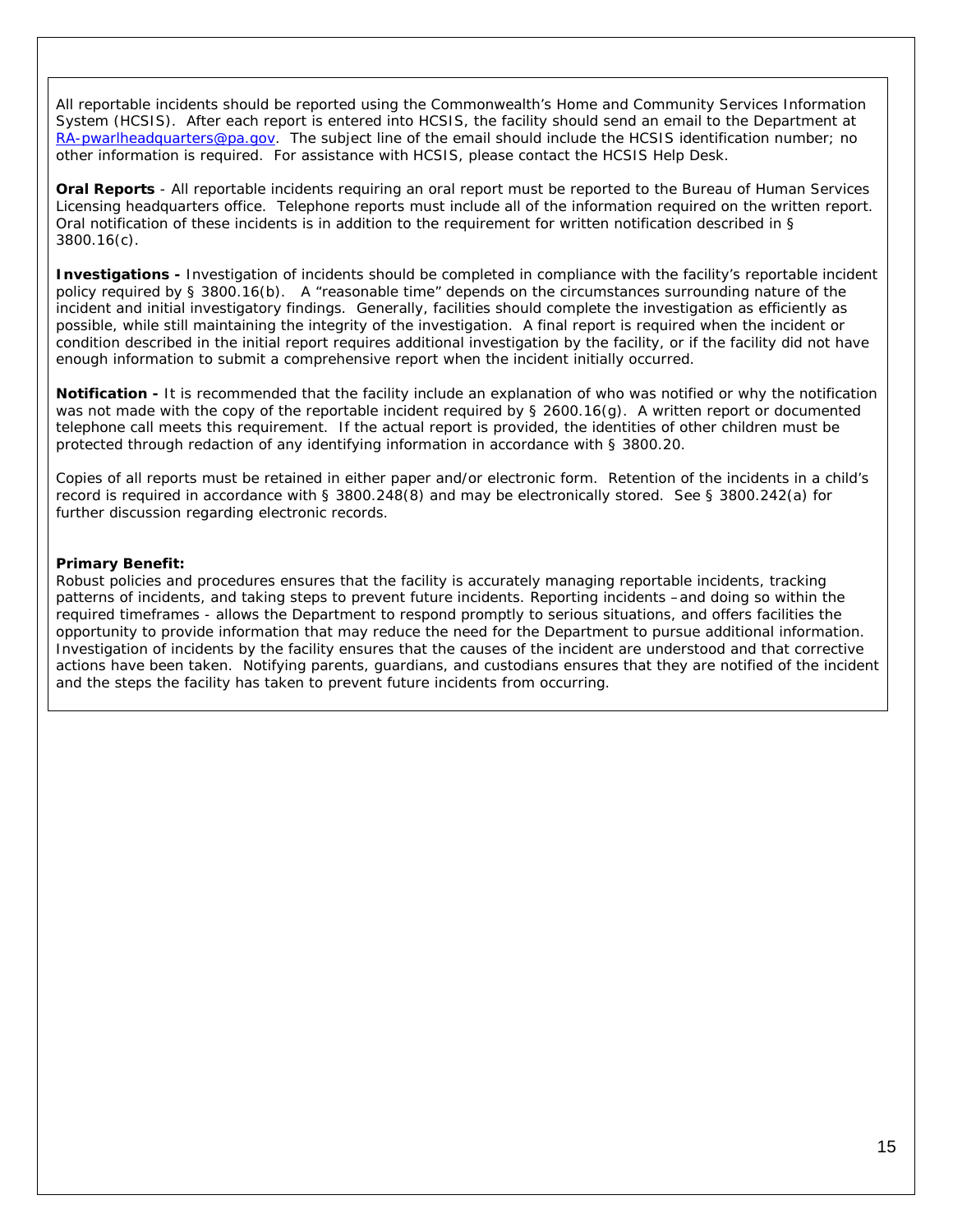All reportable incidents should be reported using the Commonwealth's Home and Community Services Information System (HCSIS). After each report is entered into HCSIS, the facility should send an email to the Department at RA-pwarlheadquarters@pa.gov. The subject line of the email should include the HCSIS identification number; no other information is required. For assistance with HCSIS, please contact the HCSIS Help Desk.

**Oral Reports** - All reportable incidents requiring an oral report must be reported to the Bureau of Human Services Licensing headquarters office. Telephone reports must include all of the information required on the written report. Oral notification of these incidents is in addition to the requirement for written notification described in § 3800.16(c).

**Investigations -** Investigation of incidents should be completed in compliance with the facility's reportable incident policy required by § 3800.16(b). A "reasonable time" depends on the circumstances surrounding nature of the incident and initial investigatory findings. Generally, facilities should complete the investigation as efficiently as possible, while still maintaining the integrity of the investigation. A final report is required when the incident or condition described in the initial report requires additional investigation by the facility, or if the facility did not have enough information to submit a comprehensive report when the incident initially occurred.

**Notification -** It is recommended that the facility include an explanation of who was notified or why the notification was not made with the copy of the reportable incident required by § 2600.16(g). A written report or documented telephone call meets this requirement. If the actual report is provided, the identities of other children must be protected through redaction of any identifying information in accordance with § 3800.20.

Copies of all reports must be retained in either paper and/or electronic form. Retention of the incidents in a child's record is required in accordance with § 3800.248(8) and may be electronically stored. See § 3800.242(a) for further discussion regarding electronic records.

**Primary Benefit:**
Robust policies and procedures ensures that the facility is accurately managing reportable incidents, tracking patterns of incidents, and taking steps to prevent future incidents. Reporting incidents – and doing so within the required timeframes - allows the Department to respond promptly to serious situations, and offers facilities the opportunity to provide information that may reduce the need for the Department to pursue additional information. Investigation of incidents by the facility ensures that the causes of the incident are understood and that corrective actions have been taken. Notifying parents, guardians, and custodians ensures that they are notified of the incident and the steps the facility has taken to prevent future incidents from occurring.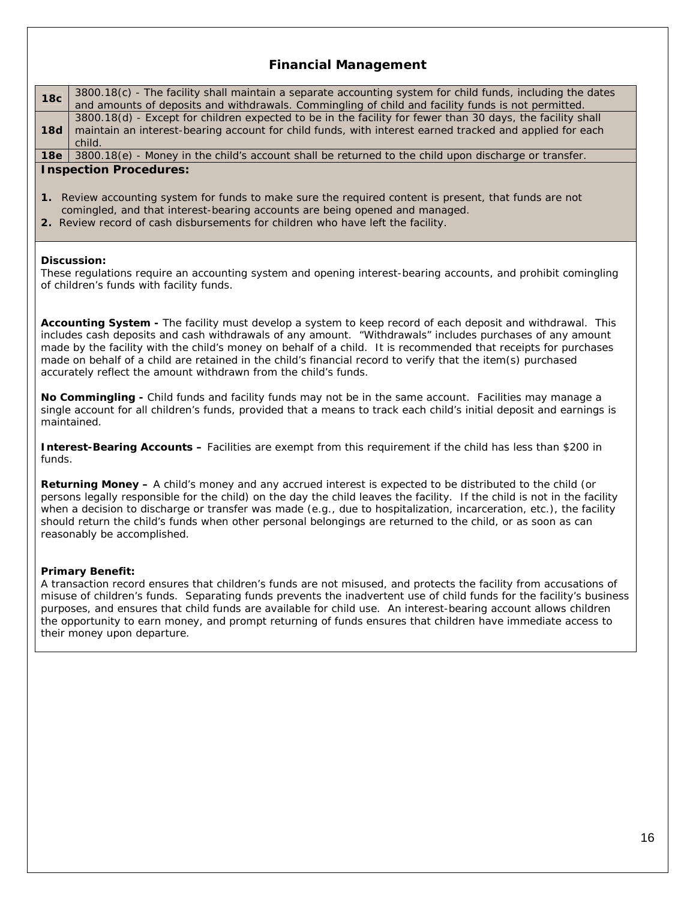## Financial Management

| | |
|---|---|
| **18c** | 3800.18(c) - The facility shall maintain a separate accounting system for child funds, including the dates and amounts of deposits and withdrawals. Commingling of child and facility funds is not permitted. |
| **18d** | 3800.18(d) - Except for children expected to be in the facility for fewer than 30 days, the facility shall maintain an interest-bearing account for child funds, with interest earned tracked and applied for each child. |
| **18e** | 3800.18(e) - Money in the child's account shall be returned to the child upon discharge or transfer. |

**Inspection Procedures:**

1. Review accounting system for funds to make sure the required content is present, that funds are not comingled, and that interest-bearing accounts are being opened and managed.
2. Review record of cash disbursements for children who have left the facility.

**Discussion:**
These regulations require an accounting system and opening interest-bearing accounts, and prohibit comingling of children's funds with facility funds.

**Accounting System -** The facility must develop a system to keep record of each deposit and withdrawal. This includes cash deposits and cash withdrawals of any amount. "Withdrawals" includes purchases of any amount made by the facility with the child's money on behalf of a child. It is recommended that receipts for purchases made on behalf of a child are retained in the child's financial record to verify that the item(s) purchased accurately reflect the amount withdrawn from the child's funds.

**No Commingling -** Child funds and facility funds may not be in the same account. Facilities may manage a single account for all children's funds, provided that a means to track each child's initial deposit and earnings is maintained.

**Interest-Bearing Accounts –** Facilities are exempt from this requirement if the child has less than $200 in funds.

**Returning Money –** A child's money and any accrued interest is expected to be distributed to the child (or persons legally responsible for the child) on the day the child leaves the facility. If the child is not in the facility when a decision to discharge or transfer was made (e.g., due to hospitalization, incarceration, etc.), the facility should return the child's funds when other personal belongings are returned to the child, or as soon as can reasonably be accomplished.

**Primary Benefit:**
A transaction record ensures that children's funds are not misused, and protects the facility from accusations of misuse of children's funds. Separating funds prevents the inadvertent use of child funds for the facility's business purposes, and ensures that child funds are available for child use. An interest-bearing account allows children the opportunity to earn money, and prompt returning of funds ensures that children have immediate access to their money upon departure.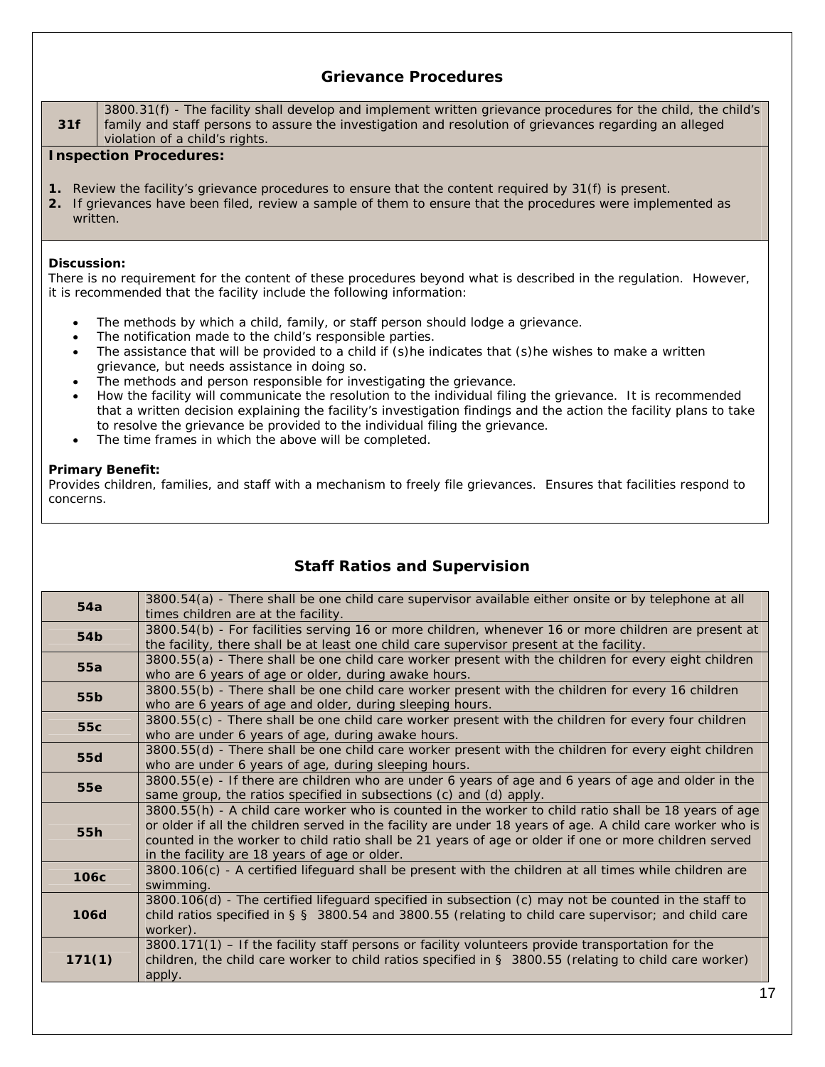## Grievance Procedures

| 31f | 3800.31(f) - The facility shall develop and implement written grievance procedures for the child, the child's family and staff persons to assure the investigation and resolution of grievances regarding an alleged violation of a child's rights. |
|---|---|

**Inspection Procedures:**

1. Review the facility's grievance procedures to ensure that the content required by 31(f) is present.
2. If grievances have been filed, review a sample of them to ensure that the procedures were implemented as written.

**Discussion:**
There is no requirement for the content of these procedures beyond what is described in the regulation. However, it is recommended that the facility include the following information:

- The methods by which a child, family, or staff person should lodge a grievance.
- The notification made to the child's responsible parties.
- The assistance that will be provided to a child if (s)he indicates that (s)he wishes to make a written grievance, but needs assistance in doing so.
- The methods and person responsible for investigating the grievance.
- How the facility will communicate the resolution to the individual filing the grievance. It is recommended that a written decision explaining the facility's investigation findings and the action the facility plans to take to resolve the grievance be provided to the individual filing the grievance.
- The time frames in which the above will be completed.

**Primary Benefit:**
Provides children, families, and staff with a mechanism to freely file grievances. Ensures that facilities respond to concerns.

## Staff Ratios and Supervision

| 54a | 3800.54(a) - There shall be one child care supervisor available either onsite or by telephone at all times children are at the facility. |
|---|---|
| 54b | 3800.54(b) - For facilities serving 16 or more children, whenever 16 or more children are present at the facility, there shall be at least one child care supervisor present at the facility. |
| 55a | 3800.55(a) - There shall be one child care worker present with the children for every eight children who are 6 years of age or older, during awake hours. |
| 55b | 3800.55(b) - There shall be one child care worker present with the children for every 16 children who are 6 years of age and older, during sleeping hours. |
| 55c | 3800.55(c) - There shall be one child care worker present with the children for every four children who are under 6 years of age, during awake hours. |
| 55d | 3800.55(d) - There shall be one child care worker present with the children for every eight children who are under 6 years of age, during sleeping hours. |
| 55e | 3800.55(e) - If there are children who are under 6 years of age and 6 years of age and older in the same group, the ratios specified in subsections (c) and (d) apply. |
| 55h | 3800.55(h) - A child care worker who is counted in the worker to child ratio shall be 18 years of age or older if all the children served in the facility are under 18 years of age. A child care worker who is counted in the worker to child ratio shall be 21 years of age or older if one or more children served in the facility are 18 years of age or older. |
| 106c | 3800.106(c) - A certified lifeguard shall be present with the children at all times while children are swimming. |
| 106d | 3800.106(d) - The certified lifeguard specified in subsection (c) may not be counted in the staff to child ratios specified in § § 3800.54 and 3800.55 (relating to child care supervisor; and child care worker). |
| 171(1) | 3800.171(1) – If the facility staff persons or facility volunteers provide transportation for the children, the child care worker to child ratios specified in § 3800.55 (relating to child care worker) apply. |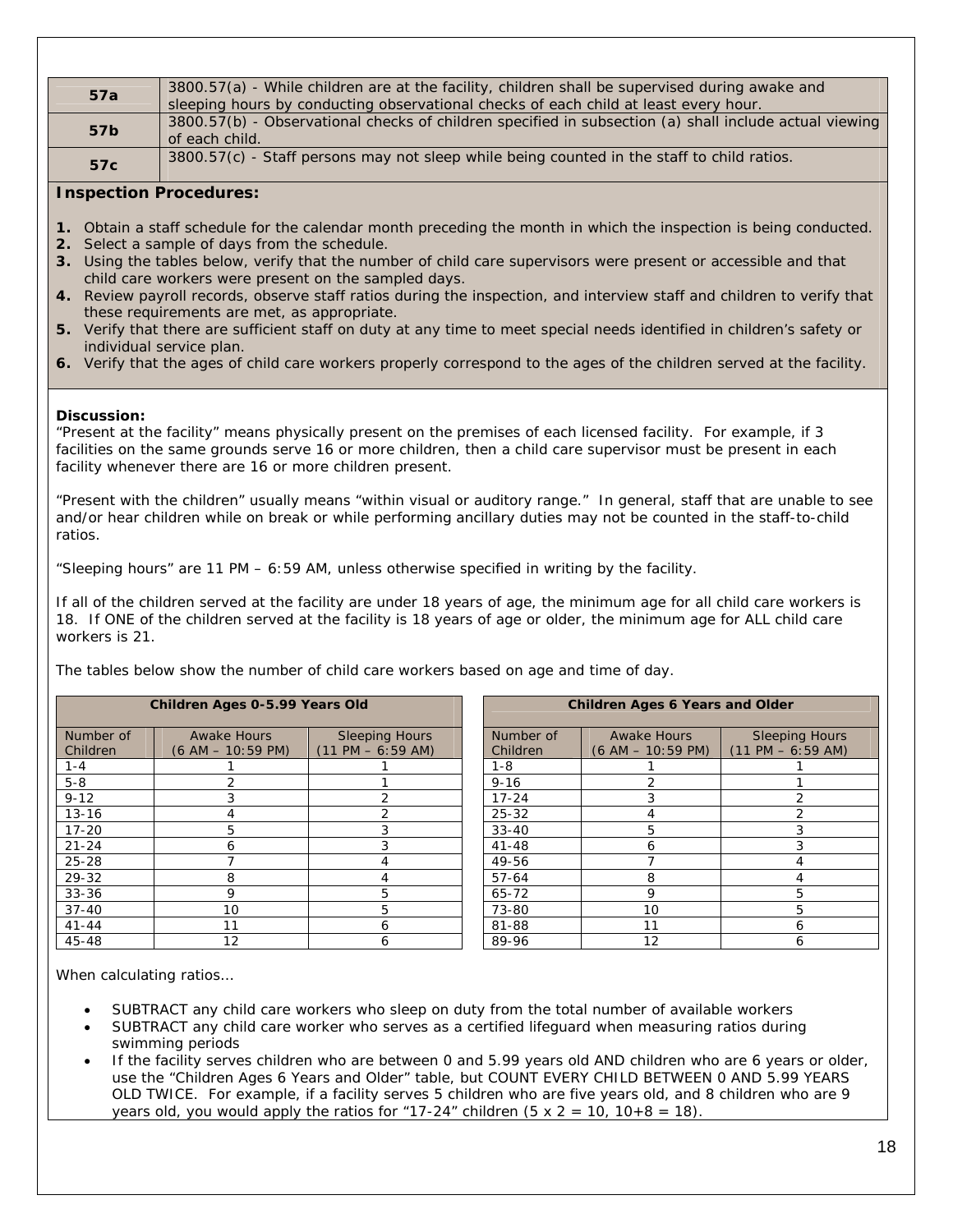| 57a | 3800.57(a) - While children are at the facility, children shall be supervised during awake and sleeping hours by conducting observational checks of each child at least every hour. |
|---|---|
| 57b | 3800.57(b) - Observational checks of children specified in subsection (a) shall include actual viewing of each child. |
| 57c | 3800.57(c) - Staff persons may not sleep while being counted in the staff to child ratios. |

**Inspection Procedures:**

1. Obtain a staff schedule for the calendar month preceding the month in which the inspection is being conducted.
2. Select a sample of days from the schedule.
3. Using the tables below, verify that the number of child care supervisors were present or accessible and that child care workers were present on the sampled days.
4. Review payroll records, observe staff ratios during the inspection, and interview staff and children to verify that these requirements are met, as appropriate.
5. Verify that there are sufficient staff on duty at any time to meet special needs identified in children's safety or individual service plan.
6. Verify that the ages of child care workers properly correspond to the ages of the children served at the facility.

**Discussion:**

"Present at the facility" means physically present on the premises of each licensed facility. For example, if 3 facilities on the same grounds serve 16 or more children, then a child care supervisor must be present in each facility whenever there are 16 or more children present.

"Present with the children" usually means "within visual or auditory range." In general, staff that are unable to see and/or hear children while on break or while performing ancillary duties may not be counted in the staff-to-child ratios.

"Sleeping hours" are 11 PM – 6:59 AM, unless otherwise specified in writing by the facility.

If all of the children served at the facility are under 18 years of age, the minimum age for all child care workers is 18. If ONE of the children served at the facility is 18 years of age or older, the minimum age for ALL child care workers is 21.

The tables below show the number of child care workers based on age and time of day.

| Children Ages 0-5.99 Years Old | | |
|---|---|---|
| Number of Children | Awake Hours (6 AM – 10:59 PM) | Sleeping Hours (11 PM – 6:59 AM) |
| 1-4 | 1 | 1 |
| 5-8 | 2 | 1 |
| 9-12 | 3 | 2 |
| 13-16 | 4 | 2 |
| 17-20 | 5 | 3 |
| 21-24 | 6 | 3 |
| 25-28 | 7 | 4 |
| 29-32 | 8 | 4 |
| 33-36 | 9 | 5 |
| 37-40 | 10 | 5 |
| 41-44 | 11 | 6 |
| 45-48 | 12 | 6 |

| Children Ages 6 Years and Older | | |
|---|---|---|
| Number of Children | Awake Hours (6 AM – 10:59 PM) | Sleeping Hours (11 PM – 6:59 AM) |
| 1-8 | 1 | 1 |
| 9-16 | 2 | 1 |
| 17-24 | 3 | 2 |
| 25-32 | 4 | 2 |
| 33-40 | 5 | 3 |
| 41-48 | 6 | 3 |
| 49-56 | 7 | 4 |
| 57-64 | 8 | 4 |
| 65-72 | 9 | 5 |
| 73-80 | 10 | 5 |
| 81-88 | 11 | 6 |
| 89-96 | 12 | 6 |

When calculating ratios…

- SUBTRACT any child care workers who sleep on duty from the total number of available workers
- SUBTRACT any child care worker who serves as a certified lifeguard when measuring ratios during swimming periods
- If the facility serves children who are between 0 and 5.99 years old AND children who are 6 years or older, use the "Children Ages 6 Years and Older" table, but COUNT EVERY CHILD BETWEEN 0 AND 5.99 YEARS OLD TWICE. For example, if a facility serves 5 children who are five years old, and 8 children who are 9 years old, you would apply the ratios for "17-24" children (5 x 2 = 10, 10+8 = 18).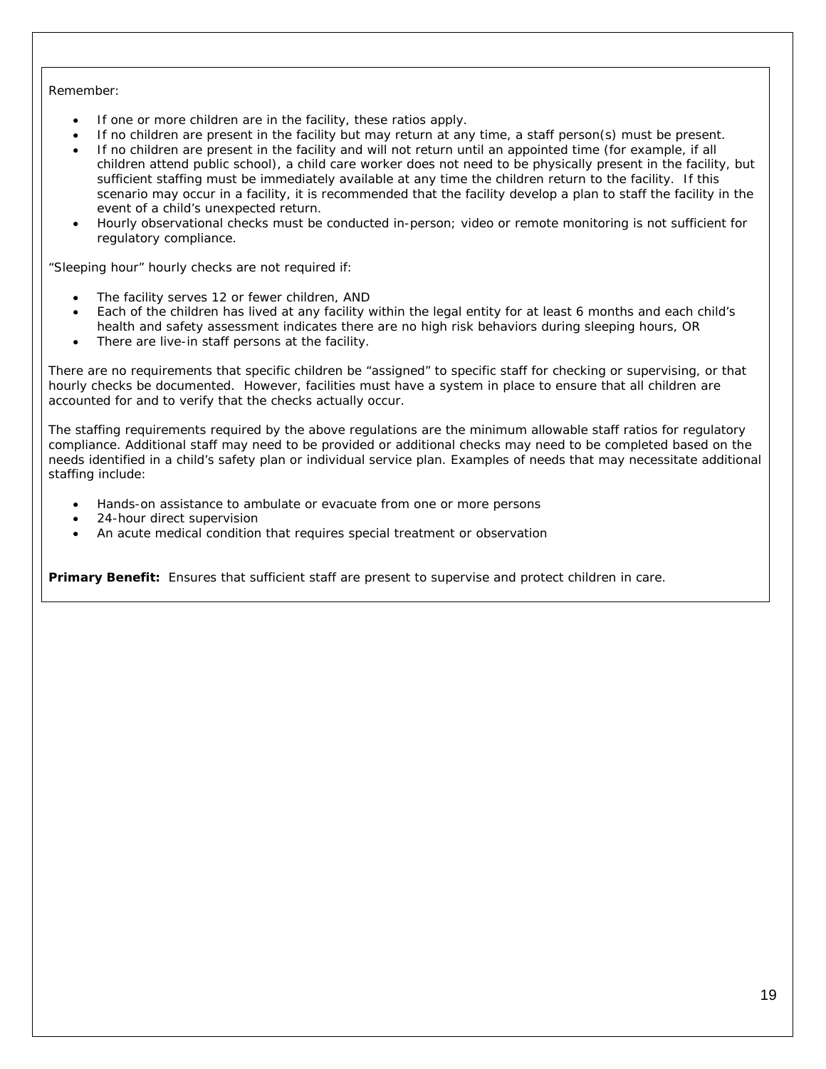Remember:

- If one or more children are in the facility, these ratios apply.
- If no children are present in the facility but may return at any time, a staff person(s) must be present.
- If no children are present in the facility and will not return until an appointed time (for example, if all children attend public school), a child care worker does not need to be physically present in the facility, but sufficient staffing must be immediately available at any time the children return to the facility. If this scenario may occur in a facility, it is recommended that the facility develop a plan to staff the facility in the event of a child's unexpected return.
- Hourly observational checks must be conducted in-person; video or remote monitoring is not sufficient for regulatory compliance.

"Sleeping hour" hourly checks are not required if:

- The facility serves 12 or fewer children, AND
- Each of the children has lived at any facility within the legal entity for at least 6 months and each child's health and safety assessment indicates there are no high risk behaviors during sleeping hours, OR
- There are live-in staff persons at the facility.

There are no requirements that specific children be "assigned" to specific staff for checking or supervising, or that hourly checks be documented. However, facilities must have a system in place to ensure that all children are accounted for and to verify that the checks actually occur.

The staffing requirements required by the above regulations are the minimum allowable staff ratios for regulatory compliance. Additional staff may need to be provided or additional checks may need to be completed based on the needs identified in a child's safety plan or individual service plan. Examples of needs that may necessitate additional staffing include:

- Hands-on assistance to ambulate or evacuate from one or more persons
- 24-hour direct supervision
- An acute medical condition that requires special treatment or observation

**Primary Benefit:** Ensures that sufficient staff are present to supervise and protect children in care.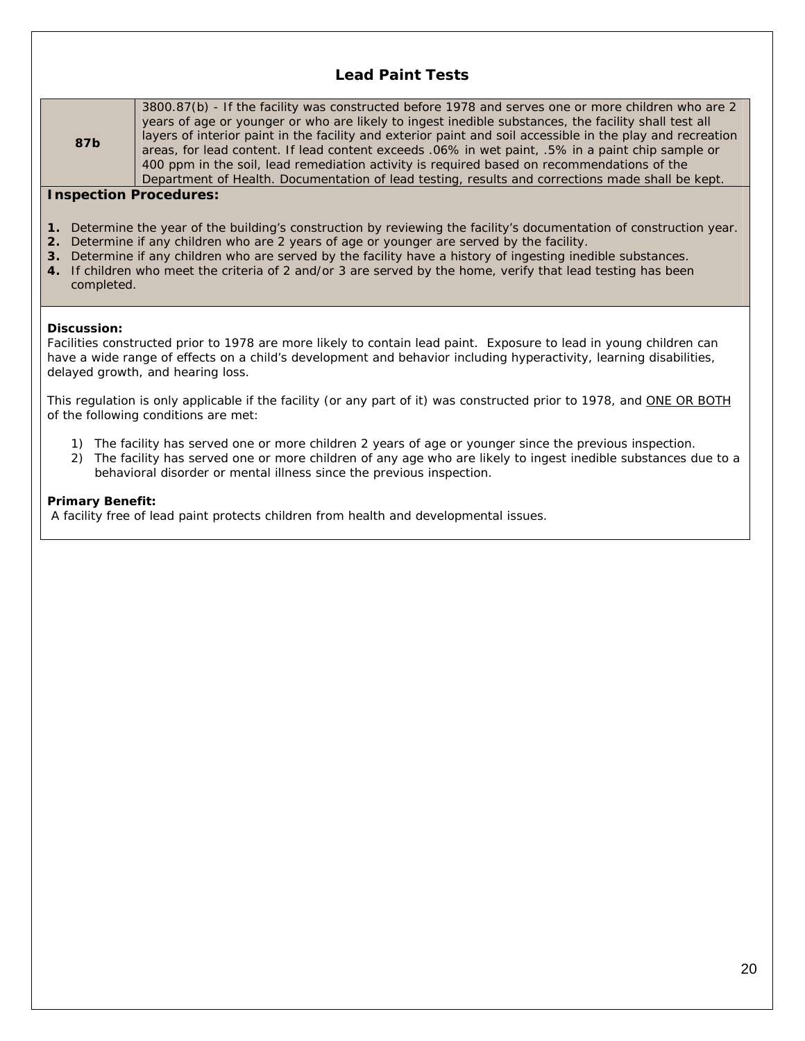## Lead Paint Tests

| **87b** | 3800.87(b) - If the facility was constructed before 1978 and serves one or more children who are 2 years of age or younger or who are likely to ingest inedible substances, the facility shall test all layers of interior paint in the facility and exterior paint and soil accessible in the play and recreation areas, for lead content. If lead content exceeds .06% in wet paint, .5% in a paint chip sample or 400 ppm in the soil, lead remediation activity is required based on recommendations of the Department of Health. Documentation of lead testing, results and corrections made shall be kept. |
|---|---|

**Inspection Procedures:**

1. Determine the year of the building's construction by reviewing the facility's documentation of construction year.
2. Determine if any children who are 2 years of age or younger are served by the facility.
3. Determine if any children who are served by the facility have a history of ingesting inedible substances.
4. If children who meet the criteria of 2 and/or 3 are served by the home, verify that lead testing has been completed.

**Discussion:**
Facilities constructed prior to 1978 are more likely to contain lead paint. Exposure to lead in young children can have a wide range of effects on a child's development and behavior including hyperactivity, learning disabilities, delayed growth, and hearing loss.

This regulation is only applicable if the facility (or any part of it) was constructed prior to 1978, and ONE OR BOTH of the following conditions are met:

1) The facility has served one or more children 2 years of age or younger since the previous inspection.
2) The facility has served one or more children of any age who are likely to ingest inedible substances due to a behavioral disorder or mental illness since the previous inspection.

**Primary Benefit:**
A facility free of lead paint protects children from health and developmental issues.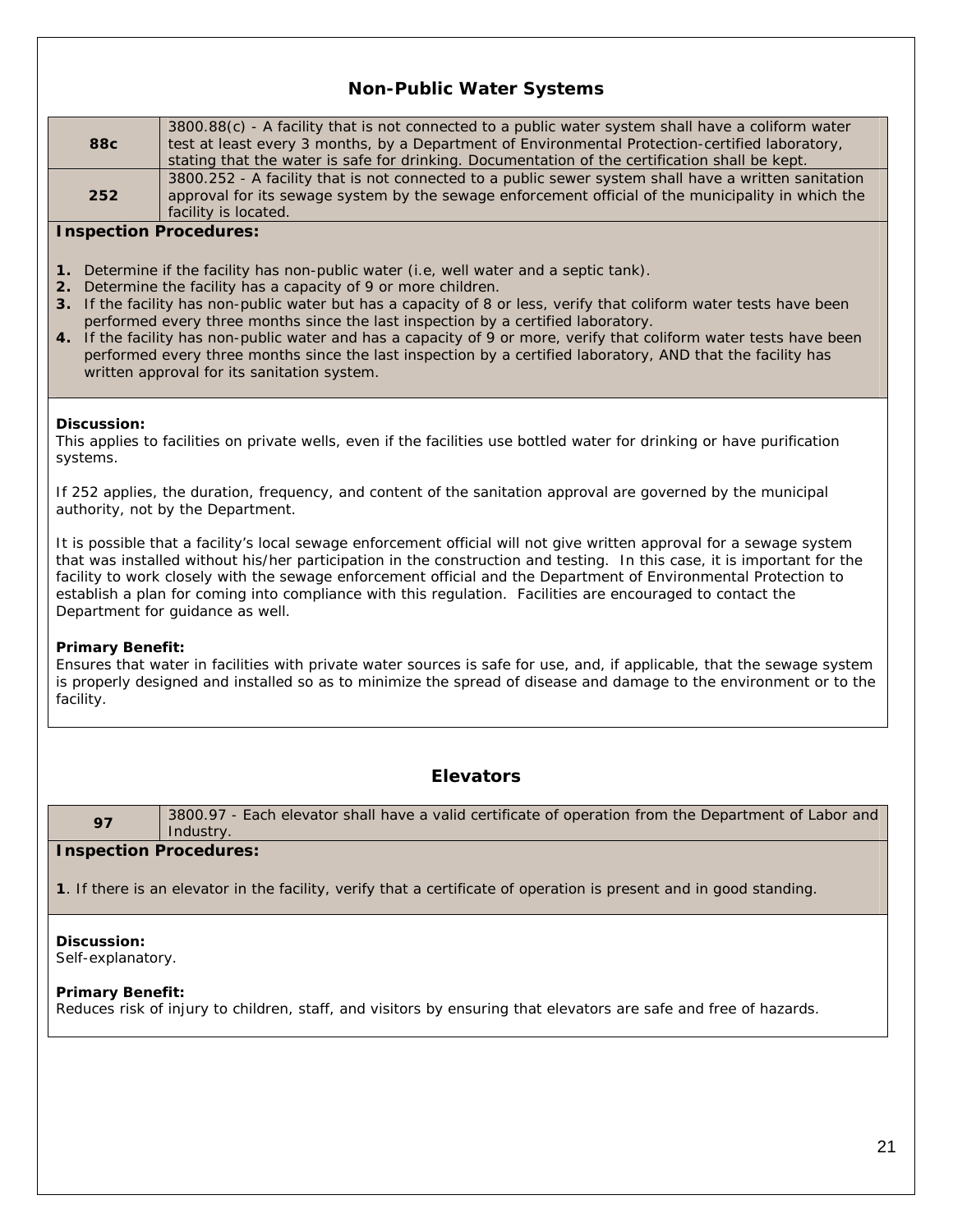## Non-Public Water Systems

| | |
|---|---|
| **88c** | 3800.88(c) - A facility that is not connected to a public water system shall have a coliform water test at least every 3 months, by a Department of Environmental Protection-certified laboratory, stating that the water is safe for drinking. Documentation of the certification shall be kept. |
| **252** | 3800.252 - A facility that is not connected to a public sewer system shall have a written sanitation approval for its sewage system by the sewage enforcement official of the municipality in which the facility is located. |

**Inspection Procedures:**

1. Determine if the facility has non-public water (i.e, well water and a septic tank).
2. Determine the facility has a capacity of 9 or more children.
3. If the facility has non-public water but has a capacity of 8 or less, verify that coliform water tests have been performed every three months since the last inspection by a certified laboratory.
4. If the facility has non-public water and has a capacity of 9 or more, verify that coliform water tests have been performed every three months since the last inspection by a certified laboratory, AND that the facility has written approval for its sanitation system.

**Discussion:**
This applies to facilities on private wells, even if the facilities use bottled water for drinking or have purification systems.

If 252 applies, the duration, frequency, and content of the sanitation approval are governed by the municipal authority, not by the Department.

It is possible that a facility's local sewage enforcement official will not give written approval for a sewage system that was installed without his/her participation in the construction and testing. In this case, it is important for the facility to work closely with the sewage enforcement official and the Department of Environmental Protection to establish a plan for coming into compliance with this regulation. Facilities are encouraged to contact the Department for guidance as well.

**Primary Benefit:**
Ensures that water in facilities with private water sources is safe for use, and, if applicable, that the sewage system is properly designed and installed so as to minimize the spread of disease and damage to the environment or to the facility.

## Elevators

| | |
|---|---|
| **97** | 3800.97 - Each elevator shall have a valid certificate of operation from the Department of Labor and Industry. |

**Inspection Procedures:**

**1**. If there is an elevator in the facility, verify that a certificate of operation is present and in good standing.

**Discussion:**
Self-explanatory.

**Primary Benefit:**
Reduces risk of injury to children, staff, and visitors by ensuring that elevators are safe and free of hazards.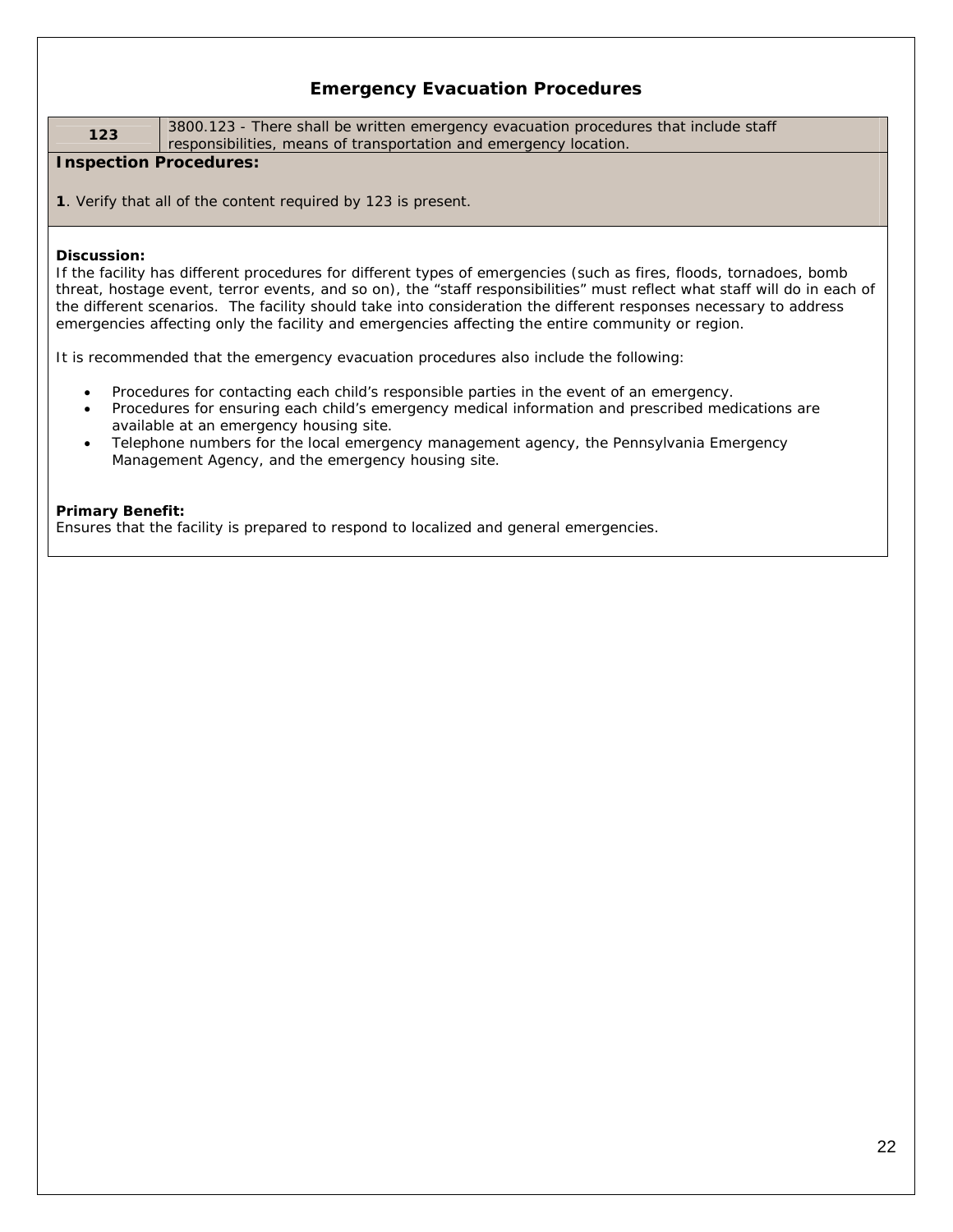## Emergency Evacuation Procedures

| 123 | 3800.123 - There shall be written emergency evacuation procedures that include staff responsibilities, means of transportation and emergency location. |
|---|---|

**Inspection Procedures:**

**1**. Verify that all of the content required by 123 is present.

**Discussion:**
If the facility has different procedures for different types of emergencies (such as fires, floods, tornadoes, bomb threat, hostage event, terror events, and so on), the "staff responsibilities" must reflect what staff will do in each of the different scenarios. The facility should take into consideration the different responses necessary to address emergencies affecting only the facility and emergencies affecting the entire community or region.

It is recommended that the emergency evacuation procedures also include the following:

- Procedures for contacting each child's responsible parties in the event of an emergency.
- Procedures for ensuring each child's emergency medical information and prescribed medications are available at an emergency housing site.
- Telephone numbers for the local emergency management agency, the Pennsylvania Emergency Management Agency, and the emergency housing site.

**Primary Benefit:**
Ensures that the facility is prepared to respond to localized and general emergencies.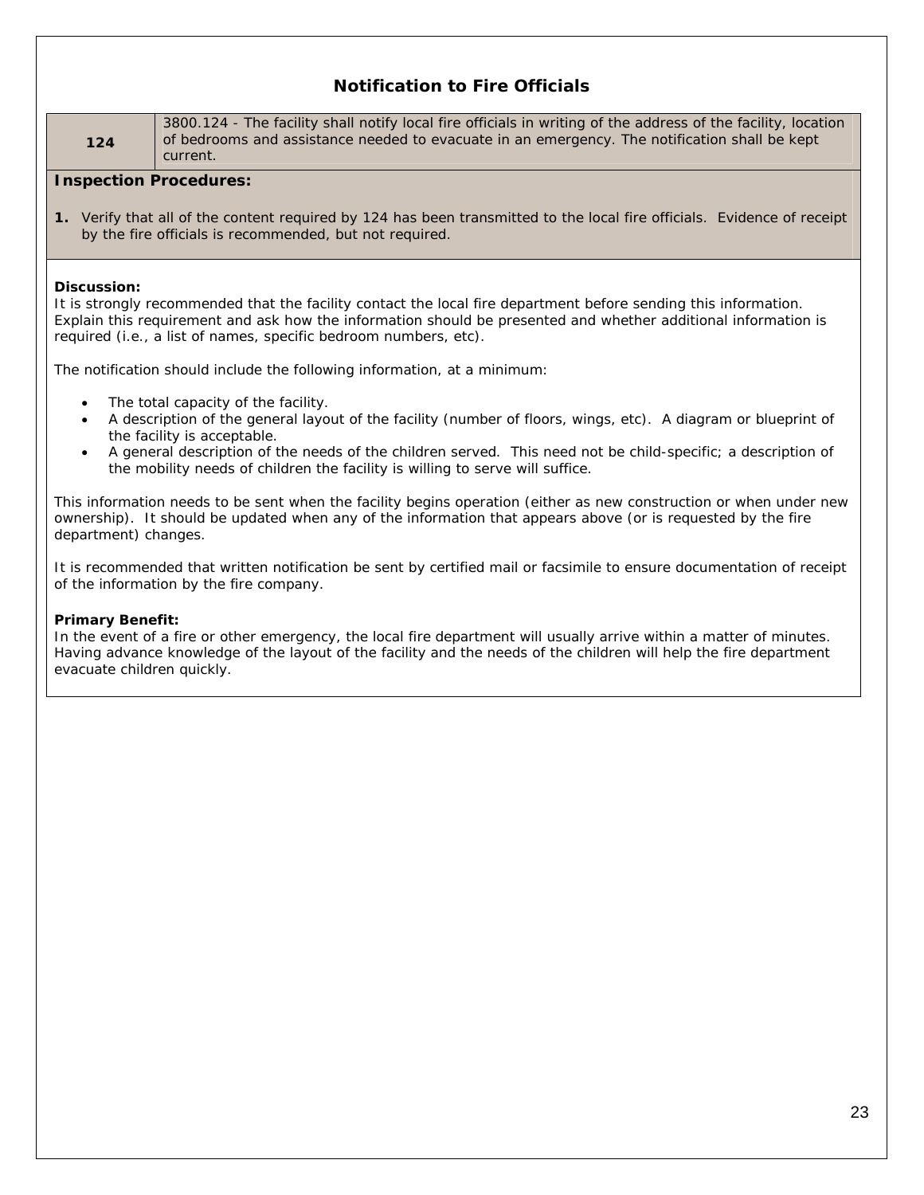## Notification to Fire Officials

| 124 | 3800.124 - The facility shall notify local fire officials in writing of the address of the facility, location of bedrooms and assistance needed to evacuate in an emergency. The notification shall be kept current. |
|---|---|

**Inspection Procedures:**

1. Verify that all of the content required by 124 has been transmitted to the local fire officials. Evidence of receipt by the fire officials is recommended, but not required.

**Discussion:**
It is strongly recommended that the facility contact the local fire department before sending this information. Explain this requirement and ask how the information should be presented and whether additional information is required (i.e., a list of names, specific bedroom numbers, etc).

The notification should include the following information, at a minimum:

- The total capacity of the facility.
- A description of the general layout of the facility (number of floors, wings, etc). A diagram or blueprint of the facility is acceptable.
- A general description of the needs of the children served. This need not be child-specific; a description of the mobility needs of children the facility is willing to serve will suffice.

This information needs to be sent when the facility begins operation (either as new construction or when under new ownership). It should be updated when any of the information that appears above (or is requested by the fire department) changes.

It is recommended that written notification be sent by certified mail or facsimile to ensure documentation of receipt of the information by the fire company.

**Primary Benefit:**
In the event of a fire or other emergency, the local fire department will usually arrive within a matter of minutes. Having advance knowledge of the layout of the facility and the needs of the children will help the fire department evacuate children quickly.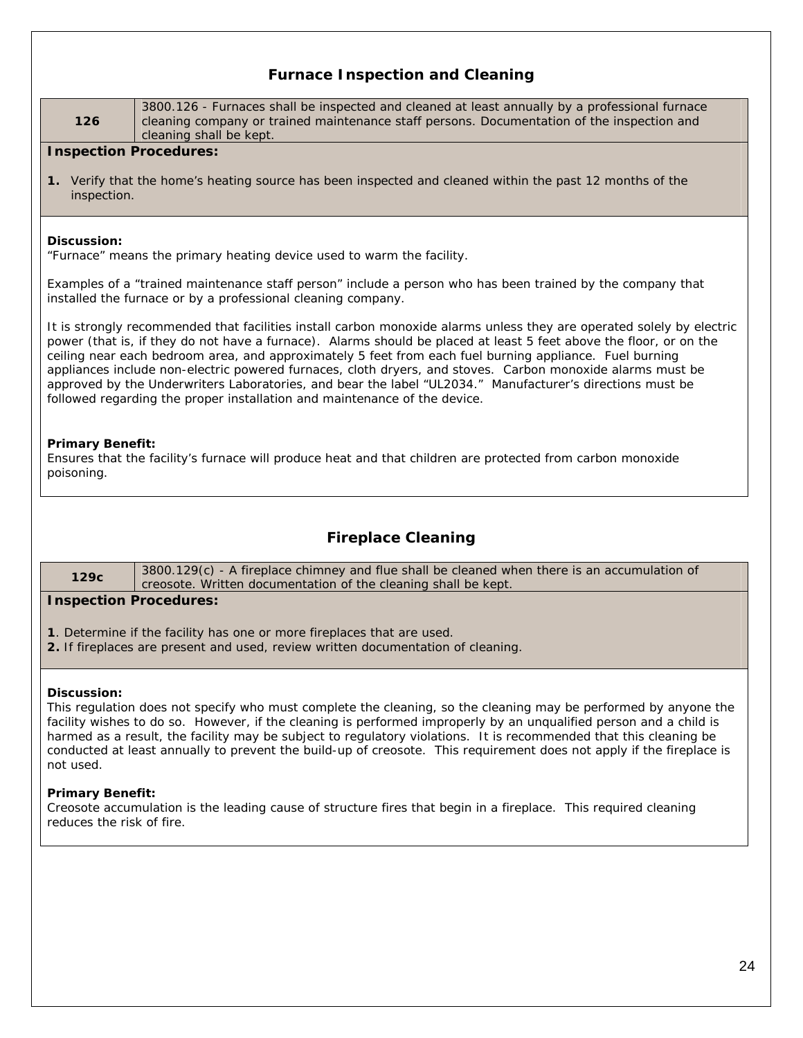## Furnace Inspection and Cleaning

| 126 | 3800.126 - Furnaces shall be inspected and cleaned at least annually by a professional furnace cleaning company or trained maintenance staff persons. Documentation of the inspection and cleaning shall be kept. |
|---|---|

**Inspection Procedures:**

1. Verify that the home's heating source has been inspected and cleaned within the past 12 months of the inspection.

**Discussion:**
"Furnace" means the primary heating device used to warm the facility.

Examples of a "trained maintenance staff person" include a person who has been trained by the company that installed the furnace or by a professional cleaning company.

It is strongly recommended that facilities install carbon monoxide alarms unless they are operated solely by electric power (that is, if they do not have a furnace). Alarms should be placed at least 5 feet above the floor, or on the ceiling near each bedroom area, and approximately 5 feet from each fuel burning appliance. Fuel burning appliances include non-electric powered furnaces, cloth dryers, and stoves. Carbon monoxide alarms must be approved by the Underwriters Laboratories, and bear the label "UL2034." Manufacturer's directions must be followed regarding the proper installation and maintenance of the device.

**Primary Benefit:**
Ensures that the facility's furnace will produce heat and that children are protected from carbon monoxide poisoning.

## Fireplace Cleaning

| 129c | 3800.129(c) - A fireplace chimney and flue shall be cleaned when there is an accumulation of creosote. Written documentation of the cleaning shall be kept. |
|---|---|

**Inspection Procedures:**

**1**. Determine if the facility has one or more fireplaces that are used.
**2.** If fireplaces are present and used, review written documentation of cleaning.

**Discussion:**
This regulation does not specify who must complete the cleaning, so the cleaning may be performed by anyone the facility wishes to do so. However, if the cleaning is performed improperly by an unqualified person and a child is harmed as a result, the facility may be subject to regulatory violations. It is recommended that this cleaning be conducted at least annually to prevent the build-up of creosote. This requirement does not apply if the fireplace is not used.

**Primary Benefit:**
Creosote accumulation is the leading cause of structure fires that begin in a fireplace. This required cleaning reduces the risk of fire.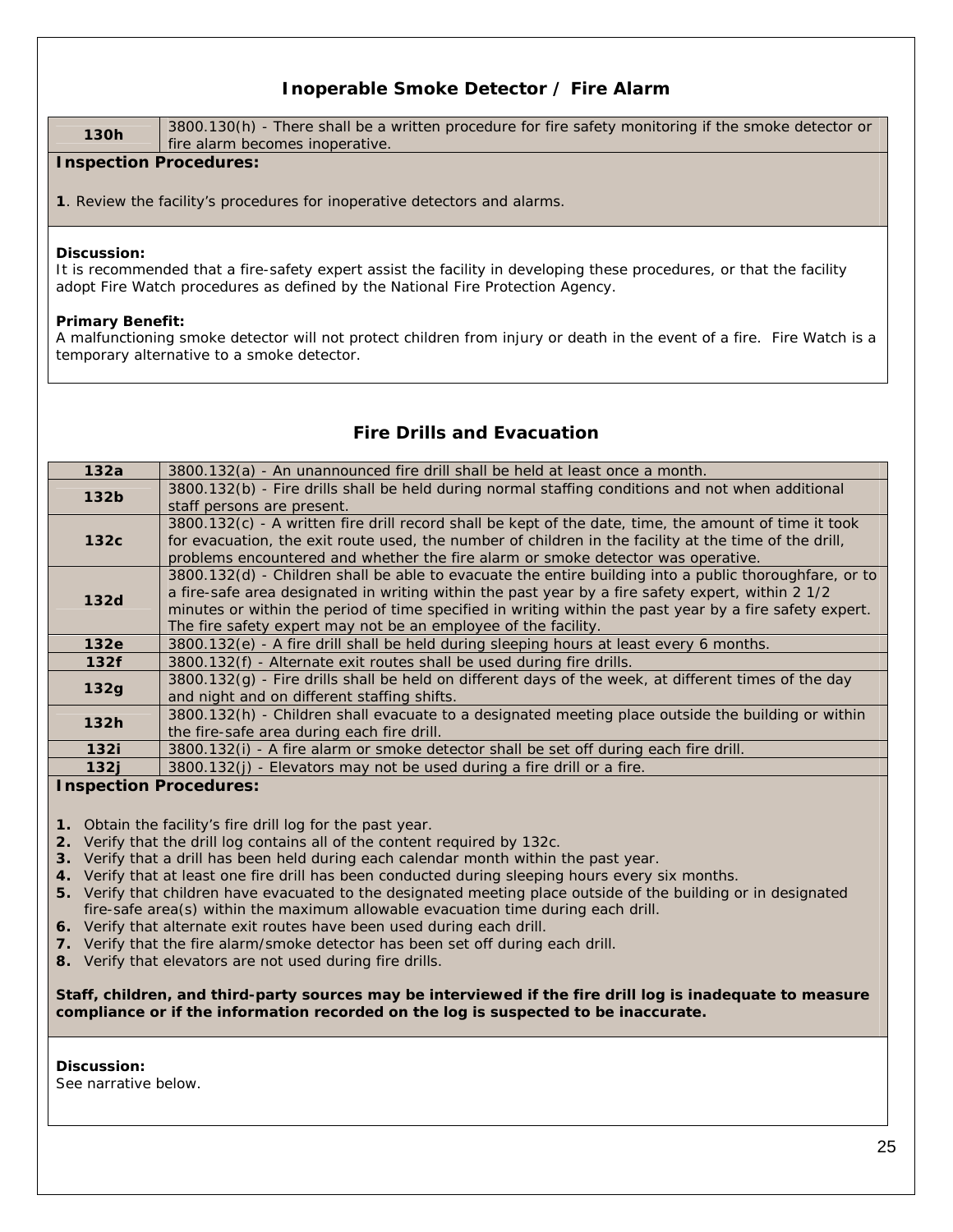## Inoperable Smoke Detector / Fire Alarm

| 130h | 3800.130(h) - There shall be a written procedure for fire safety monitoring if the smoke detector or fire alarm becomes inoperative. |
|---|---|

**Inspection Procedures:**

**1**. Review the facility's procedures for inoperative detectors and alarms.

**Discussion:**
It is recommended that a fire-safety expert assist the facility in developing these procedures, or that the facility adopt Fire Watch procedures as defined by the National Fire Protection Agency.

**Primary Benefit:**
A malfunctioning smoke detector will not protect children from injury or death in the event of a fire. Fire Watch is a temporary alternative to a smoke detector.

## Fire Drills and Evacuation

| 132a | 3800.132(a) - An unannounced fire drill shall be held at least once a month. |
|---|---|
| 132b | 3800.132(b) - Fire drills shall be held during normal staffing conditions and not when additional staff persons are present. |
| 132c | 3800.132(c) - A written fire drill record shall be kept of the date, time, the amount of time it took for evacuation, the exit route used, the number of children in the facility at the time of the drill, problems encountered and whether the fire alarm or smoke detector was operative. |
| 132d | 3800.132(d) - Children shall be able to evacuate the entire building into a public thoroughfare, or to a fire-safe area designated in writing within the past year by a fire safety expert, within 2 1/2 minutes or within the period of time specified in writing within the past year by a fire safety expert. The fire safety expert may not be an employee of the facility. |
| 132e | 3800.132(e) - A fire drill shall be held during sleeping hours at least every 6 months. |
| 132f | 3800.132(f) - Alternate exit routes shall be used during fire drills. |
| 132g | 3800.132(g) - Fire drills shall be held on different days of the week, at different times of the day and night and on different staffing shifts. |
| 132h | 3800.132(h) - Children shall evacuate to a designated meeting place outside the building or within the fire-safe area during each fire drill. |
| 132i | 3800.132(i) - A fire alarm or smoke detector shall be set off during each fire drill. |
| 132j | 3800.132(j) - Elevators may not be used during a fire drill or a fire. |

**Inspection Procedures:**

1. Obtain the facility's fire drill log for the past year.
2. Verify that the drill log contains all of the content required by 132c.
3. Verify that a drill has been held during each calendar month within the past year.
4. Verify that at least one fire drill has been conducted during sleeping hours every six months.
5. Verify that children have evacuated to the designated meeting place outside of the building or in designated fire-safe area(s) within the maximum allowable evacuation time during each drill.
6. Verify that alternate exit routes have been used during each drill.
7. Verify that the fire alarm/smoke detector has been set off during each drill.
8. Verify that elevators are not used during fire drills.

**Staff, children, and third-party sources may be interviewed if the fire drill log is inadequate to measure compliance or if the information recorded on the log is suspected to be inaccurate.**

**Discussion:**
See narrative below.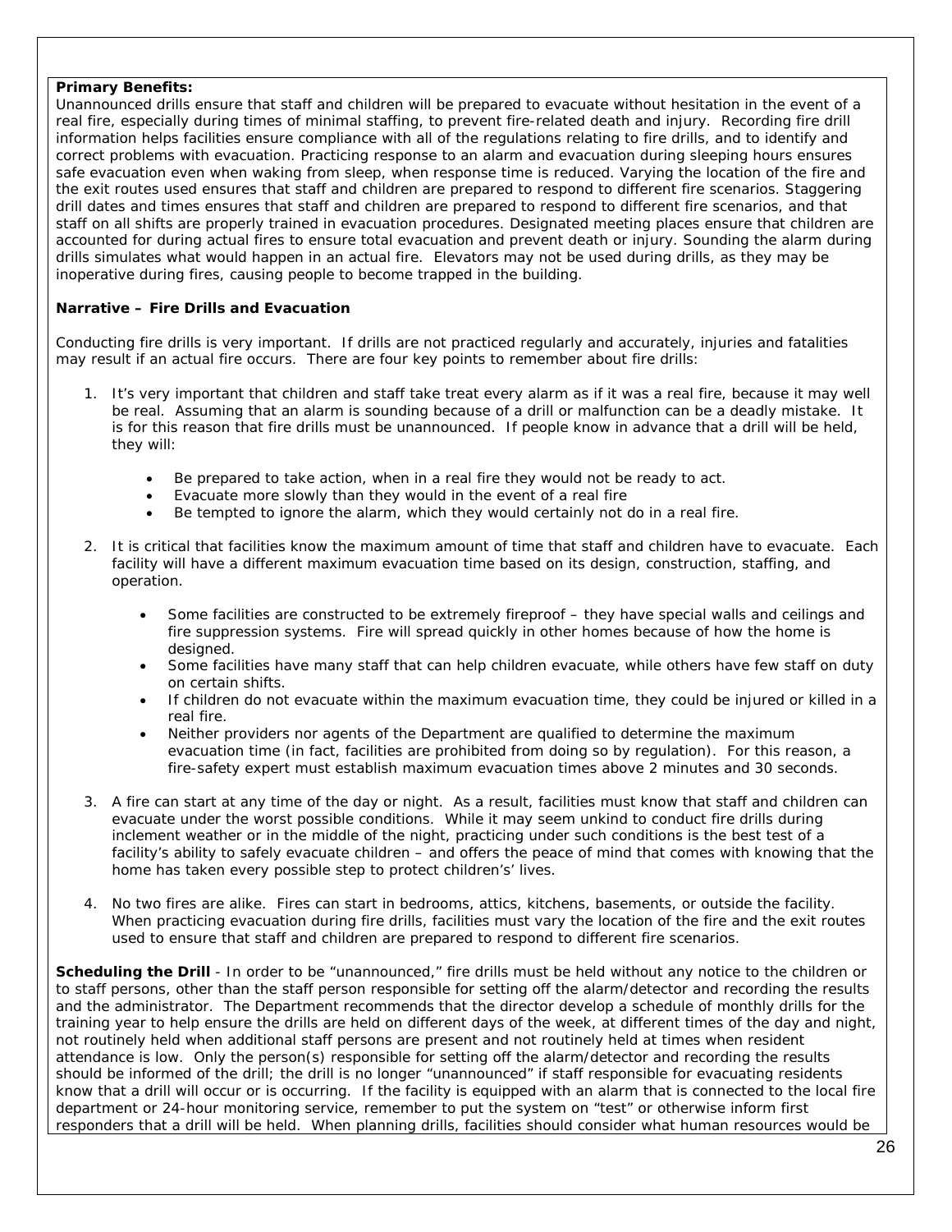**Primary Benefits:**
Unannounced drills ensure that staff and children will be prepared to evacuate without hesitation in the event of a real fire, especially during times of minimal staffing, to prevent fire-related death and injury. Recording fire drill information helps facilities ensure compliance with all of the regulations relating to fire drills, and to identify and correct problems with evacuation. Practicing response to an alarm and evacuation during sleeping hours ensures safe evacuation even when waking from sleep, when response time is reduced. Varying the location of the fire and the exit routes used ensures that staff and children are prepared to respond to different fire scenarios. Staggering drill dates and times ensures that staff and children are prepared to respond to different fire scenarios, and that staff on all shifts are properly trained in evacuation procedures. Designated meeting places ensure that children are accounted for during actual fires to ensure total evacuation and prevent death or injury. Sounding the alarm during drills simulates what would happen in an actual fire. Elevators may not be used during drills, as they may be inoperative during fires, causing people to become trapped in the building.

**Narrative – Fire Drills and Evacuation**

Conducting fire drills is very important. If drills are not practiced regularly and accurately, injuries and fatalities may result if an actual fire occurs. There are four key points to remember about fire drills:

1. It's very important that children and staff take treat every alarm as if it was a real fire, because it may well be real. Assuming that an alarm is sounding because of a drill or malfunction can be a deadly mistake. It is for this reason that fire drills must be unannounced. If people know in advance that a drill will be held, they will:
   - Be prepared to take action, when in a real fire they would not be ready to act.
   - Evacuate more slowly than they would in the event of a real fire
   - Be tempted to ignore the alarm, which they would certainly not do in a real fire.

2. It is critical that facilities know the maximum amount of time that staff and children have to evacuate. Each facility will have a different maximum evacuation time based on its design, construction, staffing, and operation.
   - Some facilities are constructed to be extremely fireproof – they have special walls and ceilings and fire suppression systems. Fire will spread quickly in other homes because of how the home is designed.
   - Some facilities have many staff that can help children evacuate, while others have few staff on duty on certain shifts.
   - If children do not evacuate within the maximum evacuation time, they could be injured or killed in a real fire.
   - Neither providers nor agents of the Department are qualified to determine the maximum evacuation time (in fact, facilities are prohibited from doing so by regulation). For this reason, a fire-safety expert must establish maximum evacuation times above 2 minutes and 30 seconds.

3. A fire can start at any time of the day or night. As a result, facilities must know that staff and children can evacuate under the worst possible conditions. While it may seem unkind to conduct fire drills during inclement weather or in the middle of the night, practicing under such conditions is the best test of a facility's ability to safely evacuate children – and offers the peace of mind that comes with knowing that the home has taken every possible step to protect childrens' lives.

4. No two fires are alike. Fires can start in bedrooms, attics, kitchens, basements, or outside the facility. When practicing evacuation during fire drills, facilities must vary the location of the fire and the exit routes used to ensure that staff and children are prepared to respond to different fire scenarios.

**Scheduling the Drill** - In order to be "unannounced," fire drills must be held without any notice to the children or to staff persons, other than the staff person responsible for setting off the alarm/detector and recording the results and the administrator. The Department recommends that the director develop a schedule of monthly drills for the training year to help ensure the drills are held on different days of the week, at different times of the day and night, not routinely held when additional staff persons are present and not routinely held at times when resident attendance is low. Only the person(s) responsible for setting off the alarm/detector and recording the results should be informed of the drill; the drill is no longer "unannounced" if staff responsible for evacuating residents know that a drill will occur or is occurring. If the facility is equipped with an alarm that is connected to the local fire department or 24-hour monitoring service, remember to put the system on "test" or otherwise inform first responders that a drill will be held. When planning drills, facilities should consider what human resources would be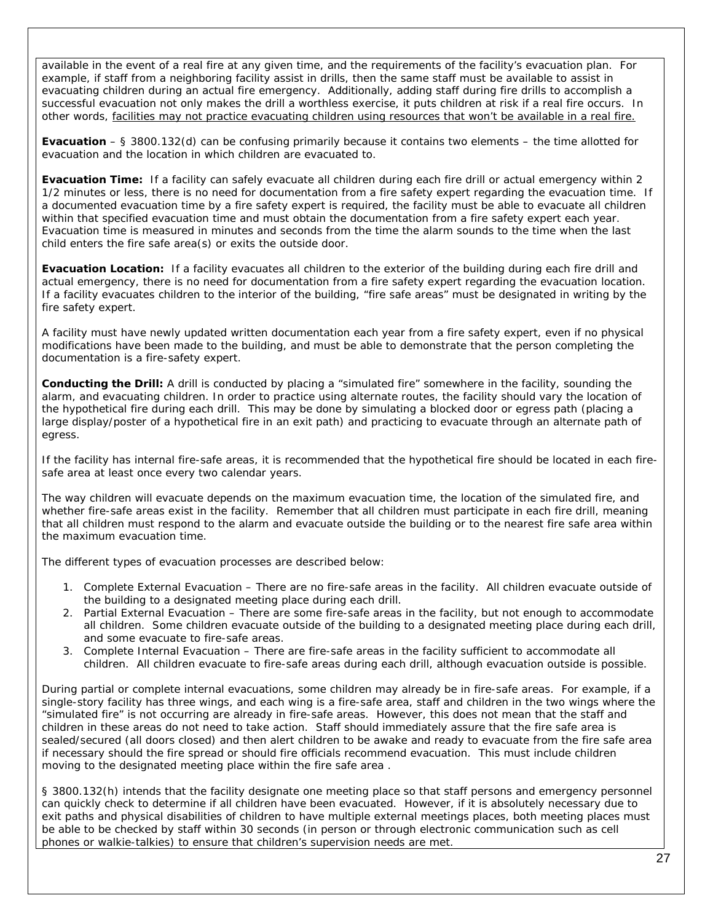available in the event of a real fire at any given time, and the requirements of the facility's evacuation plan. For example, if staff from a neighboring facility assist in drills, then the same staff must be available to assist in evacuating children during an actual fire emergency. Additionally, adding staff during fire drills to accomplish a successful evacuation not only makes the drill a worthless exercise, it puts children at risk if a real fire occurs. In other words, <u>facilities may not practice evacuating children using resources that won't be available in a real fire.</u>

**Evacuation** – § 3800.132(d) can be confusing primarily because it contains two elements – the time allotted for evacuation and the location in which children are evacuated to.

**Evacuation Time:** If a facility can safely evacuate all children during each fire drill or actual emergency within 2 1/2 minutes or less, there is no need for documentation from a fire safety expert regarding the evacuation time. If a documented evacuation time by a fire safety expert is required, the facility must be able to evacuate all children within that specified evacuation time and must obtain the documentation from a fire safety expert each year. Evacuation time is measured in minutes and seconds from the time the alarm sounds to the time when the last child enters the fire safe area(s) or exits the outside door.

**Evacuation Location:** If a facility evacuates all children to the exterior of the building during each fire drill and actual emergency, there is no need for documentation from a fire safety expert regarding the evacuation location. If a facility evacuates children to the interior of the building, "fire safe areas" must be designated in writing by the fire safety expert.

A facility must have newly updated written documentation each year from a fire safety expert, even if no physical modifications have been made to the building, and must be able to demonstrate that the person completing the documentation is a fire-safety expert.

**Conducting the Drill:** A drill is conducted by placing a "simulated fire" somewhere in the facility, sounding the alarm, and evacuating children. In order to practice using alternate routes, the facility should vary the location of the hypothetical fire during each drill. This may be done by simulating a blocked door or egress path (placing a large display/poster of a hypothetical fire in an exit path) and practicing to evacuate through an alternate path of egress.

If the facility has internal fire-safe areas, it is recommended that the hypothetical fire should be located in each fire-safe area at least once every two calendar years.

The way children will evacuate depends on the maximum evacuation time, the location of the simulated fire, and whether fire-safe areas exist in the facility. Remember that all children must participate in each fire drill, meaning that all children must respond to the alarm and evacuate outside the building or to the nearest fire safe area within the maximum evacuation time.

The different types of evacuation processes are described below:

1. Complete External Evacuation – There are no fire-safe areas in the facility. All children evacuate outside of the building to a designated meeting place during each drill.
2. Partial External Evacuation – There are some fire-safe areas in the facility, but not enough to accommodate all children. Some children evacuate outside of the building to a designated meeting place during each drill, and some evacuate to fire-safe areas.
3. Complete Internal Evacuation – There are fire-safe areas in the facility sufficient to accommodate all children. All children evacuate to fire-safe areas during each drill, although evacuation outside is possible.

During partial or complete internal evacuations, some children may already be in fire-safe areas. For example, if a single-story facility has three wings, and each wing is a fire-safe area, staff and children in the two wings where the "simulated fire" is not occurring are already in fire-safe areas. However, this does not mean that the staff and children in these areas do not need to take action. Staff should immediately assure that the fire safe area is sealed/secured (all doors closed) and then alert children to be awake and ready to evacuate from the fire safe area if necessary should the fire spread or should fire officials recommend evacuation. This must include children moving to the designated meeting place within the fire safe area .

§ 3800.132(h) intends that the facility designate one meeting place so that staff persons and emergency personnel can quickly check to determine if all children have been evacuated. However, if it is absolutely necessary due to exit paths and physical disabilities of children to have multiple external meetings places, both meeting places must be able to be checked by staff within 30 seconds (in person or through electronic communication such as cell phones or walkie-talkies) to ensure that children's supervision needs are met.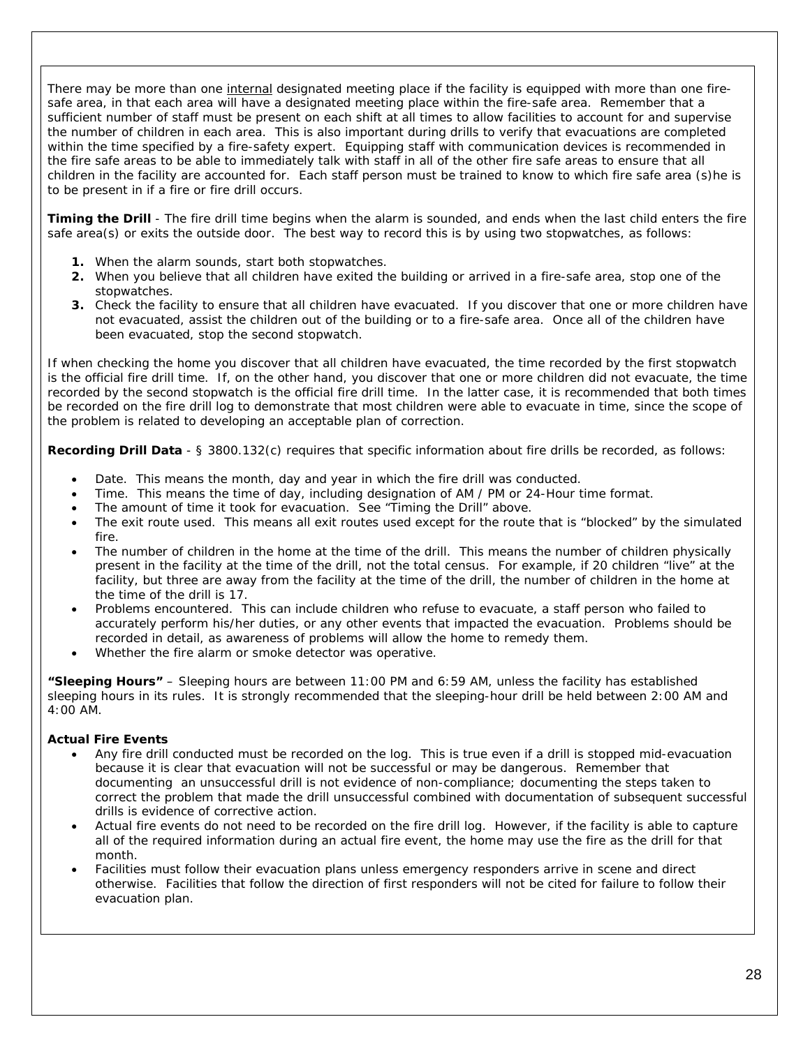There may be more than one internal designated meeting place if the facility is equipped with more than one fire-safe area, in that each area will have a designated meeting place within the fire-safe area. Remember that a sufficient number of staff must be present on each shift at all times to allow facilities to account for and supervise the number of children in each area. This is also important during drills to verify that evacuations are completed within the time specified by a fire-safety expert. Equipping staff with communication devices is recommended in the fire safe areas to be able to immediately talk with staff in all of the other fire safe areas to ensure that all children in the facility are accounted for. Each staff person must be trained to know to which fire safe area (s)he is to be present in if a fire or fire drill occurs.

**Timing the Drill** - The fire drill time begins when the alarm is sounded, and ends when the last child enters the fire safe area(s) or exits the outside door. The best way to record this is by using two stopwatches, as follows:

1. When the alarm sounds, start both stopwatches.
2. When you believe that all children have exited the building or arrived in a fire-safe area, stop one of the stopwatches.
3. Check the facility to ensure that all children have evacuated. If you discover that one or more children have not evacuated, assist the children out of the building or to a fire-safe area. Once all of the children have been evacuated, stop the second stopwatch.

If when checking the home you discover that all children have evacuated, the time recorded by the first stopwatch is the official fire drill time. If, on the other hand, you discover that one or more children did not evacuate, the time recorded by the second stopwatch is the official fire drill time. In the latter case, it is recommended that both times be recorded on the fire drill log to demonstrate that most children were able to evacuate in time, since the scope of the problem is related to developing an acceptable plan of correction.

**Recording Drill Data** - § 3800.132(c) requires that specific information about fire drills be recorded, as follows:

- Date. This means the month, day and year in which the fire drill was conducted.
- Time. This means the time of day, including designation of AM / PM or 24-Hour time format.
- The amount of time it took for evacuation. See "Timing the Drill" above.
- The exit route used. This means all exit routes used except for the route that is "blocked" by the simulated fire.
- The number of children in the home at the time of the drill. This means the number of children physically present in the facility at the time of the drill, not the total census. For example, if 20 children "live" at the facility, but three are away from the facility at the time of the drill, the number of children in the home at the time of the drill is 17.
- Problems encountered. This can include children who refuse to evacuate, a staff person who failed to accurately perform his/her duties, or any other events that impacted the evacuation. Problems should be recorded in detail, as awareness of problems will allow the home to remedy them.
- Whether the fire alarm or smoke detector was operative.

**"Sleeping Hours"** – Sleeping hours are between 11:00 PM and 6:59 AM, unless the facility has established sleeping hours in its rules. It is strongly recommended that the sleeping-hour drill be held between 2:00 AM and 4:00 AM.

**Actual Fire Events**

- Any fire drill conducted must be recorded on the log. This is true even if a drill is stopped mid-evacuation because it is clear that evacuation will not be successful or may be dangerous. Remember that documenting an unsuccessful drill is not evidence of non-compliance; documenting the steps taken to correct the problem that made the drill unsuccessful combined with documentation of subsequent successful drills is evidence of corrective action.
- Actual fire events do not need to be recorded on the fire drill log. However, if the facility is able to capture all of the required information during an actual fire event, the home may use the fire as the drill for that month.
- Facilities must follow their evacuation plans unless emergency responders arrive in scene and direct otherwise. Facilities that follow the direction of first responders will not be cited for failure to follow their evacuation plan.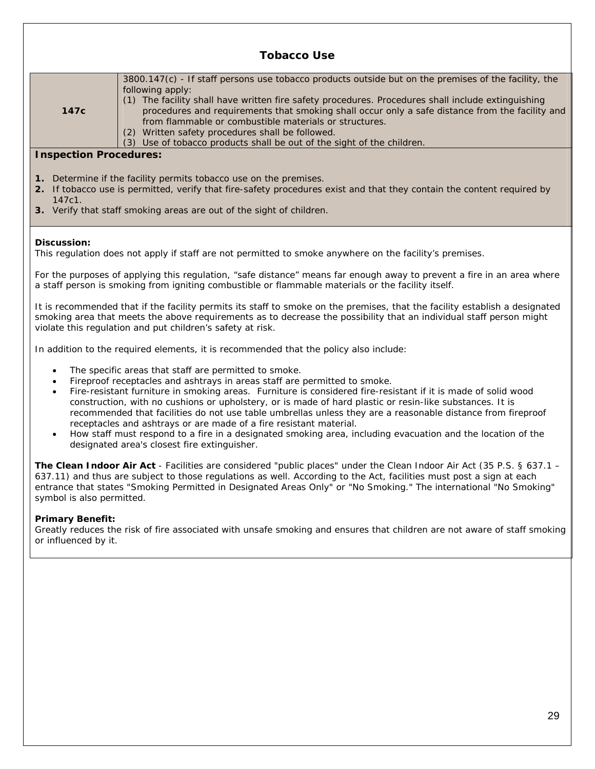# Tobacco Use

| 147c | 3800.147(c) - If staff persons use tobacco products outside but on the premises of the facility, the following apply:<br>(1) The facility shall have written fire safety procedures. Procedures shall include extinguishing procedures and requirements that smoking shall occur only a safe distance from the facility and from flammable or combustible materials or structures.<br>(2) Written safety procedures shall be followed.<br>(3) Use of tobacco products shall be out of the sight of the children. |
|---|---|

**Inspection Procedures:**

1. Determine if the facility permits tobacco use on the premises.
2. If tobacco use is permitted, verify that fire-safety procedures exist and that they contain the content required by 147c1.
3. Verify that staff smoking areas are out of the sight of children.

**Discussion:**
This regulation does not apply if staff are not permitted to smoke anywhere on the facility's premises.

For the purposes of applying this regulation, "safe distance" means far enough away to prevent a fire in an area where a staff person is smoking from igniting combustible or flammable materials or the facility itself.

It is recommended that if the facility permits its staff to smoke on the premises, that the facility establish a designated smoking area that meets the above requirements as to decrease the possibility that an individual staff person might violate this regulation and put children's safety at risk.

In addition to the required elements, it is recommended that the policy also include:

- The specific areas that staff are permitted to smoke.
- Fireproof receptacles and ashtrays in areas staff are permitted to smoke.
- Fire-resistant furniture in smoking areas. Furniture is considered fire-resistant if it is made of solid wood construction, with no cushions or upholstery, or is made of hard plastic or resin-like substances. It is recommended that facilities do not use table umbrellas unless they are a reasonable distance from fireproof receptacles and ashtrays or are made of a fire resistant material.
- How staff must respond to a fire in a designated smoking area, including evacuation and the location of the designated area's closest fire extinguisher.

**The Clean Indoor Air Act** - Facilities are considered "public places" under the Clean Indoor Air Act (35 P.S. § 637.1 – 637.11) and thus are subject to those regulations as well. According to the Act, facilities must post a sign at each entrance that states "Smoking Permitted in Designated Areas Only" or "No Smoking." The international "No Smoking" symbol is also permitted.

**Primary Benefit:**
Greatly reduces the risk of fire associated with unsafe smoking and ensures that children are not aware of staff smoking or influenced by it.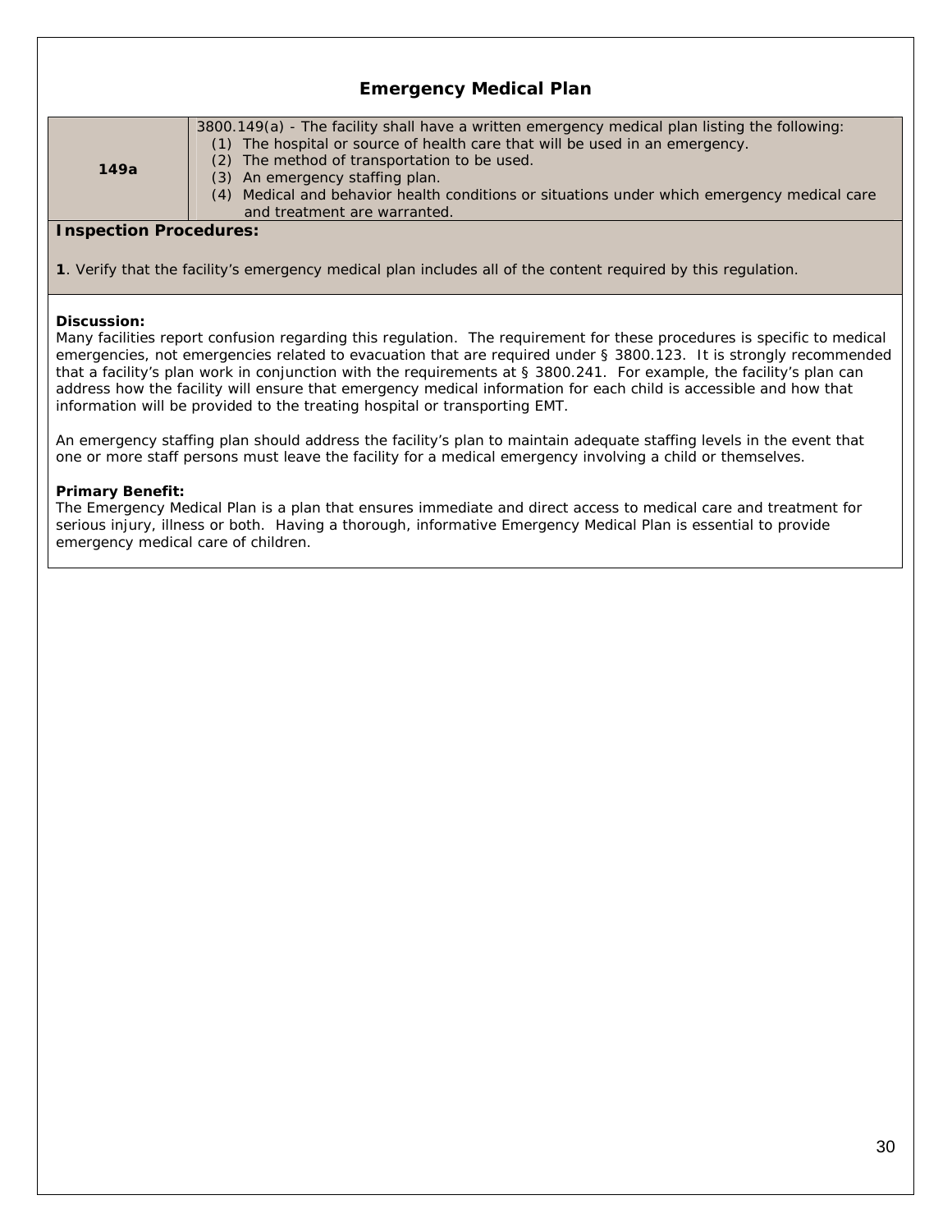## Emergency Medical Plan

| 149a | 3800.149(a) - The facility shall have a written emergency medical plan listing the following:<br>(1) The hospital or source of health care that will be used in an emergency.<br>(2) The method of transportation to be used.<br>(3) An emergency staffing plan.<br>(4) Medical and behavior health conditions or situations under which emergency medical care and treatment are warranted. |
|---|---|

**Inspection Procedures:**

**1**. Verify that the facility's emergency medical plan includes all of the content required by this regulation.

**Discussion:**
Many facilities report confusion regarding this regulation. The requirement for these procedures is specific to medical emergencies, not emergencies related to evacuation that are required under § 3800.123. It is strongly recommended that a facility's plan work in conjunction with the requirements at § 3800.241. For example, the facility's plan can address how the facility will ensure that emergency medical information for each child is accessible and how that information will be provided to the treating hospital or transporting EMT.

An emergency staffing plan should address the facility's plan to maintain adequate staffing levels in the event that one or more staff persons must leave the facility for a medical emergency involving a child or themselves.

**Primary Benefit:**
The Emergency Medical Plan is a plan that ensures immediate and direct access to medical care and treatment for serious injury, illness or both. Having a thorough, informative Emergency Medical Plan is essential to provide emergency medical care of children.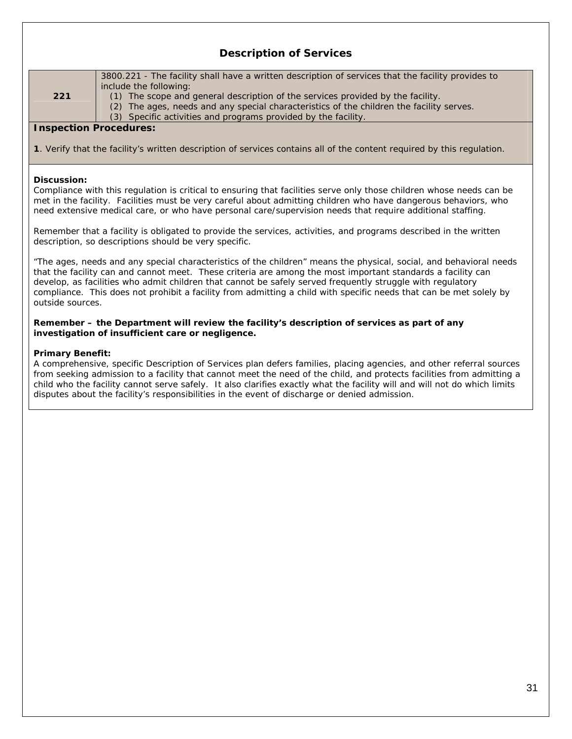# Description of Services

| 221 | 3800.221 - The facility shall have a written description of services that the facility provides to include the following:<br>(1) The scope and general description of the services provided by the facility.<br>(2) The ages, needs and any special characteristics of the children the facility serves.<br>(3) Specific activities and programs provided by the facility. |
|---|---|

**Inspection Procedures:**

**1**. Verify that the facility's written description of services contains all of the content required by this regulation.

**Discussion:**
Compliance with this regulation is critical to ensuring that facilities serve only those children whose needs can be met in the facility. Facilities must be very careful about admitting children who have dangerous behaviors, who need extensive medical care, or who have personal care/supervision needs that require additional staffing.

Remember that a facility is obligated to provide the services, activities, and programs described in the written description, so descriptions should be very specific.

"The ages, needs and any special characteristics of the children" means the physical, social, and behavioral needs that the facility can and cannot meet. These criteria are among the most important standards a facility can develop, as facilities who admit children that cannot be safely served frequently struggle with regulatory compliance. This does not prohibit a facility from admitting a child with specific needs that can be met solely by outside sources.

**Remember – the Department will review the facility's description of services as part of any investigation of insufficient care or negligence.**

**Primary Benefit:**
A comprehensive, specific Description of Services plan defers families, placing agencies, and other referral sources from seeking admission to a facility that cannot meet the need of the child, and protects facilities from admitting a child who the facility cannot serve safely. It also clarifies exactly what the facility will and will not do which limits disputes about the facility's responsibilities in the event of discharge or denied admission.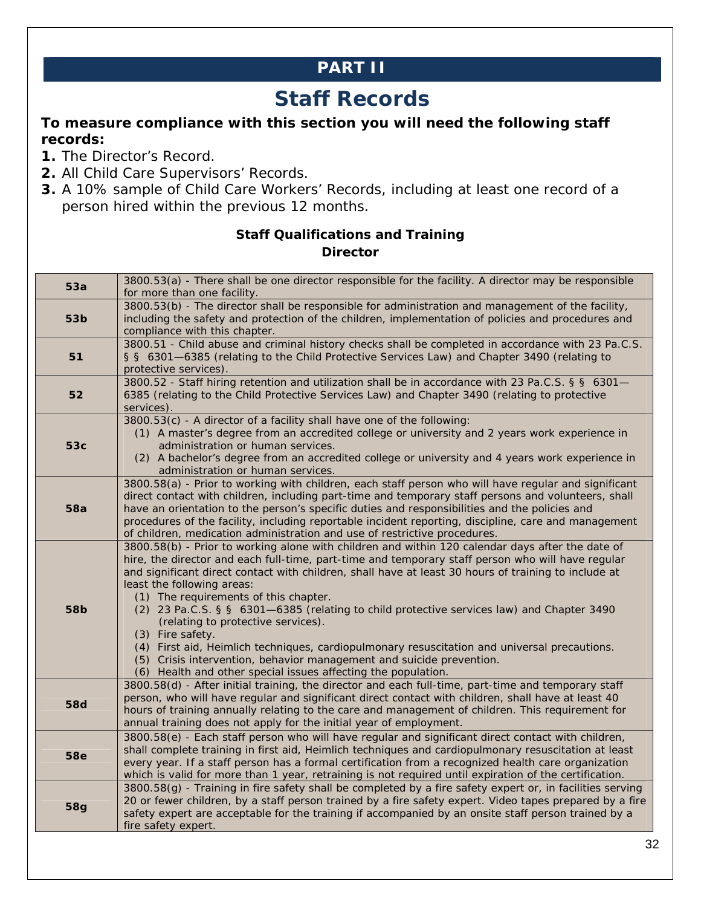# PART II

## Staff Records

**To measure compliance with this section you will need the following staff records:**

1. The Director's Record.
2. All Child Care Supervisors' Records.
3. A 10% sample of Child Care Workers' Records, including at least one record of a person hired within the previous 12 months.

### Staff Qualifications and Training
### Director

| | |
|---|---|
| **53a** | 3800.53(a) - There shall be one director responsible for the facility. A director may be responsible for more than one facility. |
| **53b** | 3800.53(b) - The director shall be responsible for administration and management of the facility, including the safety and protection of the children, implementation of policies and procedures and compliance with this chapter. |
| **51** | 3800.51 - Child abuse and criminal history checks shall be completed in accordance with 23 Pa.C.S. § § 6301—6385 (relating to the Child Protective Services Law) and Chapter 3490 (relating to protective services). |
| **52** | 3800.52 - Staff hiring retention and utilization shall be in accordance with 23 Pa.C.S. § § 6301—6385 (relating to the Child Protective Services Law) and Chapter 3490 (relating to protective services). |
| **53c** | 3800.53(c) - A director of a facility shall have one of the following:<br>(1) A master's degree from an accredited college or university and 2 years work experience in administration or human services.<br>(2) A bachelor's degree from an accredited college or university and 4 years work experience in administration or human services. |
| **58a** | 3800.58(a) - Prior to working with children, each staff person who will have regular and significant direct contact with children, including part-time and temporary staff persons and volunteers, shall have an orientation to the person's specific duties and responsibilities and the policies and procedures of the facility, including reportable incident reporting, discipline, care and management of children, medication administration and use of restrictive procedures. |
| **58b** | 3800.58(b) - Prior to working alone with children and within 120 calendar days after the date of hire, the director and each full-time, part-time and temporary staff person who will have regular and significant direct contact with children, shall have at least 30 hours of training to include at least the following areas:<br>(1) The requirements of this chapter.<br>(2) 23 Pa.C.S. § § 6301—6385 (relating to child protective services law) and Chapter 3490 (relating to protective services).<br>(3) Fire safety.<br>(4) First aid, Heimlich techniques, cardiopulmonary resuscitation and universal precautions.<br>(5) Crisis intervention, behavior management and suicide prevention.<br>(6) Health and other special issues affecting the population. |
| **58d** | 3800.58(d) - After initial training, the director and each full-time, part-time and temporary staff person, who will have regular and significant direct contact with children, shall have at least 40 hours of training annually relating to the care and management of children. This requirement for annual training does not apply for the initial year of employment. |
| **58e** | 3800.58(e) - Each staff person who will have regular and significant direct contact with children, shall complete training in first aid, Heimlich techniques and cardiopulmonary resuscitation at least every year. If a staff person has a formal certification from a recognized health care organization which is valid for more than 1 year, retraining is not required until expiration of the certification. |
| **58g** | 3800.58(g) - Training in fire safety shall be completed by a fire safety expert or, in facilities serving 20 or fewer children, by a staff person trained by a fire safety expert. Video tapes prepared by a fire safety expert are acceptable for the training if accompanied by an onsite staff person trained by a fire safety expert. |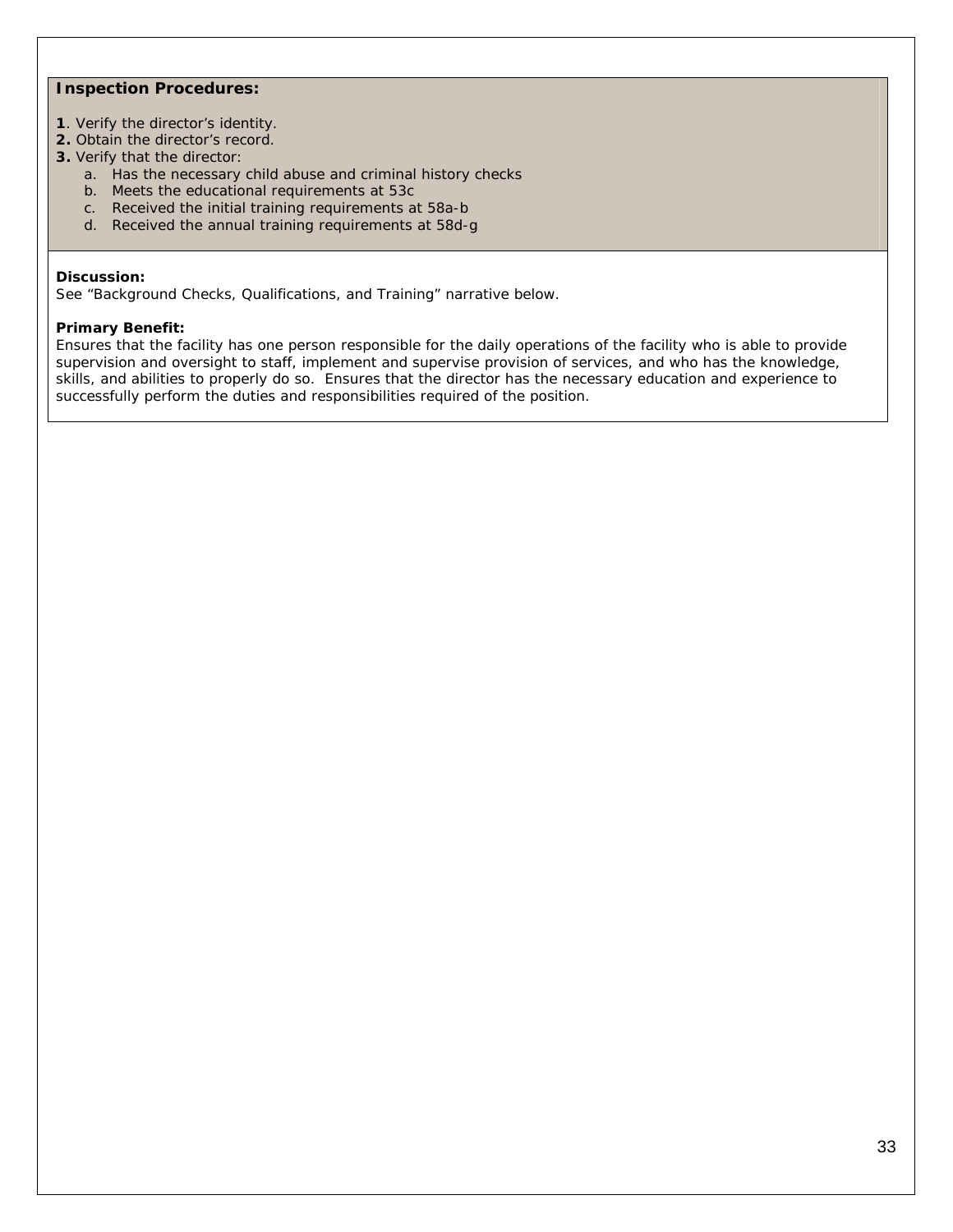**Inspection Procedures:**

**1**. Verify the director's identity.
**2.** Obtain the director's record.
**3.** Verify that the director:

   a. Has the necessary child abuse and criminal history checks
   b. Meets the educational requirements at 53c
   c. Received the initial training requirements at 58a-b
   d. Received the annual training requirements at 58d-g

**Discussion:**
See "Background Checks, Qualifications, and Training" narrative below.

**Primary Benefit:**
Ensures that the facility has one person responsible for the daily operations of the facility who is able to provide supervision and oversight to staff, implement and supervise provision of services, and who has the knowledge, skills, and abilities to properly do so. Ensures that the director has the necessary education and experience to successfully perform the duties and responsibilities required of the position.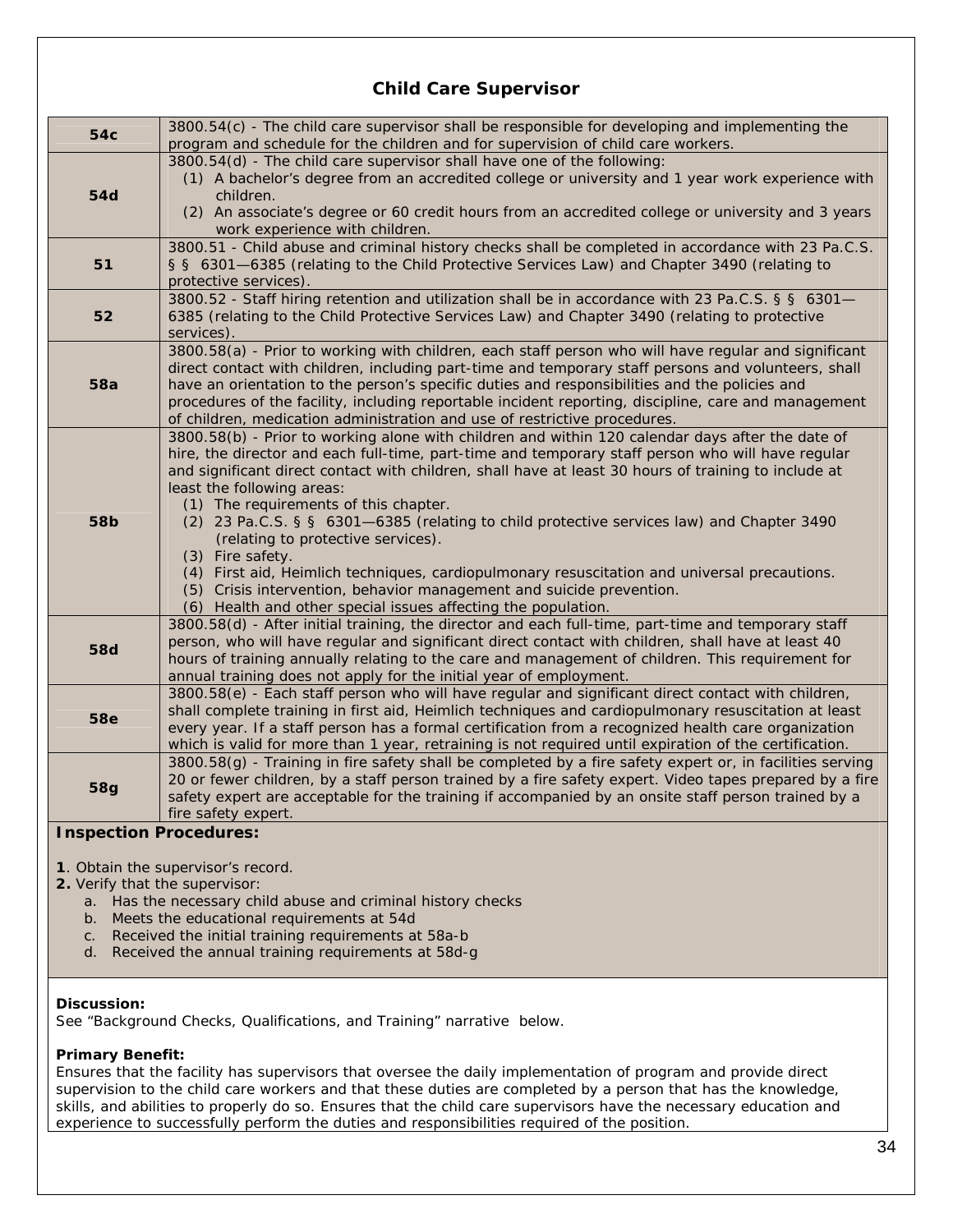## Child Care Supervisor

| | |
|---|---|
| **54c** | 3800.54(c) - The child care supervisor shall be responsible for developing and implementing the program and schedule for the children and for supervision of child care workers. |
| **54d** | 3800.54(d) - The child care supervisor shall have one of the following:<br>(1) A bachelor's degree from an accredited college or university and 1 year work experience with children.<br>(2) An associate's degree or 60 credit hours from an accredited college or university and 3 years work experience with children. |
| **51** | 3800.51 - Child abuse and criminal history checks shall be completed in accordance with 23 Pa.C.S. § § 6301—6385 (relating to the Child Protective Services Law) and Chapter 3490 (relating to protective services). |
| **52** | 3800.52 - Staff hiring retention and utilization shall be in accordance with 23 Pa.C.S. § § 6301—6385 (relating to the Child Protective Services Law) and Chapter 3490 (relating to protective services). |
| **58a** | 3800.58(a) - Prior to working with children, each staff person who will have regular and significant direct contact with children, including part-time and temporary staff persons and volunteers, shall have an orientation to the person's specific duties and responsibilities and the policies and procedures of the facility, including reportable incident reporting, discipline, care and management of children, medication administration and use of restrictive procedures. |
| **58b** | 3800.58(b) - Prior to working alone with children and within 120 calendar days after the date of hire, the director and each full-time, part-time and temporary staff person who will have regular and significant direct contact with children, shall have at least 30 hours of training to include at least the following areas:<br>(1) The requirements of this chapter.<br>(2) 23 Pa.C.S. § § 6301—6385 (relating to child protective services law) and Chapter 3490 (relating to protective services).<br>(3) Fire safety.<br>(4) First aid, Heimlich techniques, cardiopulmonary resuscitation and universal precautions.<br>(5) Crisis intervention, behavior management and suicide prevention.<br>(6) Health and other special issues affecting the population. |
| **58d** | 3800.58(d) - After initial training, the director and each full-time, part-time and temporary staff person, who will have regular and significant direct contact with children, shall have at least 40 hours of training annually relating to the care and management of children. This requirement for annual training does not apply for the initial year of employment. |
| **58e** | 3800.58(e) - Each staff person who will have regular and significant direct contact with children, shall complete training in first aid, Heimlich techniques and cardiopulmonary resuscitation at least every year. If a staff person has a formal certification from a recognized health care organization which is valid for more than 1 year, retraining is not required until expiration of the certification. |
| **58g** | 3800.58(g) - Training in fire safety shall be completed by a fire safety expert or, in facilities serving 20 or fewer children, by a staff person trained by a fire safety expert. Video tapes prepared by a fire safety expert are acceptable for the training if accompanied by an onsite staff person trained by a fire safety expert. |

**Inspection Procedures:**

**1**. Obtain the supervisor's record.
**2.** Verify that the supervisor:
   a. Has the necessary child abuse and criminal history checks
   b. Meets the educational requirements at 54d
   c. Received the initial training requirements at 58a-b
   d. Received the annual training requirements at 58d-g

**Discussion:**
See "Background Checks, Qualifications, and Training" narrative below.

**Primary Benefit:**
Ensures that the facility has supervisors that oversee the daily implementation of program and provide direct supervision to the child care workers and that these duties are completed by a person that has the knowledge, skills, and abilities to properly do so. Ensures that the child care supervisors have the necessary education and experience to successfully perform the duties and responsibilities required of the position.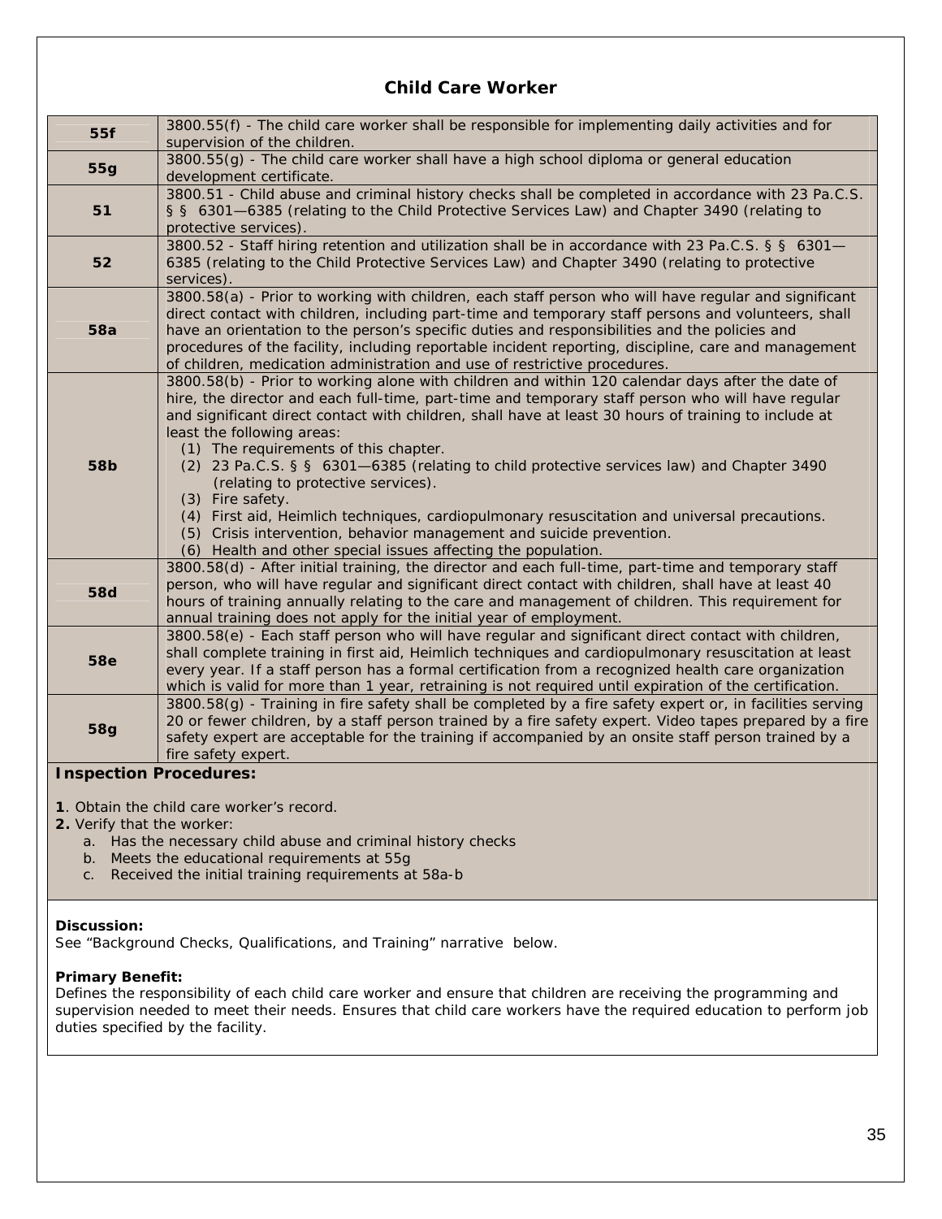## Child Care Worker

| | |
|---|---|
| **55f** | 3800.55(f) - The child care worker shall be responsible for implementing daily activities and for supervision of the children. |
| **55g** | 3800.55(g) - The child care worker shall have a high school diploma or general education development certificate. |
| **51** | 3800.51 - Child abuse and criminal history checks shall be completed in accordance with 23 Pa.C.S. § § 6301—6385 (relating to the Child Protective Services Law) and Chapter 3490 (relating to protective services). |
| **52** | 3800.52 - Staff hiring retention and utilization shall be in accordance with 23 Pa.C.S. § § 6301—6385 (relating to the Child Protective Services Law) and Chapter 3490 (relating to protective services). |
| **58a** | 3800.58(a) - Prior to working with children, each staff person who will have regular and significant direct contact with children, including part-time and temporary staff persons and volunteers, shall have an orientation to the person's specific duties and responsibilities and the policies and procedures of the facility, including reportable incident reporting, discipline, care and management of children, medication administration and use of restrictive procedures. |
| **58b** | 3800.58(b) - Prior to working alone with children and within 120 calendar days after the date of hire, the director and each full-time, part-time and temporary staff person who will have regular and significant direct contact with children, shall have at least 30 hours of training to include at least the following areas:<br>(1) The requirements of this chapter.<br>(2) 23 Pa.C.S. § § 6301—6385 (relating to child protective services law) and Chapter 3490 (relating to protective services).<br>(3) Fire safety.<br>(4) First aid, Heimlich techniques, cardiopulmonary resuscitation and universal precautions.<br>(5) Crisis intervention, behavior management and suicide prevention.<br>(6) Health and other special issues affecting the population. |
| **58d** | 3800.58(d) - After initial training, the director and each full-time, part-time and temporary staff person, who will have regular and significant direct contact with children, shall have at least 40 hours of training annually relating to the care and management of children. This requirement for annual training does not apply for the initial year of employment. |
| **58e** | 3800.58(e) - Each staff person who will have regular and significant direct contact with children, shall complete training in first aid, Heimlich techniques and cardiopulmonary resuscitation at least every year. If a staff person has a formal certification from a recognized health care organization which is valid for more than 1 year, retraining is not required until expiration of the certification. |
| **58g** | 3800.58(g) - Training in fire safety shall be completed by a fire safety expert or, in facilities serving 20 or fewer children, by a staff person trained by a fire safety expert. Video tapes prepared by a fire safety expert are acceptable for the training if accompanied by an onsite staff person trained by a fire safety expert. |

**Inspection Procedures:**

**1**. Obtain the child care worker's record.
**2.** Verify that the worker:

a. Has the necessary child abuse and criminal history checks
b. Meets the educational requirements at 55g
c. Received the initial training requirements at 58a-b

**Discussion:**
See "Background Checks, Qualifications, and Training" narrative below.

**Primary Benefit:**
Defines the responsibility of each child care worker and ensure that children are receiving the programming and supervision needed to meet their needs. Ensures that child care workers have the required education to perform job duties specified by the facility.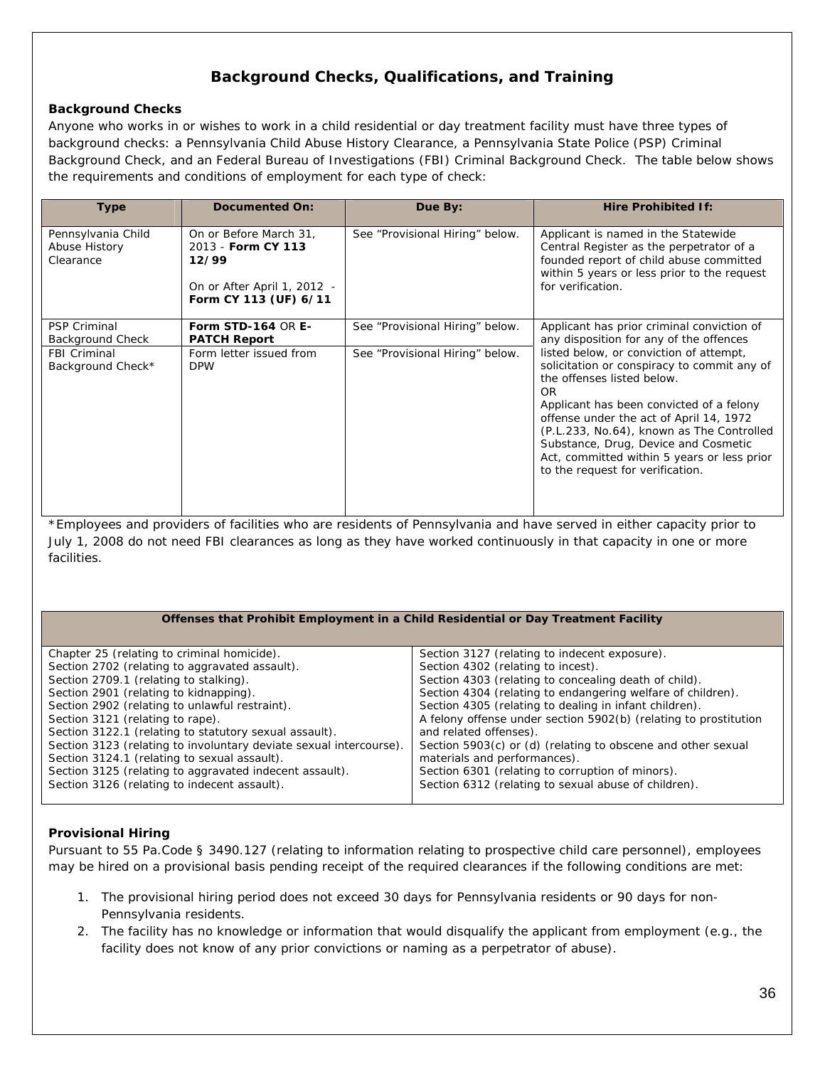## Background Checks, Qualifications, and Training

**Background Checks**

Anyone who works in or wishes to work in a child residential or day treatment facility must have three types of background checks: a Pennsylvania Child Abuse History Clearance, a Pennsylvania State Police (PSP) Criminal Background Check, and an Federal Bureau of Investigations (FBI) Criminal Background Check. The table below shows the requirements and conditions of employment for each type of check:

| Type | Documented On: | Due By: | Hire Prohibited If: |
|---|---|---|---|
| Pennsylvania Child Abuse History Clearance | On or Before March 31, 2013 - **Form CY 113 12/99**<br><br>On or After April 1, 2012 - **Form CY 113 (UF) 6/11** | See "Provisional Hiring" below. | Applicant is named in the Statewide Central Register as the perpetrator of a founded report of child abuse committed within 5 years or less prior to the request for verification. |
| PSP Criminal Background Check | **Form STD-164** OR **E-PATCH Report** | See "Provisional Hiring" below. | Applicant has prior criminal conviction of any disposition for any of the offences listed below, or conviction of attempt, solicitation or conspiracy to commit any of the offenses listed below.<br>OR<br>Applicant has been convicted of a felony offense under the act of April 14, 1972 (P.L.233, No.64), known as The Controlled Substance, Drug, Device and Cosmetic Act, committed within 5 years or less prior to the request for verification. |
| FBI Criminal Background Check* | Form letter issued from DPW | See "Provisional Hiring" below. | |

*Employees and providers of facilities who are residents of Pennsylvania and have served in either capacity prior to July 1, 2008 do not need FBI clearances as long as they have worked continuously in that capacity in one or more facilities.

| Offenses that Prohibit Employment in a Child Residential or Day Treatment Facility | |
|---|---|
| Chapter 25 (relating to criminal homicide).<br>Section 2702 (relating to aggravated assault).<br>Section 2709.1 (relating to stalking).<br>Section 2901 (relating to kidnapping).<br>Section 2902 (relating to unlawful restraint).<br>Section 3121 (relating to rape).<br>Section 3122.1 (relating to statutory sexual assault).<br>Section 3123 (relating to involuntary deviate sexual intercourse).<br>Section 3124.1 (relating to sexual assault).<br>Section 3125 (relating to aggravated indecent assault).<br>Section 3126 (relating to indecent assault). | Section 3127 (relating to indecent exposure).<br>Section 4302 (relating to incest).<br>Section 4303 (relating to concealing death of child).<br>Section 4304 (relating to endangering welfare of children).<br>Section 4305 (relating to dealing in infant children).<br>A felony offense under section 5902(b) (relating to prostitution and related offenses).<br>Section 5903(c) or (d) (relating to obscene and other sexual materials and performances).<br>Section 6301 (relating to corruption of minors).<br>Section 6312 (relating to sexual abuse of children). |

**Provisional Hiring**

Pursuant to 55 Pa.Code § 3490.127 (relating to information relating to prospective child care personnel), employees may be hired on a provisional basis pending receipt of the required clearances if the following conditions are met:

1. The provisional hiring period does not exceed 30 days for Pennsylvania residents or 90 days for non-Pennsylvania residents.
2. The facility has no knowledge or information that would disqualify the applicant from employment (e.g., the facility does not know of any prior convictions or naming as a perpetrator of abuse).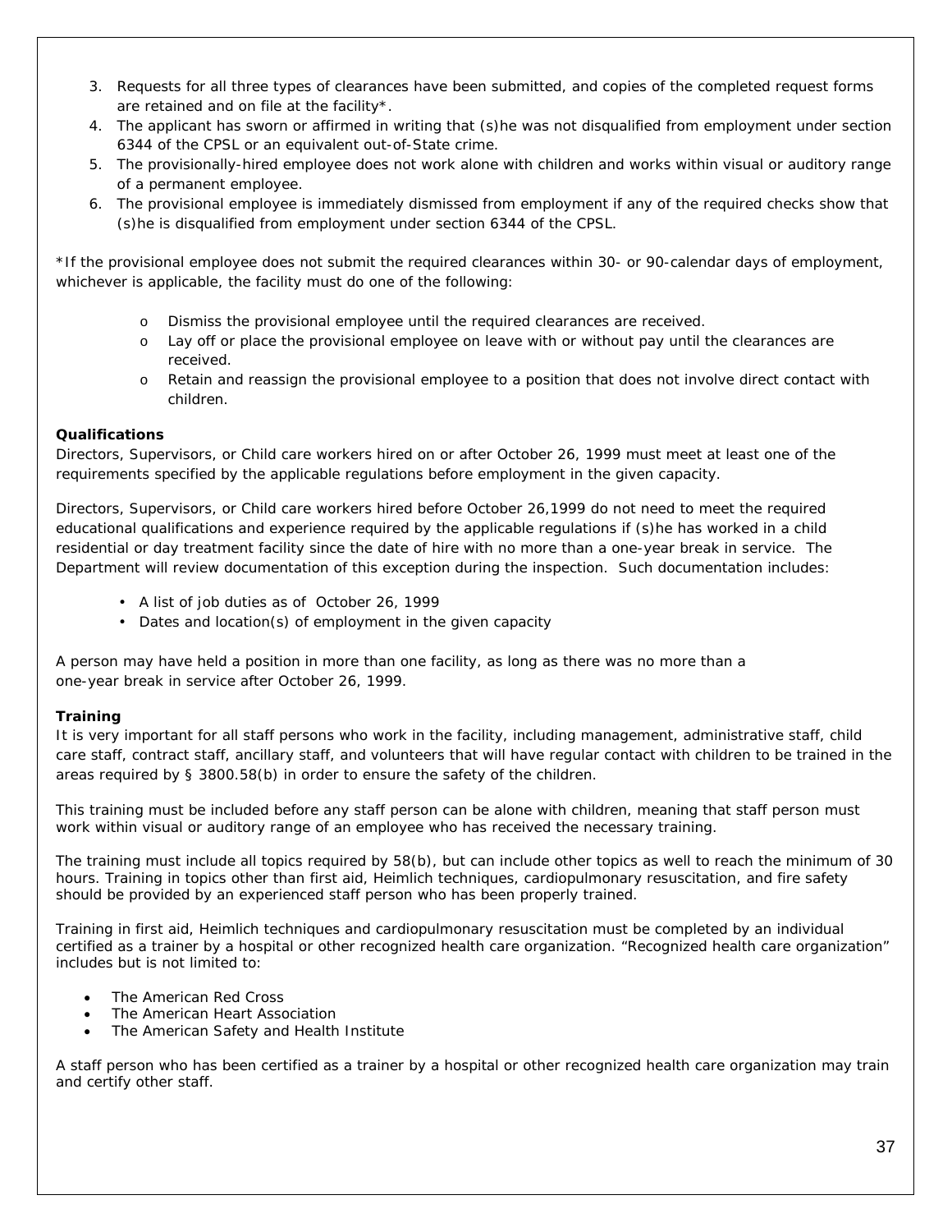3. Requests for all three types of clearances have been submitted, and copies of the completed request forms are retained and on file at the facility*.
4. The applicant has sworn or affirmed in writing that (s)he was not disqualified from employment under section 6344 of the CPSL or an equivalent out-of-State crime.
5. The provisionally-hired employee does not work alone with children and works within visual or auditory range of a permanent employee.
6. The provisional employee is immediately dismissed from employment if any of the required checks show that (s)he is disqualified from employment under section 6344 of the CPSL.

*If the provisional employee does not submit the required clearances within 30- or 90-calendar days of employment, whichever is applicable, the facility must do one of the following:

- Dismiss the provisional employee until the required clearances are received.
- Lay off or place the provisional employee on leave with or without pay until the clearances are received.
- Retain and reassign the provisional employee to a position that does not involve direct contact with children.

**Qualifications**

Directors, Supervisors, or Child care workers hired on or after October 26, 1999 must meet at least one of the requirements specified by the applicable regulations before employment in the given capacity.

Directors, Supervisors, or Child care workers hired before October 26,1999 do not need to meet the required educational qualifications and experience required by the applicable regulations if (s)he has worked in a child residential or day treatment facility since the date of hire with no more than a one-year break in service. The Department will review documentation of this exception during the inspection. Such documentation includes:

- A list of job duties as of October 26, 1999
- Dates and location(s) of employment in the given capacity

A person may have held a position in more than one facility, as long as there was no more than a one-year break in service after October 26, 1999.

**Training**

It is very important for all staff persons who work in the facility, including management, administrative staff, child care staff, contract staff, ancillary staff, and volunteers that will have regular contact with children to be trained in the areas required by § 3800.58(b) in order to ensure the safety of the children.

This training must be included before any staff person can be alone with children, meaning that staff person must work within visual or auditory range of an employee who has received the necessary training.

The training must include all topics required by 58(b), but can include other topics as well to reach the minimum of 30 hours. Training in topics other than first aid, Heimlich techniques, cardiopulmonary resuscitation, and fire safety should be provided by an experienced staff person who has been properly trained.

Training in first aid, Heimlich techniques and cardiopulmonary resuscitation must be completed by an individual certified as a trainer by a hospital or other recognized health care organization. "Recognized health care organization" includes but is not limited to:

- The American Red Cross
- The American Heart Association
- The American Safety and Health Institute

A staff person who has been certified as a trainer by a hospital or other recognized health care organization may train and certify other staff.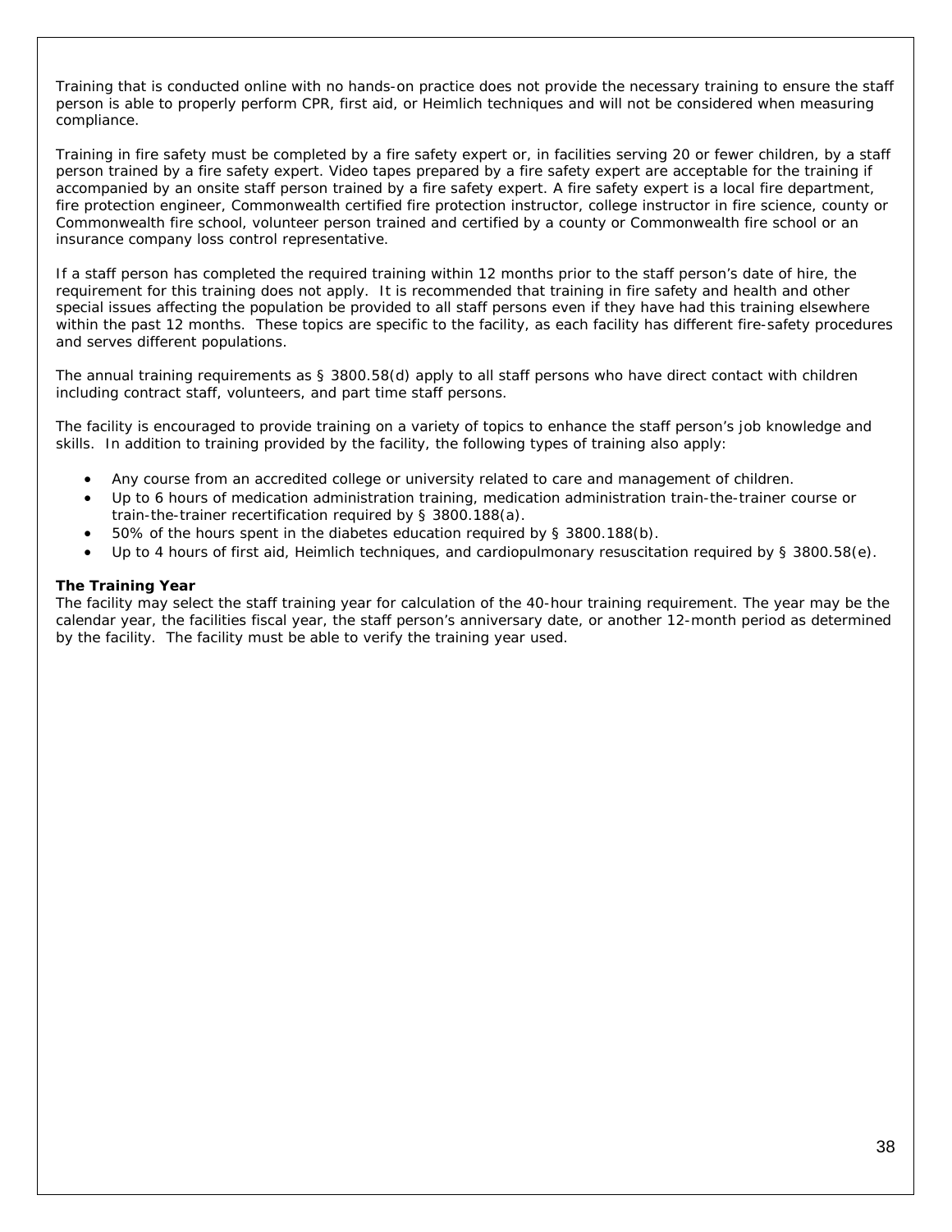Training that is conducted online with no hands-on practice does not provide the necessary training to ensure the staff person is able to properly perform CPR, first aid, or Heimlich techniques and will not be considered when measuring compliance.

Training in fire safety must be completed by a fire safety expert or, in facilities serving 20 or fewer children, by a staff person trained by a fire safety expert. Video tapes prepared by a fire safety expert are acceptable for the training if accompanied by an onsite staff person trained by a fire safety expert. A fire safety expert is a local fire department, fire protection engineer, Commonwealth certified fire protection instructor, college instructor in fire science, county or Commonwealth fire school, volunteer person trained and certified by a county or Commonwealth fire school or an insurance company loss control representative.

If a staff person has completed the required training within 12 months prior to the staff person's date of hire, the requirement for this training does not apply. It is recommended that training in fire safety and health and other special issues affecting the population be provided to all staff persons even if they have had this training elsewhere within the past 12 months. These topics are specific to the facility, as each facility has different fire-safety procedures and serves different populations.

The annual training requirements as § 3800.58(d) apply to all staff persons who have direct contact with children including contract staff, volunteers, and part time staff persons.

The facility is encouraged to provide training on a variety of topics to enhance the staff person's job knowledge and skills. In addition to training provided by the facility, the following types of training also apply:

- Any course from an accredited college or university related to care and management of children.
- Up to 6 hours of medication administration training, medication administration train-the-trainer course or train-the-trainer recertification required by § 3800.188(a).
- 50% of the hours spent in the diabetes education required by § 3800.188(b).
- Up to 4 hours of first aid, Heimlich techniques, and cardiopulmonary resuscitation required by § 3800.58(e).

**The Training Year**

The facility may select the staff training year for calculation of the 40-hour training requirement. The year may be the calendar year, the facilities fiscal year, the staff person's anniversary date, or another 12-month period as determined by the facility. The facility must be able to verify the training year used.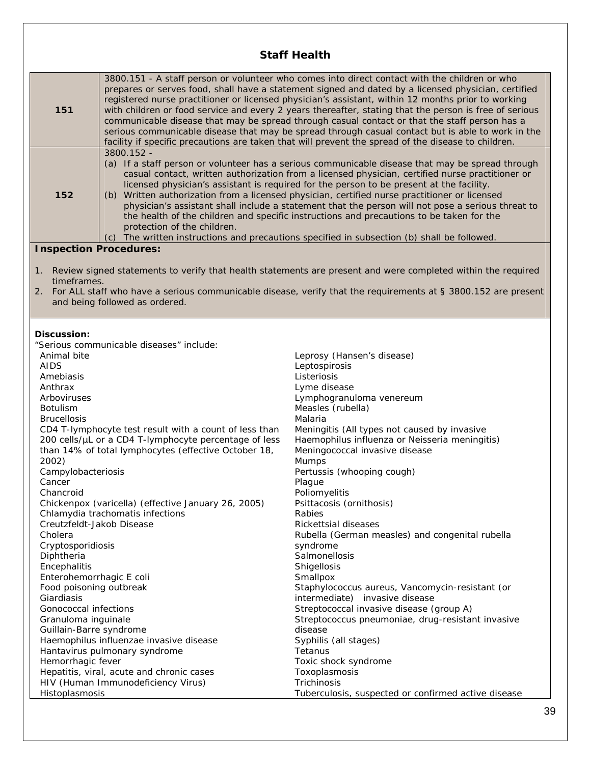## Staff Health

| | |
|---|---|
| **151** | 3800.151 - A staff person or volunteer who comes into direct contact with the children or who prepares or serves food, shall have a statement signed and dated by a licensed physician, certified registered nurse practitioner or licensed physician's assistant, within 12 months prior to working with children or food service and every 2 years thereafter, stating that the person is free of serious communicable disease that may be spread through casual contact or that the staff person has a serious communicable disease that may be spread through casual contact but is able to work in the facility if specific precautions are taken that will prevent the spread of the disease to children. |
| **152** | 3800.152 - (a) If a staff person or volunteer has a serious communicable disease that may be spread through casual contact, written authorization from a licensed physician, certified nurse practitioner or licensed physician's assistant is required for the person to be present at the facility. (b) Written authorization from a licensed physician, certified nurse practitioner or licensed physician's assistant shall include a statement that the person will not pose a serious threat to the health of the children and specific instructions and precautions to be taken for the protection of the children. (c) The written instructions and precautions specified in subsection (b) shall be followed. |

**Inspection Procedures:**

1. Review signed statements to verify that health statements are present and were completed within the required timeframes.
2. For ALL staff who have a serious communicable disease, verify that the requirements at § 3800.152 are present and being followed as ordered.

**Discussion:**

"Serious communicable diseases" include:

- Animal bite
- AIDS
- Amebiasis
- Anthrax
- Arboviruses
- Botulism
- Brucellosis
- CD4 T-lymphocyte test result with a count of less than 200 cells/μL or a CD4 T-lymphocyte percentage of less than 14% of total lymphocytes (effective October 18, 2002)
- Campylobacteriosis
- Cancer
- Chancroid
- Chickenpox (varicella) (effective January 26, 2005)
- Chlamydia trachomatis infections
- Creutzfeldt-Jakob Disease
- Cholera
- Cryptosporidiosis
- Diphtheria
- Encephalitis
- Enterohemorrhagic E coli
- Food poisoning outbreak
- Giardiasis
- Gonococcal infections
- Granuloma inguinale
- Guillain-Barre syndrome
- Haemophilus influenzae invasive disease
- Hantavirus pulmonary syndrome
- Hemorrhagic fever
- Hepatitis, viral, acute and chronic cases
- HIV (Human Immunodeficiency Virus)
- Histoplasmosis
- Leprosy (Hansen's disease)
- Leptospirosis
- Listeriosis
- Lyme disease
- Lymphogranuloma venereum
- Measles (rubella)
- Malaria
- Meningitis (All types not caused by invasive Haemophilus influenza or Neisseria meningitis)
- Meningococcal invasive disease
- Mumps
- Pertussis (whooping cough)
- Plague
- Poliomyelitis
- Psittacosis (ornithosis)
- Rabies
- Rickettsial diseases
- Rubella (German measles) and congenital rubella syndrome
- Salmonellosis
- Shigellosis
- Smallpox
- Staphylococcus aureus, Vancomycin-resistant (or intermediate) invasive disease
- Streptococcal invasive disease (group A)
- Streptococcus pneumoniae, drug-resistant invasive disease
- Syphilis (all stages)
- Tetanus
- Toxic shock syndrome
- Toxoplasmosis
- Trichinosis
- Tuberculosis, suspected or confirmed active disease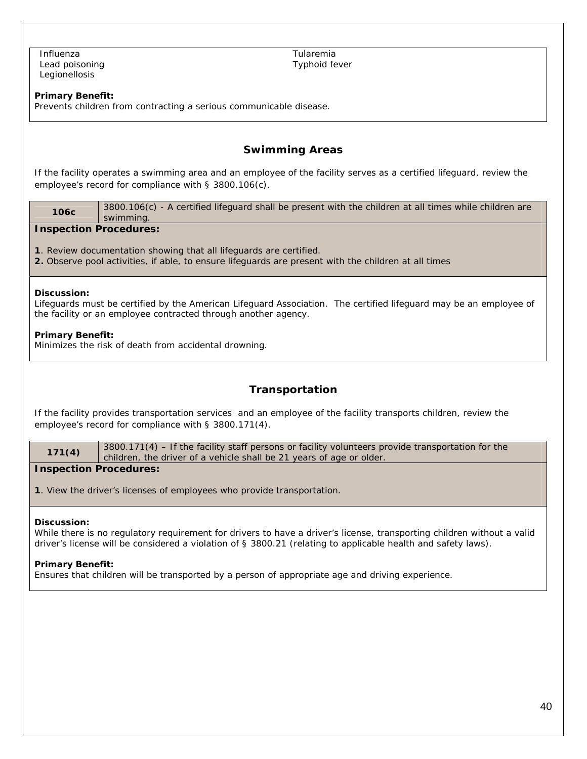Influenza
Lead poisoning
Legionellosis
Tularemia
Typhoid fever

**Primary Benefit:**
Prevents children from contracting a serious communicable disease.

## Swimming Areas

If the facility operates a swimming area and an employee of the facility serves as a certified lifeguard, review the employee's record for compliance with § 3800.106(c).

| **106c** | 3800.106(c) - A certified lifeguard shall be present with the children at all times while children are swimming. |
|---|---|

**Inspection Procedures:**

**1**. Review documentation showing that all lifeguards are certified.
**2.** Observe pool activities, if able, to ensure lifeguards are present with the children at all times

**Discussion:**
Lifeguards must be certified by the American Lifeguard Association. The certified lifeguard may be an employee of the facility or an employee contracted through another agency.

**Primary Benefit:**
Minimizes the risk of death from accidental drowning.

## Transportation

If the facility provides transportation services and an employee of the facility transports children, review the employee's record for compliance with § 3800.171(4).

| **171(4)** | 3800.171(4) – If the facility staff persons or facility volunteers provide transportation for the children, the driver of a vehicle shall be 21 years of age or older. |
|---|---|

**Inspection Procedures:**

**1**. View the driver's licenses of employees who provide transportation.

**Discussion:**
While there is no regulatory requirement for drivers to have a driver's license, transporting children without a valid driver's license will be considered a violation of § 3800.21 (relating to applicable health and safety laws).

**Primary Benefit:**
Ensures that children will be transported by a person of appropriate age and driving experience.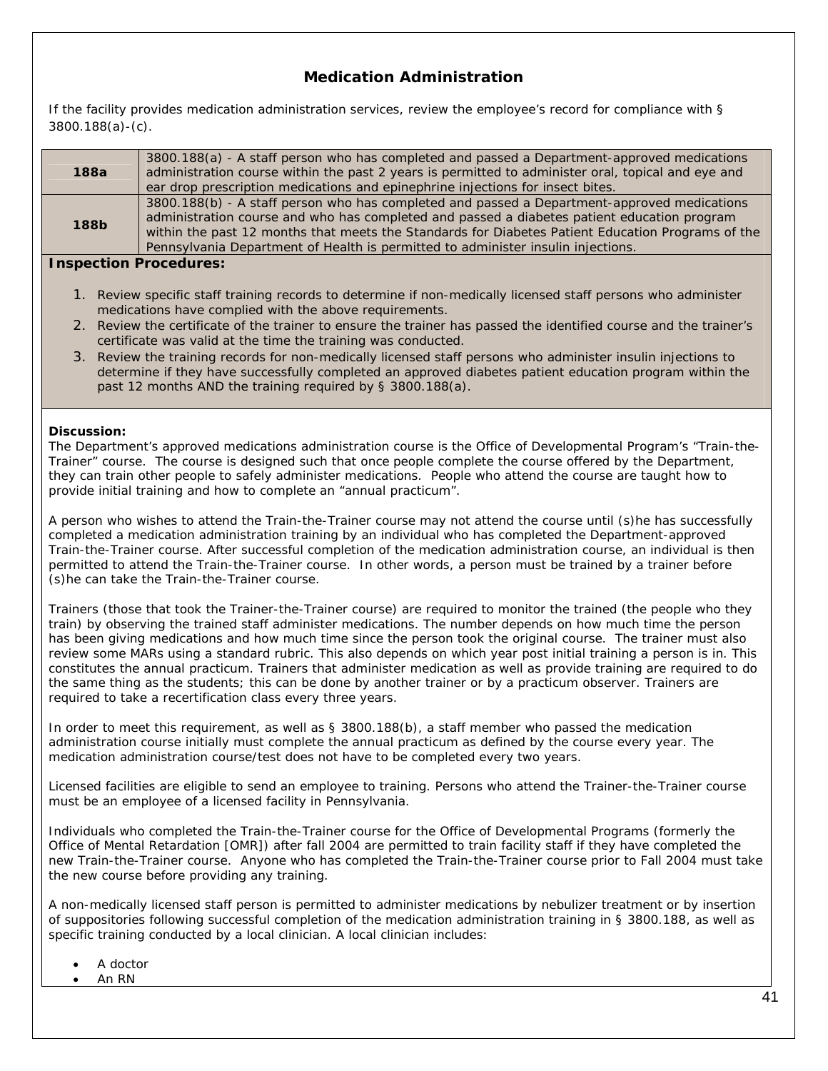## Medication Administration

If the facility provides medication administration services, review the employee's record for compliance with § 3800.188(a)-(c).

| | |
|---|---|
| **188a** | 3800.188(a) - A staff person who has completed and passed a Department-approved medications administration course within the past 2 years is permitted to administer oral, topical and eye and ear drop prescription medications and epinephrine injections for insect bites. |
| **188b** | 3800.188(b) - A staff person who has completed and passed a Department-approved medications administration course and who has completed and passed a diabetes patient education program within the past 12 months that meets the Standards for Diabetes Patient Education Programs of the Pennsylvania Department of Health is permitted to administer insulin injections. |

**Inspection Procedures:**

1. Review specific staff training records to determine if non-medically licensed staff persons who administer medications have complied with the above requirements.
2. Review the certificate of the trainer to ensure the trainer has passed the identified course and the trainer's certificate was valid at the time the training was conducted.
3. Review the training records for non-medically licensed staff persons who administer insulin injections to determine if they have successfully completed an approved diabetes patient education program within the past 12 months AND the training required by § 3800.188(a).

**Discussion:**

The Department's approved medications administration course is the Office of Developmental Program's "Train-the-Trainer" course. The course is designed such that once people complete the course offered by the Department, they can train other people to safely administer medications. People who attend the course are taught how to provide initial training and how to complete an "annual practicum".

A person who wishes to attend the Train-the-Trainer course may not attend the course until (s)he has successfully completed a medication administration training by an individual who has completed the Department-approved Train-the-Trainer course. After successful completion of the medication administration course, an individual is then permitted to attend the Train-the-Trainer course. In other words, a person must be trained by a trainer before (s)he can take the Train-the-Trainer course.

Trainers (those that took the Trainer-the-Trainer course) are required to monitor the trained (the people who they train) by observing the trained staff administer medications. The number depends on how much time the person has been giving medications and how much time since the person took the original course. The trainer must also review some MARs using a standard rubric. This also depends on which year post initial training a person is in. This constitutes the annual practicum. Trainers that administer medication as well as provide training are required to do the same thing as the students; this can be done by another trainer or by a practicum observer. Trainers are required to take a recertification class every three years.

In order to meet this requirement, as well as § 3800.188(b), a staff member who passed the medication administration course initially must complete the annual practicum as defined by the course every year. The medication administration course/test does not have to be completed every two years.

Licensed facilities are eligible to send an employee to training. Persons who attend the Trainer-the-Trainer course must be an employee of a licensed facility in Pennsylvania.

Individuals who completed the Train-the-Trainer course for the Office of Developmental Programs (formerly the Office of Mental Retardation [OMR]) after fall 2004 are permitted to train facility staff if they have completed the new Train-the-Trainer course. Anyone who has completed the Train-the-Trainer course prior to Fall 2004 must take the new course before providing any training.

A non-medically licensed staff person is permitted to administer medications by nebulizer treatment or by insertion of suppositories following successful completion of the medication administration training in § 3800.188, as well as specific training conducted by a local clinician. A local clinician includes:

- A doctor
- An RN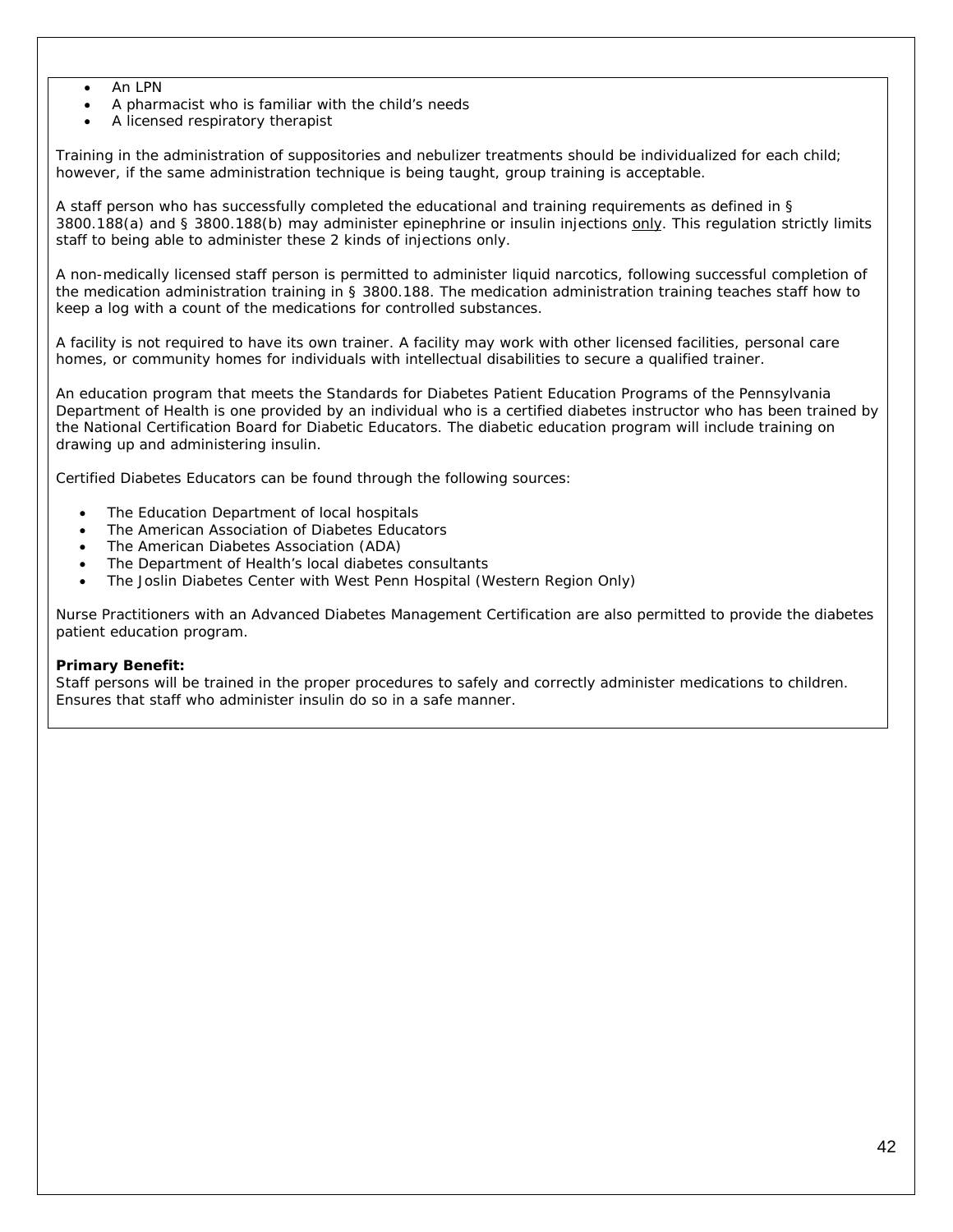- An LPN
- A pharmacist who is familiar with the child's needs
- A licensed respiratory therapist

Training in the administration of suppositories and nebulizer treatments should be individualized for each child; however, if the same administration technique is being taught, group training is acceptable.

A staff person who has successfully completed the educational and training requirements as defined in § 3800.188(a) and § 3800.188(b) may administer epinephrine or insulin injections <u>only</u>. This regulation strictly limits staff to being able to administer these 2 kinds of injections only.

A non-medically licensed staff person is permitted to administer liquid narcotics, following successful completion of the medication administration training in § 3800.188. The medication administration training teaches staff how to keep a log with a count of the medications for controlled substances.

A facility is not required to have its own trainer. A facility may work with other licensed facilities, personal care homes, or community homes for individuals with intellectual disabilities to secure a qualified trainer.

An education program that meets the Standards for Diabetes Patient Education Programs of the Pennsylvania Department of Health is one provided by an individual who is a certified diabetes instructor who has been trained by the National Certification Board for Diabetic Educators. The diabetic education program will include training on drawing up and administering insulin.

Certified Diabetes Educators can be found through the following sources:

- The Education Department of local hospitals
- The American Association of Diabetes Educators
- The American Diabetes Association (ADA)
- The Department of Health's local diabetes consultants
- The Joslin Diabetes Center with West Penn Hospital (Western Region Only)

Nurse Practitioners with an Advanced Diabetes Management Certification are also permitted to provide the diabetes patient education program.

**Primary Benefit:**
Staff persons will be trained in the proper procedures to safely and correctly administer medications to children. Ensures that staff who administer insulin do so in a safe manner.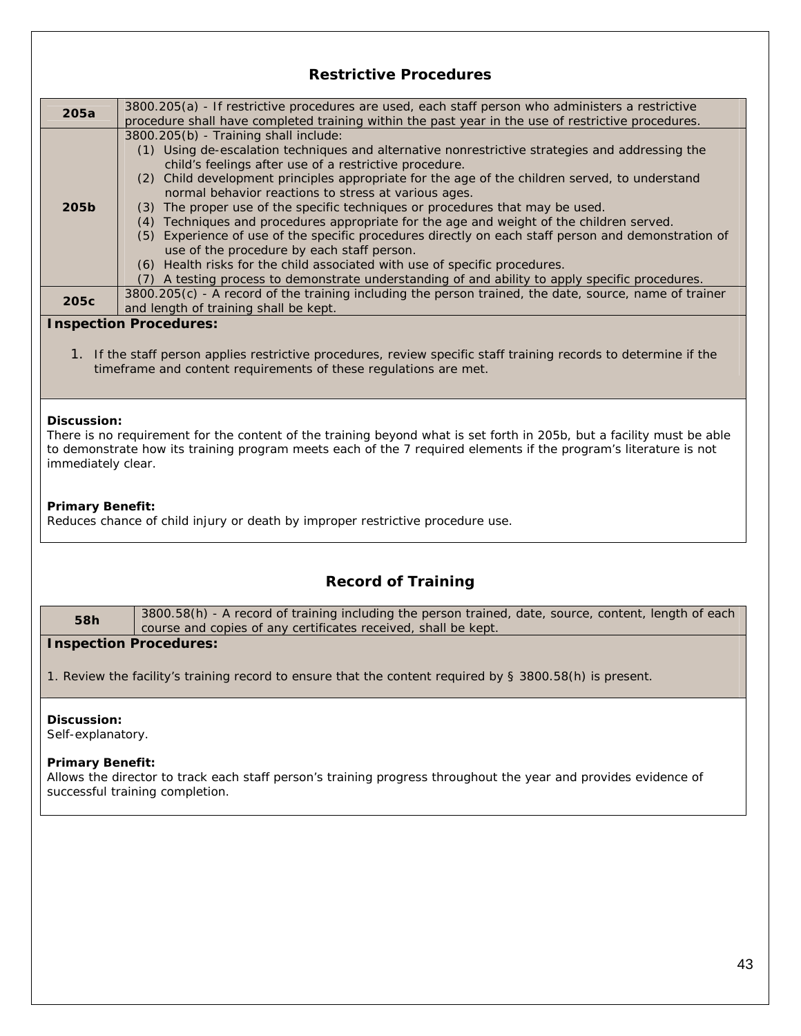## Restrictive Procedures

| | |
|---|---|
| **205a** | 3800.205(a) - If restrictive procedures are used, each staff person who administers a restrictive procedure shall have completed training within the past year in the use of restrictive procedures. |
| **205b** | 3800.205(b) - Training shall include:<br>(1) Using de-escalation techniques and alternative nonrestrictive strategies and addressing the child's feelings after use of a restrictive procedure.<br>(2) Child development principles appropriate for the age of the children served, to understand normal behavior reactions to stress at various ages.<br>(3) The proper use of the specific techniques or procedures that may be used.<br>(4) Techniques and procedures appropriate for the age and weight of the children served.<br>(5) Experience of use of the specific procedures directly on each staff person and demonstration of use of the procedure by each staff person.<br>(6) Health risks for the child associated with use of specific procedures.<br>(7) A testing process to demonstrate understanding of and ability to apply specific procedures. |
| **205c** | 3800.205(c) - A record of the training including the person trained, the date, source, name of trainer and length of training shall be kept. |

**Inspection Procedures:**

1. If the staff person applies restrictive procedures, review specific staff training records to determine if the timeframe and content requirements of these regulations are met.

**Discussion:**
There is no requirement for the content of the training beyond what is set forth in 205b, but a facility must be able to demonstrate how its training program meets each of the 7 required elements if the program's literature is not immediately clear.

**Primary Benefit:**
Reduces chance of child injury or death by improper restrictive procedure use.

## Record of Training

| | |
|---|---|
| **58h** | 3800.58(h) - A record of training including the person trained, date, source, content, length of each course and copies of any certificates received, shall be kept. |

**Inspection Procedures:**

1. Review the facility's training record to ensure that the content required by § 3800.58(h) is present.

**Discussion:**
Self-explanatory.

**Primary Benefit:**
Allows the director to track each staff person's training progress throughout the year and provides evidence of successful training completion.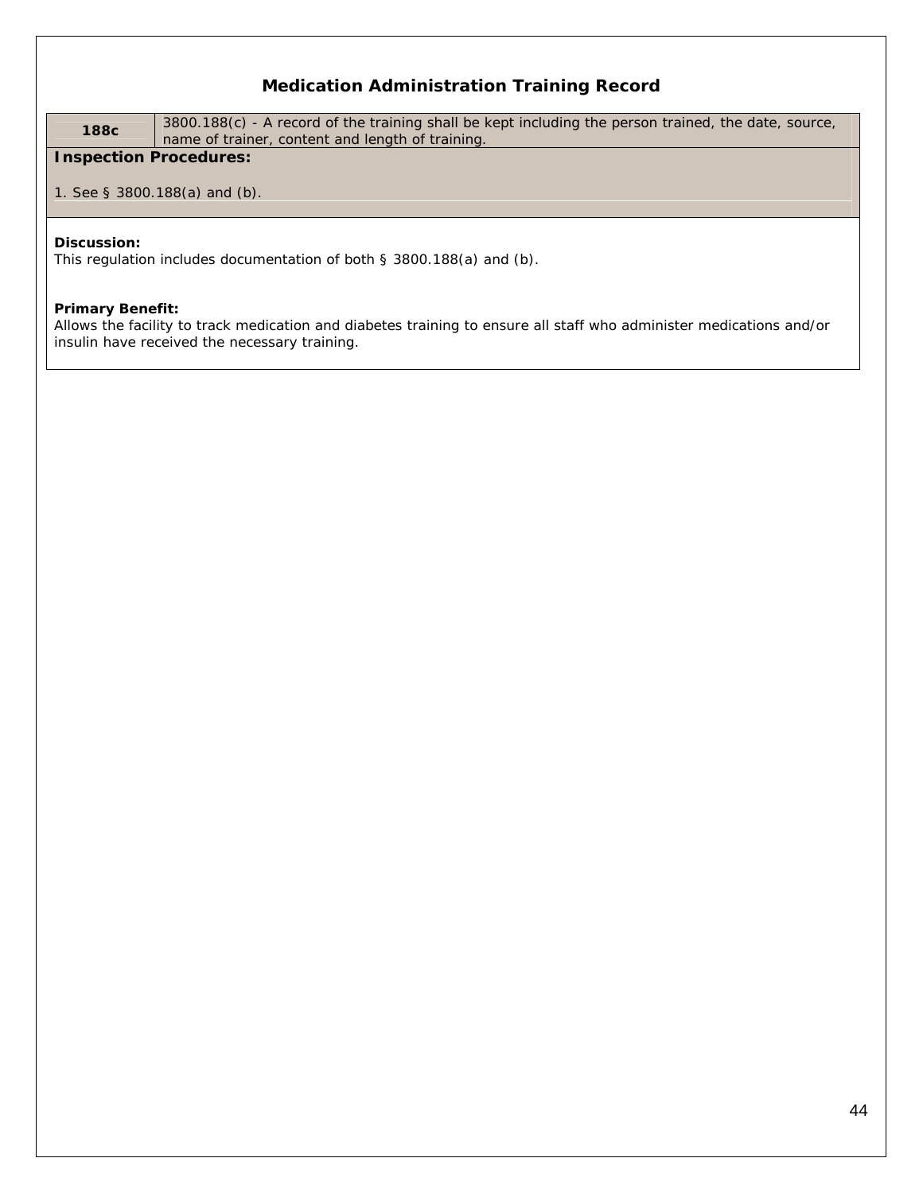## Medication Administration Training Record

| 188c | 3800.188(c) - A record of the training shall be kept including the person trained, the date, source, name of trainer, content and length of training. |
|---|---|

**Inspection Procedures:**

1. See § 3800.188(a) and (b).

**Discussion:**
This regulation includes documentation of both § 3800.188(a) and (b).

**Primary Benefit:**
Allows the facility to track medication and diabetes training to ensure all staff who administer medications and/or insulin have received the necessary training.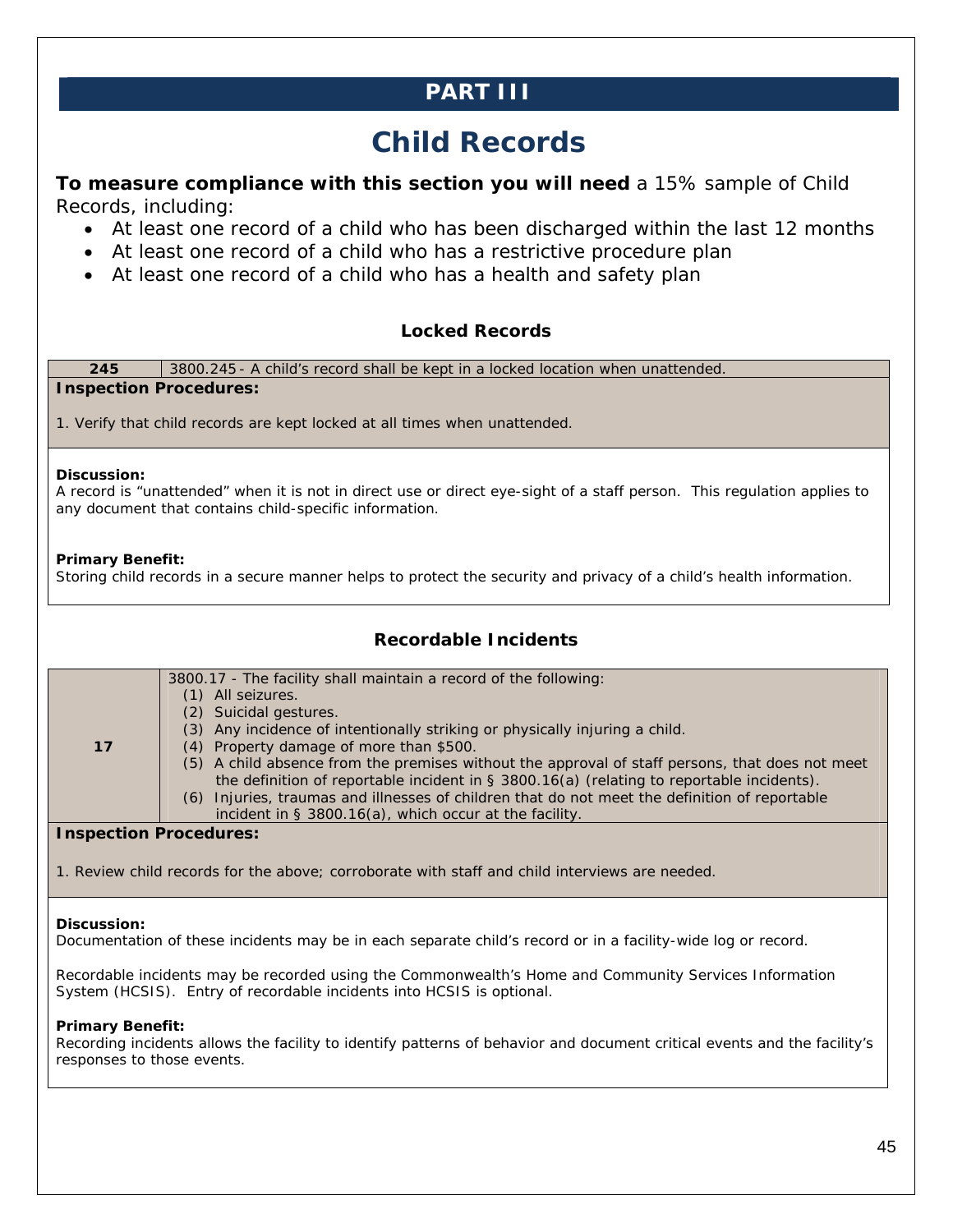# PART III

## Child Records

**To measure compliance with this section you will need** a 15% sample of Child Records, including:

- At least one record of a child who has been discharged within the last 12 months
- At least one record of a child who has a restrictive procedure plan
- At least one record of a child who has a health and safety plan

### Locked Records

| 245 | 3800.245 - A child's record shall be kept in a locked location when unattended. |
|---|---|

**Inspection Procedures:**

1. Verify that child records are kept locked at all times when unattended.

**Discussion:**
A record is "unattended" when it is not in direct use or direct eye-sight of a staff person. This regulation applies to any document that contains child-specific information.

**Primary Benefit:**
Storing child records in a secure manner helps to protect the security and privacy of a child's health information.

### Recordable Incidents

| 17 | 3800.17 - The facility shall maintain a record of the following:<br>(1) All seizures.<br>(2) Suicidal gestures.<br>(3) Any incidence of intentionally striking or physically injuring a child.<br>(4) Property damage of more than $500.<br>(5) A child absence from the premises without the approval of staff persons, that does not meet the definition of reportable incident in § 3800.16(a) (relating to reportable incidents).<br>(6) Injuries, traumas and illnesses of children that do not meet the definition of reportable incident in § 3800.16(a), which occur at the facility. |
|---|---|

**Inspection Procedures:**

1. Review child records for the above; corroborate with staff and child interviews are needed.

**Discussion:**
Documentation of these incidents may be in each separate child's record or in a facility-wide log or record.

Recordable incidents may be recorded using the Commonwealth's Home and Community Services Information System (HCSIS). Entry of recordable incidents into HCSIS is optional.

**Primary Benefit:**
Recording incidents allows the facility to identify patterns of behavior and document critical events and the facility's responses to those events.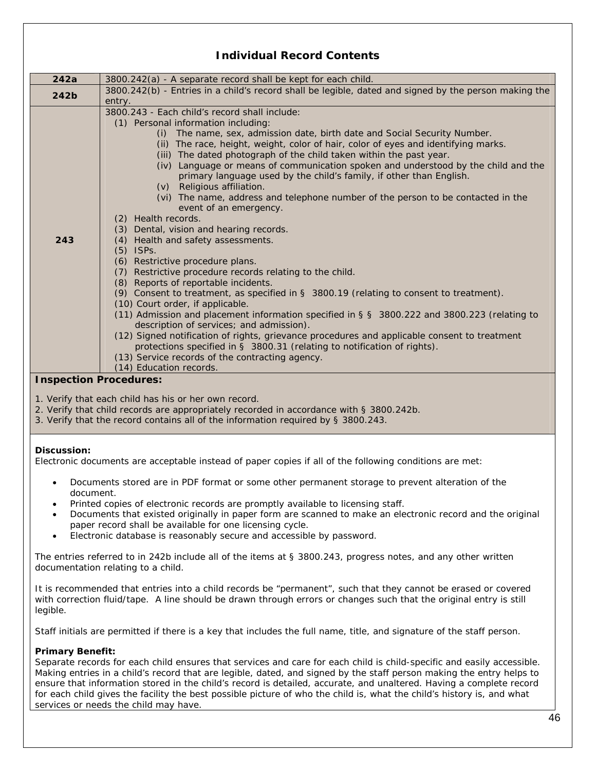## Individual Record Contents

| | |
|---|---|
| **242a** | 3800.242(a) - A separate record shall be kept for each child. |
| **242b** | 3800.242(b) - Entries in a child's record shall be legible, dated and signed by the person making the entry. |
| **243** | 3800.243 - Each child's record shall include:<br>(1) Personal information including:<br>(i) The name, sex, admission date, birth date and Social Security Number.<br>(ii) The race, height, weight, color of hair, color of eyes and identifying marks.<br>(iii) The dated photograph of the child taken within the past year.<br>(iv) Language or means of communication spoken and understood by the child and the primary language used by the child's family, if other than English.<br>(v) Religious affiliation.<br>(vi) The name, address and telephone number of the person to be contacted in the event of an emergency.<br>(2) Health records.<br>(3) Dental, vision and hearing records.<br>(4) Health and safety assessments.<br>(5) ISPs.<br>(6) Restrictive procedure plans.<br>(7) Restrictive procedure records relating to the child.<br>(8) Reports of reportable incidents.<br>(9) Consent to treatment, as specified in § 3800.19 (relating to consent to treatment).<br>(10) Court order, if applicable.<br>(11) Admission and placement information specified in § § 3800.222 and 3800.223 (relating to description of services; and admission).<br>(12) Signed notification of rights, grievance procedures and applicable consent to treatment protections specified in § 3800.31 (relating to notification of rights).<br>(13) Service records of the contracting agency.<br>(14) Education records. |

**Inspection Procedures:**

1. Verify that each child has his or her own record.
2. Verify that child records are appropriately recorded in accordance with § 3800.242b.
3. Verify that the record contains all of the information required by § 3800.243.

**Discussion:**
Electronic documents are acceptable instead of paper copies if all of the following conditions are met:

- Documents stored are in PDF format or some other permanent storage to prevent alteration of the document.
- Printed copies of electronic records are promptly available to licensing staff.
- Documents that existed originally in paper form are scanned to make an electronic record and the original paper record shall be available for one licensing cycle.
- Electronic database is reasonably secure and accessible by password.

The entries referred to in 242b include all of the items at § 3800.243, progress notes, and any other written documentation relating to a child.

It is recommended that entries into a child records be "permanent", such that they cannot be erased or covered with correction fluid/tape. A line should be drawn through errors or changes such that the original entry is still legible.

Staff initials are permitted if there is a key that includes the full name, title, and signature of the staff person.

**Primary Benefit:**
Separate records for each child ensures that services and care for each child is child-specific and easily accessible. Making entries in a child's record that are legible, dated, and signed by the staff person making the entry helps to ensure that information stored in the child's record is detailed, accurate, and unaltered. Having a complete record for each child gives the facility the best possible picture of who the child is, what the child's history is, and what services or needs the child may have.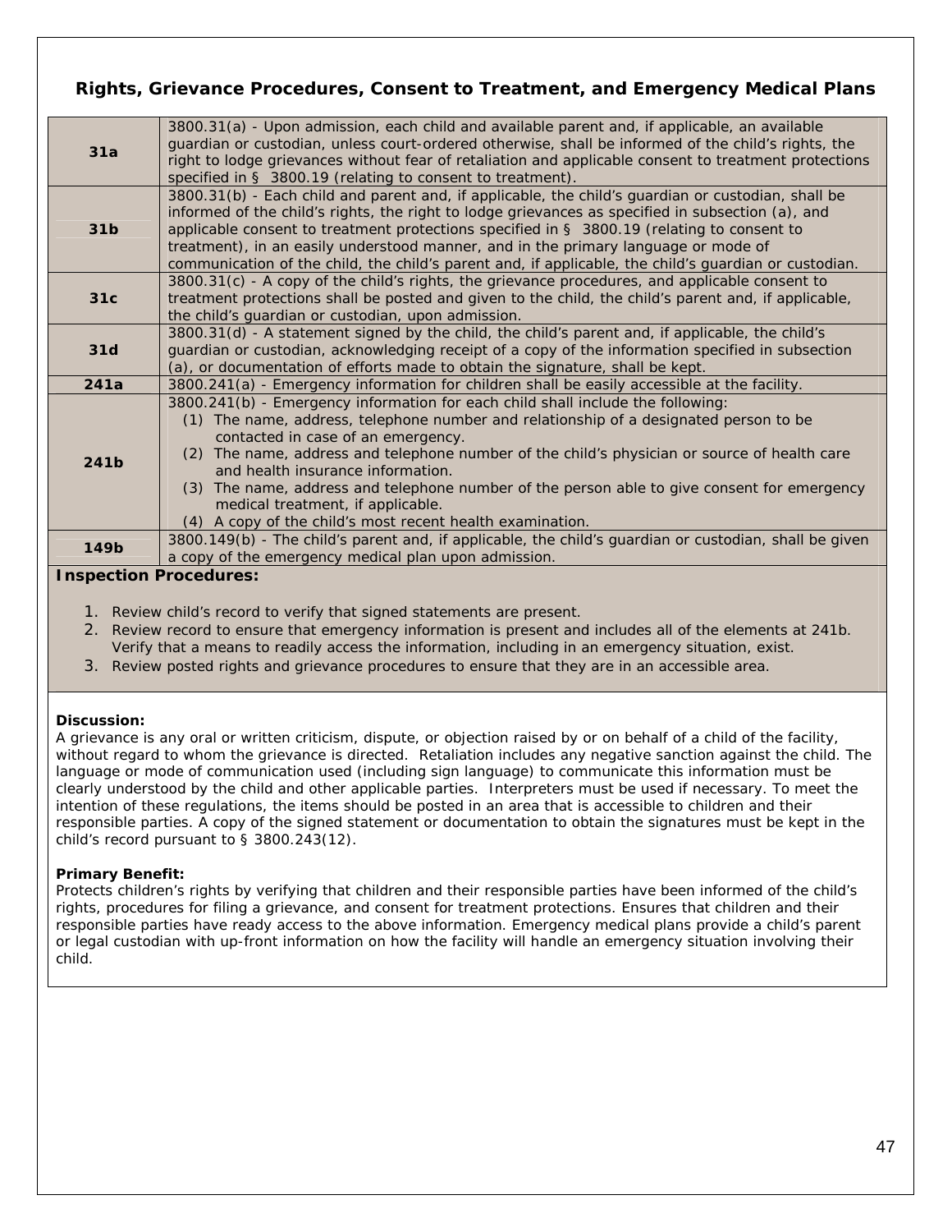## Rights, Grievance Procedures, Consent to Treatment, and Emergency Medical Plans

| | |
|---|---|
| **31a** | 3800.31(a) - Upon admission, each child and available parent and, if applicable, an available guardian or custodian, unless court-ordered otherwise, shall be informed of the child's rights, the right to lodge grievances without fear of retaliation and applicable consent to treatment protections specified in § 3800.19 (relating to consent to treatment). |
| **31b** | 3800.31(b) - Each child and parent and, if applicable, the child's guardian or custodian, shall be informed of the child's rights, the right to lodge grievances as specified in subsection (a), and applicable consent to treatment protections specified in § 3800.19 (relating to consent to treatment), in an easily understood manner, and in the primary language or mode of communication of the child, the child's parent and, if applicable, the child's guardian or custodian. |
| **31c** | 3800.31(c) - A copy of the child's rights, the grievance procedures, and applicable consent to treatment protections shall be posted and given to the child, the child's parent and, if applicable, the child's guardian or custodian, upon admission. |
| **31d** | 3800.31(d) - A statement signed by the child, the child's parent and, if applicable, the child's guardian or custodian, acknowledging receipt of a copy of the information specified in subsection (a), or documentation of efforts made to obtain the signature, shall be kept. |
| **241a** | 3800.241(a) - Emergency information for children shall be easily accessible at the facility. |
| **241b** | 3800.241(b) - Emergency information for each child shall include the following:<br>(1) The name, address, telephone number and relationship of a designated person to be contacted in case of an emergency.<br>(2) The name, address and telephone number of the child's physician or source of health care and health insurance information.<br>(3) The name, address and telephone number of the person able to give consent for emergency medical treatment, if applicable.<br>(4) A copy of the child's most recent health examination. |
| **149b** | 3800.149(b) - The child's parent and, if applicable, the child's guardian or custodian, shall be given a copy of the emergency medical plan upon admission. |

**Inspection Procedures:**

1. Review child's record to verify that signed statements are present.
2. Review record to ensure that emergency information is present and includes all of the elements at 241b. Verify that a means to readily access the information, including in an emergency situation, exist.
3. Review posted rights and grievance procedures to ensure that they are in an accessible area.

**Discussion:**
A grievance is any oral or written criticism, dispute, or objection raised by or on behalf of a child of the facility, without regard to whom the grievance is directed. Retaliation includes any negative sanction against the child. The language or mode of communication used (including sign language) to communicate this information must be clearly understood by the child and other applicable parties. Interpreters must be used if necessary. To meet the intention of these regulations, the items should be posted in an area that is accessible to children and their responsible parties. A copy of the signed statement or documentation to obtain the signatures must be kept in the child's record pursuant to § 3800.243(12).

**Primary Benefit:**
Protects children's rights by verifying that children and their responsible parties have been informed of the child's rights, procedures for filing a grievance, and consent for treatment protections. Ensures that children and their responsible parties have ready access to the above information. Emergency medical plans provide a child's parent or legal custodian with up-front information on how the facility will handle an emergency situation involving their child.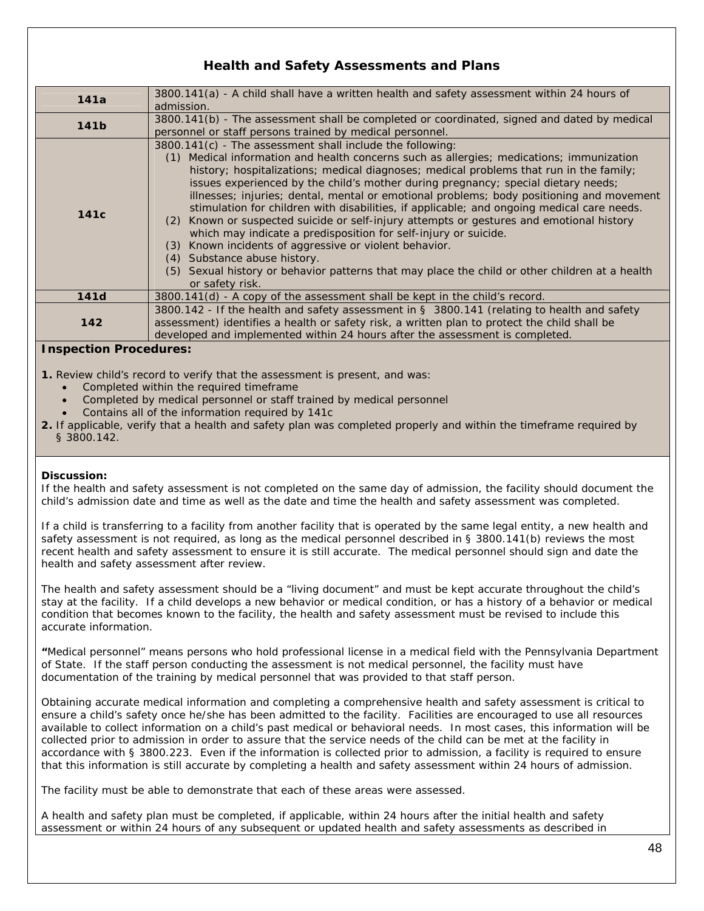## Health and Safety Assessments and Plans

| | |
|---|---|
| **141a** | 3800.141(a) - A child shall have a written health and safety assessment within 24 hours of admission. |
| **141b** | 3800.141(b) - The assessment shall be completed or coordinated, signed and dated by medical personnel or staff persons trained by medical personnel. |
| **141c** | 3800.141(c) - The assessment shall include the following:<br>(1) Medical information and health concerns such as allergies; medications; immunization history; hospitalizations; medical diagnoses; medical problems that run in the family; issues experienced by the child's mother during pregnancy; special dietary needs; illnesses; injuries; dental, mental or emotional problems; body positioning and movement stimulation for children with disabilities, if applicable; and ongoing medical care needs.<br>(2) Known or suspected suicide or self-injury attempts or gestures and emotional history which may indicate a predisposition for self-injury or suicide.<br>(3) Known incidents of aggressive or violent behavior.<br>(4) Substance abuse history.<br>(5) Sexual history or behavior patterns that may place the child or other children at a health or safety risk. |
| **141d** | 3800.141(d) - A copy of the assessment shall be kept in the child's record. |
| **142** | 3800.142 - If the health and safety assessment in § 3800.141 (relating to health and safety assessment) identifies a health or safety risk, a written plan to protect the child shall be developed and implemented within 24 hours after the assessment is completed. |

**Inspection Procedures:**

**1.** Review child's record to verify that the assessment is present, and was:
- Completed within the required timeframe
- Completed by medical personnel or staff trained by medical personnel
- Contains all of the information required by 141c

**2.** If applicable, verify that a health and safety plan was completed properly and within the timeframe required by § 3800.142.

**Discussion:**

If the health and safety assessment is not completed on the same day of admission, the facility should document the child's admission date and time as well as the date and time the health and safety assessment was completed.

If a child is transferring to a facility from another facility that is operated by the same legal entity, a new health and safety assessment is not required, as long as the medical personnel described in § 3800.141(b) reviews the most recent health and safety assessment to ensure it is still accurate. The medical personnel should sign and date the health and safety assessment after review.

The health and safety assessment should be a "living document" and must be kept accurate throughout the child's stay at the facility. If a child develops a new behavior or medical condition, or has a history of a behavior or medical condition that becomes known to the facility, the health and safety assessment must be revised to include this accurate information.

**"**Medical personnel" means persons who hold professional license in a medical field with the Pennsylvania Department of State. If the staff person conducting the assessment is not medical personnel, the facility must have documentation of the training by medical personnel that was provided to that staff person.

Obtaining accurate medical information and completing a comprehensive health and safety assessment is critical to ensure a child's safety once he/she has been admitted to the facility. Facilities are encouraged to use all resources available to collect information on a child's past medical or behavioral needs. In most cases, this information will be collected prior to admission in order to assure that the service needs of the child can be met at the facility in accordance with § 3800.223. Even if the information is collected prior to admission, a facility is required to ensure that this information is still accurate by completing a health and safety assessment within 24 hours of admission.

The facility must be able to demonstrate that each of these areas were assessed.

A health and safety plan must be completed, if applicable, within 24 hours after the initial health and safety assessment or within 24 hours of any subsequent or updated health and safety assessments as described in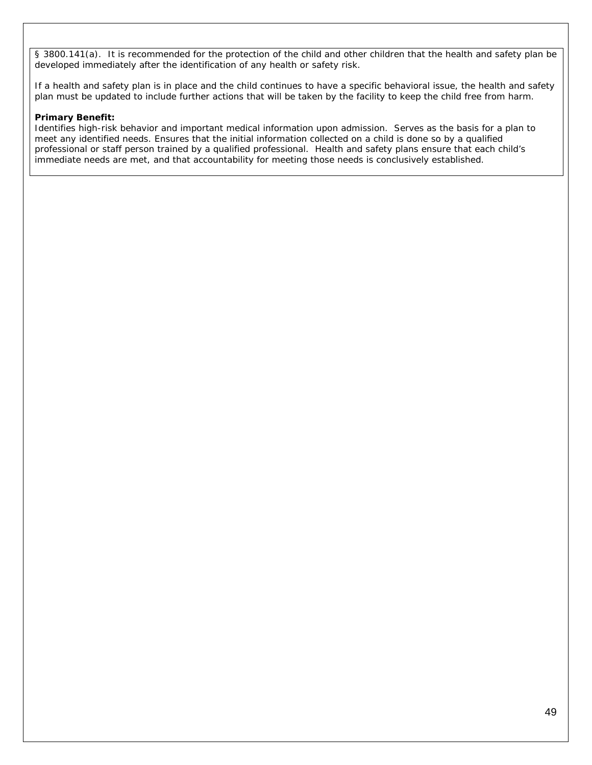§ 3800.141(a). It is recommended for the protection of the child and other children that the health and safety plan be developed immediately after the identification of any health or safety risk.

If a health and safety plan is in place and the child continues to have a specific behavioral issue, the health and safety plan must be updated to include further actions that will be taken by the facility to keep the child free from harm.

**Primary Benefit:**
Identifies high-risk behavior and important medical information upon admission. Serves as the basis for a plan to meet any identified needs. Ensures that the initial information collected on a child is done so by a qualified professional or staff person trained by a qualified professional. Health and safety plans ensure that each child's immediate needs are met, and that accountability for meeting those needs is conclusively established.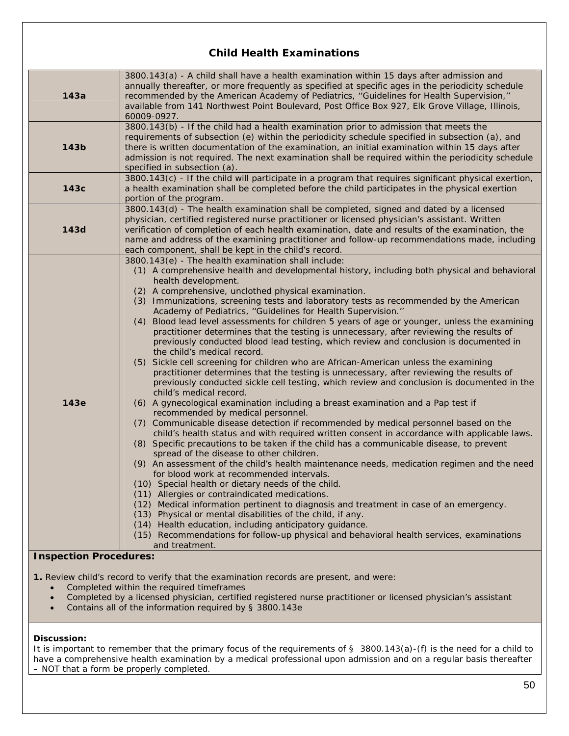## Child Health Examinations

| | |
|---|---|
| **143a** | 3800.143(a) - A child shall have a health examination within 15 days after admission and annually thereafter, or more frequently as specified at specific ages in the periodicity schedule recommended by the American Academy of Pediatrics, ''Guidelines for Health Supervision,'' available from 141 Northwest Point Boulevard, Post Office Box 927, Elk Grove Village, Illinois, 60009-0927. |
| **143b** | 3800.143(b) - If the child had a health examination prior to admission that meets the requirements of subsection (e) within the periodicity schedule specified in subsection (a), and there is written documentation of the examination, an initial examination within 15 days after admission is not required. The next examination shall be required within the periodicity schedule specified in subsection (a). |
| **143c** | 3800.143(c) - If the child will participate in a program that requires significant physical exertion, a health examination shall be completed before the child participates in the physical exertion portion of the program. |
| **143d** | 3800.143(d) - The health examination shall be completed, signed and dated by a licensed physician, certified registered nurse practitioner or licensed physician's assistant. Written verification of completion of each health examination, date and results of the examination, the name and address of the examining practitioner and follow-up recommendations made, including each component, shall be kept in the child's record. |
| **143e** | 3800.143(e) - The health examination shall include:<br>(1) A comprehensive health and developmental history, including both physical and behavioral health development.<br>(2) A comprehensive, unclothed physical examination.<br>(3) Immunizations, screening tests and laboratory tests as recommended by the American Academy of Pediatrics, ''Guidelines for Health Supervision.''<br>(4) Blood lead level assessments for children 5 years of age or younger, unless the examining practitioner determines that the testing is unnecessary, after reviewing the results of previously conducted blood lead testing, which review and conclusion is documented in the child's medical record.<br>(5) Sickle cell screening for children who are African-American unless the examining practitioner determines that the testing is unnecessary, after reviewing the results of previously conducted sickle cell testing, which review and conclusion is documented in the child's medical record.<br>(6) A gynecological examination including a breast examination and a Pap test if recommended by medical personnel.<br>(7) Communicable disease detection if recommended by medical personnel based on the child's health status and with required written consent in accordance with applicable laws.<br>(8) Specific precautions to be taken if the child has a communicable disease, to prevent spread of the disease to other children.<br>(9) An assessment of the child's health maintenance needs, medication regimen and the need for blood work at recommended intervals.<br>(10) Special health or dietary needs of the child.<br>(11) Allergies or contraindicated medications.<br>(12) Medical information pertinent to diagnosis and treatment in case of an emergency.<br>(13) Physical or mental disabilities of the child, if any.<br>(14) Health education, including anticipatory guidance.<br>(15) Recommendations for follow-up physical and behavioral health services, examinations and treatment. |

**Inspection Procedures:**

**1.** Review child's record to verify that the examination records are present, and were:

- Completed within the required timeframes
- Completed by a licensed physician, certified registered nurse practitioner or licensed physician's assistant
- Contains all of the information required by § 3800.143e

**Discussion:**

It is important to remember that the primary focus of the requirements of § 3800.143(a)-(f) is the need for a child to have a comprehensive health examination by a medical professional upon admission and on a regular basis thereafter – NOT that a form be properly completed.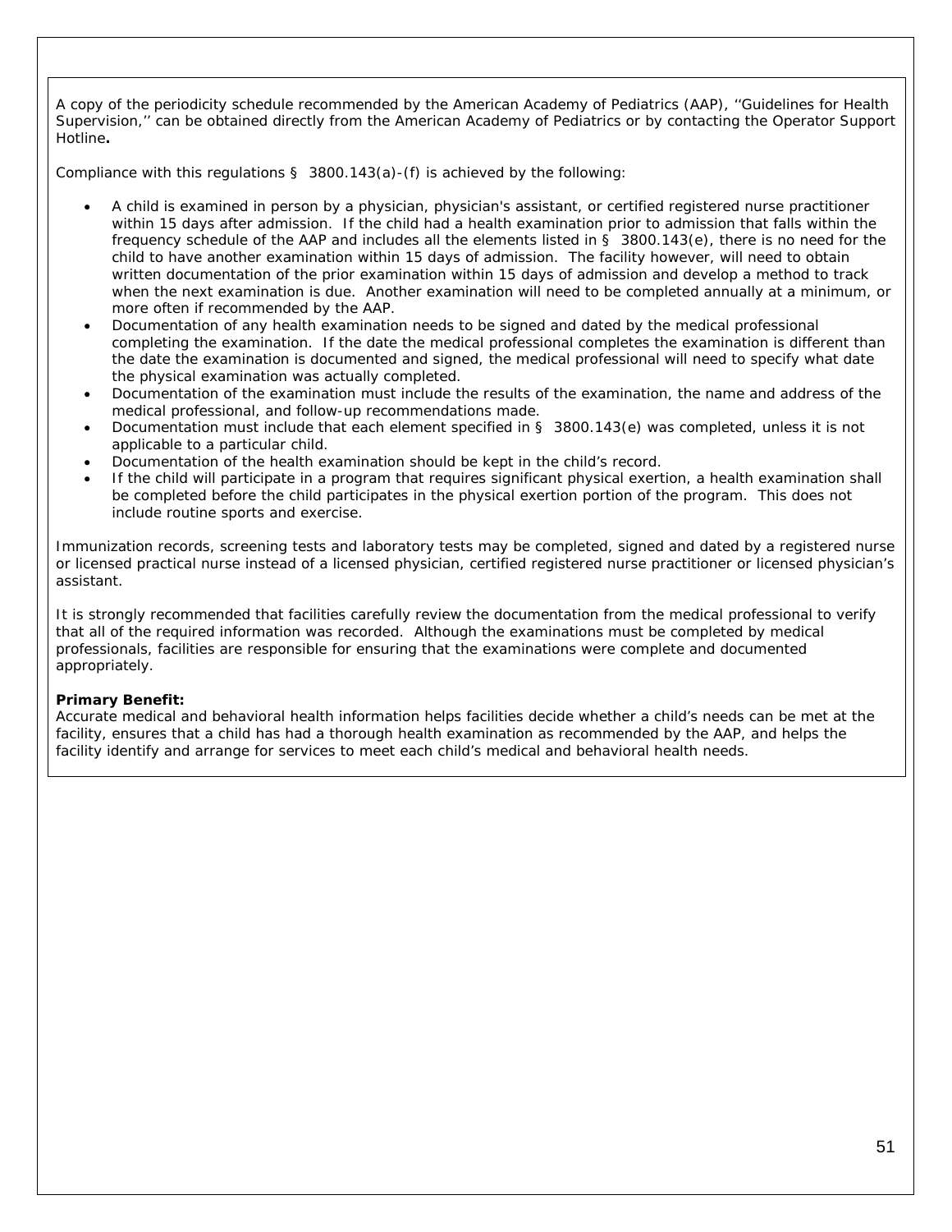A copy of the periodicity schedule recommended by the American Academy of Pediatrics (AAP), ''Guidelines for Health Supervision,'' can be obtained directly from the American Academy of Pediatrics or by contacting the Operator Support Hotline**.**

Compliance with this regulations § 3800.143(a)-(f) is achieved by the following:

- A child is examined in person by a physician, physician's assistant, or certified registered nurse practitioner within 15 days after admission. If the child had a health examination prior to admission that falls within the frequency schedule of the AAP and includes all the elements listed in § 3800.143(e), there is no need for the child to have another examination within 15 days of admission. The facility however, will need to obtain written documentation of the prior examination within 15 days of admission and develop a method to track when the next examination is due. Another examination will need to be completed annually at a minimum, or more often if recommended by the AAP.
- Documentation of any health examination needs to be signed and dated by the medical professional completing the examination. If the date the medical professional completes the examination is different than the date the examination is documented and signed, the medical professional will need to specify what date the physical examination was actually completed.
- Documentation of the examination must include the results of the examination, the name and address of the medical professional, and follow-up recommendations made.
- Documentation must include that each element specified in § 3800.143(e) was completed, unless it is not applicable to a particular child.
- Documentation of the health examination should be kept in the child's record.
- If the child will participate in a program that requires significant physical exertion, a health examination shall be completed before the child participates in the physical exertion portion of the program. This does not include routine sports and exercise.

Immunization records, screening tests and laboratory tests may be completed, signed and dated by a registered nurse or licensed practical nurse instead of a licensed physician, certified registered nurse practitioner or licensed physician's assistant.

It is strongly recommended that facilities carefully review the documentation from the medical professional to verify that all of the required information was recorded. Although the examinations must be completed by medical professionals, facilities are responsible for ensuring that the examinations were complete and documented appropriately.

**Primary Benefit:**
Accurate medical and behavioral health information helps facilities decide whether a child's needs can be met at the facility, ensures that a child has had a thorough health examination as recommended by the AAP, and helps the facility identify and arrange for services to meet each child's medical and behavioral health needs.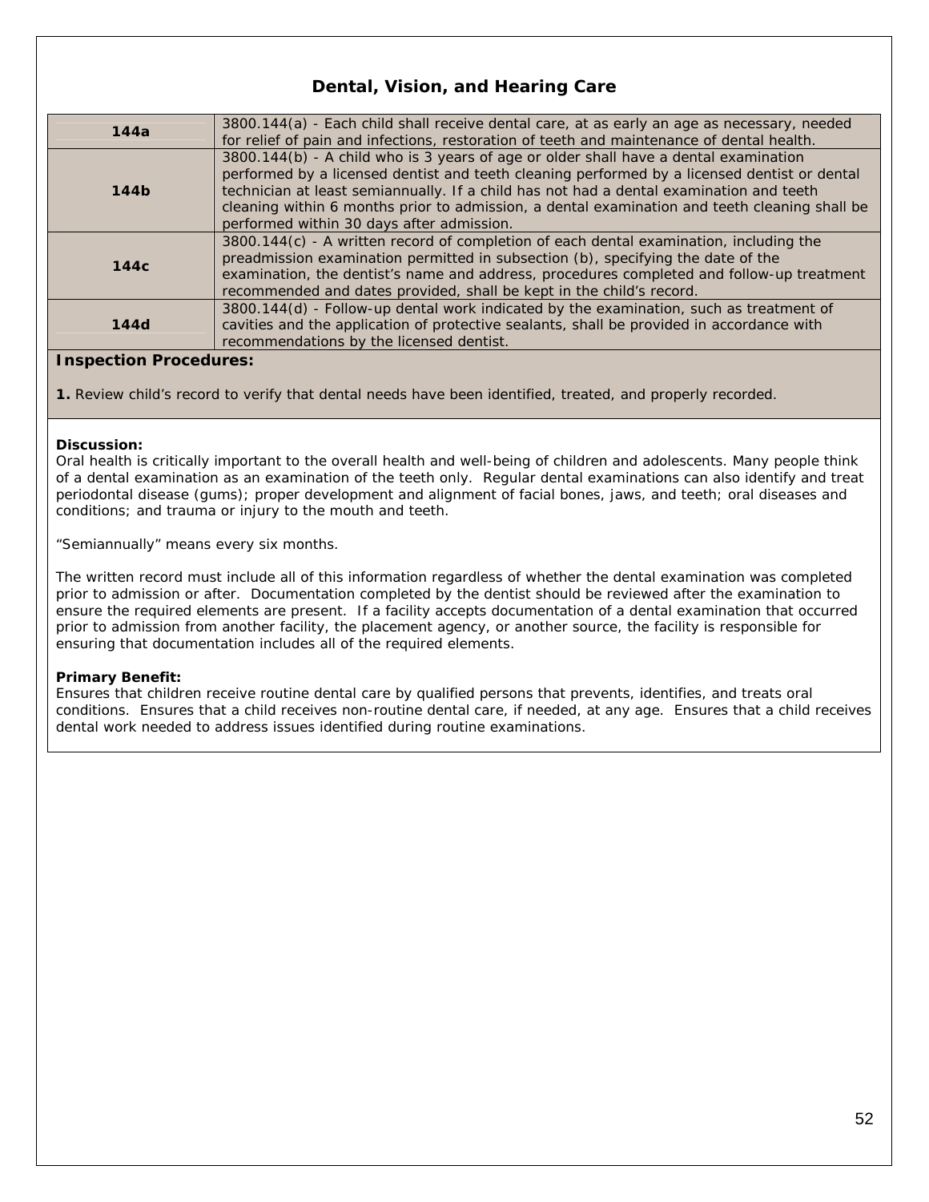## Dental, Vision, and Hearing Care

| | |
|---|---|
| **144a** | 3800.144(a) - Each child shall receive dental care, at as early an age as necessary, needed for relief of pain and infections, restoration of teeth and maintenance of dental health. |
| **144b** | 3800.144(b) - A child who is 3 years of age or older shall have a dental examination performed by a licensed dentist and teeth cleaning performed by a licensed dentist or dental technician at least semiannually. If a child has not had a dental examination and teeth cleaning within 6 months prior to admission, a dental examination and teeth cleaning shall be performed within 30 days after admission. |
| **144c** | 3800.144(c) - A written record of completion of each dental examination, including the preadmission examination permitted in subsection (b), specifying the date of the examination, the dentist's name and address, procedures completed and follow-up treatment recommended and dates provided, shall be kept in the child's record. |
| **144d** | 3800.144(d) - Follow-up dental work indicated by the examination, such as treatment of cavities and the application of protective sealants, shall be provided in accordance with recommendations by the licensed dentist. |

**Inspection Procedures:**

**1.** Review child's record to verify that dental needs have been identified, treated, and properly recorded.

**Discussion:**
Oral health is critically important to the overall health and well-being of children and adolescents. Many people think of a dental examination as an examination of the teeth only. Regular dental examinations can also identify and treat periodontal disease (gums); proper development and alignment of facial bones, jaws, and teeth; oral diseases and conditions; and trauma or injury to the mouth and teeth.

"Semiannually" means every six months.

The written record must include all of this information regardless of whether the dental examination was completed prior to admission or after. Documentation completed by the dentist should be reviewed after the examination to ensure the required elements are present. If a facility accepts documentation of a dental examination that occurred prior to admission from another facility, the placement agency, or another source, the facility is responsible for ensuring that documentation includes all of the required elements.

**Primary Benefit:**
Ensures that children receive routine dental care by qualified persons that prevents, identifies, and treats oral conditions. Ensures that a child receives non-routine dental care, if needed, at any age. Ensures that a child receives dental work needed to address issues identified during routine examinations.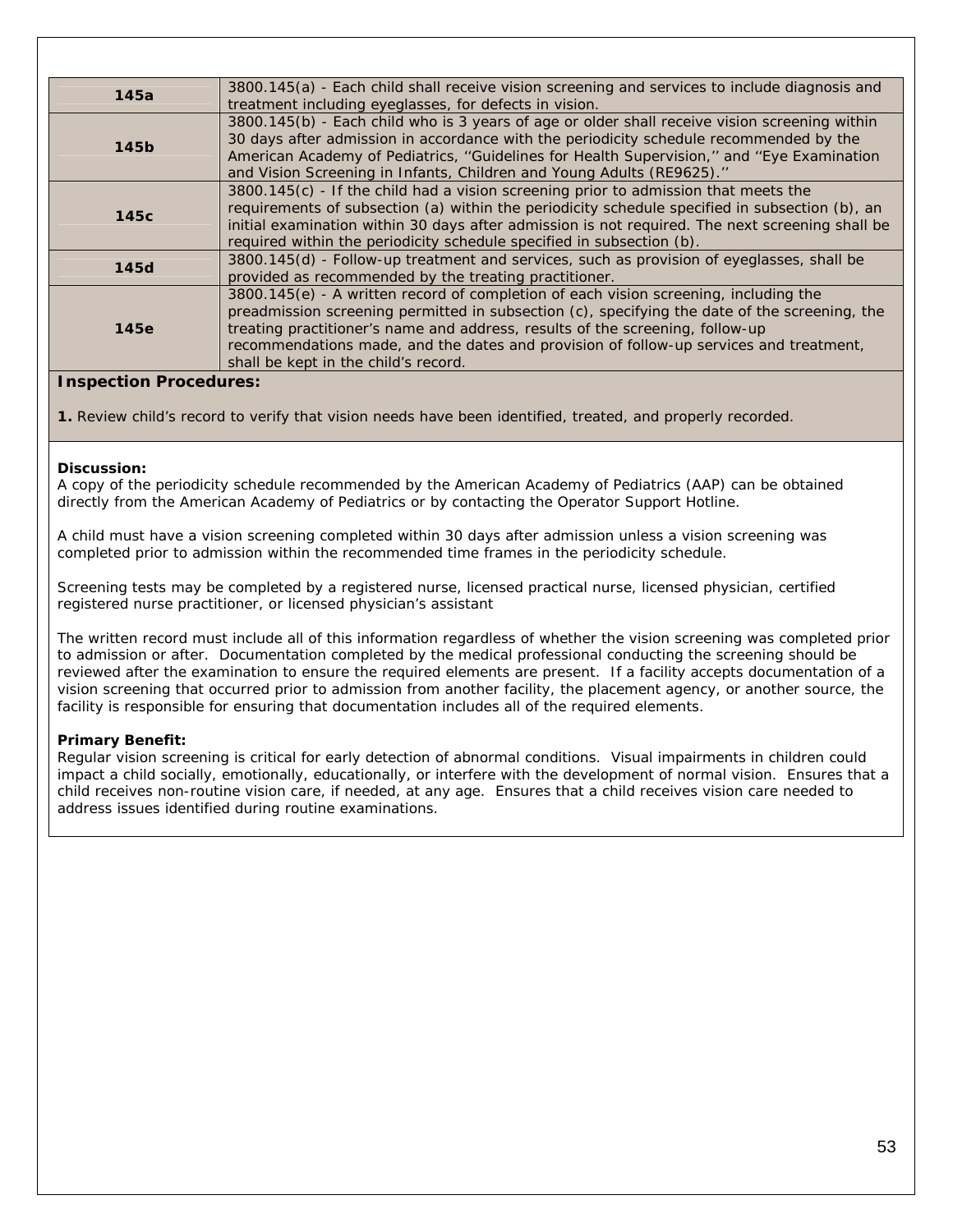| | |
|---|---|
| **145a** | 3800.145(a) - Each child shall receive vision screening and services to include diagnosis and treatment including eyeglasses, for defects in vision. |
| **145b** | 3800.145(b) - Each child who is 3 years of age or older shall receive vision screening within 30 days after admission in accordance with the periodicity schedule recommended by the American Academy of Pediatrics, ''Guidelines for Health Supervision,'' and ''Eye Examination and Vision Screening in Infants, Children and Young Adults (RE9625).'' |
| **145c** | 3800.145(c) - If the child had a vision screening prior to admission that meets the requirements of subsection (a) within the periodicity schedule specified in subsection (b), an initial examination within 30 days after admission is not required. The next screening shall be required within the periodicity schedule specified in subsection (b). |
| **145d** | 3800.145(d) - Follow-up treatment and services, such as provision of eyeglasses, shall be provided as recommended by the treating practitioner. |
| **145e** | 3800.145(e) - A written record of completion of each vision screening, including the preadmission screening permitted in subsection (c), specifying the date of the screening, the treating practitioner's name and address, results of the screening, follow-up recommendations made, and the dates and provision of follow-up services and treatment, shall be kept in the child's record. |

**Inspection Procedures:**

**1.** Review child's record to verify that vision needs have been identified, treated, and properly recorded.

**Discussion:**

A copy of the periodicity schedule recommended by the American Academy of Pediatrics (AAP) can be obtained directly from the American Academy of Pediatrics or by contacting the Operator Support Hotline.

A child must have a vision screening completed within 30 days after admission unless a vision screening was completed prior to admission within the recommended time frames in the periodicity schedule.

Screening tests may be completed by a registered nurse, licensed practical nurse, licensed physician, certified registered nurse practitioner, or licensed physician's assistant

The written record must include all of this information regardless of whether the vision screening was completed prior to admission or after. Documentation completed by the medical professional conducting the screening should be reviewed after the examination to ensure the required elements are present. If a facility accepts documentation of a vision screening that occurred prior to admission from another facility, the placement agency, or another source, the facility is responsible for ensuring that documentation includes all of the required elements.

**Primary Benefit:**

Regular vision screening is critical for early detection of abnormal conditions. Visual impairments in children could impact a child socially, emotionally, educationally, or interfere with the development of normal vision. Ensures that a child receives non-routine vision care, if needed, at any age. Ensures that a child receives vision care needed to address issues identified during routine examinations.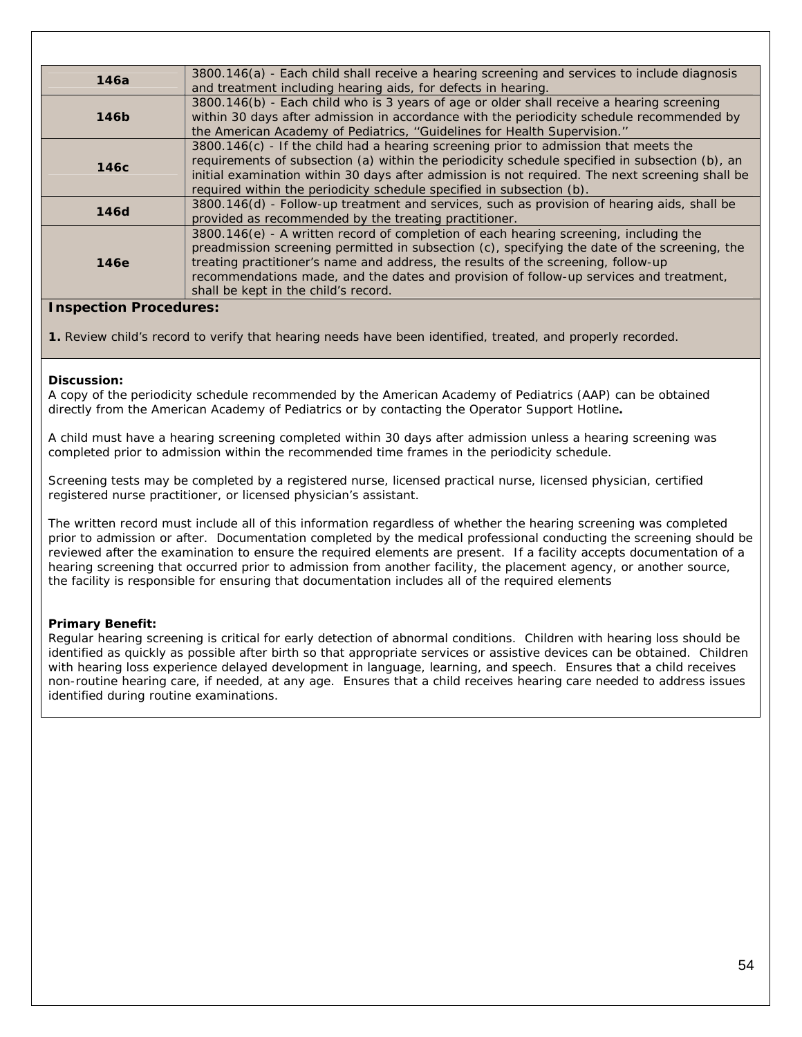| | |
|---|---|
| **146a** | 3800.146(a) - Each child shall receive a hearing screening and services to include diagnosis and treatment including hearing aids, for defects in hearing. |
| **146b** | 3800.146(b) - Each child who is 3 years of age or older shall receive a hearing screening within 30 days after admission in accordance with the periodicity schedule recommended by the American Academy of Pediatrics, ''Guidelines for Health Supervision.'' |
| **146c** | 3800.146(c) - If the child had a hearing screening prior to admission that meets the requirements of subsection (a) within the periodicity schedule specified in subsection (b), an initial examination within 30 days after admission is not required. The next screening shall be required within the periodicity schedule specified in subsection (b). |
| **146d** | 3800.146(d) - Follow-up treatment and services, such as provision of hearing aids, shall be provided as recommended by the treating practitioner. |
| **146e** | 3800.146(e) - A written record of completion of each hearing screening, including the preadmission screening permitted in subsection (c), specifying the date of the screening, the treating practitioner's name and address, the results of the screening, follow-up recommendations made, and the dates and provision of follow-up services and treatment, shall be kept in the child's record. |

**Inspection Procedures:**

**1.** Review child's record to verify that hearing needs have been identified, treated, and properly recorded.

**Discussion:**
A copy of the periodicity schedule recommended by the American Academy of Pediatrics (AAP) can be obtained directly from the American Academy of Pediatrics or by contacting the Operator Support Hotline**.**

A child must have a hearing screening completed within 30 days after admission unless a hearing screening was completed prior to admission within the recommended time frames in the periodicity schedule.

Screening tests may be completed by a registered nurse, licensed practical nurse, licensed physician, certified registered nurse practitioner, or licensed physician's assistant.

The written record must include all of this information regardless of whether the hearing screening was completed prior to admission or after. Documentation completed by the medical professional conducting the screening should be reviewed after the examination to ensure the required elements are present. If a facility accepts documentation of a hearing screening that occurred prior to admission from another facility, the placement agency, or another source, the facility is responsible for ensuring that documentation includes all of the required elements

**Primary Benefit:**
Regular hearing screening is critical for early detection of abnormal conditions. Children with hearing loss should be identified as quickly as possible after birth so that appropriate services or assistive devices can be obtained. Children with hearing loss experience delayed development in language, learning, and speech. Ensures that a child receives non-routine hearing care, if needed, at any age. Ensures that a child receives hearing care needed to address issues identified during routine examinations.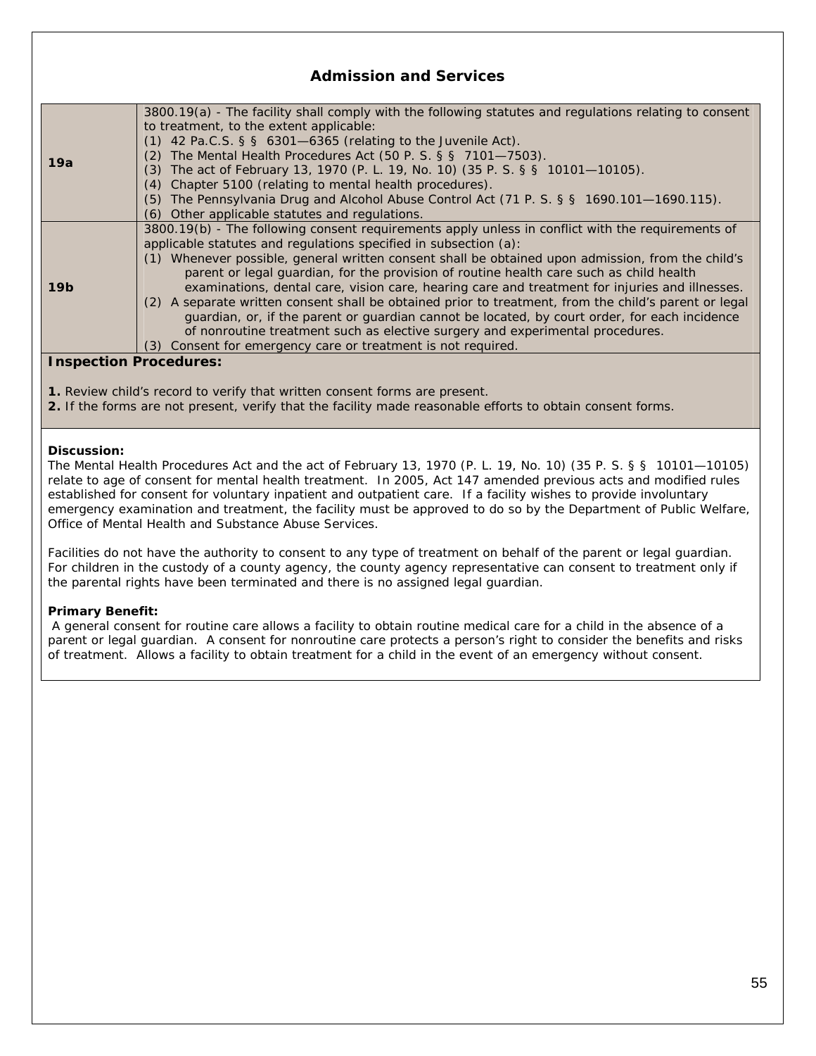## Admission and Services

| | |
|---|---|
| **19a** | 3800.19(a) - The facility shall comply with the following statutes and regulations relating to consent to treatment, to the extent applicable:<br>(1) 42 Pa.C.S. § § 6301—6365 (relating to the Juvenile Act).<br>(2) The Mental Health Procedures Act (50 P. S. § § 7101—7503).<br>(3) The act of February 13, 1970 (P. L. 19, No. 10) (35 P. S. § § 10101—10105).<br>(4) Chapter 5100 (relating to mental health procedures).<br>(5) The Pennsylvania Drug and Alcohol Abuse Control Act (71 P. S. § § 1690.101—1690.115).<br>(6) Other applicable statutes and regulations. |
| **19b** | 3800.19(b) - The following consent requirements apply unless in conflict with the requirements of applicable statutes and regulations specified in subsection (a):<br>(1) Whenever possible, general written consent shall be obtained upon admission, from the child's parent or legal guardian, for the provision of routine health care such as child health examinations, dental care, vision care, hearing care and treatment for injuries and illnesses.<br>(2) A separate written consent shall be obtained prior to treatment, from the child's parent or legal guardian, or, if the parent or guardian cannot be located, by court order, for each incidence of nonroutine treatment such as elective surgery and experimental procedures.<br>(3) Consent for emergency care or treatment is not required. |

**Inspection Procedures:**

**1.** Review child's record to verify that written consent forms are present.
**2.** If the forms are not present, verify that the facility made reasonable efforts to obtain consent forms.

**Discussion:**
The Mental Health Procedures Act and the act of February 13, 1970 (P. L. 19, No. 10) (35 P. S. § § 10101—10105) relate to age of consent for mental health treatment. In 2005, Act 147 amended previous acts and modified rules established for consent for voluntary inpatient and outpatient care. If a facility wishes to provide involuntary emergency examination and treatment, the facility must be approved to do so by the Department of Public Welfare, Office of Mental Health and Substance Abuse Services.

Facilities do not have the authority to consent to any type of treatment on behalf of the parent or legal guardian. For children in the custody of a county agency, the county agency representative can consent to treatment only if the parental rights have been terminated and there is no assigned legal guardian.

**Primary Benefit:**
A general consent for routine care allows a facility to obtain routine medical care for a child in the absence of a parent or legal guardian. A consent for nonroutine care protects a person's right to consider the benefits and risks of treatment. Allows a facility to obtain treatment for a child in the event of an emergency without consent.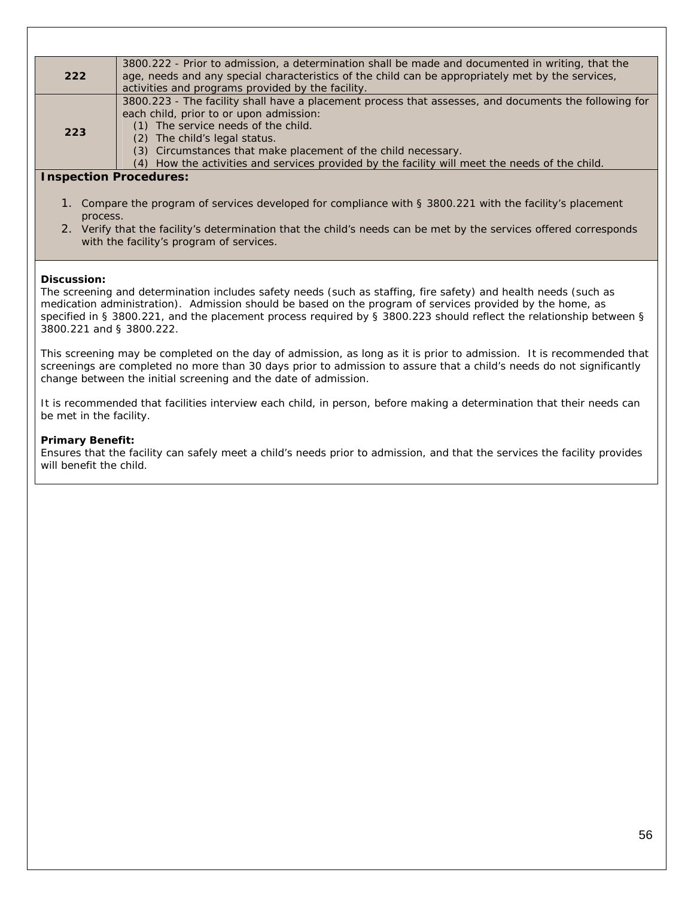| | |
|---|---|
| **222** | 3800.222 - Prior to admission, a determination shall be made and documented in writing, that the age, needs and any special characteristics of the child can be appropriately met by the services, activities and programs provided by the facility. |
| **223** | 3800.223 - The facility shall have a placement process that assesses, and documents the following for each child, prior to or upon admission:<br>(1) The service needs of the child.<br>(2) The child's legal status.<br>(3) Circumstances that make placement of the child necessary.<br>(4) How the activities and services provided by the facility will meet the needs of the child. |

**Inspection Procedures:**

1. Compare the program of services developed for compliance with § 3800.221 with the facility's placement process.
2. Verify that the facility's determination that the child's needs can be met by the services offered corresponds with the facility's program of services.

**Discussion:**
The screening and determination includes safety needs (such as staffing, fire safety) and health needs (such as medication administration). Admission should be based on the program of services provided by the home, as specified in § 3800.221, and the placement process required by § 3800.223 should reflect the relationship between § 3800.221 and § 3800.222.

This screening may be completed on the day of admission, as long as it is prior to admission. It is recommended that screenings are completed no more than 30 days prior to admission to assure that a child's needs do not significantly change between the initial screening and the date of admission.

It is recommended that facilities interview each child, in person, before making a determination that their needs can be met in the facility.

**Primary Benefit:**
Ensures that the facility can safely meet a child's needs prior to admission, and that the services the facility provides will benefit the child.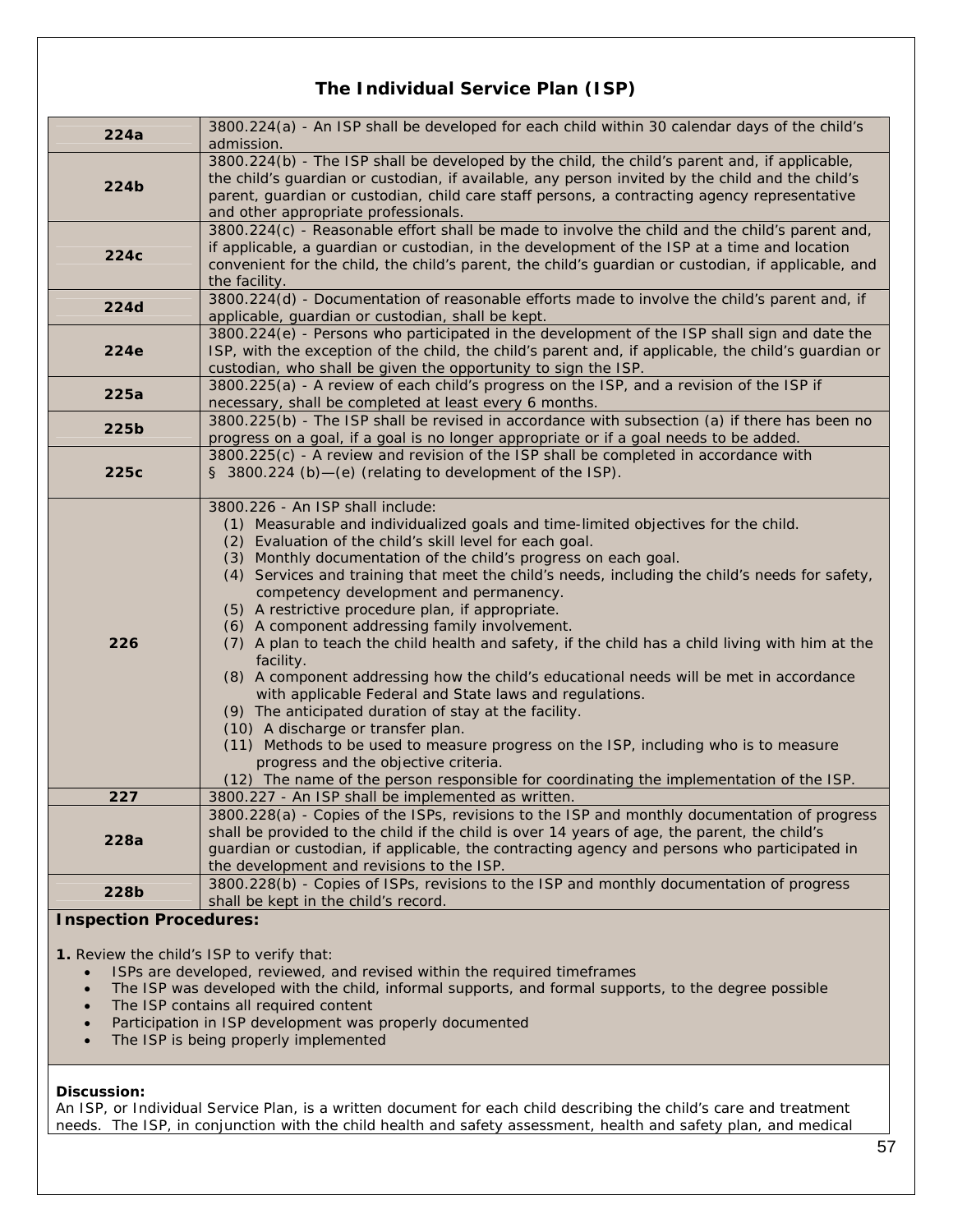# The Individual Service Plan (ISP)

| | |
|---|---|
| **224a** | 3800.224(a) - An ISP shall be developed for each child within 30 calendar days of the child's admission. |
| **224b** | 3800.224(b) - The ISP shall be developed by the child, the child's parent and, if applicable, the child's guardian or custodian, if available, any person invited by the child and the child's parent, guardian or custodian, child care staff persons, a contracting agency representative and other appropriate professionals. |
| **224c** | 3800.224(c) - Reasonable effort shall be made to involve the child and the child's parent and, if applicable, a guardian or custodian, in the development of the ISP at a time and location convenient for the child, the child's parent, the child's guardian or custodian, if applicable, and the facility. |
| **224d** | 3800.224(d) - Documentation of reasonable efforts made to involve the child's parent and, if applicable, guardian or custodian, shall be kept. |
| **224e** | 3800.224(e) - Persons who participated in the development of the ISP shall sign and date the ISP, with the exception of the child, the child's parent and, if applicable, the child's guardian or custodian, who shall be given the opportunity to sign the ISP. |
| **225a** | 3800.225(a) - A review of each child's progress on the ISP, and a revision of the ISP if necessary, shall be completed at least every 6 months. |
| **225b** | 3800.225(b) - The ISP shall be revised in accordance with subsection (a) if there has been no progress on a goal, if a goal is no longer appropriate or if a goal needs to be added. |
| **225c** | 3800.225(c) - A review and revision of the ISP shall be completed in accordance with § 3800.224 (b)—(e) (relating to development of the ISP). |
| **226** | 3800.226 - An ISP shall include:<br>(1) Measurable and individualized goals and time-limited objectives for the child.<br>(2) Evaluation of the child's skill level for each goal.<br>(3) Monthly documentation of the child's progress on each goal.<br>(4) Services and training that meet the child's needs, including the child's needs for safety, competency development and permanency.<br>(5) A restrictive procedure plan, if appropriate.<br>(6) A component addressing family involvement.<br>(7) A plan to teach the child health and safety, if the child has a child living with him at the facility.<br>(8) A component addressing how the child's educational needs will be met in accordance with applicable Federal and State laws and regulations.<br>(9) The anticipated duration of stay at the facility.<br>(10) A discharge or transfer plan.<br>(11) Methods to be used to measure progress on the ISP, including who is to measure progress and the objective criteria.<br>(12) The name of the person responsible for coordinating the implementation of the ISP. |
| **227** | 3800.227 - An ISP shall be implemented as written. |
| **228a** | 3800.228(a) - Copies of the ISPs, revisions to the ISP and monthly documentation of progress shall be provided to the child if the child is over 14 years of age, the parent, the child's guardian or custodian, if applicable, the contracting agency and persons who participated in the development and revisions to the ISP. |
| **228b** | 3800.228(b) - Copies of ISPs, revisions to the ISP and monthly documentation of progress shall be kept in the child's record. |

**Inspection Procedures:**

**1.** Review the child's ISP to verify that:

- ISPs are developed, reviewed, and revised within the required timeframes
- The ISP was developed with the child, informal supports, and formal supports, to the degree possible
- The ISP contains all required content
- Participation in ISP development was properly documented
- The ISP is being properly implemented

**Discussion:**

An ISP, or Individual Service Plan, is a written document for each child describing the child's care and treatment needs. The ISP, in conjunction with the child health and safety assessment, health and safety plan, and medical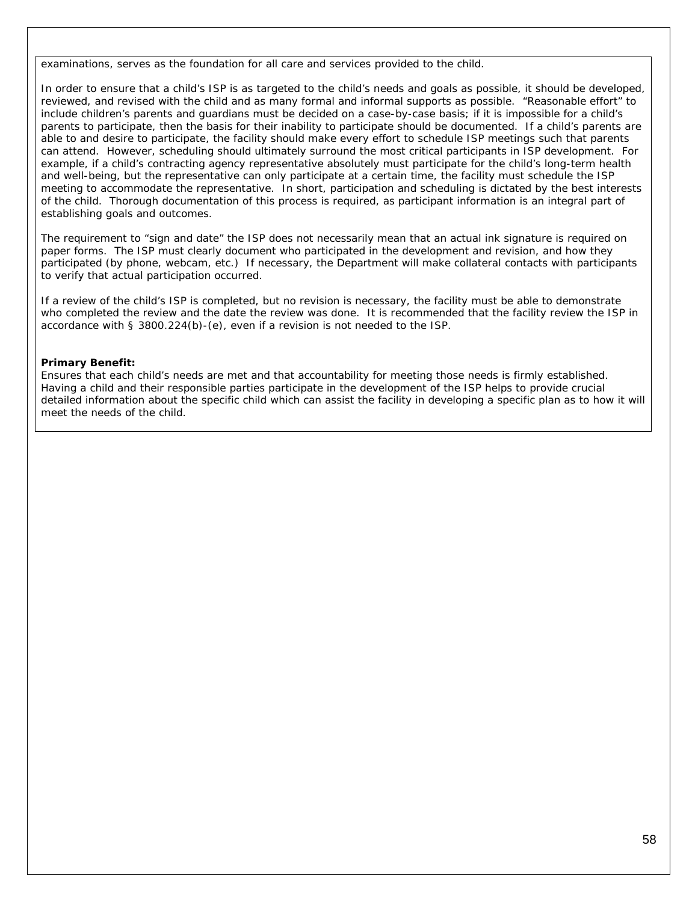examinations, serves as the foundation for all care and services provided to the child.

In order to ensure that a child's ISP is as targeted to the child's needs and goals as possible, it should be developed, reviewed, and revised with the child and as many formal and informal supports as possible. "Reasonable effort" to include children's parents and guardians must be decided on a case-by-case basis; if it is impossible for a child's parents to participate, then the basis for their inability to participate should be documented. If a child's parents are able to and desire to participate, the facility should make every effort to schedule ISP meetings such that parents can attend. However, scheduling should ultimately surround the most critical participants in ISP development. For example, if a child's contracting agency representative absolutely must participate for the child's long-term health and well-being, but the representative can only participate at a certain time, the facility must schedule the ISP meeting to accommodate the representative. In short, participation and scheduling is dictated by the best interests of the child. Thorough documentation of this process is required, as participant information is an integral part of establishing goals and outcomes.

The requirement to "sign and date" the ISP does not necessarily mean that an actual ink signature is required on paper forms. The ISP must clearly document who participated in the development and revision, and how they participated (by phone, webcam, etc.) If necessary, the Department will make collateral contacts with participants to verify that actual participation occurred.

If a review of the child's ISP is completed, but no revision is necessary, the facility must be able to demonstrate who completed the review and the date the review was done. It is recommended that the facility review the ISP in accordance with § 3800.224(b)-(e), even if a revision is not needed to the ISP.

**Primary Benefit:**
Ensures that each child's needs are met and that accountability for meeting those needs is firmly established. Having a child and their responsible parties participate in the development of the ISP helps to provide crucial detailed information about the specific child which can assist the facility in developing a specific plan as to how it will meet the needs of the child.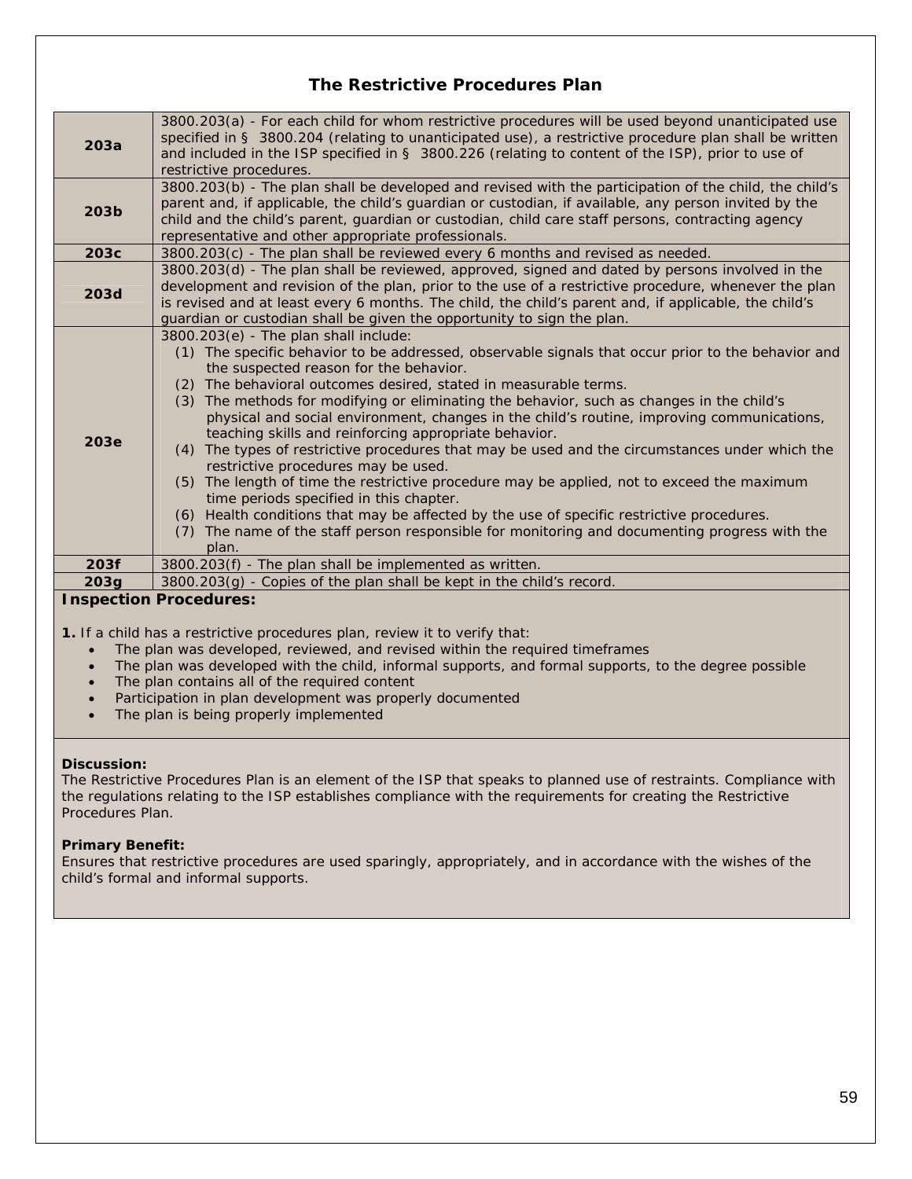# The Restrictive Procedures Plan

| | |
|---|---|
| **203a** | 3800.203(a) - For each child for whom restrictive procedures will be used beyond unanticipated use specified in § 3800.204 (relating to unanticipated use), a restrictive procedure plan shall be written and included in the ISP specified in § 3800.226 (relating to content of the ISP), prior to use of restrictive procedures. |
| **203b** | 3800.203(b) - The plan shall be developed and revised with the participation of the child, the child's parent and, if applicable, the child's guardian or custodian, if available, any person invited by the child and the child's parent, guardian or custodian, child care staff persons, contracting agency representative and other appropriate professionals. |
| **203c** | 3800.203(c) - The plan shall be reviewed every 6 months and revised as needed. |
| **203d** | 3800.203(d) - The plan shall be reviewed, approved, signed and dated by persons involved in the development and revision of the plan, prior to the use of a restrictive procedure, whenever the plan is revised and at least every 6 months. The child, the child's parent and, if applicable, the child's guardian or custodian shall be given the opportunity to sign the plan. |
| **203e** | 3800.203(e) - The plan shall include:<br>(1) The specific behavior to be addressed, observable signals that occur prior to the behavior and the suspected reason for the behavior.<br>(2) The behavioral outcomes desired, stated in measurable terms.<br>(3) The methods for modifying or eliminating the behavior, such as changes in the child's physical and social environment, changes in the child's routine, improving communications, teaching skills and reinforcing appropriate behavior.<br>(4) The types of restrictive procedures that may be used and the circumstances under which the restrictive procedures may be used.<br>(5) The length of time the restrictive procedure may be applied, not to exceed the maximum time periods specified in this chapter.<br>(6) Health conditions that may be affected by the use of specific restrictive procedures.<br>(7) The name of the staff person responsible for monitoring and documenting progress with the plan. |
| **203f** | 3800.203(f) - The plan shall be implemented as written. |
| **203g** | 3800.203(g) - Copies of the plan shall be kept in the child's record. |

**Inspection Procedures:**

**1.** If a child has a restrictive procedures plan, review it to verify that:

- The plan was developed, reviewed, and revised within the required timeframes
- The plan was developed with the child, informal supports, and formal supports, to the degree possible
- The plan contains all of the required content
- Participation in plan development was properly documented
- The plan is being properly implemented

**Discussion:**
The Restrictive Procedures Plan is an element of the ISP that speaks to planned use of restraints. Compliance with the regulations relating to the ISP establishes compliance with the requirements for creating the Restrictive Procedures Plan.

**Primary Benefit:**
Ensures that restrictive procedures are used sparingly, appropriately, and in accordance with the wishes of the child's formal and informal supports.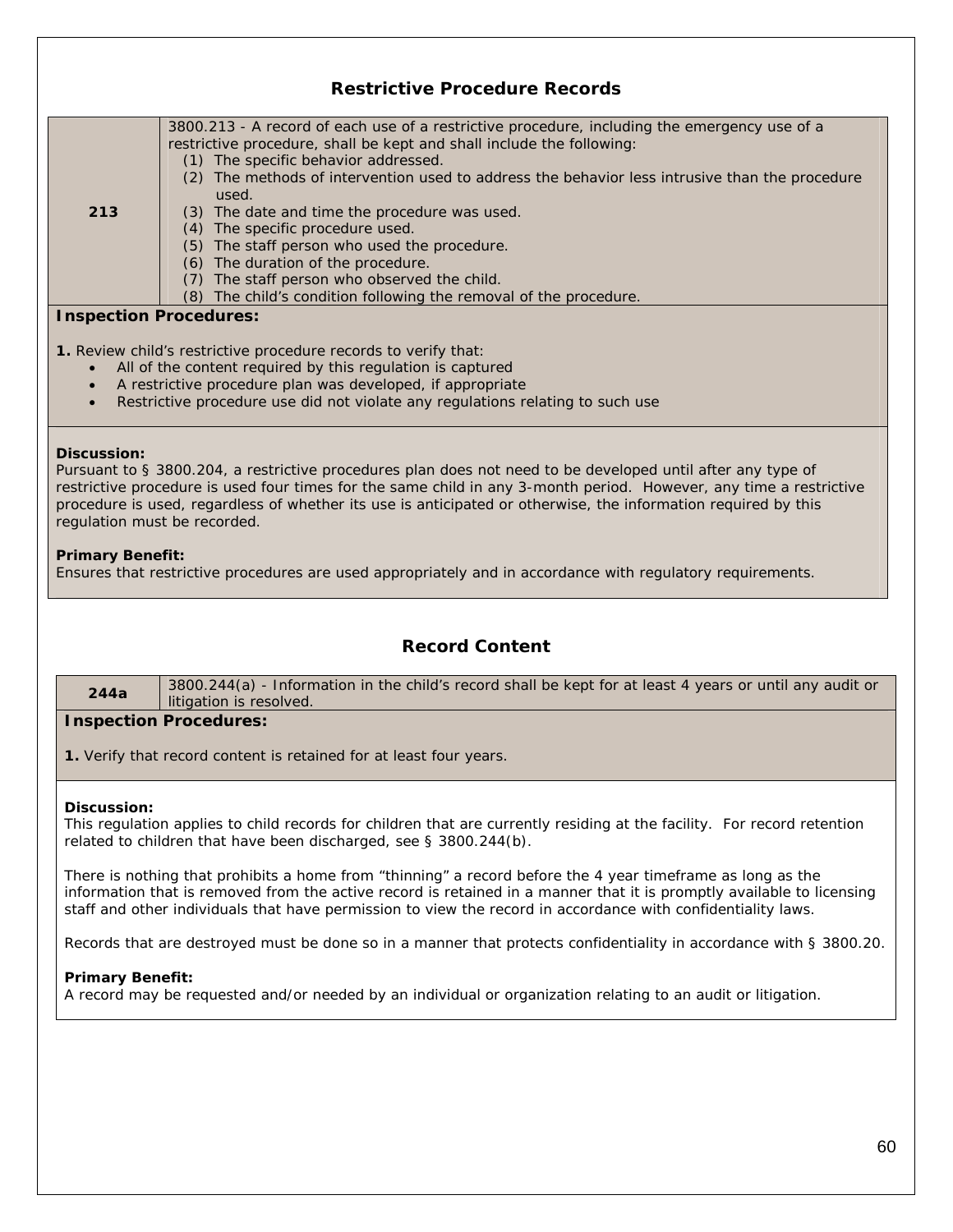## Restrictive Procedure Records

| 213 | 3800.213 - A record of each use of a restrictive procedure, including the emergency use of a restrictive procedure, shall be kept and shall include the following:<br>(1) The specific behavior addressed.<br>(2) The methods of intervention used to address the behavior less intrusive than the procedure used.<br>(3) The date and time the procedure was used.<br>(4) The specific procedure used.<br>(5) The staff person who used the procedure.<br>(6) The duration of the procedure.<br>(7) The staff person who observed the child.<br>(8) The child's condition following the removal of the procedure. |
|---|---|

**Inspection Procedures:**

**1.** Review child's restrictive procedure records to verify that:

- All of the content required by this regulation is captured
- A restrictive procedure plan was developed, if appropriate
- Restrictive procedure use did not violate any regulations relating to such use

**Discussion:**
Pursuant to § 3800.204, a restrictive procedures plan does not need to be developed until after any type of restrictive procedure is used four times for the same child in any 3-month period. However, any time a restrictive procedure is used, regardless of whether its use is anticipated or otherwise, the information required by this regulation must be recorded.

**Primary Benefit:**
Ensures that restrictive procedures are used appropriately and in accordance with regulatory requirements.

## Record Content

| 244a | 3800.244(a) - Information in the child's record shall be kept for at least 4 years or until any audit or litigation is resolved. |
|---|---|

**Inspection Procedures:**

**1.** Verify that record content is retained for at least four years.

**Discussion:**
This regulation applies to child records for children that are currently residing at the facility. For record retention related to children that have been discharged, see § 3800.244(b).

There is nothing that prohibits a home from "thinning" a record before the 4 year timeframe as long as the information that is removed from the active record is retained in a manner that it is promptly available to licensing staff and other individuals that have permission to view the record in accordance with confidentiality laws.

Records that are destroyed must be done so in a manner that protects confidentiality in accordance with § 3800.20.

**Primary Benefit:**
A record may be requested and/or needed by an individual or organization relating to an audit or litigation.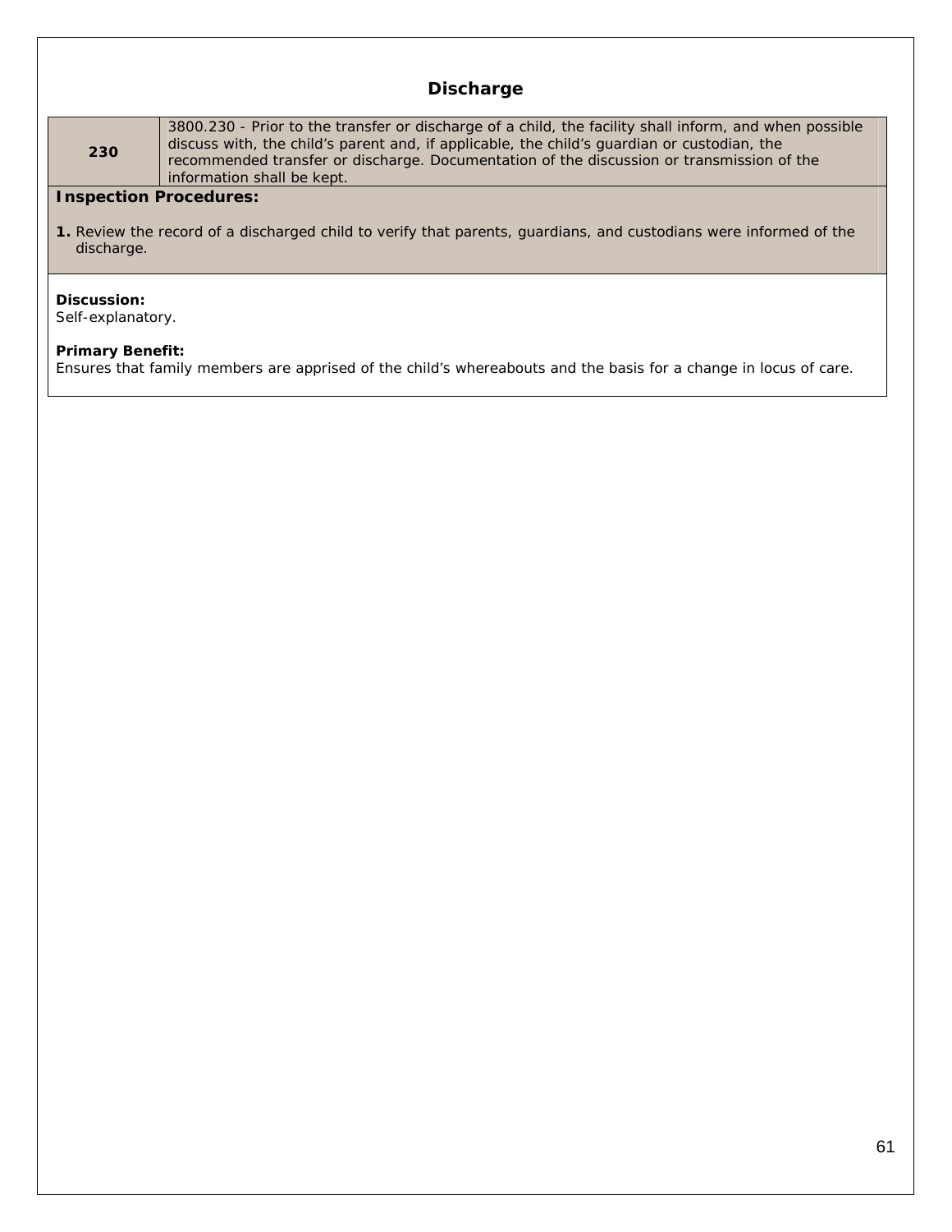## Discharge

| 230 | 3800.230 - Prior to the transfer or discharge of a child, the facility shall inform, and when possible discuss with, the child's parent and, if applicable, the child's guardian or custodian, the recommended transfer or discharge. Documentation of the discussion or transmission of the information shall be kept. |
|---|---|

**Inspection Procedures:**

**1.** Review the record of a discharged child to verify that parents, guardians, and custodians were informed of the discharge.

**Discussion:**
Self-explanatory.

**Primary Benefit:**
Ensures that family members are apprised of the child's whereabouts and the basis for a change in locus of care.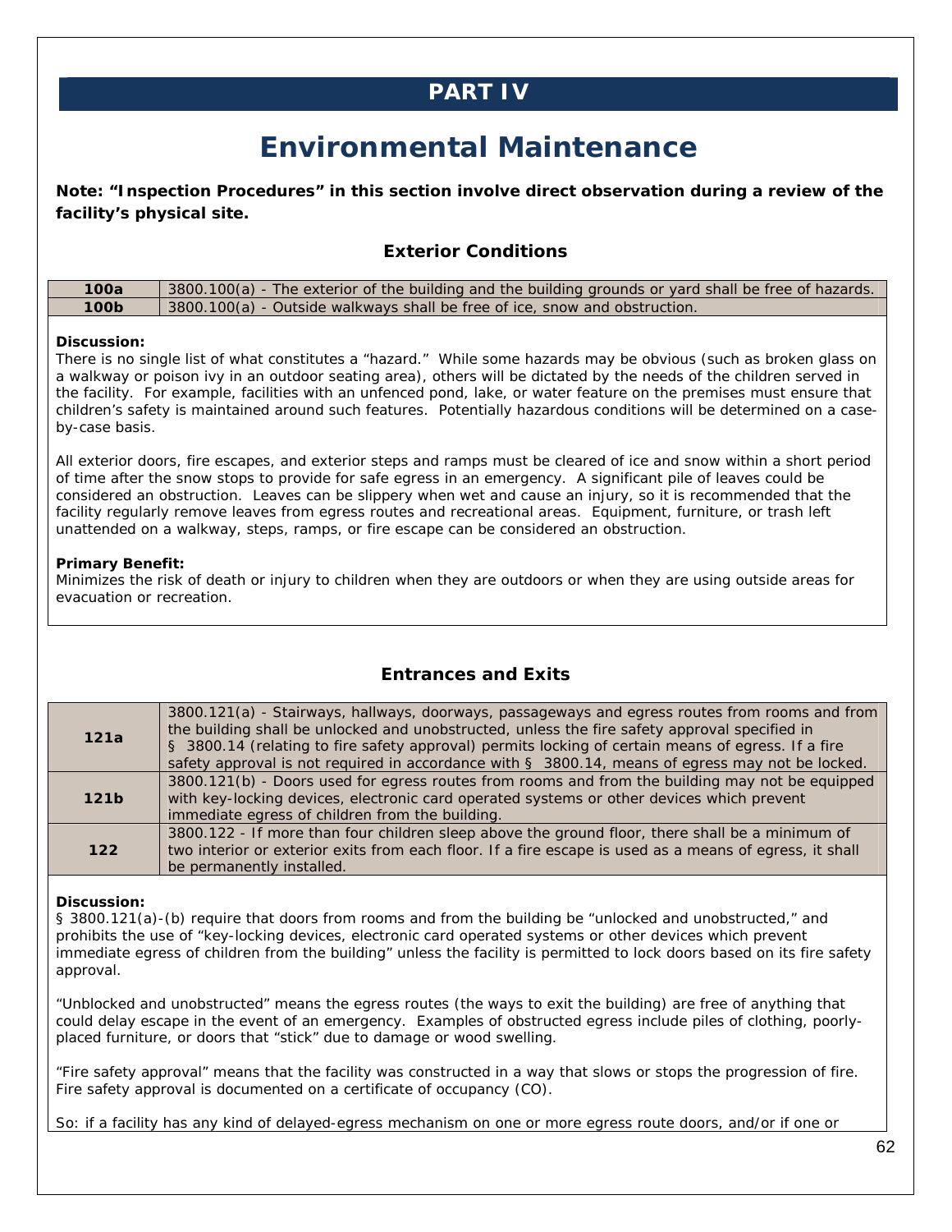# PART IV

# Environmental Maintenance

**Note: "Inspection Procedures" in this section involve direct observation during a review of the facility's physical site.**

### Exterior Conditions

| | |
|---|---|
| **100a** | 3800.100(a) - The exterior of the building and the building grounds or yard shall be free of hazards. |
| **100b** | 3800.100(a) - Outside walkways shall be free of ice, snow and obstruction. |

**Discussion:**
There is no single list of what constitutes a "hazard." While some hazards may be obvious (such as broken glass on a walkway or poison ivy in an outdoor seating area), others will be dictated by the needs of the children served in the facility. For example, facilities with an unfenced pond, lake, or water feature on the premises must ensure that children's safety is maintained around such features. Potentially hazardous conditions will be determined on a case-by-case basis.

All exterior doors, fire escapes, and exterior steps and ramps must be cleared of ice and snow within a short period of time after the snow stops to provide for safe egress in an emergency. A significant pile of leaves could be considered an obstruction. Leaves can be slippery when wet and cause an injury, so it is recommended that the facility regularly remove leaves from egress routes and recreational areas. Equipment, furniture, or trash left unattended on a walkway, steps, ramps, or fire escape can be considered an obstruction.

**Primary Benefit:**
Minimizes the risk of death or injury to children when they are outdoors or when they are using outside areas for evacuation or recreation.

### Entrances and Exits

| | |
|---|---|
| **121a** | 3800.121(a) - Stairways, hallways, doorways, passageways and egress routes from rooms and from the building shall be unlocked and unobstructed, unless the fire safety approval specified in § 3800.14 (relating to fire safety approval) permits locking of certain means of egress. If a fire safety approval is not required in accordance with § 3800.14, means of egress may not be locked. |
| **121b** | 3800.121(b) - Doors used for egress routes from rooms and from the building may not be equipped with key-locking devices, electronic card operated systems or other devices which prevent immediate egress of children from the building. |
| **122** | 3800.122 - If more than four children sleep above the ground floor, there shall be a minimum of two interior or exterior exits from each floor. If a fire escape is used as a means of egress, it shall be permanently installed. |

**Discussion:**
§ 3800.121(a)-(b) require that doors from rooms and from the building be "unlocked and unobstructed," and prohibits the use of "key-locking devices, electronic card operated systems or other devices which prevent immediate egress of children from the building" unless the facility is permitted to lock doors based on its fire safety approval.

"Unblocked and unobstructed" means the egress routes (the ways to exit the building) are free of anything that could delay escape in the event of an emergency. Examples of obstructed egress include piles of clothing, poorly-placed furniture, or doors that "stick" due to damage or wood swelling.

"Fire safety approval" means that the facility was constructed in a way that slows or stops the progression of fire. Fire safety approval is documented on a certificate of occupancy (CO).

So: if a facility has any kind of delayed-egress mechanism on one or more egress route doors, and/or if one or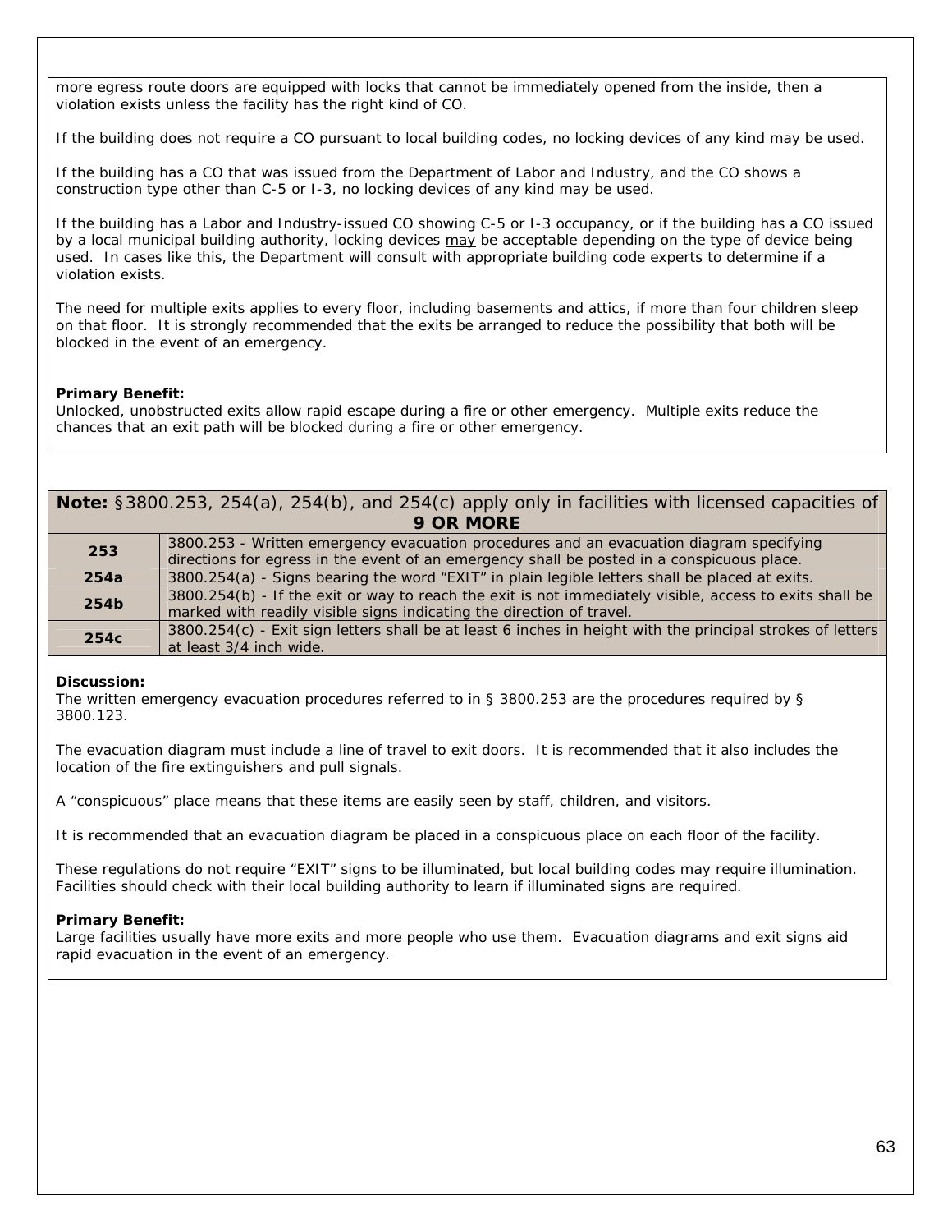more egress route doors are equipped with locks that cannot be immediately opened from the inside, then a violation exists unless the facility has the right kind of CO.

If the building does not require a CO pursuant to local building codes, no locking devices of any kind may be used.

If the building has a CO that was issued from the Department of Labor and Industry, and the CO shows a construction type other than C-5 or I-3, no locking devices of any kind may be used.

If the building has a Labor and Industry-issued CO showing C-5 or I-3 occupancy, or if the building has a CO issued by a local municipal building authority, locking devices <u>may</u> be acceptable depending on the type of device being used. In cases like this, the Department will consult with appropriate building code experts to determine if a violation exists.

The need for multiple exits applies to every floor, including basements and attics, if more than four children sleep on that floor. It is strongly recommended that the exits be arranged to reduce the possibility that both will be blocked in the event of an emergency.

**Primary Benefit:**
Unlocked, unobstructed exits allow rapid escape during a fire or other emergency. Multiple exits reduce the chances that an exit path will be blocked during a fire or other emergency.

| **Note:** §3800.253, 254(a), 254(b), and 254(c) apply only in facilities with licensed capacities of **9 OR MORE** | |
|---|---|
| **253** | 3800.253 - Written emergency evacuation procedures and an evacuation diagram specifying directions for egress in the event of an emergency shall be posted in a conspicuous place. |
| **254a** | 3800.254(a) - Signs bearing the word "EXIT" in plain legible letters shall be placed at exits. |
| **254b** | 3800.254(b) - If the exit or way to reach the exit is not immediately visible, access to exits shall be marked with readily visible signs indicating the direction of travel. |
| **254c** | 3800.254(c) - Exit sign letters shall be at least 6 inches in height with the principal strokes of letters at least 3/4 inch wide. |

**Discussion:**
The written emergency evacuation procedures referred to in § 3800.253 are the procedures required by § 3800.123.

The evacuation diagram must include a line of travel to exit doors. It is recommended that it also includes the location of the fire extinguishers and pull signals.

A "conspicuous" place means that these items are easily seen by staff, children, and visitors.

It is recommended that an evacuation diagram be placed in a conspicuous place on each floor of the facility.

These regulations do not require "EXIT" signs to be illuminated, but local building codes may require illumination. Facilities should check with their local building authority to learn if illuminated signs are required.

**Primary Benefit:**
Large facilities usually have more exits and more people who use them. Evacuation diagrams and exit signs aid rapid evacuation in the event of an emergency.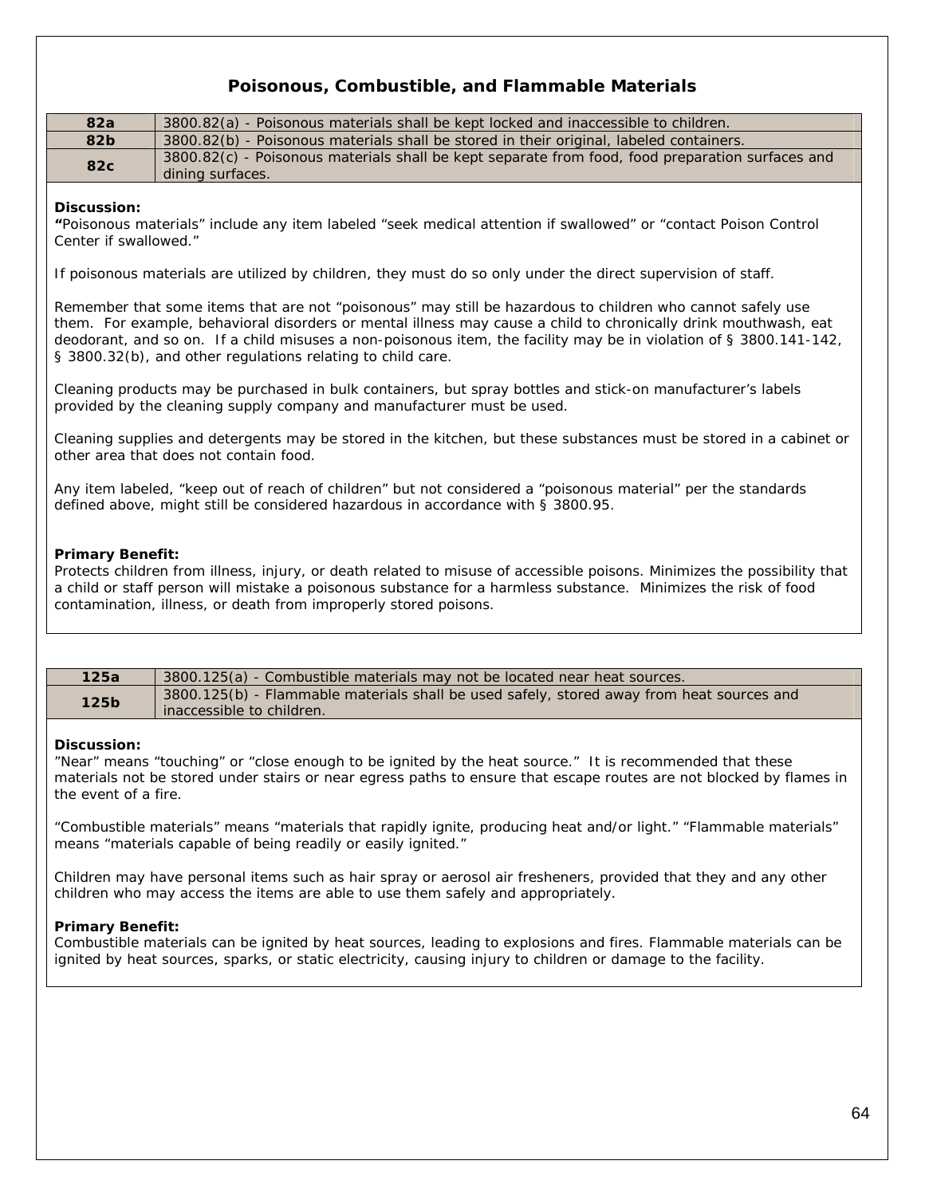## Poisonous, Combustible, and Flammable Materials

| | |
|---|---|
| **82a** | 3800.82(a) - Poisonous materials shall be kept locked and inaccessible to children. |
| **82b** | 3800.82(b) - Poisonous materials shall be stored in their original, labeled containers. |
| **82c** | 3800.82(c) - Poisonous materials shall be kept separate from food, food preparation surfaces and dining surfaces. |

**Discussion:**
**"**Poisonous materials" include any item labeled "seek medical attention if swallowed" or "contact Poison Control Center if swallowed."

If poisonous materials are utilized by children, they must do so only under the direct supervision of staff.

Remember that some items that are not "poisonous" may still be hazardous to children who cannot safely use them. For example, behavioral disorders or mental illness may cause a child to chronically drink mouthwash, eat deodorant, and so on. If a child misuses a non-poisonous item, the facility may be in violation of § 3800.141-142, § 3800.32(b), and other regulations relating to child care.

Cleaning products may be purchased in bulk containers, but spray bottles and stick-on manufacturer's labels provided by the cleaning supply company and manufacturer must be used.

Cleaning supplies and detergents may be stored in the kitchen, but these substances must be stored in a cabinet or other area that does not contain food.

Any item labeled, "keep out of reach of children" but not considered a "poisonous material" per the standards defined above, might still be considered hazardous in accordance with § 3800.95.

**Primary Benefit:**
Protects children from illness, injury, or death related to misuse of accessible poisons. Minimizes the possibility that a child or staff person will mistake a poisonous substance for a harmless substance. Minimizes the risk of food contamination, illness, or death from improperly stored poisons.

| | |
|---|---|
| **125a** | 3800.125(a) - Combustible materials may not be located near heat sources. |
| **125b** | 3800.125(b) - Flammable materials shall be used safely, stored away from heat sources and inaccessible to children. |

**Discussion:**
"Near" means "touching" or "close enough to be ignited by the heat source." It is recommended that these materials not be stored under stairs or near egress paths to ensure that escape routes are not blocked by flames in the event of a fire.

"Combustible materials" means "materials that rapidly ignite, producing heat and/or light." "Flammable materials" means "materials capable of being readily or easily ignited."

Children may have personal items such as hair spray or aerosol air fresheners, provided that they and any other children who may access the items are able to use them safely and appropriately.

**Primary Benefit:**
Combustible materials can be ignited by heat sources, leading to explosions and fires. Flammable materials can be ignited by heat sources, sparks, or static electricity, causing injury to children or damage to the facility.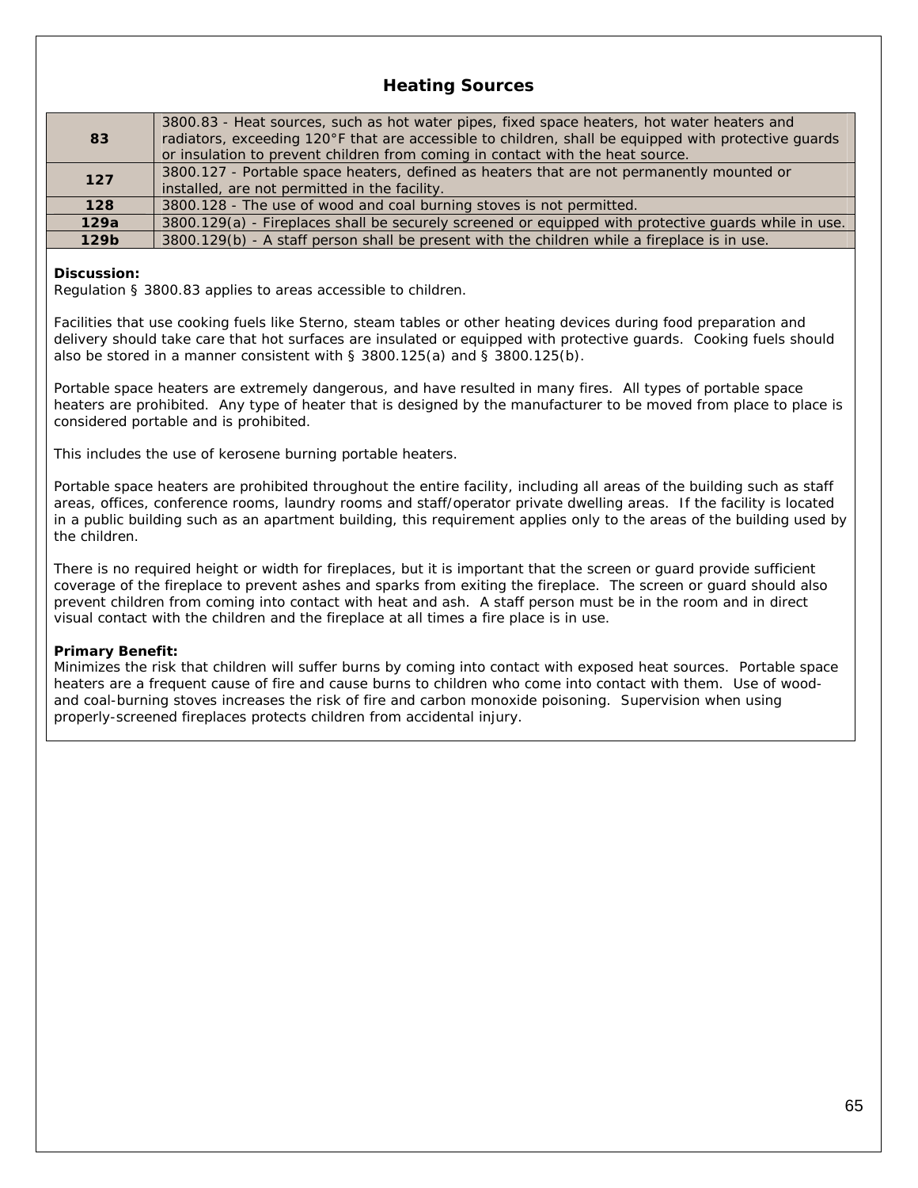## Heating Sources

| | |
|---|---|
| **83** | 3800.83 - Heat sources, such as hot water pipes, fixed space heaters, hot water heaters and radiators, exceeding 120°F that are accessible to children, shall be equipped with protective guards or insulation to prevent children from coming in contact with the heat source. |
| **127** | 3800.127 - Portable space heaters, defined as heaters that are not permanently mounted or installed, are not permitted in the facility. |
| **128** | 3800.128 - The use of wood and coal burning stoves is not permitted. |
| **129a** | 3800.129(a) - Fireplaces shall be securely screened or equipped with protective guards while in use. |
| **129b** | 3800.129(b) - A staff person shall be present with the children while a fireplace is in use. |

**Discussion:**
Regulation § 3800.83 applies to areas accessible to children.

Facilities that use cooking fuels like Sterno, steam tables or other heating devices during food preparation and delivery should take care that hot surfaces are insulated or equipped with protective guards. Cooking fuels should also be stored in a manner consistent with § 3800.125(a) and § 3800.125(b).

Portable space heaters are extremely dangerous, and have resulted in many fires. All types of portable space heaters are prohibited. Any type of heater that is designed by the manufacturer to be moved from place to place is considered portable and is prohibited.

This includes the use of kerosene burning portable heaters.

Portable space heaters are prohibited throughout the entire facility, including all areas of the building such as staff areas, offices, conference rooms, laundry rooms and staff/operator private dwelling areas. If the facility is located in a public building such as an apartment building, this requirement applies only to the areas of the building used by the children.

There is no required height or width for fireplaces, but it is important that the screen or guard provide sufficient coverage of the fireplace to prevent ashes and sparks from exiting the fireplace. The screen or guard should also prevent children from coming into contact with heat and ash. A staff person must be in the room and in direct visual contact with the children and the fireplace at all times a fire place is in use.

**Primary Benefit:**
Minimizes the risk that children will suffer burns by coming into contact with exposed heat sources. Portable space heaters are a frequent cause of fire and cause burns to children who come into contact with them. Use of wood- and coal-burning stoves increases the risk of fire and carbon monoxide poisoning. Supervision when using properly-screened fireplaces protects children from accidental injury.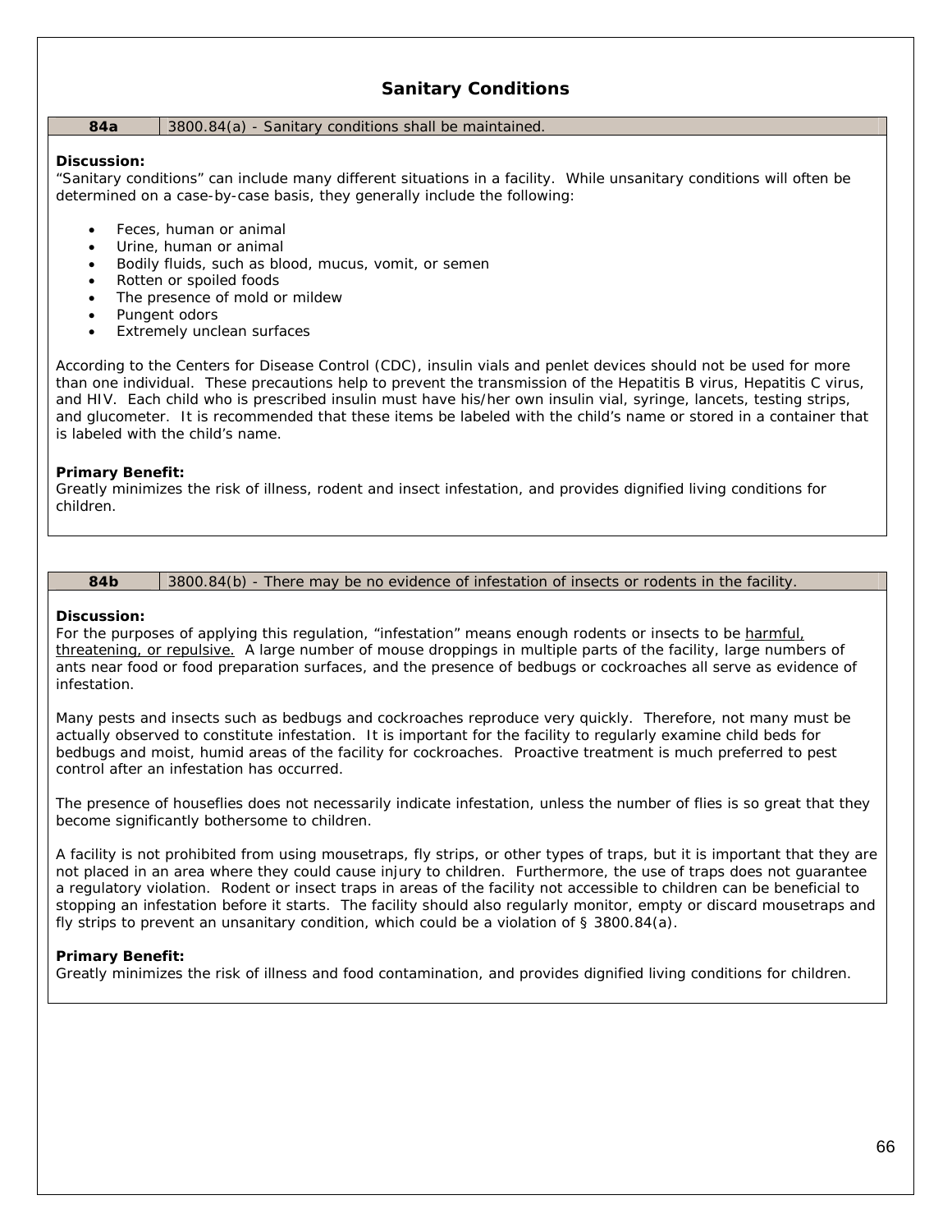## Sanitary Conditions

| 84a | 3800.84(a) - Sanitary conditions shall be maintained. |
|---|---|

**Discussion:**
"Sanitary conditions" can include many different situations in a facility. While unsanitary conditions will often be determined on a case-by-case basis, they generally include the following:

- Feces, human or animal
- Urine, human or animal
- Bodily fluids, such as blood, mucus, vomit, or semen
- Rotten or spoiled foods
- The presence of mold or mildew
- Pungent odors
- Extremely unclean surfaces

According to the Centers for Disease Control (CDC), insulin vials and penlet devices should not be used for more than one individual. These precautions help to prevent the transmission of the Hepatitis B virus, Hepatitis C virus, and HIV. Each child who is prescribed insulin must have his/her own insulin vial, syringe, lancets, testing strips, and glucometer. It is recommended that these items be labeled with the child's name or stored in a container that is labeled with the child's name.

**Primary Benefit:**
Greatly minimizes the risk of illness, rodent and insect infestation, and provides dignified living conditions for children.

| 84b | 3800.84(b) - There may be no evidence of infestation of insects or rodents in the facility. |
|---|---|

**Discussion:**
For the purposes of applying this regulation, "infestation" means enough rodents or insects to be harmful, threatening, or repulsive. A large number of mouse droppings in multiple parts of the facility, large numbers of ants near food or food preparation surfaces, and the presence of bedbugs or cockroaches all serve as evidence of infestation.

Many pests and insects such as bedbugs and cockroaches reproduce very quickly. Therefore, not many must be actually observed to constitute infestation. It is important for the facility to regularly examine child beds for bedbugs and moist, humid areas of the facility for cockroaches. Proactive treatment is much preferred to pest control after an infestation has occurred.

The presence of houseflies does not necessarily indicate infestation, unless the number of flies is so great that they become significantly bothersome to children.

A facility is not prohibited from using mousetraps, fly strips, or other types of traps, but it is important that they are not placed in an area where they could cause injury to children. Furthermore, the use of traps does not guarantee a regulatory violation. Rodent or insect traps in areas of the facility not accessible to children can be beneficial to stopping an infestation before it starts. The facility should also regularly monitor, empty or discard mousetraps and fly strips to prevent an unsanitary condition, which could be a violation of § 3800.84(a).

**Primary Benefit:**
Greatly minimizes the risk of illness and food contamination, and provides dignified living conditions for children.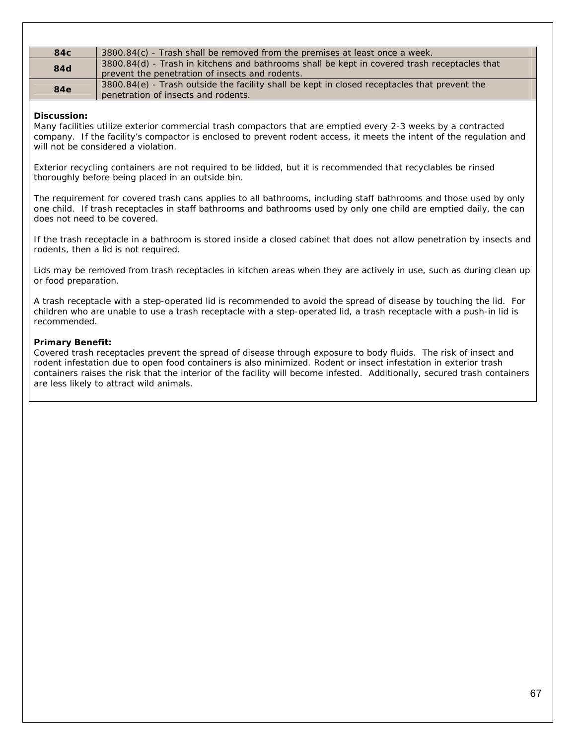| | |
|---|---|
| **84c** | 3800.84(c) - Trash shall be removed from the premises at least once a week. |
| **84d** | 3800.84(d) - Trash in kitchens and bathrooms shall be kept in covered trash receptacles that prevent the penetration of insects and rodents. |
| **84e** | 3800.84(e) - Trash outside the facility shall be kept in closed receptacles that prevent the penetration of insects and rodents. |

**Discussion:**

Many facilities utilize exterior commercial trash compactors that are emptied every 2-3 weeks by a contracted company. If the facility's compactor is enclosed to prevent rodent access, it meets the intent of the regulation and will not be considered a violation.

Exterior recycling containers are not required to be lidded, but it is recommended that recyclables be rinsed thoroughly before being placed in an outside bin.

The requirement for covered trash cans applies to all bathrooms, including staff bathrooms and those used by only one child. If trash receptacles in staff bathrooms and bathrooms used by only one child are emptied daily, the can does not need to be covered.

If the trash receptacle in a bathroom is stored inside a closed cabinet that does not allow penetration by insects and rodents, then a lid is not required.

Lids may be removed from trash receptacles in kitchen areas when they are actively in use, such as during clean up or food preparation.

A trash receptacle with a step-operated lid is recommended to avoid the spread of disease by touching the lid. For children who are unable to use a trash receptacle with a step-operated lid, a trash receptacle with a push-in lid is recommended.

**Primary Benefit:**

Covered trash receptacles prevent the spread of disease through exposure to body fluids. The risk of insect and rodent infestation due to open food containers is also minimized. Rodent or insect infestation in exterior trash containers raises the risk that the interior of the facility will become infested. Additionally, secured trash containers are less likely to attract wild animals.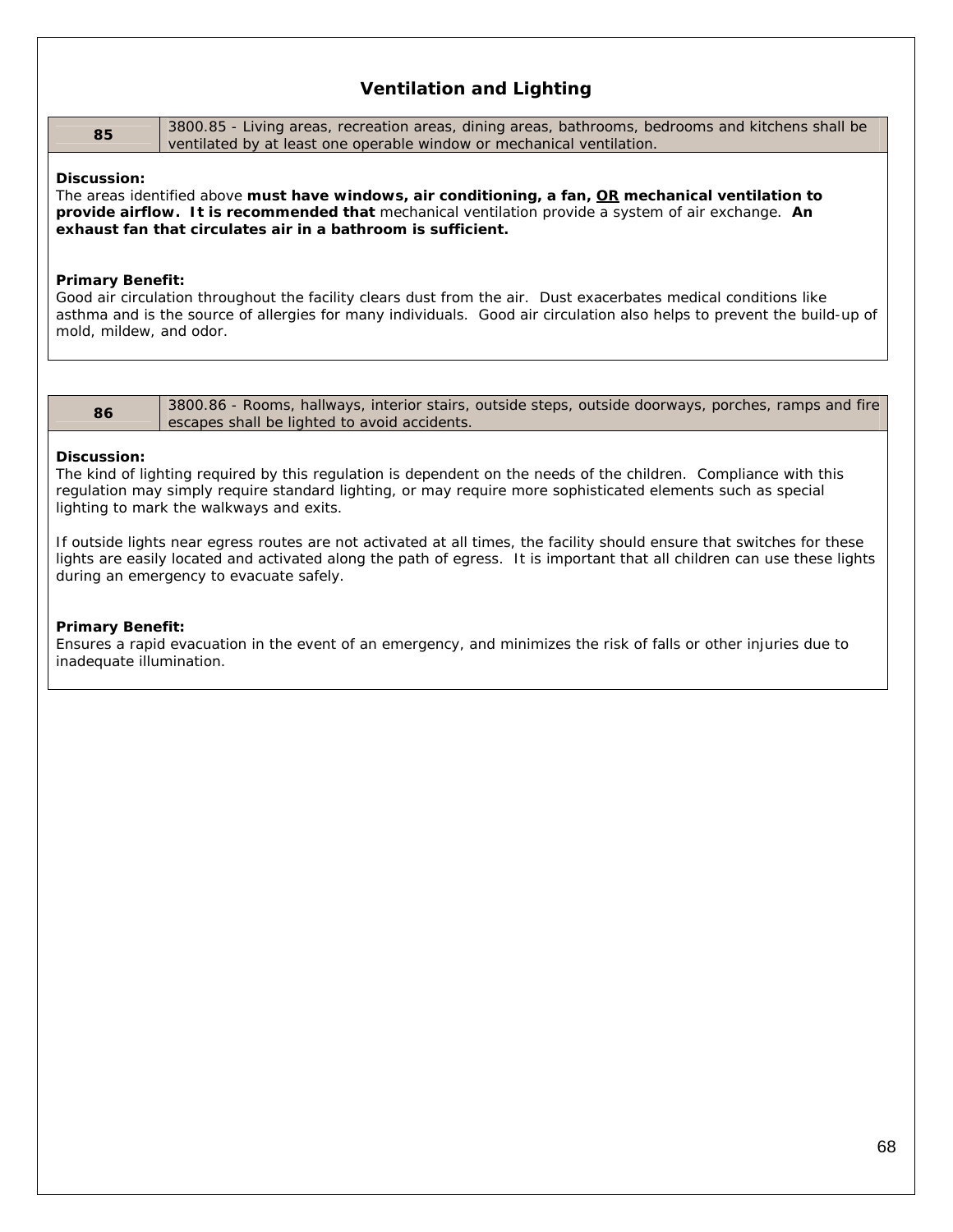## Ventilation and Lighting

| 85 | 3800.85 - Living areas, recreation areas, dining areas, bathrooms, bedrooms and kitchens shall be ventilated by at least one operable window or mechanical ventilation. |
|---|---|

**Discussion:**
The areas identified above **must have windows, air conditioning, a fan, <u>OR</u> mechanical ventilation to provide airflow. It is recommended that** mechanical ventilation provide a system of air exchange. **An exhaust fan that circulates air in a bathroom is sufficient.**

**Primary Benefit:**
Good air circulation throughout the facility clears dust from the air. Dust exacerbates medical conditions like asthma and is the source of allergies for many individuals. Good air circulation also helps to prevent the build-up of mold, mildew, and odor.

| 86 | 3800.86 - Rooms, hallways, interior stairs, outside steps, outside doorways, porches, ramps and fire escapes shall be lighted to avoid accidents. |
|---|---|

**Discussion:**
The kind of lighting required by this regulation is dependent on the needs of the children. Compliance with this regulation may simply require standard lighting, or may require more sophisticated elements such as special lighting to mark the walkways and exits.

If outside lights near egress routes are not activated at all times, the facility should ensure that switches for these lights are easily located and activated along the path of egress. It is important that all children can use these lights during an emergency to evacuate safely.

**Primary Benefit:**
Ensures a rapid evacuation in the event of an emergency, and minimizes the risk of falls or other injuries due to inadequate illumination.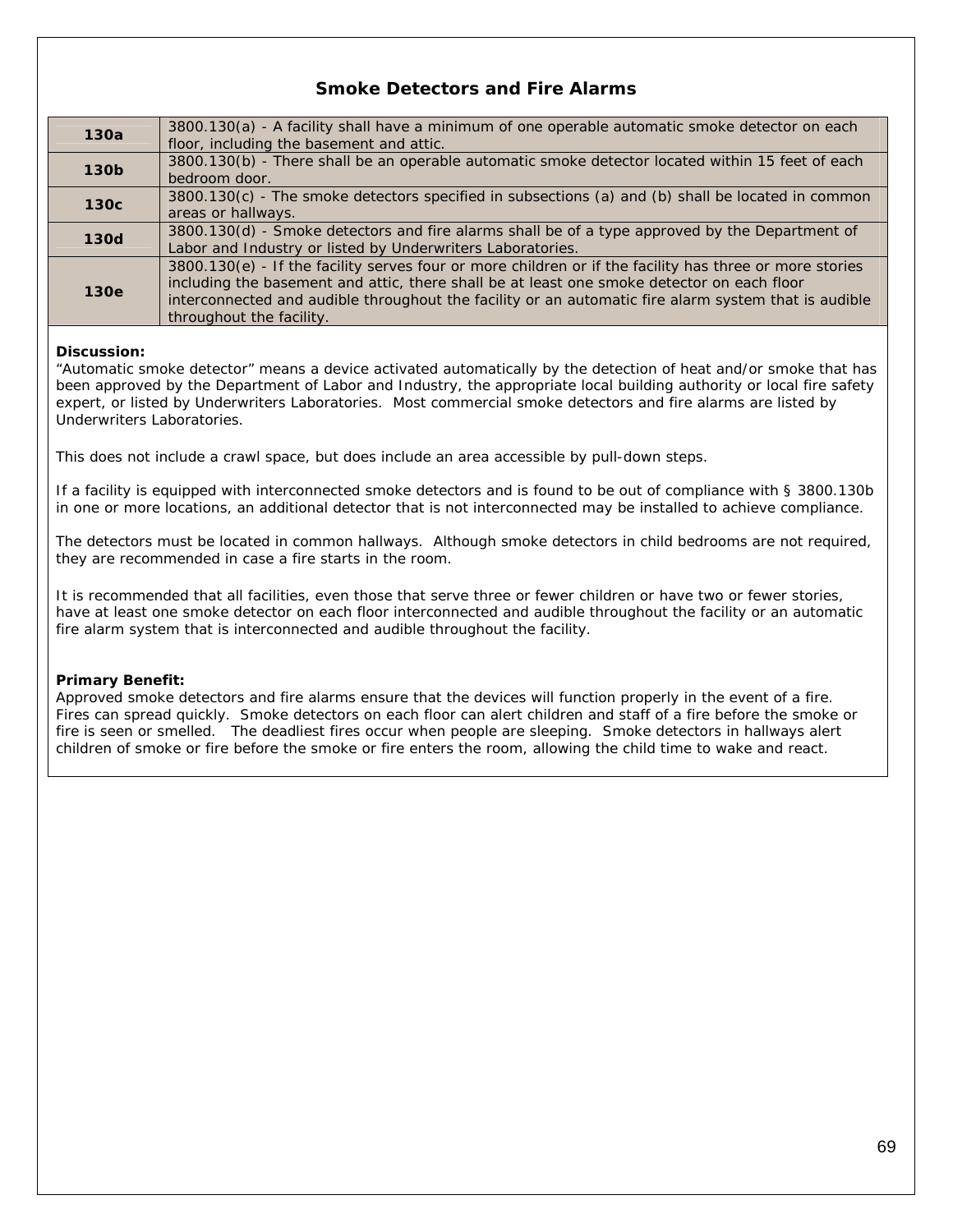## Smoke Detectors and Fire Alarms

| | |
|---|---|
| **130a** | 3800.130(a) - A facility shall have a minimum of one operable automatic smoke detector on each floor, including the basement and attic. |
| **130b** | 3800.130(b) - There shall be an operable automatic smoke detector located within 15 feet of each bedroom door. |
| **130c** | 3800.130(c) - The smoke detectors specified in subsections (a) and (b) shall be located in common areas or hallways. |
| **130d** | 3800.130(d) - Smoke detectors and fire alarms shall be of a type approved by the Department of Labor and Industry or listed by Underwriters Laboratories. |
| **130e** | 3800.130(e) - If the facility serves four or more children or if the facility has three or more stories including the basement and attic, there shall be at least one smoke detector on each floor interconnected and audible throughout the facility or an automatic fire alarm system that is audible throughout the facility. |

**Discussion:**
"Automatic smoke detector" means a device activated automatically by the detection of heat and/or smoke that has been approved by the Department of Labor and Industry, the appropriate local building authority or local fire safety expert, or listed by Underwriters Laboratories. Most commercial smoke detectors and fire alarms are listed by Underwriters Laboratories.

This does not include a crawl space, but does include an area accessible by pull-down steps.

If a facility is equipped with interconnected smoke detectors and is found to be out of compliance with § 3800.130b in one or more locations, an additional detector that is not interconnected may be installed to achieve compliance.

The detectors must be located in common hallways. Although smoke detectors in child bedrooms are not required, they are recommended in case a fire starts in the room.

It is recommended that all facilities, even those that serve three or fewer children or have two or fewer stories, have at least one smoke detector on each floor interconnected and audible throughout the facility or an automatic fire alarm system that is interconnected and audible throughout the facility.

**Primary Benefit:**
Approved smoke detectors and fire alarms ensure that the devices will function properly in the event of a fire. Fires can spread quickly. Smoke detectors on each floor can alert children and staff of a fire before the smoke or fire is seen or smelled. The deadliest fires occur when people are sleeping. Smoke detectors in hallways alert children of smoke or fire before the smoke or fire enters the room, allowing the child time to wake and react.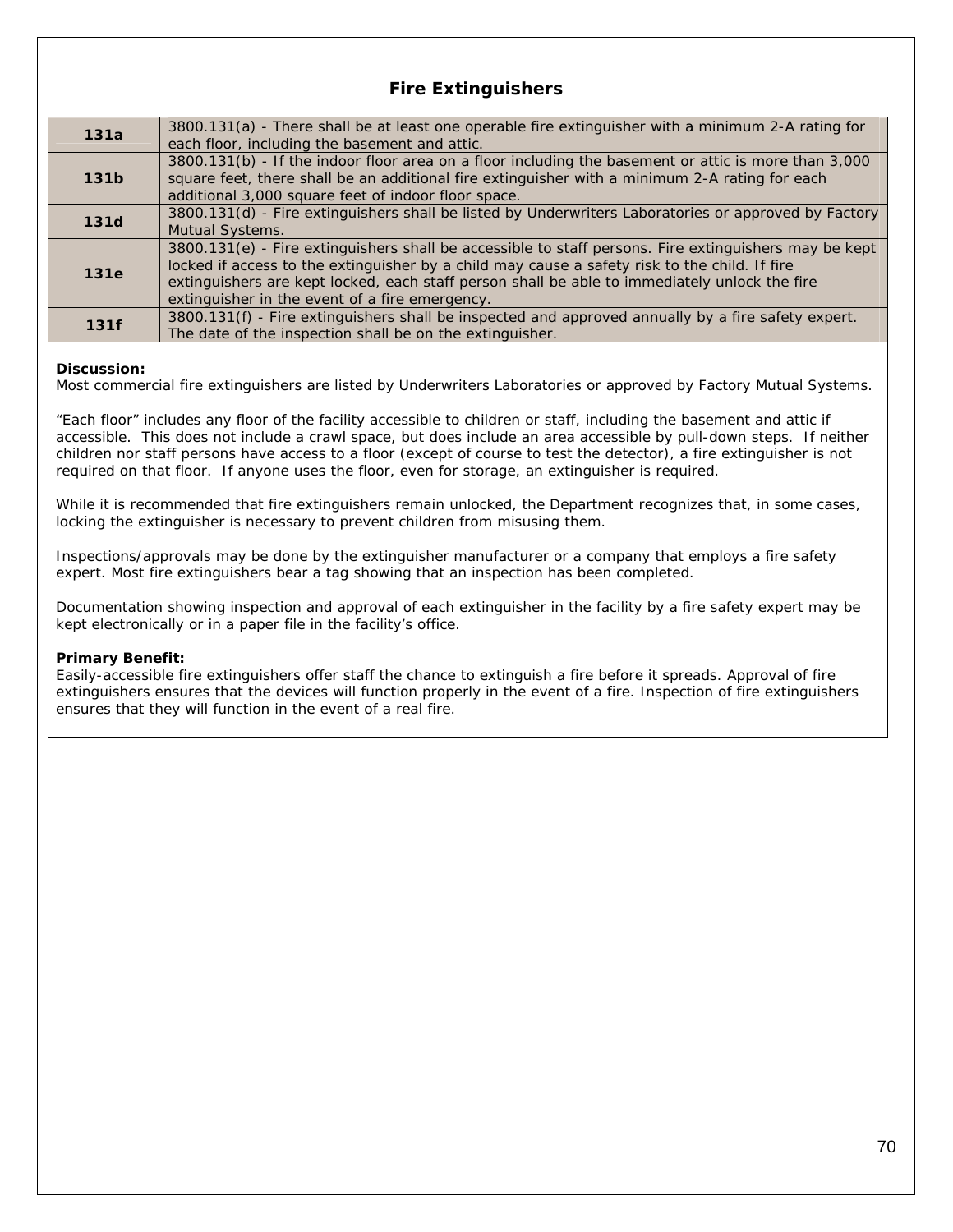## Fire Extinguishers

| | |
|---|---|
| **131a** | 3800.131(a) - There shall be at least one operable fire extinguisher with a minimum 2-A rating for each floor, including the basement and attic. |
| **131b** | 3800.131(b) - If the indoor floor area on a floor including the basement or attic is more than 3,000 square feet, there shall be an additional fire extinguisher with a minimum 2-A rating for each additional 3,000 square feet of indoor floor space. |
| **131d** | 3800.131(d) - Fire extinguishers shall be listed by Underwriters Laboratories or approved by Factory Mutual Systems. |
| **131e** | 3800.131(e) - Fire extinguishers shall be accessible to staff persons. Fire extinguishers may be kept locked if access to the extinguisher by a child may cause a safety risk to the child. If fire extinguishers are kept locked, each staff person shall be able to immediately unlock the fire extinguisher in the event of a fire emergency. |
| **131f** | 3800.131(f) - Fire extinguishers shall be inspected and approved annually by a fire safety expert. The date of the inspection shall be on the extinguisher. |

**Discussion:**
Most commercial fire extinguishers are listed by Underwriters Laboratories or approved by Factory Mutual Systems.

“Each floor” includes any floor of the facility accessible to children or staff, including the basement and attic if accessible. This does not include a crawl space, but does include an area accessible by pull-down steps. If neither children nor staff persons have access to a floor (except of course to test the detector), a fire extinguisher is not required on that floor. If anyone uses the floor, even for storage, an extinguisher is required.

While it is recommended that fire extinguishers remain unlocked, the Department recognizes that, in some cases, locking the extinguisher is necessary to prevent children from misusing them.

Inspections/approvals may be done by the extinguisher manufacturer or a company that employs a fire safety expert. Most fire extinguishers bear a tag showing that an inspection has been completed.

Documentation showing inspection and approval of each extinguisher in the facility by a fire safety expert may be kept electronically or in a paper file in the facility’s office.

**Primary Benefit:**
Easily-accessible fire extinguishers offer staff the chance to extinguish a fire before it spreads. Approval of fire extinguishers ensures that the devices will function properly in the event of a fire. Inspection of fire extinguishers ensures that they will function in the event of a real fire.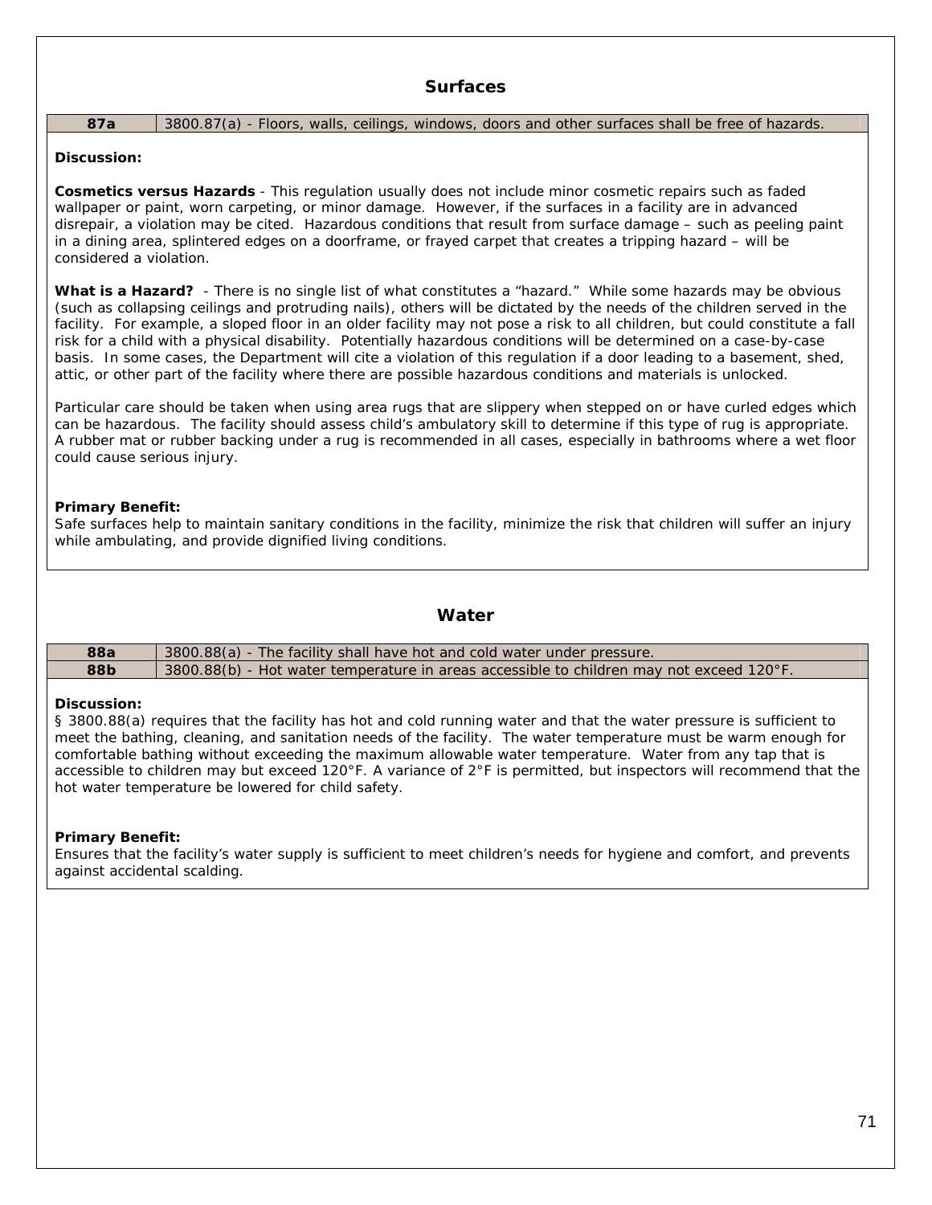## Surfaces

| 87a | 3800.87(a) - Floors, walls, ceilings, windows, doors and other surfaces shall be free of hazards. |
| --- | --- |

**Discussion:**

**Cosmetics versus Hazards** - This regulation usually does not include minor cosmetic repairs such as faded wallpaper or paint, worn carpeting, or minor damage. However, if the surfaces in a facility are in advanced disrepair, a violation may be cited. Hazardous conditions that result from surface damage – such as peeling paint in a dining area, splintered edges on a doorframe, or frayed carpet that creates a tripping hazard – will be considered a violation.

**What is a Hazard?** - There is no single list of what constitutes a "hazard." While some hazards may be obvious (such as collapsing ceilings and protruding nails), others will be dictated by the needs of the children served in the facility. For example, a sloped floor in an older facility may not pose a risk to all children, but could constitute a fall risk for a child with a physical disability. Potentially hazardous conditions will be determined on a case-by-case basis. In some cases, the Department will cite a violation of this regulation if a door leading to a basement, shed, attic, or other part of the facility where there are possible hazardous conditions and materials is unlocked.

Particular care should be taken when using area rugs that are slippery when stepped on or have curled edges which can be hazardous. The facility should assess child's ambulatory skill to determine if this type of rug is appropriate. A rubber mat or rubber backing under a rug is recommended in all cases, especially in bathrooms where a wet floor could cause serious injury.

**Primary Benefit:**
Safe surfaces help to maintain sanitary conditions in the facility, minimize the risk that children will suffer an injury while ambulating, and provide dignified living conditions.

## Water

| 88a | 3800.88(a) - The facility shall have hot and cold water under pressure. |
| --- | --- |
| 88b | 3800.88(b) - Hot water temperature in areas accessible to children may not exceed 120°F. |

**Discussion:**
§ 3800.88(a) requires that the facility has hot and cold running water and that the water pressure is sufficient to meet the bathing, cleaning, and sanitation needs of the facility. The water temperature must be warm enough for comfortable bathing without exceeding the maximum allowable water temperature. Water from any tap that is accessible to children may but exceed 120°F. A variance of 2°F is permitted, but inspectors will recommend that the hot water temperature be lowered for child safety.

**Primary Benefit:**
Ensures that the facility's water supply is sufficient to meet children's needs for hygiene and comfort, and prevents against accidental scalding.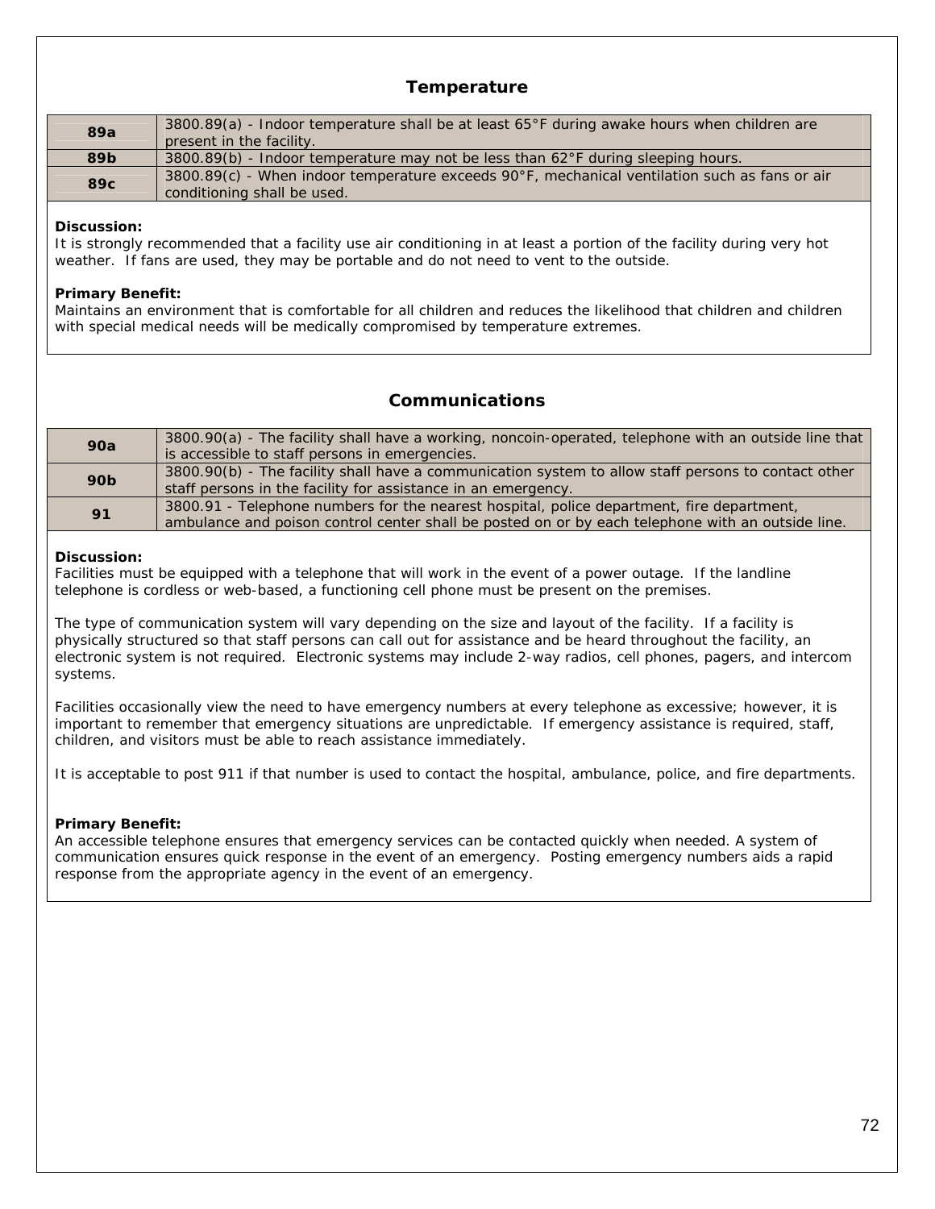## Temperature

| | |
|---|---|
| **89a** | 3800.89(a) - Indoor temperature shall be at least 65°F during awake hours when children are present in the facility. |
| **89b** | 3800.89(b) - Indoor temperature may not be less than 62°F during sleeping hours. |
| **89c** | 3800.89(c) - When indoor temperature exceeds 90°F, mechanical ventilation such as fans or air conditioning shall be used. |

**Discussion:**
It is strongly recommended that a facility use air conditioning in at least a portion of the facility during very hot weather. If fans are used, they may be portable and do not need to vent to the outside.

**Primary Benefit:**
Maintains an environment that is comfortable for all children and reduces the likelihood that children and children with special medical needs will be medically compromised by temperature extremes.

## Communications

| | |
|---|---|
| **90a** | 3800.90(a) - The facility shall have a working, noncoin-operated, telephone with an outside line that is accessible to staff persons in emergencies. |
| **90b** | 3800.90(b) - The facility shall have a communication system to allow staff persons to contact other staff persons in the facility for assistance in an emergency. |
| **91** | 3800.91 - Telephone numbers for the nearest hospital, police department, fire department, ambulance and poison control center shall be posted on or by each telephone with an outside line. |

**Discussion:**
Facilities must be equipped with a telephone that will work in the event of a power outage. If the landline telephone is cordless or web-based, a functioning cell phone must be present on the premises.

The type of communication system will vary depending on the size and layout of the facility. If a facility is physically structured so that staff persons can call out for assistance and be heard throughout the facility, an electronic system is not required. Electronic systems may include 2-way radios, cell phones, pagers, and intercom systems.

Facilities occasionally view the need to have emergency numbers at every telephone as excessive; however, it is important to remember that emergency situations are unpredictable. If emergency assistance is required, staff, children, and visitors must be able to reach assistance immediately.

It is acceptable to post 911 if that number is used to contact the hospital, ambulance, police, and fire departments.

**Primary Benefit:**
An accessible telephone ensures that emergency services can be contacted quickly when needed. A system of communication ensures quick response in the event of an emergency. Posting emergency numbers aids a rapid response from the appropriate agency in the event of an emergency.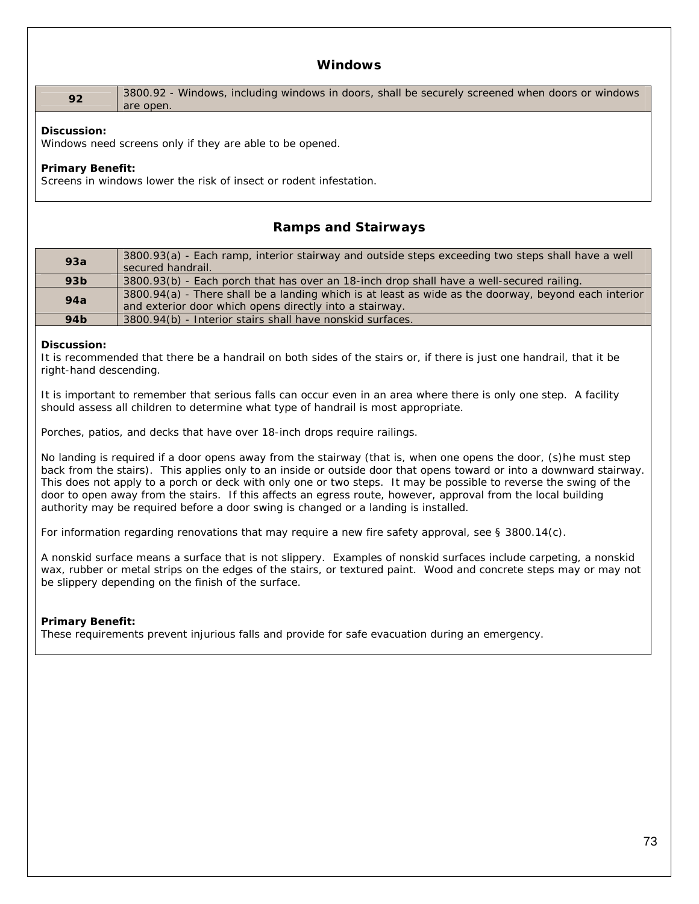## Windows

| 92 | 3800.92 - Windows, including windows in doors, shall be securely screened when doors or windows are open. |
|---|---|

**Discussion:**
Windows need screens only if they are able to be opened.

**Primary Benefit:**
Screens in windows lower the risk of insect or rodent infestation.

## Ramps and Stairways

| 93a | 3800.93(a) - Each ramp, interior stairway and outside steps exceeding two steps shall have a well secured handrail. |
|---|---|
| 93b | 3800.93(b) - Each porch that has over an 18-inch drop shall have a well-secured railing. |
| 94a | 3800.94(a) - There shall be a landing which is at least as wide as the doorway, beyond each interior and exterior door which opens directly into a stairway. |
| 94b | 3800.94(b) - Interior stairs shall have nonskid surfaces. |

**Discussion:**
It is recommended that there be a handrail on both sides of the stairs or, if there is just one handrail, that it be right-hand descending.

It is important to remember that serious falls can occur even in an area where there is only one step. A facility should assess all children to determine what type of handrail is most appropriate.

Porches, patios, and decks that have over 18-inch drops require railings.

No landing is required if a door opens away from the stairway (that is, when one opens the door, (s)he must step back from the stairs). This applies only to an inside or outside door that opens toward or into a downward stairway. This does not apply to a porch or deck with only one or two steps. It may be possible to reverse the swing of the door to open away from the stairs. If this affects an egress route, however, approval from the local building authority may be required before a door swing is changed or a landing is installed.

For information regarding renovations that may require a new fire safety approval, see § 3800.14(c).

A nonskid surface means a surface that is not slippery. Examples of nonskid surfaces include carpeting, a nonskid wax, rubber or metal strips on the edges of the stairs, or textured paint. Wood and concrete steps may or may not be slippery depending on the finish of the surface.

**Primary Benefit:**
These requirements prevent injurious falls and provide for safe evacuation during an emergency.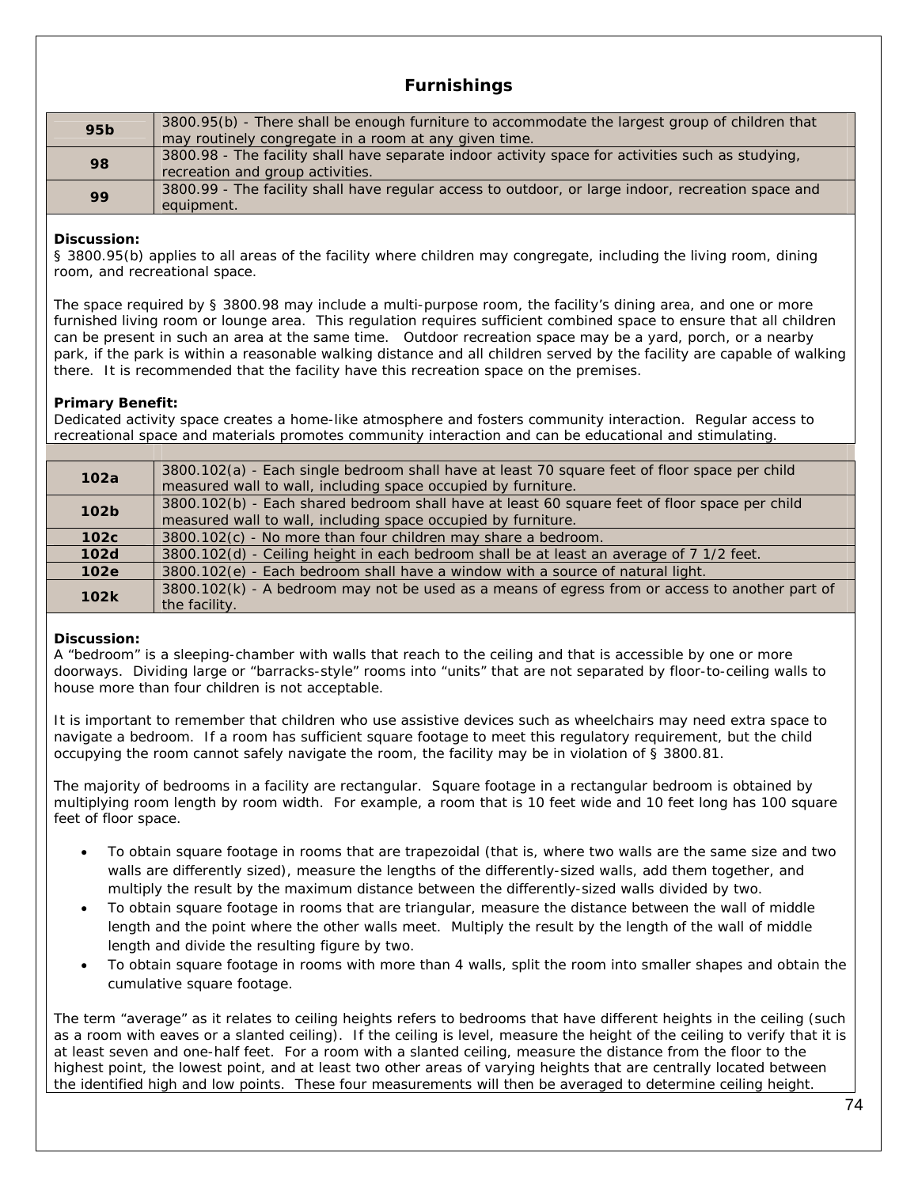## Furnishings

| | |
|---|---|
| **95b** | 3800.95(b) - There shall be enough furniture to accommodate the largest group of children that may routinely congregate in a room at any given time. |
| **98** | 3800.98 - The facility shall have separate indoor activity space for activities such as studying, recreation and group activities. |
| **99** | 3800.99 - The facility shall have regular access to outdoor, or large indoor, recreation space and equipment. |

**Discussion:**
§ 3800.95(b) applies to all areas of the facility where children may congregate, including the living room, dining room, and recreational space.

The space required by § 3800.98 may include a multi-purpose room, the facility's dining area, and one or more furnished living room or lounge area. This regulation requires sufficient combined space to ensure that all children can be present in such an area at the same time. Outdoor recreation space may be a yard, porch, or a nearby park, if the park is within a reasonable walking distance and all children served by the facility are capable of walking there. It is recommended that the facility have this recreation space on the premises.

**Primary Benefit:**
Dedicated activity space creates a home-like atmosphere and fosters community interaction. Regular access to recreational space and materials promotes community interaction and can be educational and stimulating.

| | |
|---|---|
| **102a** | 3800.102(a) - Each single bedroom shall have at least 70 square feet of floor space per child measured wall to wall, including space occupied by furniture. |
| **102b** | 3800.102(b) - Each shared bedroom shall have at least 60 square feet of floor space per child measured wall to wall, including space occupied by furniture. |
| **102c** | 3800.102(c) - No more than four children may share a bedroom. |
| **102d** | 3800.102(d) - Ceiling height in each bedroom shall be at least an average of 7 1/2 feet. |
| **102e** | 3800.102(e) - Each bedroom shall have a window with a source of natural light. |
| **102k** | 3800.102(k) - A bedroom may not be used as a means of egress from or access to another part of the facility. |

**Discussion:**
A "bedroom" is a sleeping-chamber with walls that reach to the ceiling and that is accessible by one or more doorways. Dividing large or "barracks-style" rooms into "units" that are not separated by floor-to-ceiling walls to house more than four children is not acceptable.

It is important to remember that children who use assistive devices such as wheelchairs may need extra space to navigate a bedroom. If a room has sufficient square footage to meet this regulatory requirement, but the child occupying the room cannot safely navigate the room, the facility may be in violation of § 3800.81.

The majority of bedrooms in a facility are rectangular. Square footage in a rectangular bedroom is obtained by multiplying room length by room width. For example, a room that is 10 feet wide and 10 feet long has 100 square feet of floor space.

- To obtain square footage in rooms that are trapezoidal (that is, where two walls are the same size and two walls are differently sized), measure the lengths of the differently-sized walls, add them together, and multiply the result by the maximum distance between the differently-sized walls divided by two.
- To obtain square footage in rooms that are triangular, measure the distance between the wall of middle length and the point where the other walls meet. Multiply the result by the length of the wall of middle length and divide the resulting figure by two.
- To obtain square footage in rooms with more than 4 walls, split the room into smaller shapes and obtain the cumulative square footage.

The term "average" as it relates to ceiling heights refers to bedrooms that have different heights in the ceiling (such as a room with eaves or a slanted ceiling). If the ceiling is level, measure the height of the ceiling to verify that it is at least seven and one-half feet. For a room with a slanted ceiling, measure the distance from the floor to the highest point, the lowest point, and at least two other areas of varying heights that are centrally located between the identified high and low points. These four measurements will then be averaged to determine ceiling height.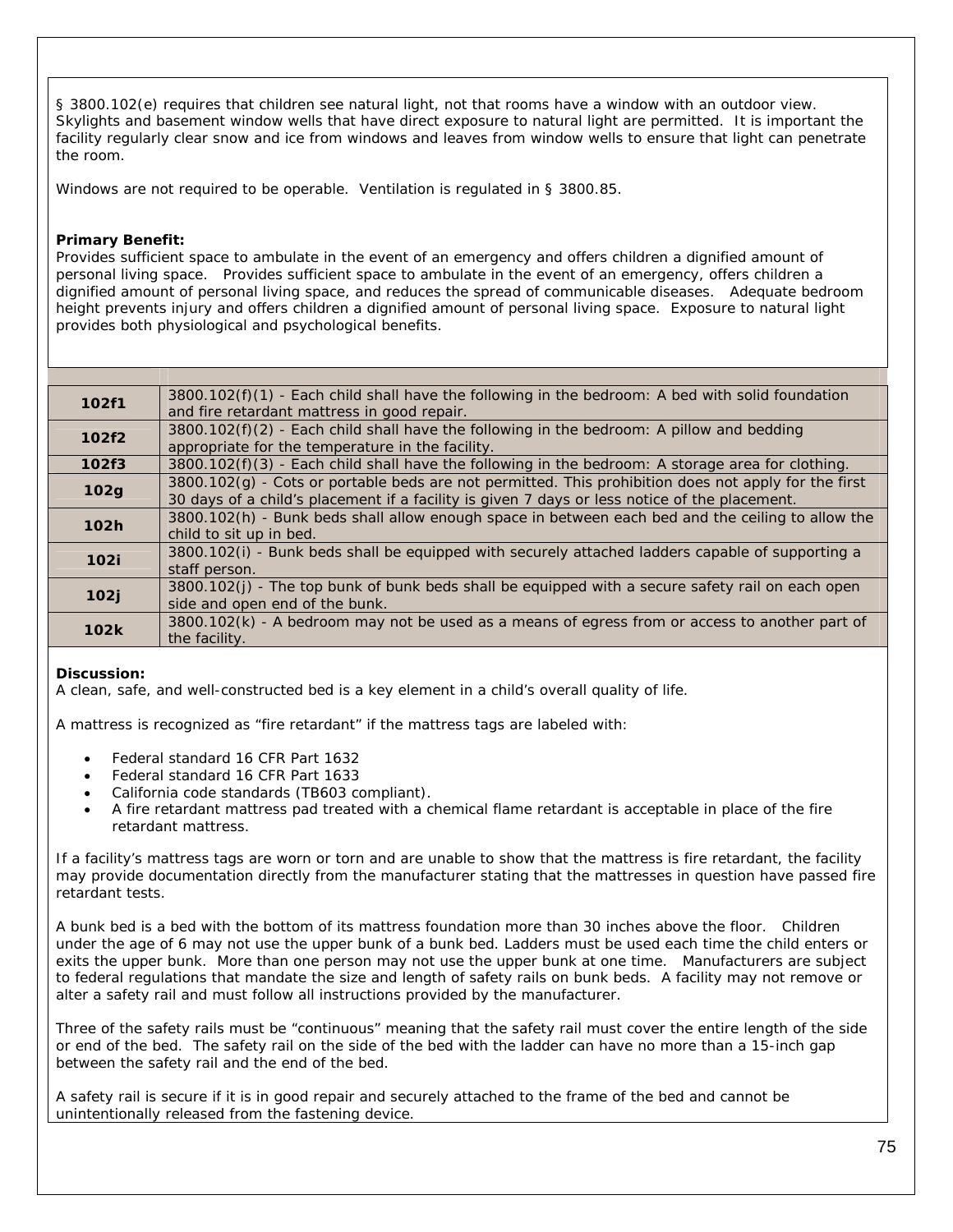§ 3800.102(e) requires that children see natural light, not that rooms have a window with an outdoor view. Skylights and basement window wells that have direct exposure to natural light are permitted. It is important the facility regularly clear snow and ice from windows and leaves from window wells to ensure that light can penetrate the room.

Windows are not required to be operable. Ventilation is regulated in § 3800.85.

**Primary Benefit:**
Provides sufficient space to ambulate in the event of an emergency and offers children a dignified amount of personal living space. Provides sufficient space to ambulate in the event of an emergency, offers children a dignified amount of personal living space, and reduces the spread of communicable diseases. Adequate bedroom height prevents injury and offers children a dignified amount of personal living space. Exposure to natural light provides both physiological and psychological benefits.

| | |
|---|---|
| **102f1** | 3800.102(f)(1) - Each child shall have the following in the bedroom: A bed with solid foundation and fire retardant mattress in good repair. |
| **102f2** | 3800.102(f)(2) - Each child shall have the following in the bedroom: A pillow and bedding appropriate for the temperature in the facility. |
| **102f3** | 3800.102(f)(3) - Each child shall have the following in the bedroom: A storage area for clothing. |
| **102g** | 3800.102(g) - Cots or portable beds are not permitted. This prohibition does not apply for the first 30 days of a child's placement if a facility is given 7 days or less notice of the placement. |
| **102h** | 3800.102(h) - Bunk beds shall allow enough space in between each bed and the ceiling to allow the child to sit up in bed. |
| **102i** | 3800.102(i) - Bunk beds shall be equipped with securely attached ladders capable of supporting a staff person. |
| **102j** | 3800.102(j) - The top bunk of bunk beds shall be equipped with a secure safety rail on each open side and open end of the bunk. |
| **102k** | 3800.102(k) - A bedroom may not be used as a means of egress from or access to another part of the facility. |

**Discussion:**
A clean, safe, and well-constructed bed is a key element in a child's overall quality of life.

A mattress is recognized as "fire retardant" if the mattress tags are labeled with:

- Federal standard 16 CFR Part 1632
- Federal standard 16 CFR Part 1633
- California code standards (TB603 compliant).
- A fire retardant mattress pad treated with a chemical flame retardant is acceptable in place of the fire retardant mattress.

If a facility's mattress tags are worn or torn and are unable to show that the mattress is fire retardant, the facility may provide documentation directly from the manufacturer stating that the mattresses in question have passed fire retardant tests.

A bunk bed is a bed with the bottom of its mattress foundation more than 30 inches above the floor. Children under the age of 6 may not use the upper bunk of a bunk bed. Ladders must be used each time the child enters or exits the upper bunk. More than one person may not use the upper bunk at one time. Manufacturers are subject to federal regulations that mandate the size and length of safety rails on bunk beds. A facility may not remove or alter a safety rail and must follow all instructions provided by the manufacturer.

Three of the safety rails must be "continuous" meaning that the safety rail must cover the entire length of the side or end of the bed. The safety rail on the side of the bed with the ladder can have no more than a 15-inch gap between the safety rail and the end of the bed.

A safety rail is secure if it is in good repair and securely attached to the frame of the bed and cannot be unintentionally released from the fastening device.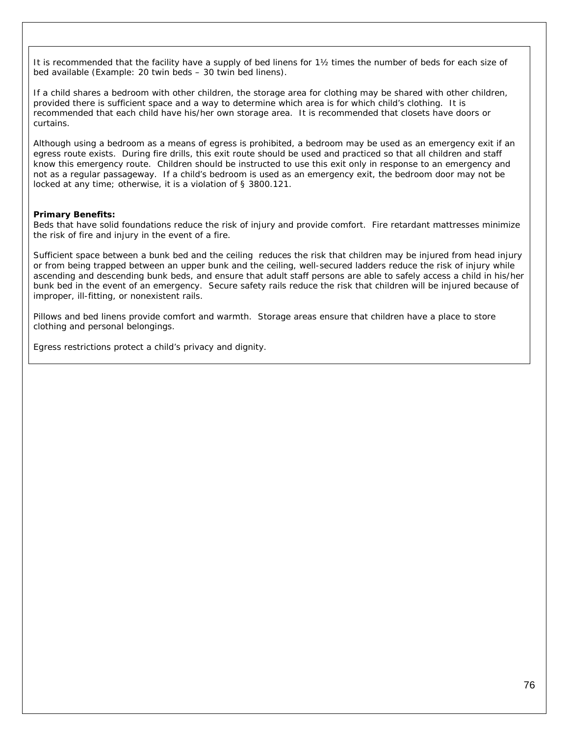It is recommended that the facility have a supply of bed linens for 1½ times the number of beds for each size of bed available (Example: 20 twin beds – 30 twin bed linens).

If a child shares a bedroom with other children, the storage area for clothing may be shared with other children, provided there is sufficient space and a way to determine which area is for which child's clothing. It is recommended that each child have his/her own storage area. It is recommended that closets have doors or curtains.

Although using a bedroom as a means of egress is prohibited, a bedroom may be used as an emergency exit if an egress route exists. During fire drills, this exit route should be used and practiced so that all children and staff know this emergency route. Children should be instructed to use this exit only in response to an emergency and not as a regular passageway. If a child's bedroom is used as an emergency exit, the bedroom door may not be locked at any time; otherwise, it is a violation of § 3800.121.

**Primary Benefits:**
Beds that have solid foundations reduce the risk of injury and provide comfort. Fire retardant mattresses minimize the risk of fire and injury in the event of a fire.

Sufficient space between a bunk bed and the ceiling reduces the risk that children may be injured from head injury or from being trapped between an upper bunk and the ceiling, well-secured ladders reduce the risk of injury while ascending and descending bunk beds, and ensure that adult staff persons are able to safely access a child in his/her bunk bed in the event of an emergency. Secure safety rails reduce the risk that children will be injured because of improper, ill-fitting, or nonexistent rails.

Pillows and bed linens provide comfort and warmth. Storage areas ensure that children have a place to store clothing and personal belongings.

Egress restrictions protect a child's privacy and dignity.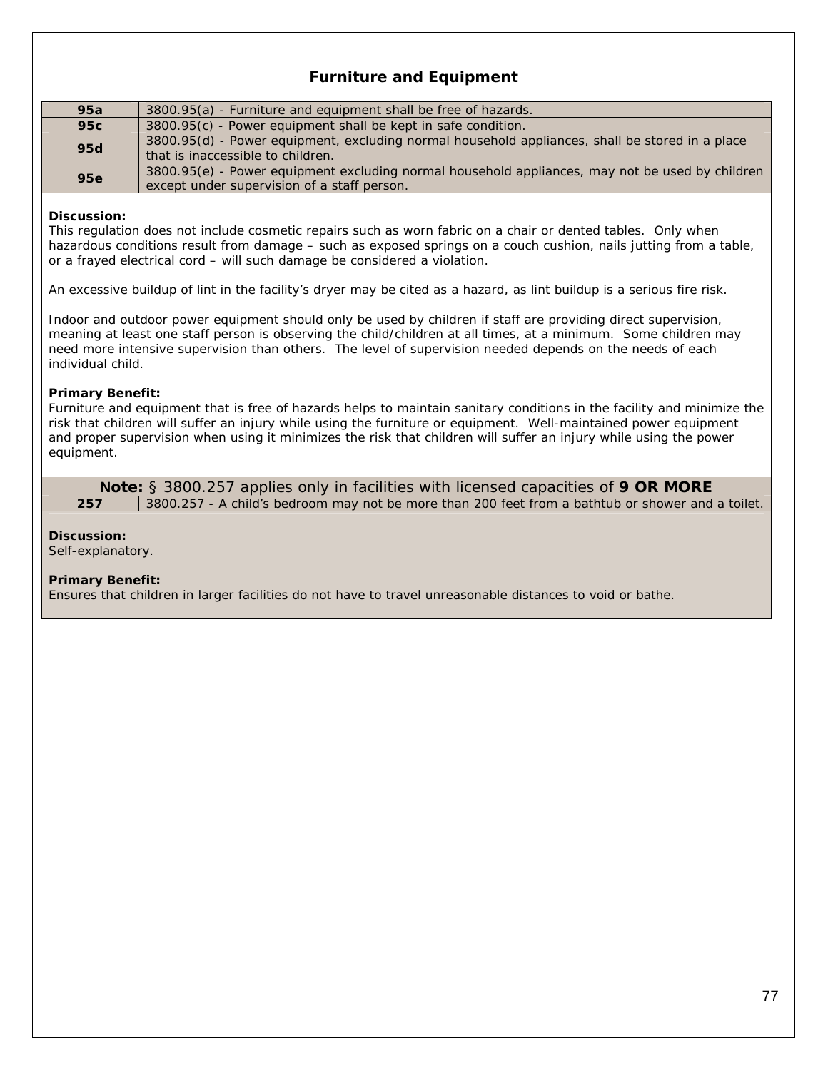## Furniture and Equipment

| | |
|---|---|
| **95a** | 3800.95(a) - Furniture and equipment shall be free of hazards. |
| **95c** | 3800.95(c) - Power equipment shall be kept in safe condition. |
| **95d** | 3800.95(d) - Power equipment, excluding normal household appliances, shall be stored in a place that is inaccessible to children. |
| **95e** | 3800.95(e) - Power equipment excluding normal household appliances, may not be used by children except under supervision of a staff person. |

**Discussion:**
This regulation does not include cosmetic repairs such as worn fabric on a chair or dented tables. Only when hazardous conditions result from damage – such as exposed springs on a couch cushion, nails jutting from a table, or a frayed electrical cord – will such damage be considered a violation.

An excessive buildup of lint in the facility's dryer may be cited as a hazard, as lint buildup is a serious fire risk.

Indoor and outdoor power equipment should only be used by children if staff are providing direct supervision, meaning at least one staff person is observing the child/children at all times, at a minimum. Some children may need more intensive supervision than others. The level of supervision needed depends on the needs of each individual child.

**Primary Benefit:**
Furniture and equipment that is free of hazards helps to maintain sanitary conditions in the facility and minimize the risk that children will suffer an injury while using the furniture or equipment. Well-maintained power equipment and proper supervision when using it minimizes the risk that children will suffer an injury while using the power equipment.

**Note:** § 3800.257 applies only in facilities with licensed capacities of **9 OR MORE**

| | |
|---|---|
| **257** | 3800.257 - A child's bedroom may not be more than 200 feet from a bathtub or shower and a toilet. |

**Discussion:**
Self-explanatory.

**Primary Benefit:**
Ensures that children in larger facilities do not have to travel unreasonable distances to void or bathe.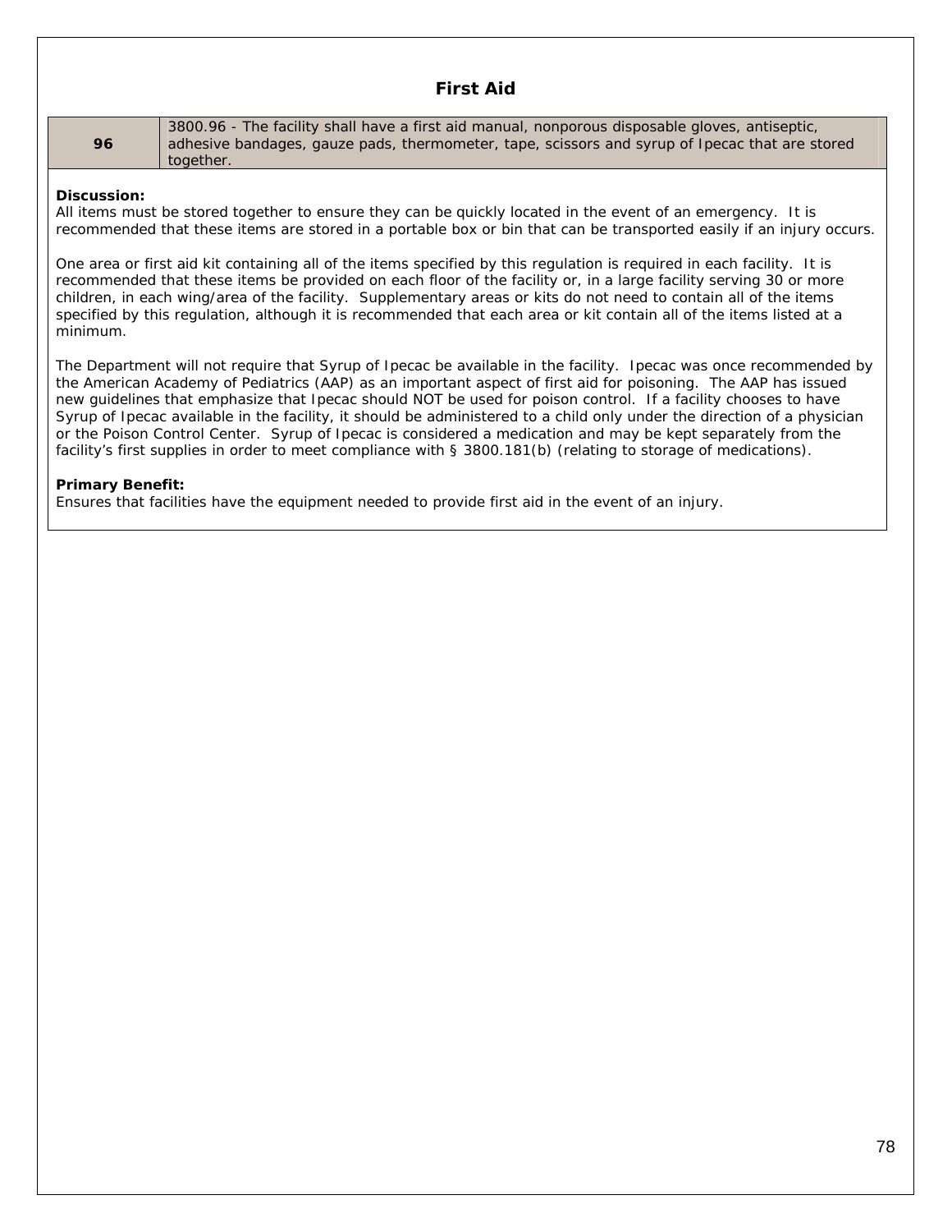## First Aid

| 96 | 3800.96 - The facility shall have a first aid manual, nonporous disposable gloves, antiseptic, adhesive bandages, gauze pads, thermometer, tape, scissors and syrup of Ipecac that are stored together. |
|---|---|

**Discussion:**
All items must be stored together to ensure they can be quickly located in the event of an emergency. It is recommended that these items are stored in a portable box or bin that can be transported easily if an injury occurs.

One area or first aid kit containing all of the items specified by this regulation is required in each facility. It is recommended that these items be provided on each floor of the facility or, in a large facility serving 30 or more children, in each wing/area of the facility. Supplementary areas or kits do not need to contain all of the items specified by this regulation, although it is recommended that each area or kit contain all of the items listed at a minimum.

The Department will not require that Syrup of Ipecac be available in the facility. Ipecac was once recommended by the American Academy of Pediatrics (AAP) as an important aspect of first aid for poisoning. The AAP has issued new guidelines that emphasize that Ipecac should NOT be used for poison control. If a facility chooses to have Syrup of Ipecac available in the facility, it should be administered to a child only under the direction of a physician or the Poison Control Center. Syrup of Ipecac is considered a medication and may be kept separately from the facility's first supplies in order to meet compliance with § 3800.181(b) (relating to storage of medications).

**Primary Benefit:**
Ensures that facilities have the equipment needed to provide first aid in the event of an injury.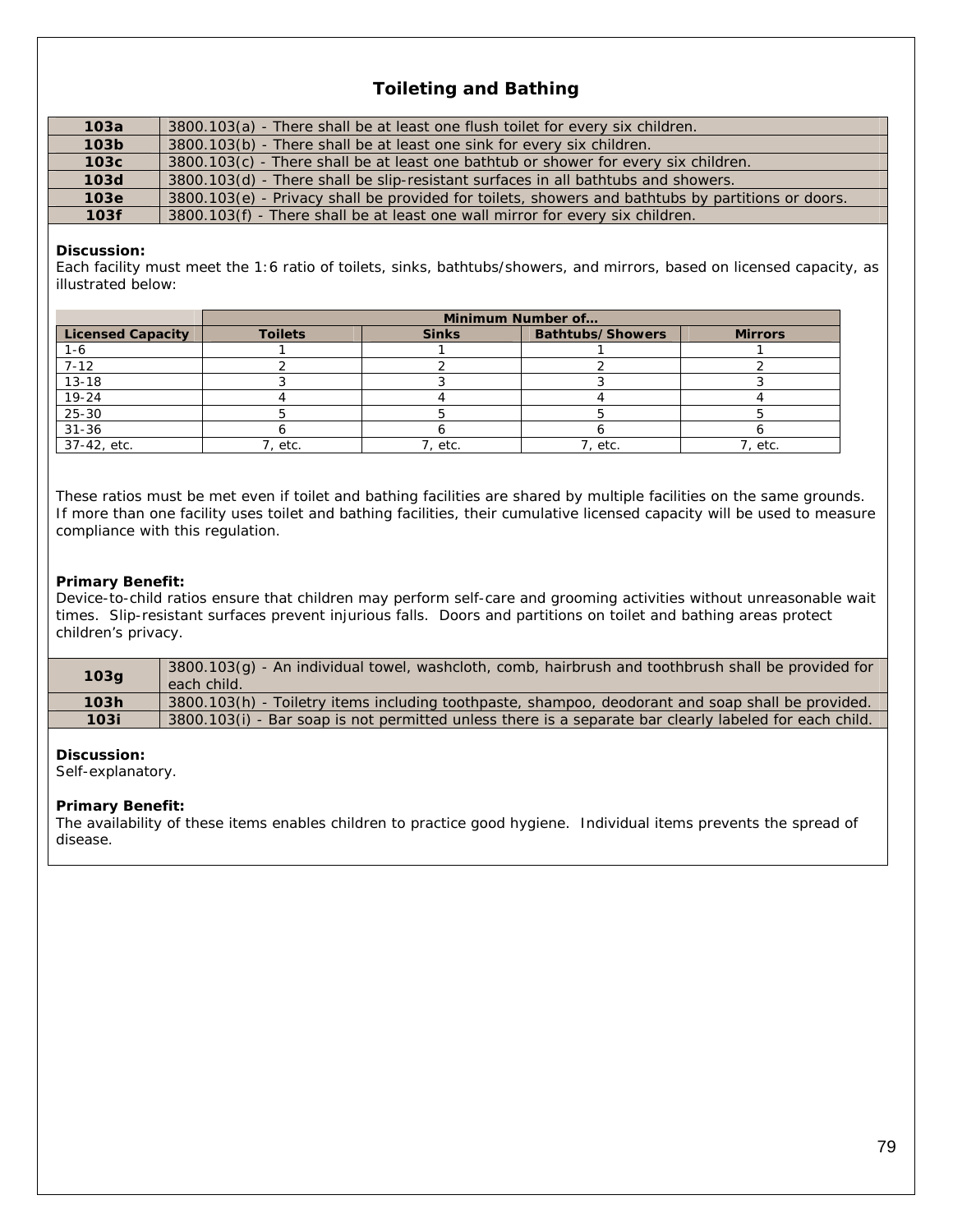## Toileting and Bathing

| | |
|---|---|
| **103a** | 3800.103(a) - There shall be at least one flush toilet for every six children. |
| **103b** | 3800.103(b) - There shall be at least one sink for every six children. |
| **103c** | 3800.103(c) - There shall be at least one bathtub or shower for every six children. |
| **103d** | 3800.103(d) - There shall be slip-resistant surfaces in all bathtubs and showers. |
| **103e** | 3800.103(e) - Privacy shall be provided for toilets, showers and bathtubs by partitions or doors. |
| **103f** | 3800.103(f) - There shall be at least one wall mirror for every six children. |

**Discussion:**
Each facility must meet the 1:6 ratio of toilets, sinks, bathtubs/showers, and mirrors, based on licensed capacity, as illustrated below:

| | Minimum Number of… | | | |
|---|---|---|---|---|
| **Licensed Capacity** | **Toilets** | **Sinks** | **Bathtubs/Showers** | **Mirrors** |
| 1-6 | 1 | 1 | 1 | 1 |
| 7-12 | 2 | 2 | 2 | 2 |
| 13-18 | 3 | 3 | 3 | 3 |
| 19-24 | 4 | 4 | 4 | 4 |
| 25-30 | 5 | 5 | 5 | 5 |
| 31-36 | 6 | 6 | 6 | 6 |
| 37-42, etc. | 7, etc. | 7, etc. | 7, etc. | 7, etc. |

These ratios must be met even if toilet and bathing facilities are shared by multiple facilities on the same grounds. If more than one facility uses toilet and bathing facilities, their cumulative licensed capacity will be used to measure compliance with this regulation.

**Primary Benefit:**
Device-to-child ratios ensure that children may perform self-care and grooming activities without unreasonable wait times. Slip-resistant surfaces prevent injurious falls. Doors and partitions on toilet and bathing areas protect children's privacy.

| | |
|---|---|
| **103g** | 3800.103(g) - An individual towel, washcloth, comb, hairbrush and toothbrush shall be provided for each child. |
| **103h** | 3800.103(h) - Toiletry items including toothpaste, shampoo, deodorant and soap shall be provided. |
| **103i** | 3800.103(i) - Bar soap is not permitted unless there is a separate bar clearly labeled for each child. |

**Discussion:**
Self-explanatory.

**Primary Benefit:**
The availability of these items enables children to practice good hygiene. Individual items prevents the spread of disease.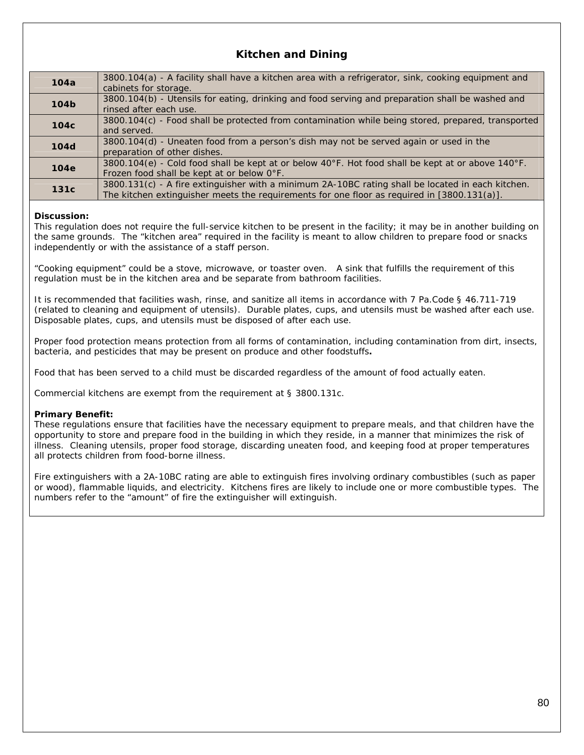## Kitchen and Dining

| | |
|---|---|
| **104a** | 3800.104(a) - A facility shall have a kitchen area with a refrigerator, sink, cooking equipment and cabinets for storage. |
| **104b** | 3800.104(b) - Utensils for eating, drinking and food serving and preparation shall be washed and rinsed after each use. |
| **104c** | 3800.104(c) - Food shall be protected from contamination while being stored, prepared, transported and served. |
| **104d** | 3800.104(d) - Uneaten food from a person's dish may not be served again or used in the preparation of other dishes. |
| **104e** | 3800.104(e) - Cold food shall be kept at or below 40°F. Hot food shall be kept at or above 140°F. Frozen food shall be kept at or below 0°F. |
| **131c** | 3800.131(c) - A fire extinguisher with a minimum 2A-10BC rating shall be located in each kitchen. The kitchen extinguisher meets the requirements for one floor as required in [3800.131(a)]. |

**Discussion:**
This regulation does not require the full-service kitchen to be present in the facility; it may be in another building on the same grounds. The "kitchen area" required in the facility is meant to allow children to prepare food or snacks independently or with the assistance of a staff person.

"Cooking equipment" could be a stove, microwave, or toaster oven. A sink that fulfills the requirement of this regulation must be in the kitchen area and be separate from bathroom facilities.

It is recommended that facilities wash, rinse, and sanitize all items in accordance with 7 Pa.Code § 46.711-719 (related to cleaning and equipment of utensils). Durable plates, cups, and utensils must be washed after each use. Disposable plates, cups, and utensils must be disposed of after each use.

Proper food protection means protection from all forms of contamination, including contamination from dirt, insects, bacteria, and pesticides that may be present on produce and other foodstuffs**.**

Food that has been served to a child must be discarded regardless of the amount of food actually eaten.

Commercial kitchens are exempt from the requirement at § 3800.131c.

**Primary Benefit:**
These regulations ensure that facilities have the necessary equipment to prepare meals, and that children have the opportunity to store and prepare food in the building in which they reside, in a manner that minimizes the risk of illness. Cleaning utensils, proper food storage, discarding uneaten food, and keeping food at proper temperatures all protects children from food-borne illness.

Fire extinguishers with a 2A-10BC rating are able to extinguish fires involving ordinary combustibles (such as paper or wood), flammable liquids, and electricity. Kitchens fires are likely to include one or more combustible types. The numbers refer to the "amount" of fire the extinguisher will extinguish.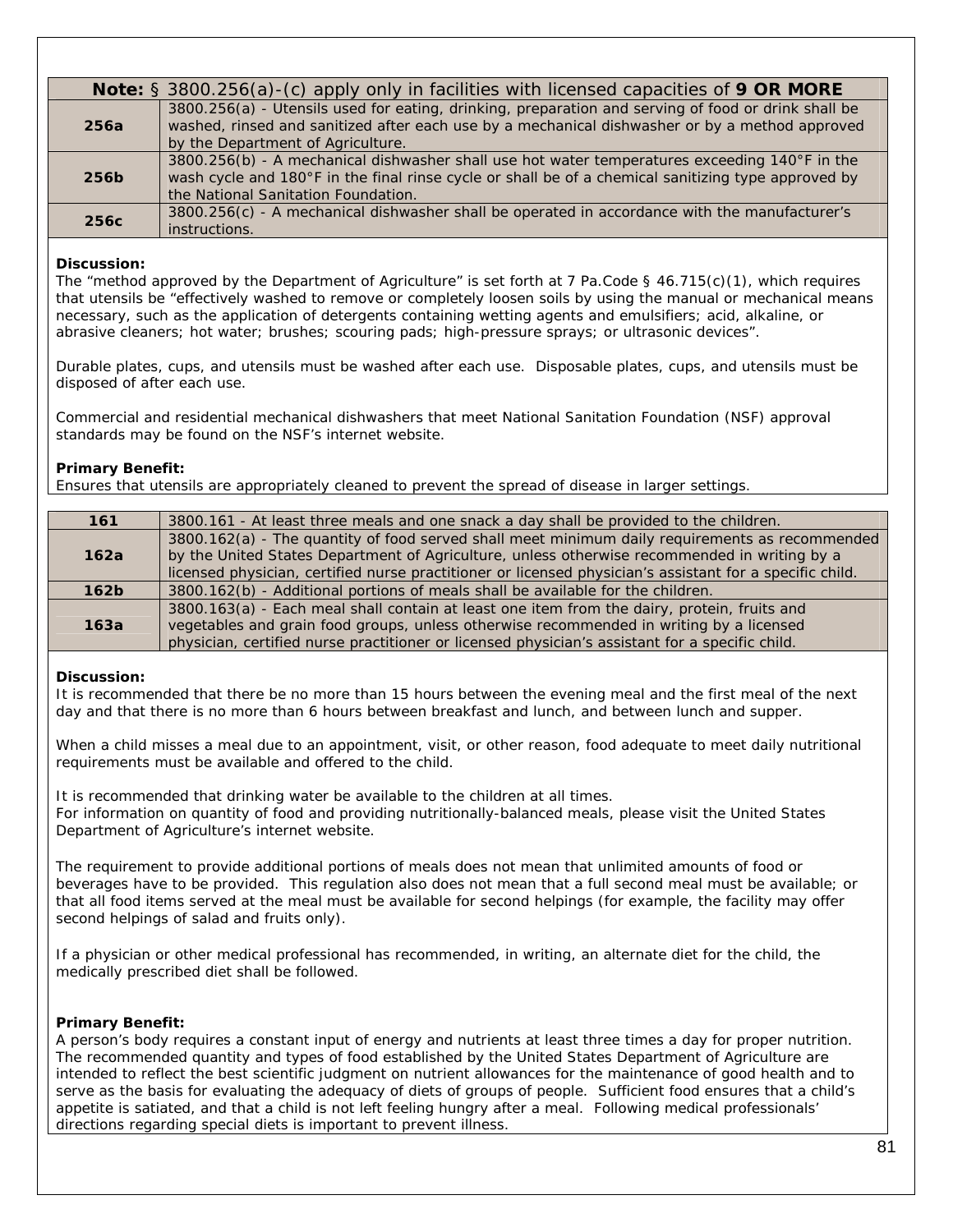| **Note:** § 3800.256(a)-(c) apply only in facilities with licensed capacities of **9 OR MORE** | |
|---|---|
| **256a** | 3800.256(a) - Utensils used for eating, drinking, preparation and serving of food or drink shall be washed, rinsed and sanitized after each use by a mechanical dishwasher or by a method approved by the Department of Agriculture. |
| **256b** | 3800.256(b) - A mechanical dishwasher shall use hot water temperatures exceeding 140°F in the wash cycle and 180°F in the final rinse cycle or shall be of a chemical sanitizing type approved by the National Sanitation Foundation. |
| **256c** | 3800.256(c) - A mechanical dishwasher shall be operated in accordance with the manufacturer's instructions. |

**Discussion:**
The "method approved by the Department of Agriculture" is set forth at 7 Pa.Code § 46.715(c)(1), which requires that utensils be "effectively washed to remove or completely loosen soils by using the manual or mechanical means necessary, such as the application of detergents containing wetting agents and emulsifiers; acid, alkaline, or abrasive cleaners; hot water; brushes; scouring pads; high-pressure sprays; or ultrasonic devices".

Durable plates, cups, and utensils must be washed after each use. Disposable plates, cups, and utensils must be disposed of after each use.

Commercial and residential mechanical dishwashers that meet National Sanitation Foundation (NSF) approval standards may be found on the NSF's internet website.

**Primary Benefit:**
Ensures that utensils are appropriately cleaned to prevent the spread of disease in larger settings.

| **161** | 3800.161 - At least three meals and one snack a day shall be provided to the children. |
|---|---|
| **162a** | 3800.162(a) - The quantity of food served shall meet minimum daily requirements as recommended by the United States Department of Agriculture, unless otherwise recommended in writing by a licensed physician, certified nurse practitioner or licensed physician's assistant for a specific child. |
| **162b** | 3800.162(b) - Additional portions of meals shall be available for the children. |
| **163a** | 3800.163(a) - Each meal shall contain at least one item from the dairy, protein, fruits and vegetables and grain food groups, unless otherwise recommended in writing by a licensed physician, certified nurse practitioner or licensed physician's assistant for a specific child. |

**Discussion:**
It is recommended that there be no more than 15 hours between the evening meal and the first meal of the next day and that there is no more than 6 hours between breakfast and lunch, and between lunch and supper.

When a child misses a meal due to an appointment, visit, or other reason, food adequate to meet daily nutritional requirements must be available and offered to the child.

It is recommended that drinking water be available to the children at all times.
For information on quantity of food and providing nutritionally-balanced meals, please visit the United States Department of Agriculture's internet website.

The requirement to provide additional portions of meals does not mean that unlimited amounts of food or beverages have to be provided. This regulation also does not mean that a full second meal must be available; or that all food items served at the meal must be available for second helpings (for example, the facility may offer second helpings of salad and fruits only).

If a physician or other medical professional has recommended, in writing, an alternate diet for the child, the medically prescribed diet shall be followed.

**Primary Benefit:**
A person's body requires a constant input of energy and nutrients at least three times a day for proper nutrition. The recommended quantity and types of food established by the United States Department of Agriculture are intended to reflect the best scientific judgment on nutrient allowances for the maintenance of good health and to serve as the basis for evaluating the adequacy of diets of groups of people. Sufficient food ensures that a child's appetite is satiated, and that a child is not left feeling hungry after a meal. Following medical professionals' directions regarding special diets is important to prevent illness.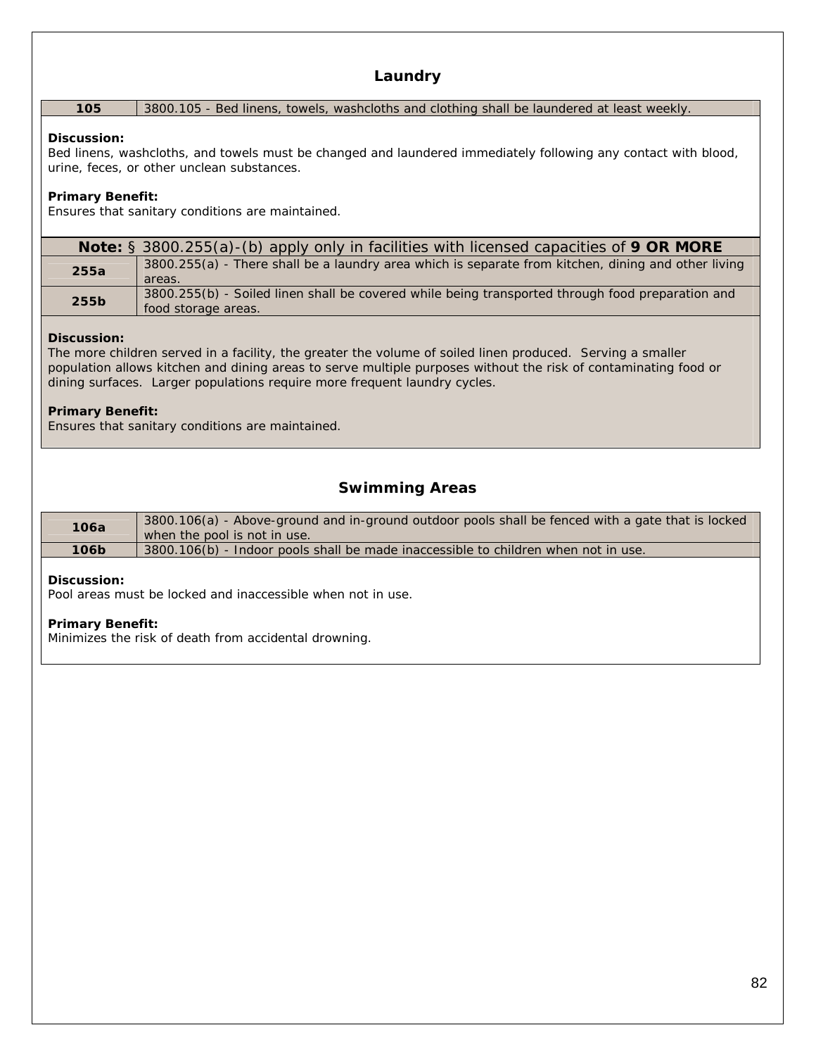## Laundry

| 105 | 3800.105 - Bed linens, towels, washcloths and clothing shall be laundered at least weekly. |
|---|---|

**Discussion:**
Bed linens, washcloths, and towels must be changed and laundered immediately following any contact with blood, urine, feces, or other unclean substances.

**Primary Benefit:**
Ensures that sanitary conditions are maintained.

**Note:** § 3800.255(a)-(b) apply only in facilities with licensed capacities of **9 OR MORE**

| 255a | 3800.255(a) - There shall be a laundry area which is separate from kitchen, dining and other living areas. |
|---|---|
| 255b | 3800.255(b) - Soiled linen shall be covered while being transported through food preparation and food storage areas. |

**Discussion:**
The more children served in a facility, the greater the volume of soiled linen produced. Serving a smaller population allows kitchen and dining areas to serve multiple purposes without the risk of contaminating food or dining surfaces. Larger populations require more frequent laundry cycles.

**Primary Benefit:**
Ensures that sanitary conditions are maintained.

## Swimming Areas

| 106a | 3800.106(a) - Above-ground and in-ground outdoor pools shall be fenced with a gate that is locked when the pool is not in use. |
|---|---|
| 106b | 3800.106(b) - Indoor pools shall be made inaccessible to children when not in use. |

**Discussion:**
Pool areas must be locked and inaccessible when not in use.

**Primary Benefit:**
Minimizes the risk of death from accidental drowning.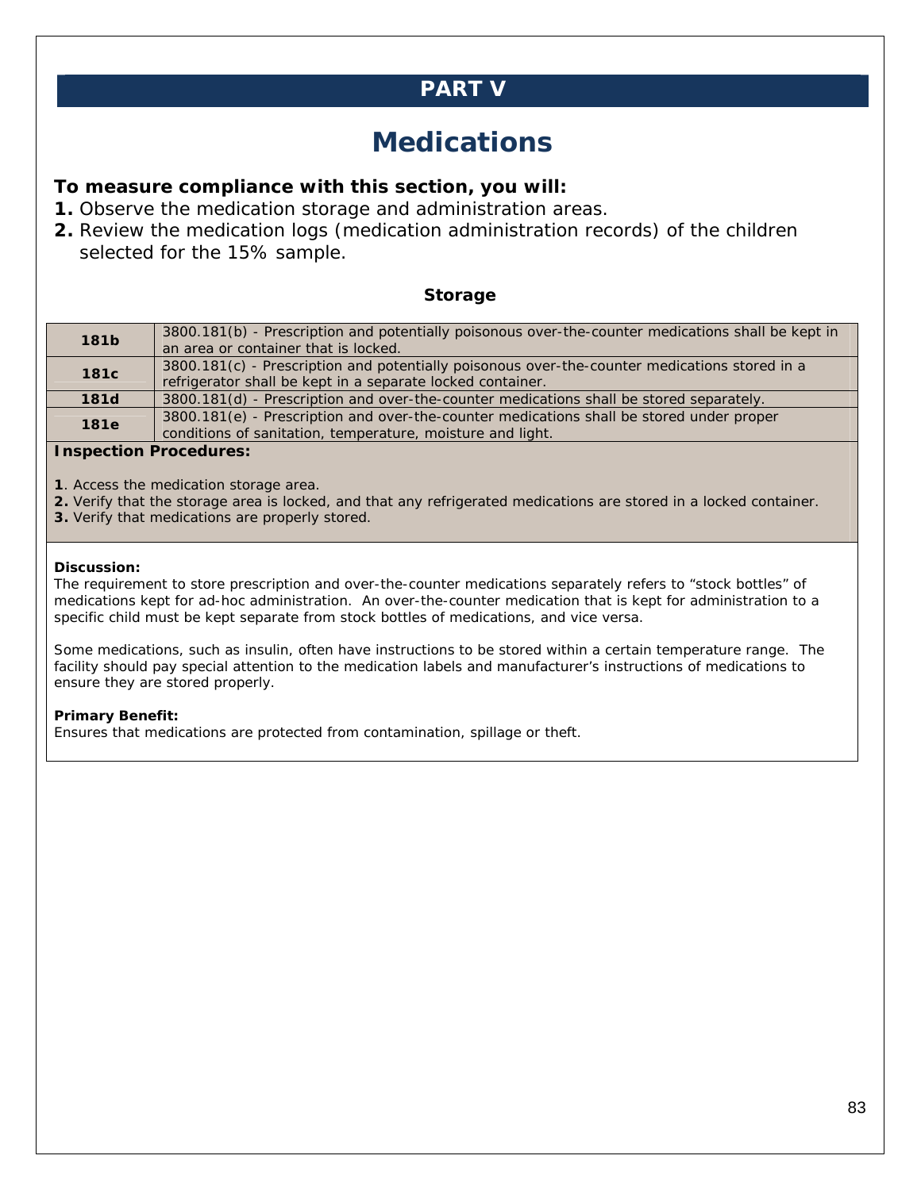# PART V

# Medications

**To measure compliance with this section, you will:**

1. Observe the medication storage and administration areas.
2. Review the medication logs (medication administration records) of the children selected for the 15% sample.

### Storage

| | |
|---|---|
| **181b** | 3800.181(b) - Prescription and potentially poisonous over-the-counter medications shall be kept in an area or container that is locked. |
| **181c** | 3800.181(c) - Prescription and potentially poisonous over-the-counter medications stored in a refrigerator shall be kept in a separate locked container. |
| **181d** | 3800.181(d) - Prescription and over-the-counter medications shall be stored separately. |
| **181e** | 3800.181(e) - Prescription and over-the-counter medications shall be stored under proper conditions of sanitation, temperature, moisture and light. |

**Inspection Procedures:**

**1**. Access the medication storage area.
**2.** Verify that the storage area is locked, and that any refrigerated medications are stored in a locked container.
**3.** Verify that medications are properly stored.

**Discussion:**
The requirement to store prescription and over-the-counter medications separately refers to "stock bottles" of medications kept for ad-hoc administration. An over-the-counter medication that is kept for administration to a specific child must be kept separate from stock bottles of medications, and vice versa.

Some medications, such as insulin, often have instructions to be stored within a certain temperature range. The facility should pay special attention to the medication labels and manufacturer's instructions of medications to ensure they are stored properly.

**Primary Benefit:**
Ensures that medications are protected from contamination, spillage or theft.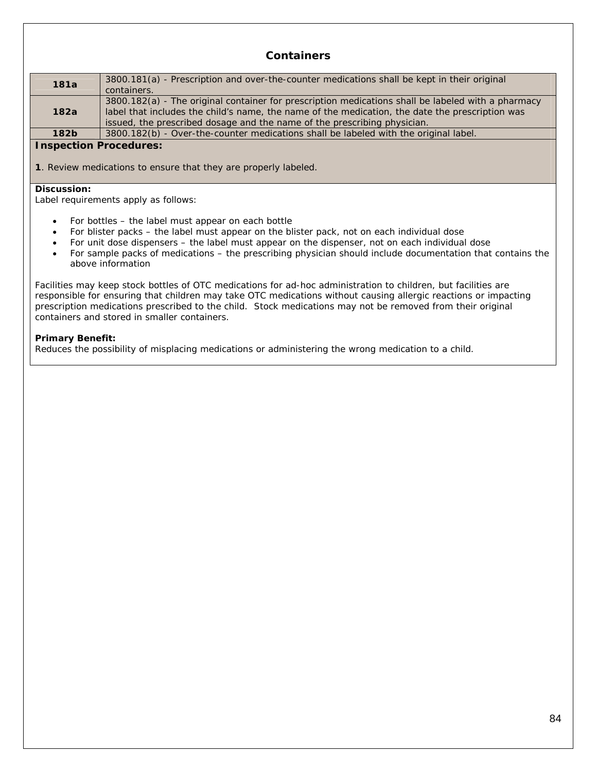## Containers

| | |
|---|---|
| **181a** | 3800.181(a) - Prescription and over-the-counter medications shall be kept in their original containers. |
| **182a** | 3800.182(a) - The original container for prescription medications shall be labeled with a pharmacy label that includes the child's name, the name of the medication, the date the prescription was issued, the prescribed dosage and the name of the prescribing physician. |
| **182b** | 3800.182(b) - Over-the-counter medications shall be labeled with the original label. |

**Inspection Procedures:**

**1**. Review medications to ensure that they are properly labeled.

**Discussion:**
Label requirements apply as follows:

- For bottles – the label must appear on each bottle
- For blister packs – the label must appear on the blister pack, not on each individual dose
- For unit dose dispensers – the label must appear on the dispenser, not on each individual dose
- For sample packs of medications – the prescribing physician should include documentation that contains the above information

Facilities may keep stock bottles of OTC medications for ad-hoc administration to children, but facilities are responsible for ensuring that children may take OTC medications without causing allergic reactions or impacting prescription medications prescribed to the child. Stock medications may not be removed from their original containers and stored in smaller containers.

**Primary Benefit:**
Reduces the possibility of misplacing medications or administering the wrong medication to a child.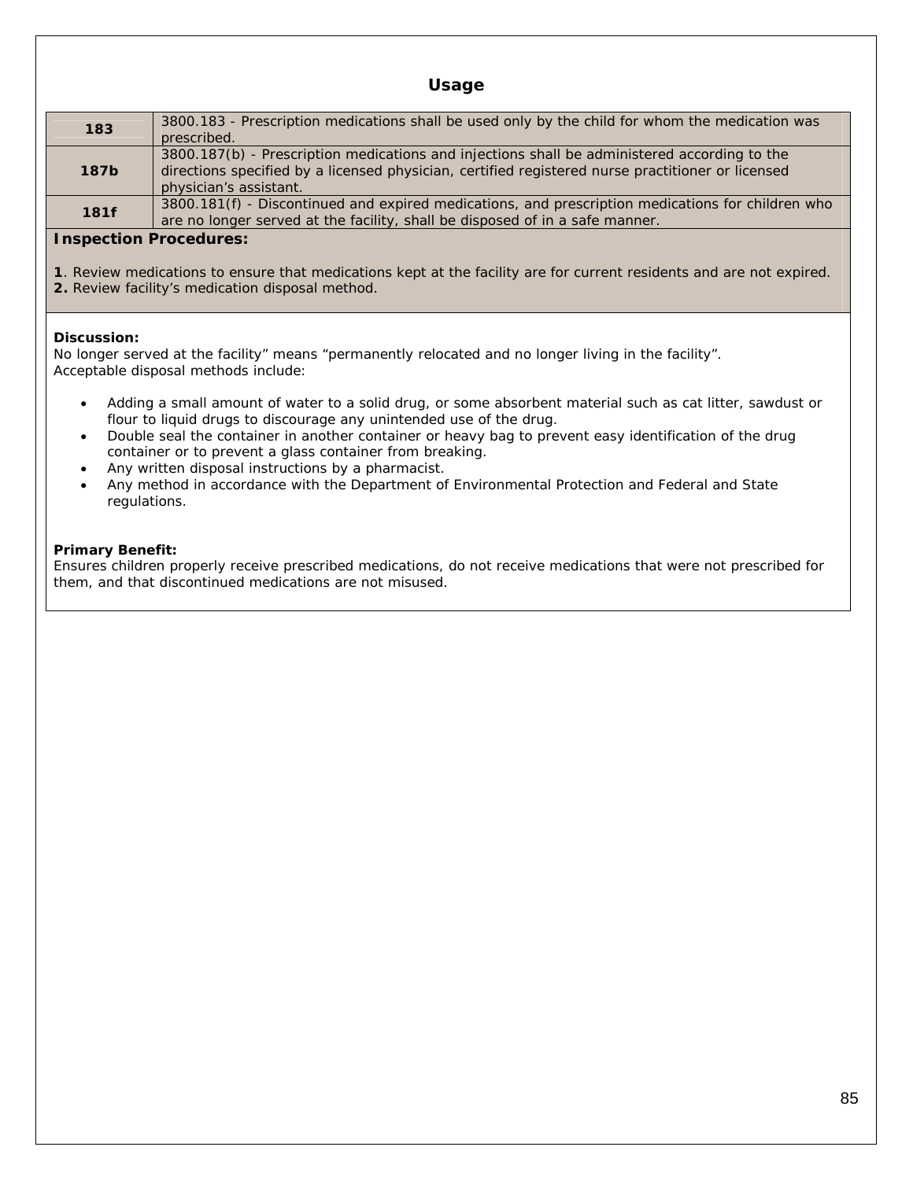## Usage

| | |
|---|---|
| **183** | 3800.183 - Prescription medications shall be used only by the child for whom the medication was prescribed. |
| **187b** | 3800.187(b) - Prescription medications and injections shall be administered according to the directions specified by a licensed physician, certified registered nurse practitioner or licensed physician's assistant. |
| **181f** | 3800.181(f) - Discontinued and expired medications, and prescription medications for children who are no longer served at the facility, shall be disposed of in a safe manner. |

**Inspection Procedures:**

**1**. Review medications to ensure that medications kept at the facility are for current residents and are not expired.
**2.** Review facility's medication disposal method.

**Discussion:**
No longer served at the facility" means "permanently relocated and no longer living in the facility".
Acceptable disposal methods include:

- Adding a small amount of water to a solid drug, or some absorbent material such as cat litter, sawdust or flour to liquid drugs to discourage any unintended use of the drug.
- Double seal the container in another container or heavy bag to prevent easy identification of the drug container or to prevent a glass container from breaking.
- Any written disposal instructions by a pharmacist.
- Any method in accordance with the Department of Environmental Protection and Federal and State regulations.

**Primary Benefit:**
Ensures children properly receive prescribed medications, do not receive medications that were not prescribed for them, and that discontinued medications are not misused.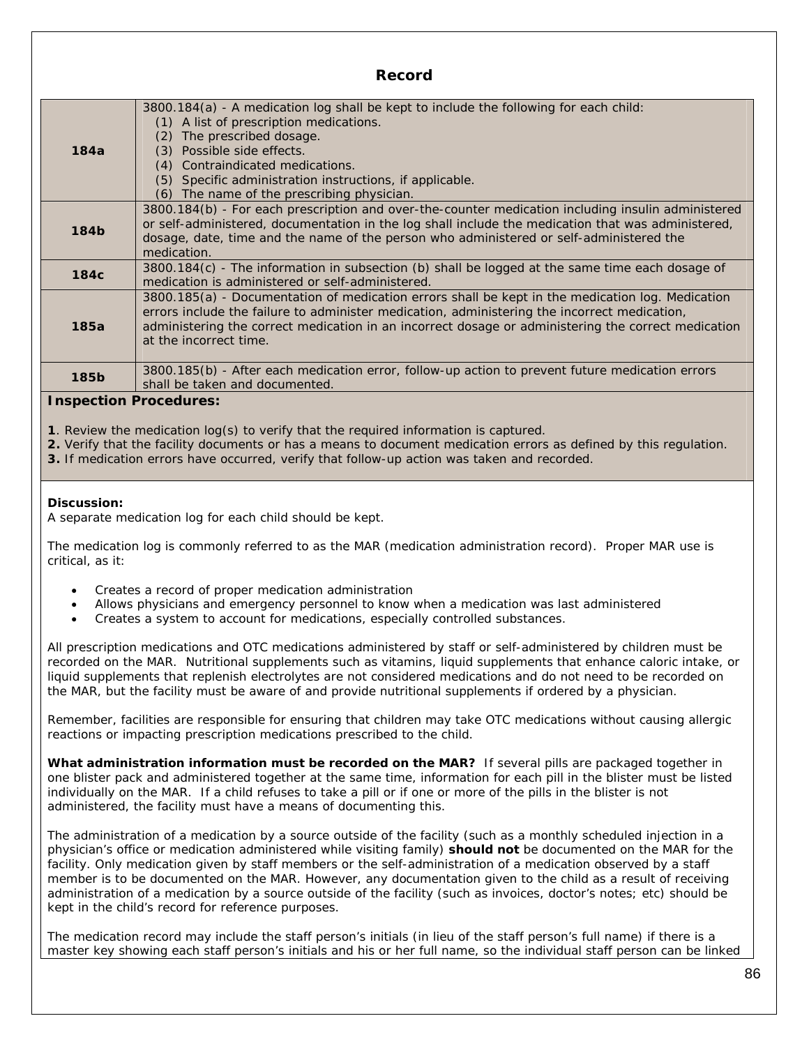## Record

| | |
|---|---|
| **184a** | 3800.184(a) - A medication log shall be kept to include the following for each child:<br>(1) A list of prescription medications.<br>(2) The prescribed dosage.<br>(3) Possible side effects.<br>(4) Contraindicated medications.<br>(5) Specific administration instructions, if applicable.<br>(6) The name of the prescribing physician. |
| **184b** | 3800.184(b) - For each prescription and over-the-counter medication including insulin administered or self-administered, documentation in the log shall include the medication that was administered, dosage, date, time and the name of the person who administered or self-administered the medication. |
| **184c** | 3800.184(c) - The information in subsection (b) shall be logged at the same time each dosage of medication is administered or self-administered. |
| **185a** | 3800.185(a) - Documentation of medication errors shall be kept in the medication log. Medication errors include the failure to administer medication, administering the incorrect medication, administering the correct medication in an incorrect dosage or administering the correct medication at the incorrect time. |
| **185b** | 3800.185(b) - After each medication error, follow-up action to prevent future medication errors shall be taken and documented. |

**Inspection Procedures:**

**1**. Review the medication log(s) to verify that the required information is captured.
**2.** Verify that the facility documents or has a means to document medication errors as defined by this regulation.
**3.** If medication errors have occurred, verify that follow-up action was taken and recorded.

**Discussion:**
A separate medication log for each child should be kept.

The medication log is commonly referred to as the MAR (medication administration record). Proper MAR use is critical, as it:

- Creates a record of proper medication administration
- Allows physicians and emergency personnel to know when a medication was last administered
- Creates a system to account for medications, especially controlled substances.

All prescription medications and OTC medications administered by staff or self-administered by children must be recorded on the MAR. Nutritional supplements such as vitamins, liquid supplements that enhance caloric intake, or liquid supplements that replenish electrolytes are not considered medications and do not need to be recorded on the MAR, but the facility must be aware of and provide nutritional supplements if ordered by a physician.

Remember, facilities are responsible for ensuring that children may take OTC medications without causing allergic reactions or impacting prescription medications prescribed to the child.

**What administration information must be recorded on the MAR?** If several pills are packaged together in one blister pack and administered together at the same time, information for each pill in the blister must be listed individually on the MAR. If a child refuses to take a pill or if one or more of the pills in the blister is not administered, the facility must have a means of documenting this.

The administration of a medication by a source outside of the facility (such as a monthly scheduled injection in a physician's office or medication administered while visiting family) **should not** be documented on the MAR for the facility. Only medication given by staff members or the self-administration of a medication observed by a staff member is to be documented on the MAR. However, any documentation given to the child as a result of receiving administration of a medication by a source outside of the facility (such as invoices, doctor's notes; etc) should be kept in the child's record for reference purposes.

The medication record may include the staff person's initials (in lieu of the staff person's full name) if there is a master key showing each staff person's initials and his or her full name, so the individual staff person can be linked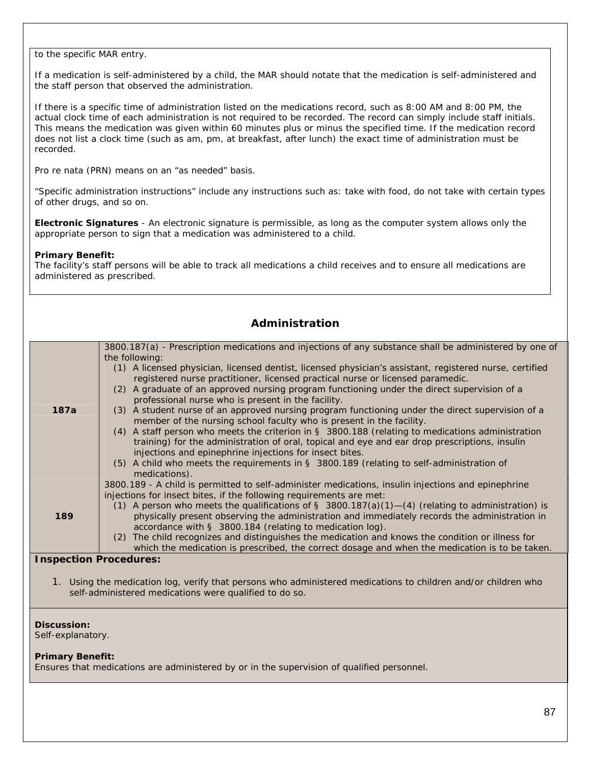to the specific MAR entry.

If a medication is self-administered by a child, the MAR should notate that the medication is self-administered and the staff person that observed the administration.

If there is a specific time of administration listed on the medications record, such as 8:00 AM and 8:00 PM, the actual clock time of each administration is not required to be recorded. The record can simply include staff initials. This means the medication was given within 60 minutes plus or minus the specified time. If the medication record does not list a clock time (such as am, pm, at breakfast, after lunch) the exact time of administration must be recorded.

Pro re nata (PRN) means on an "as needed" basis.

"Specific administration instructions" include any instructions such as: take with food, do not take with certain types of other drugs, and so on.

**Electronic Signatures** - An electronic signature is permissible, as long as the computer system allows only the appropriate person to sign that a medication was administered to a child.

**Primary Benefit:**
The facility's staff persons will be able to track all medications a child receives and to ensure all medications are administered as prescribed.

## Administration

| | |
|---|---|
| **187a** | 3800.187(a) - Prescription medications and injections of any substance shall be administered by one of the following:<br>(1) A licensed physician, licensed dentist, licensed physician's assistant, registered nurse, certified registered nurse practitioner, licensed practical nurse or licensed paramedic.<br>(2) A graduate of an approved nursing program functioning under the direct supervision of a professional nurse who is present in the facility.<br>(3) A student nurse of an approved nursing program functioning under the direct supervision of a member of the nursing school faculty who is present in the facility.<br>(4) A staff person who meets the criterion in § 3800.188 (relating to medications administration training) for the administration of oral, topical and eye and ear drop prescriptions, insulin injections and epinephrine injections for insect bites.<br>(5) A child who meets the requirements in § 3800.189 (relating to self-administration of medications). |
| **189** | 3800.189 - A child is permitted to self-administer medications, insulin injections and epinephrine injections for insect bites, if the following requirements are met:<br>(1) A person who meets the qualifications of § 3800.187(a)(1)—(4) (relating to administration) is physically present observing the administration and immediately records the administration in accordance with § 3800.184 (relating to medication log).<br>(2) The child recognizes and distinguishes the medication and knows the condition or illness for which the medication is prescribed, the correct dosage and when the medication is to be taken. |

**Inspection Procedures:**

1. Using the medication log, verify that persons who administered medications to children and/or children who self-administered medications were qualified to do so.

**Discussion:**
Self-explanatory.

**Primary Benefit:**
Ensures that medications are administered by or in the supervision of qualified personnel.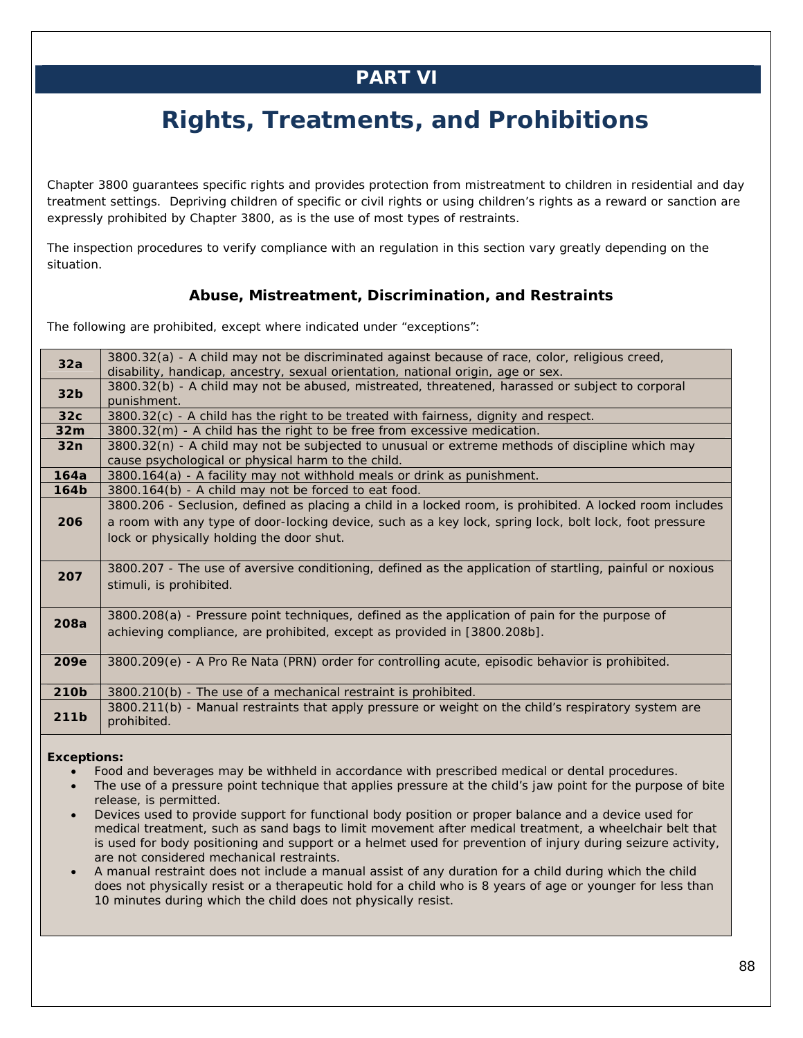# PART VI

# Rights, Treatments, and Prohibitions

Chapter 3800 guarantees specific rights and provides protection from mistreatment to children in residential and day treatment settings. Depriving children of specific or civil rights or using children's rights as a reward or sanction are expressly prohibited by Chapter 3800, as is the use of most types of restraints.

The inspection procedures to verify compliance with an regulation in this section vary greatly depending on the situation.

### Abuse, Mistreatment, Discrimination, and Restraints

The following are prohibited, except where indicated under "exceptions":

| | |
|---|---|
| **32a** | 3800.32(a) - A child may not be discriminated against because of race, color, religious creed, disability, handicap, ancestry, sexual orientation, national origin, age or sex. |
| **32b** | 3800.32(b) - A child may not be abused, mistreated, threatened, harassed or subject to corporal punishment. |
| **32c** | 3800.32(c) - A child has the right to be treated with fairness, dignity and respect. |
| **32m** | 3800.32(m) - A child has the right to be free from excessive medication. |
| **32n** | 3800.32(n) - A child may not be subjected to unusual or extreme methods of discipline which may cause psychological or physical harm to the child. |
| **164a** | 3800.164(a) - A facility may not withhold meals or drink as punishment. |
| **164b** | 3800.164(b) - A child may not be forced to eat food. |
| **206** | 3800.206 - Seclusion, defined as placing a child in a locked room, is prohibited. A locked room includes a room with any type of door-locking device, such as a key lock, spring lock, bolt lock, foot pressure lock or physically holding the door shut. |
| **207** | 3800.207 - The use of aversive conditioning, defined as the application of startling, painful or noxious stimuli, is prohibited. |
| **208a** | 3800.208(a) - Pressure point techniques, defined as the application of pain for the purpose of achieving compliance, are prohibited, except as provided in [3800.208b]. |
| **209e** | 3800.209(e) - A Pro Re Nata (PRN) order for controlling acute, episodic behavior is prohibited. |
| **210b** | 3800.210(b) - The use of a mechanical restraint is prohibited. |
| **211b** | 3800.211(b) - Manual restraints that apply pressure or weight on the child's respiratory system are prohibited. |

**Exceptions:**

- Food and beverages may be withheld in accordance with prescribed medical or dental procedures.
- The use of a pressure point technique that applies pressure at the child's jaw point for the purpose of bite release, is permitted.
- Devices used to provide support for functional body position or proper balance and a device used for medical treatment, such as sand bags to limit movement after medical treatment, a wheelchair belt that is used for body positioning and support or a helmet used for prevention of injury during seizure activity, are not considered mechanical restraints.
- A manual restraint does not include a manual assist of any duration for a child during which the child does not physically resist or a therapeutic hold for a child who is 8 years of age or younger for less than 10 minutes during which the child does not physically resist.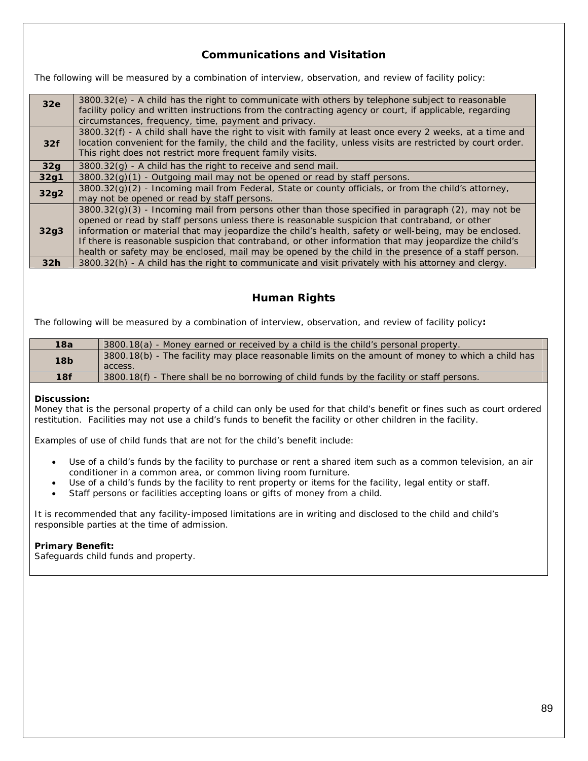## Communications and Visitation

The following will be measured by a combination of interview, observation, and review of facility policy:

| | |
|---|---|
| **32e** | 3800.32(e) - A child has the right to communicate with others by telephone subject to reasonable facility policy and written instructions from the contracting agency or court, if applicable, regarding circumstances, frequency, time, payment and privacy. |
| **32f** | 3800.32(f) - A child shall have the right to visit with family at least once every 2 weeks, at a time and location convenient for the family, the child and the facility, unless visits are restricted by court order. This right does not restrict more frequent family visits. |
| **32g** | 3800.32(g) - A child has the right to receive and send mail. |
| **32g1** | 3800.32(g)(1) - Outgoing mail may not be opened or read by staff persons. |
| **32g2** | 3800.32(g)(2) - Incoming mail from Federal, State or county officials, or from the child's attorney, may not be opened or read by staff persons. |
| **32g3** | 3800.32(g)(3) - Incoming mail from persons other than those specified in paragraph (2), may not be opened or read by staff persons unless there is reasonable suspicion that contraband, or other information or material that may jeopardize the child's health, safety or well-being, may be enclosed. If there is reasonable suspicion that contraband, or other information that may jeopardize the child's health or safety may be enclosed, mail may be opened by the child in the presence of a staff person. |
| **32h** | 3800.32(h) - A child has the right to communicate and visit privately with his attorney and clergy. |

## Human Rights

The following will be measured by a combination of interview, observation, and review of facility policy**:**

| | |
|---|---|
| **18a** | 3800.18(a) - Money earned or received by a child is the child's personal property. |
| **18b** | 3800.18(b) - The facility may place reasonable limits on the amount of money to which a child has access. |
| **18f** | 3800.18(f) - There shall be no borrowing of child funds by the facility or staff persons. |

**Discussion:**
Money that is the personal property of a child can only be used for that child's benefit or fines such as court ordered restitution. Facilities may not use a child's funds to benefit the facility or other children in the facility.

Examples of use of child funds that are not for the child's benefit include:

- Use of a child's funds by the facility to purchase or rent a shared item such as a common television, an air conditioner in a common area, or common living room furniture.
- Use of a child's funds by the facility to rent property or items for the facility, legal entity or staff.
- Staff persons or facilities accepting loans or gifts of money from a child.

It is recommended that any facility-imposed limitations are in writing and disclosed to the child and child's responsible parties at the time of admission.

**Primary Benefit:**
Safeguards child funds and property.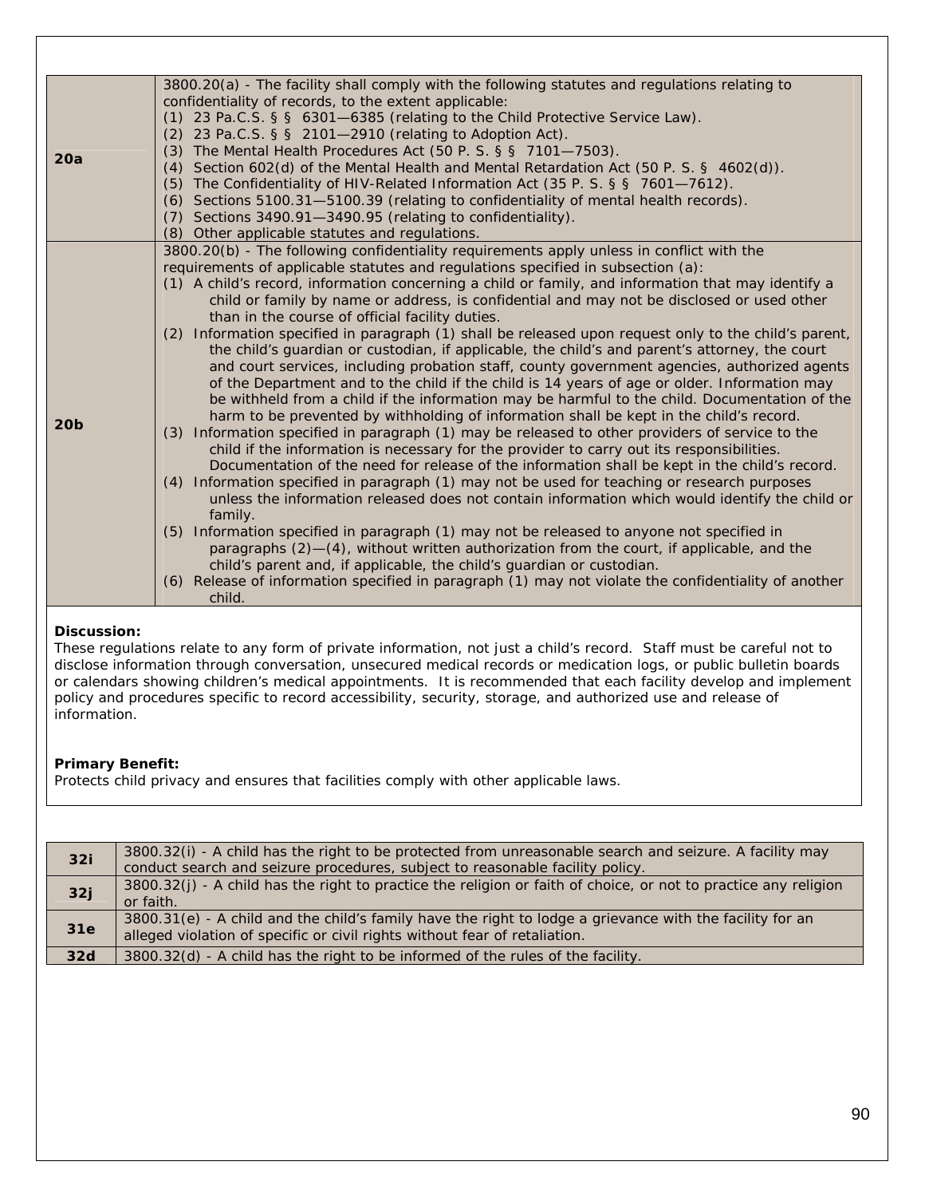| | |
|---|---|
| **20a** | 3800.20(a) - The facility shall comply with the following statutes and regulations relating to confidentiality of records, to the extent applicable:<br>(1) 23 Pa.C.S. § § 6301—6385 (relating to the Child Protective Service Law).<br>(2) 23 Pa.C.S. § § 2101—2910 (relating to Adoption Act).<br>(3) The Mental Health Procedures Act (50 P. S. § § 7101—7503).<br>(4) Section 602(d) of the Mental Health and Mental Retardation Act (50 P. S. § 4602(d)).<br>(5) The Confidentiality of HIV-Related Information Act (35 P. S. § § 7601—7612).<br>(6) Sections 5100.31—5100.39 (relating to confidentiality of mental health records).<br>(7) Sections 3490.91—3490.95 (relating to confidentiality).<br>(8) Other applicable statutes and regulations. |
| **20b** | 3800.20(b) - The following confidentiality requirements apply unless in conflict with the requirements of applicable statutes and regulations specified in subsection (a):<br>(1) A child's record, information concerning a child or family, and information that may identify a child or family by name or address, is confidential and may not be disclosed or used other than in the course of official facility duties.<br>(2) Information specified in paragraph (1) shall be released upon request only to the child's parent, the child's guardian or custodian, if applicable, the child's and parent's attorney, the court and court services, including probation staff, county government agencies, authorized agents of the Department and to the child if the child is 14 years of age or older. Information may be withheld from a child if the information may be harmful to the child. Documentation of the harm to be prevented by withholding of information shall be kept in the child's record.<br>(3) Information specified in paragraph (1) may be released to other providers of service to the child if the information is necessary for the provider to carry out its responsibilities. Documentation of the need for release of the information shall be kept in the child's record.<br>(4) Information specified in paragraph (1) may not be used for teaching or research purposes unless the information released does not contain information which would identify the child or family.<br>(5) Information specified in paragraph (1) may not be released to anyone not specified in paragraphs (2)—(4), without written authorization from the court, if applicable, and the child's parent and, if applicable, the child's guardian or custodian.<br>(6) Release of information specified in paragraph (1) may not violate the confidentiality of another child. |

**Discussion:**
These regulations relate to any form of private information, not just a child's record. Staff must be careful not to disclose information through conversation, unsecured medical records or medication logs, or public bulletin boards or calendars showing children's medical appointments. It is recommended that each facility develop and implement policy and procedures specific to record accessibility, security, storage, and authorized use and release of information.

**Primary Benefit:**
Protects child privacy and ensures that facilities comply with other applicable laws.

| | |
|---|---|
| **32i** | 3800.32(i) - A child has the right to be protected from unreasonable search and seizure. A facility may conduct search and seizure procedures, subject to reasonable facility policy. |
| **32j** | 3800.32(j) - A child has the right to practice the religion or faith of choice, or not to practice any religion or faith. |
| **31e** | 3800.31(e) - A child and the child's family have the right to lodge a grievance with the facility for an alleged violation of specific or civil rights without fear of retaliation. |
| **32d** | 3800.32(d) - A child has the right to be informed of the rules of the facility. |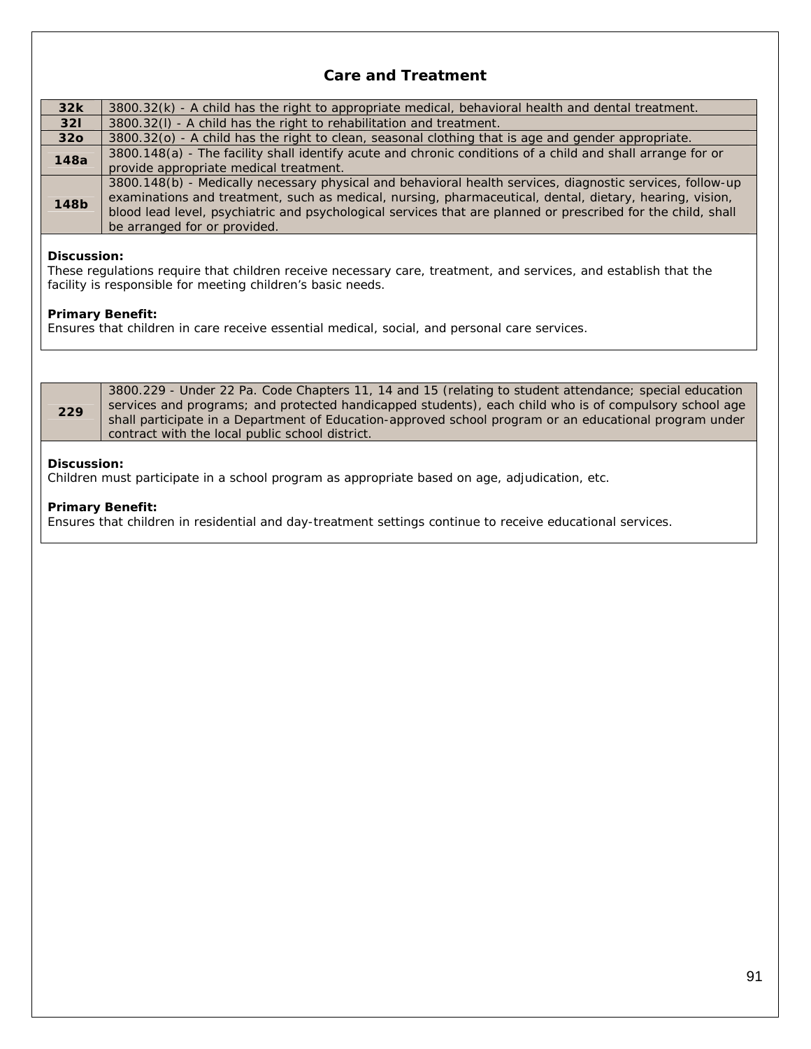## Care and Treatment

| | |
|---|---|
| **32k** | 3800.32(k) - A child has the right to appropriate medical, behavioral health and dental treatment. |
| **32l** | 3800.32(l) - A child has the right to rehabilitation and treatment. |
| **32o** | 3800.32(o) - A child has the right to clean, seasonal clothing that is age and gender appropriate. |
| **148a** | 3800.148(a) - The facility shall identify acute and chronic conditions of a child and shall arrange for or provide appropriate medical treatment. |
| **148b** | 3800.148(b) - Medically necessary physical and behavioral health services, diagnostic services, follow-up examinations and treatment, such as medical, nursing, pharmaceutical, dental, dietary, hearing, vision, blood lead level, psychiatric and psychological services that are planned or prescribed for the child, shall be arranged for or provided. |

**Discussion:**
These regulations require that children receive necessary care, treatment, and services, and establish that the facility is responsible for meeting children's basic needs.

**Primary Benefit:**
Ensures that children in care receive essential medical, social, and personal care services.

| | |
|---|---|
| **229** | 3800.229 - Under 22 Pa. Code Chapters 11, 14 and 15 (relating to student attendance; special education services and programs; and protected handicapped students), each child who is of compulsory school age shall participate in a Department of Education-approved school program or an educational program under contract with the local public school district. |

**Discussion:**
Children must participate in a school program as appropriate based on age, adjudication, etc.

**Primary Benefit:**
Ensures that children in residential and day-treatment settings continue to receive educational services.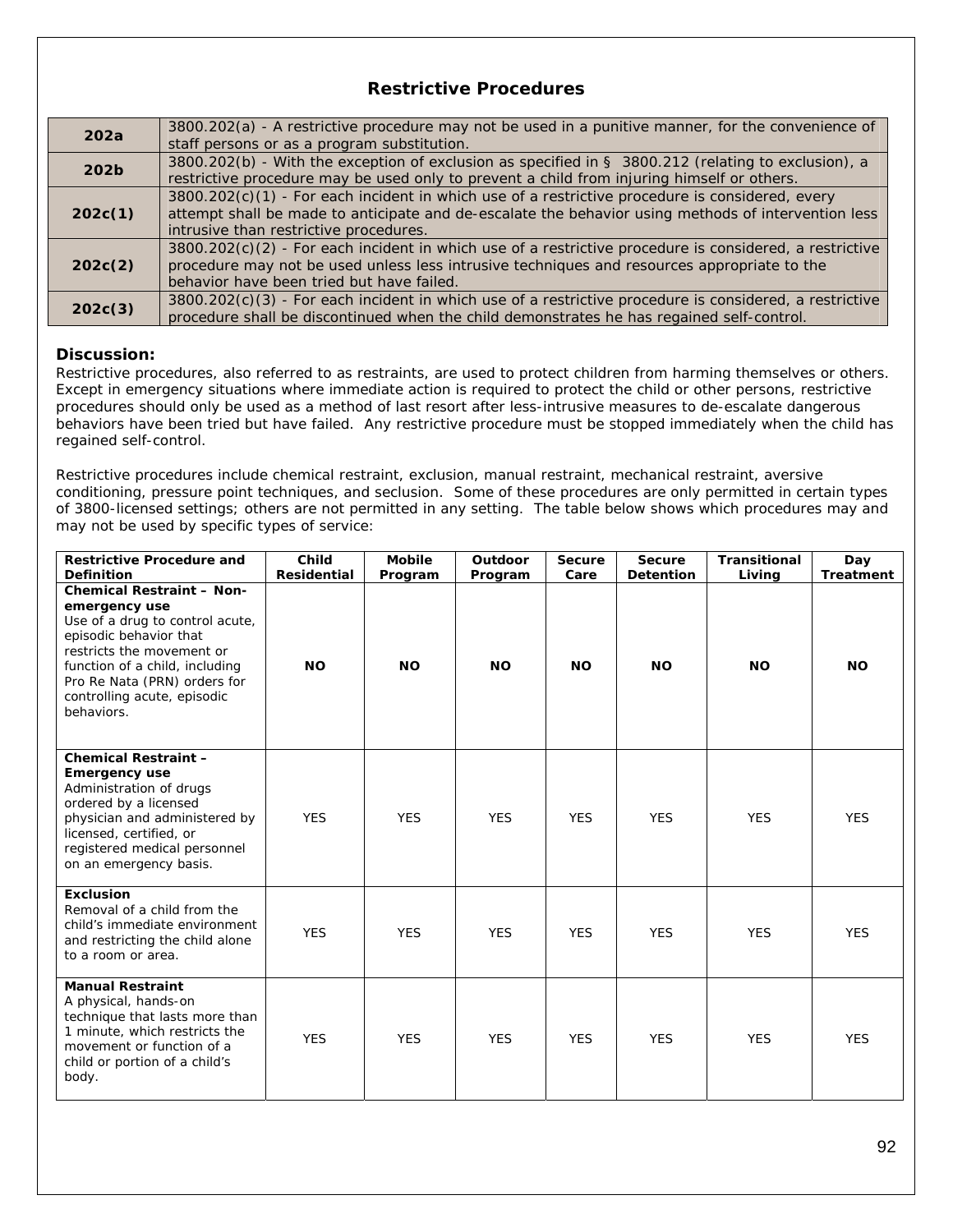## Restrictive Procedures

| | |
|---|---|
| **202a** | 3800.202(a) - A restrictive procedure may not be used in a punitive manner, for the convenience of staff persons or as a program substitution. |
| **202b** | 3800.202(b) - With the exception of exclusion as specified in § 3800.212 (relating to exclusion), a restrictive procedure may be used only to prevent a child from injuring himself or others. |
| **202c(1)** | 3800.202(c)(1) - For each incident in which use of a restrictive procedure is considered, every attempt shall be made to anticipate and de-escalate the behavior using methods of intervention less intrusive than restrictive procedures. |
| **202c(2)** | 3800.202(c)(2) - For each incident in which use of a restrictive procedure is considered, a restrictive procedure may not be used unless less intrusive techniques and resources appropriate to the behavior have been tried but have failed. |
| **202c(3)** | 3800.202(c)(3) - For each incident in which use of a restrictive procedure is considered, a restrictive procedure shall be discontinued when the child demonstrates he has regained self-control. |

### Discussion:

Restrictive procedures, also referred to as restraints, are used to protect children from harming themselves or others. Except in emergency situations where immediate action is required to protect the child or other persons, restrictive procedures should only be used as a method of last resort after less-intrusive measures to de-escalate dangerous behaviors have been tried but have failed. Any restrictive procedure must be stopped immediately when the child has regained self-control.

Restrictive procedures include chemical restraint, exclusion, manual restraint, mechanical restraint, aversive conditioning, pressure point techniques, and seclusion. Some of these procedures are only permitted in certain types of 3800-licensed settings; others are not permitted in any setting. The table below shows which procedures may and may not be used by specific types of service:

| Restrictive Procedure and Definition | Child Residential | Mobile Program | Outdoor Program | Secure Care | Secure Detention | Transitional Living | Day Treatment |
|---|---|---|---|---|---|---|---|
| **Chemical Restraint – Non-emergency use** Use of a drug to control acute, episodic behavior that restricts the movement or function of a child, including Pro Re Nata (PRN) orders for controlling acute, episodic behaviors. | **NO** | **NO** | **NO** | **NO** | **NO** | **NO** | **NO** |
| **Chemical Restraint – Emergency use** Administration of drugs ordered by a licensed physician and administered by licensed, certified, or registered medical personnel on an emergency basis. | YES | YES | YES | YES | YES | YES | YES |
| **Exclusion** Removal of a child from the child's immediate environment and restricting the child alone to a room or area. | YES | YES | YES | YES | YES | YES | YES |
| **Manual Restraint** A physical, hands-on technique that lasts more than 1 minute, which restricts the movement or function of a child or portion of a child's body. | YES | YES | YES | YES | YES | YES | YES |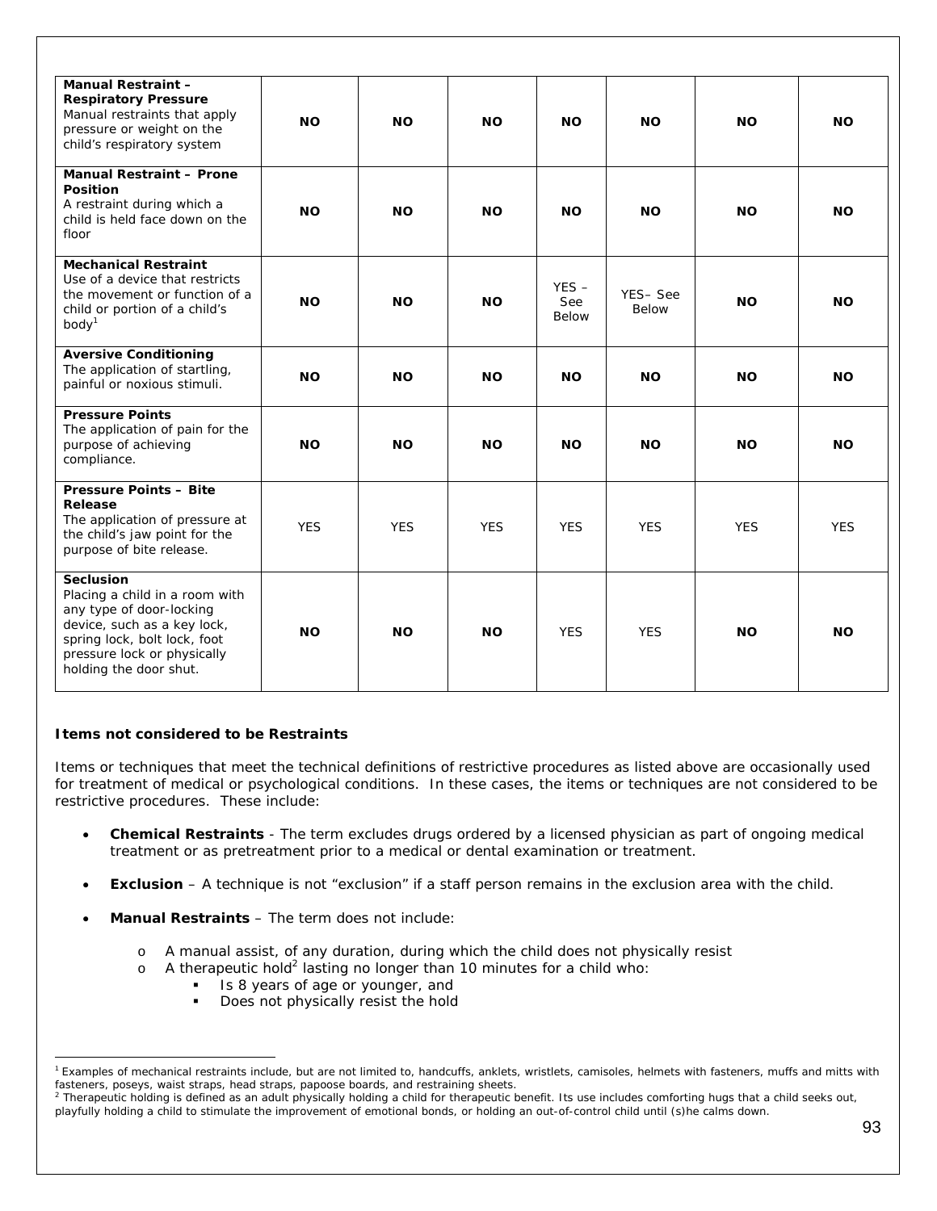| **Manual Restraint – Respiratory Pressure** Manual restraints that apply pressure or weight on the child's respiratory system | **NO** | **NO** | **NO** | **NO** | **NO** | **NO** | **NO** |
|---|---|---|---|---|---|---|---|
| **Manual Restraint – Prone Position** A restraint during which a child is held face down on the floor | **NO** | **NO** | **NO** | **NO** | **NO** | **NO** | **NO** |
| **Mechanical Restraint** Use of a device that restricts the movement or function of a child or portion of a child's body[1] | **NO** | **NO** | **NO** | YES – See Below | YES– See Below | **NO** | **NO** |
| **Aversive Conditioning** The application of startling, painful or noxious stimuli. | **NO** | **NO** | **NO** | **NO** | **NO** | **NO** | **NO** |
| **Pressure Points** The application of pain for the purpose of achieving compliance. | **NO** | **NO** | **NO** | **NO** | **NO** | **NO** | **NO** |
| **Pressure Points – Bite Release** The application of pressure at the child's jaw point for the purpose of bite release. | YES | YES | YES | YES | YES | YES | YES |
| **Seclusion** Placing a child in a room with any type of door-locking device, such as a key lock, spring lock, bolt lock, foot pressure lock or physically holding the door shut. | **NO** | **NO** | **NO** | YES | YES | **NO** | **NO** |

**Items not considered to be Restraints**

Items or techniques that meet the technical definitions of restrictive procedures as listed above are occasionally used for treatment of medical or psychological conditions. In these cases, the items or techniques are not considered to be restrictive procedures. These include:

- **Chemical Restraints** - The term excludes drugs ordered by a licensed physician as part of ongoing medical treatment or as pretreatment prior to a medical or dental examination or treatment.
- **Exclusion** – A technique is not "exclusion" if a staff person remains in the exclusion area with the child.
- **Manual Restraints** – The term does not include:
  - A manual assist, of any duration, during which the child does not physically resist
  - A therapeutic hold[2] lasting no longer than 10 minutes for a child who:
    - Is 8 years of age or younger, and
    - Does not physically resist the hold

[1] Examples of mechanical restraints include, but are not limited to, handcuffs, anklets, wristlets, camisoles, helmets with fasteners, muffs and mitts with fasteners, poseys, waist straps, head straps, papoose boards, and restraining sheets.

[2] Therapeutic holding is defined as an adult physically holding a child for therapeutic benefit. Its use includes comforting hugs that a child seeks out, playfully holding a child to stimulate the improvement of emotional bonds, or holding an out-of-control child until (s)he calms down.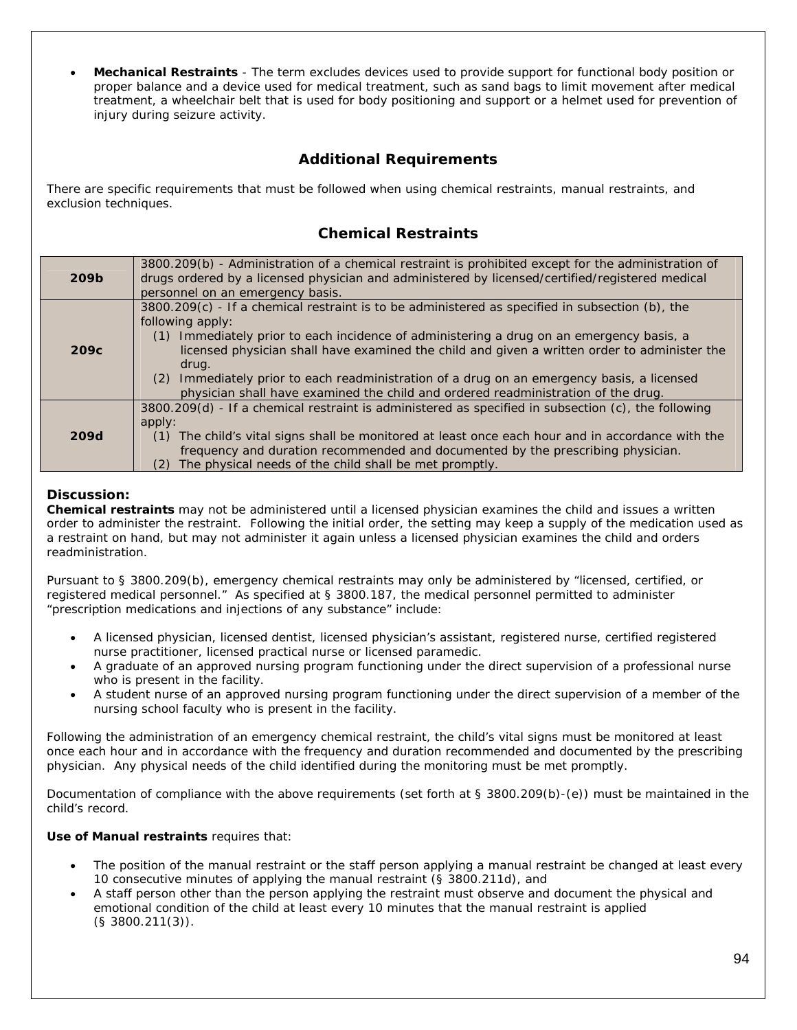- **Mechanical Restraints** - The term excludes devices used to provide support for functional body position or proper balance and a device used for medical treatment, such as sand bags to limit movement after medical treatment, a wheelchair belt that is used for body positioning and support or a helmet used for prevention of injury during seizure activity.

## Additional Requirements

There are specific requirements that must be followed when using chemical restraints, manual restraints, and exclusion techniques.

## Chemical Restraints

| | |
|---|---|
| **209b** | 3800.209(b) - Administration of a chemical restraint is prohibited except for the administration of drugs ordered by a licensed physician and administered by licensed/certified/registered medical personnel on an emergency basis. |
| **209c** | 3800.209(c) - If a chemical restraint is to be administered as specified in subsection (b), the following apply:<br>(1) Immediately prior to each incidence of administering a drug on an emergency basis, a licensed physician shall have examined the child and given a written order to administer the drug.<br>(2) Immediately prior to each readministration of a drug on an emergency basis, a licensed physician shall have examined the child and ordered readministration of the drug. |
| **209d** | 3800.209(d) - If a chemical restraint is administered as specified in subsection (c), the following apply:<br>(1) The child's vital signs shall be monitored at least once each hour and in accordance with the frequency and duration recommended and documented by the prescribing physician.<br>(2) The physical needs of the child shall be met promptly. |

**Discussion:**
**Chemical restraints** may not be administered until a licensed physician examines the child and issues a written order to administer the restraint. Following the initial order, the setting may keep a supply of the medication used as a restraint on hand, but may not administer it again unless a licensed physician examines the child and orders readministration.

Pursuant to § 3800.209(b), emergency chemical restraints may only be administered by "licensed, certified, or registered medical personnel." As specified at § 3800.187, the medical personnel permitted to administer "prescription medications and injections of any substance" include:

- A licensed physician, licensed dentist, licensed physician's assistant, registered nurse, certified registered nurse practitioner, licensed practical nurse or licensed paramedic.
- A graduate of an approved nursing program functioning under the direct supervision of a professional nurse who is present in the facility.
- A student nurse of an approved nursing program functioning under the direct supervision of a member of the nursing school faculty who is present in the facility.

Following the administration of an emergency chemical restraint, the child's vital signs must be monitored at least once each hour and in accordance with the frequency and duration recommended and documented by the prescribing physician. Any physical needs of the child identified during the monitoring must be met promptly.

Documentation of compliance with the above requirements (set forth at § 3800.209(b)-(e)) must be maintained in the child's record.

**Use of Manual restraints** requires that:

- The position of the manual restraint or the staff person applying a manual restraint be changed at least every 10 consecutive minutes of applying the manual restraint (§ 3800.211d), and
- A staff person other than the person applying the restraint must observe and document the physical and emotional condition of the child at least every 10 minutes that the manual restraint is applied (§ 3800.211(3)).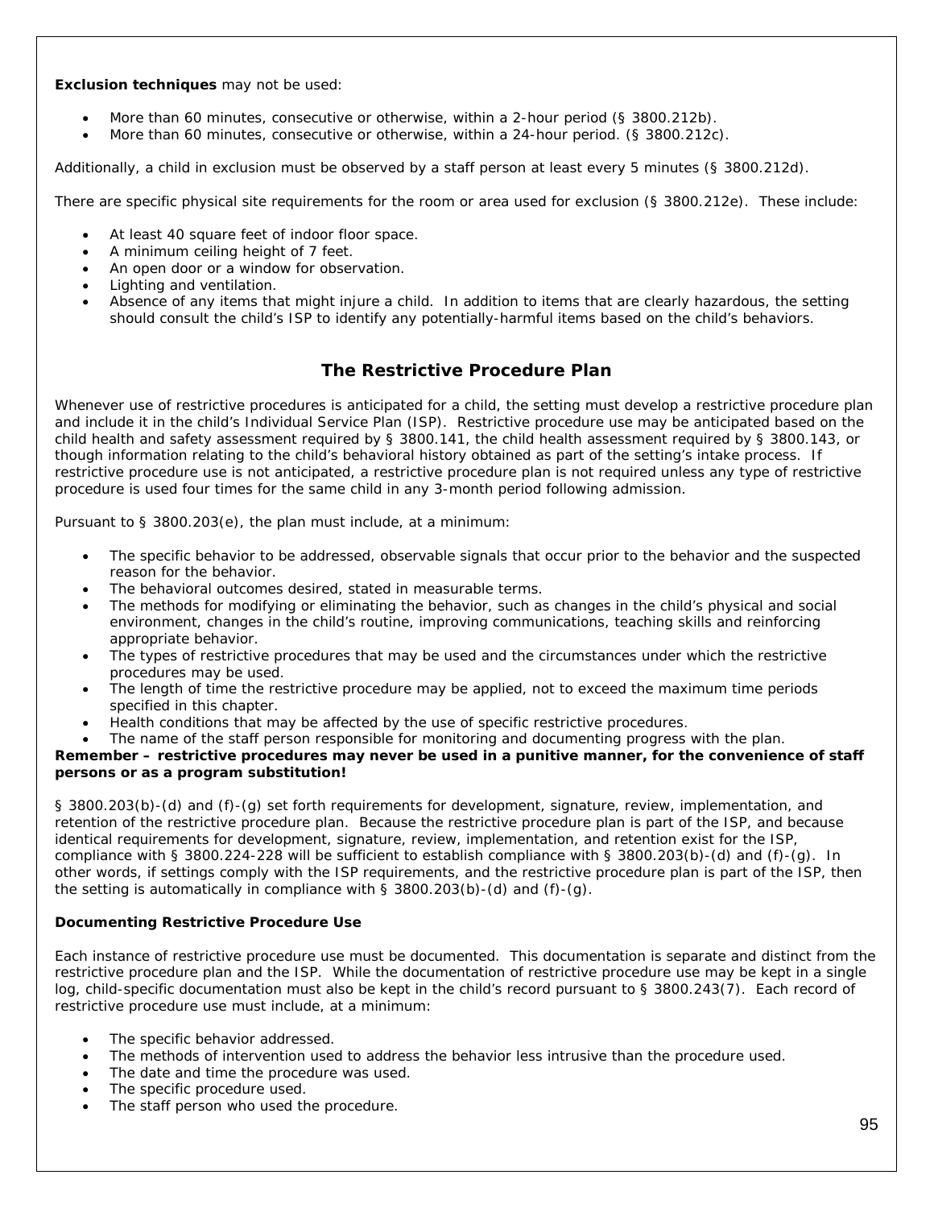**Exclusion techniques** may not be used:

- More than 60 minutes, consecutive or otherwise, within a 2-hour period (§ 3800.212b).
- More than 60 minutes, consecutive or otherwise, within a 24-hour period. (§ 3800.212c).

Additionally, a child in exclusion must be observed by a staff person at least every 5 minutes (§ 3800.212d).

There are specific physical site requirements for the room or area used for exclusion (§ 3800.212e). These include:

- At least 40 square feet of indoor floor space.
- A minimum ceiling height of 7 feet.
- An open door or a window for observation.
- Lighting and ventilation.
- Absence of any items that might injure a child. In addition to items that are clearly hazardous, the setting should consult the child's ISP to identify any potentially-harmful items based on the child's behaviors.

## The Restrictive Procedure Plan

Whenever use of restrictive procedures is anticipated for a child, the setting must develop a restrictive procedure plan and include it in the child's Individual Service Plan (ISP). Restrictive procedure use may be anticipated based on the child health and safety assessment required by § 3800.141, the child health assessment required by § 3800.143, or though information relating to the child's behavioral history obtained as part of the setting's intake process. If restrictive procedure use is not anticipated, a restrictive procedure plan is not required unless any type of restrictive procedure is used four times for the same child in any 3-month period following admission.

Pursuant to § 3800.203(e), the plan must include, at a minimum:

- The specific behavior to be addressed, observable signals that occur prior to the behavior and the suspected reason for the behavior.
- The behavioral outcomes desired, stated in measurable terms.
- The methods for modifying or eliminating the behavior, such as changes in the child's physical and social environment, changes in the child's routine, improving communications, teaching skills and reinforcing appropriate behavior.
- The types of restrictive procedures that may be used and the circumstances under which the restrictive procedures may be used.
- The length of time the restrictive procedure may be applied, not to exceed the maximum time periods specified in this chapter.
- Health conditions that may be affected by the use of specific restrictive procedures.
- The name of the staff person responsible for monitoring and documenting progress with the plan.

**Remember – restrictive procedures may never be used in a punitive manner, for the convenience of staff persons or as a program substitution!**

§ 3800.203(b)-(d) and (f)-(g) set forth requirements for development, signature, review, implementation, and retention of the restrictive procedure plan. Because the restrictive procedure plan is part of the ISP, and because identical requirements for development, signature, review, implementation, and retention exist for the ISP, compliance with § 3800.224-228 will be sufficient to establish compliance with § 3800.203(b)-(d) and (f)-(g). In other words, if settings comply with the ISP requirements, and the restrictive procedure plan is part of the ISP, then the setting is automatically in compliance with § 3800.203(b)-(d) and (f)-(g).

**Documenting Restrictive Procedure Use**

Each instance of restrictive procedure use must be documented. This documentation is separate and distinct from the restrictive procedure plan and the ISP. While the documentation of restrictive procedure use may be kept in a single log, child-specific documentation must also be kept in the child's record pursuant to § 3800.243(7). Each record of restrictive procedure use must include, at a minimum:

- The specific behavior addressed.
- The methods of intervention used to address the behavior less intrusive than the procedure used.
- The date and time the procedure was used.
- The specific procedure used.
- The staff person who used the procedure.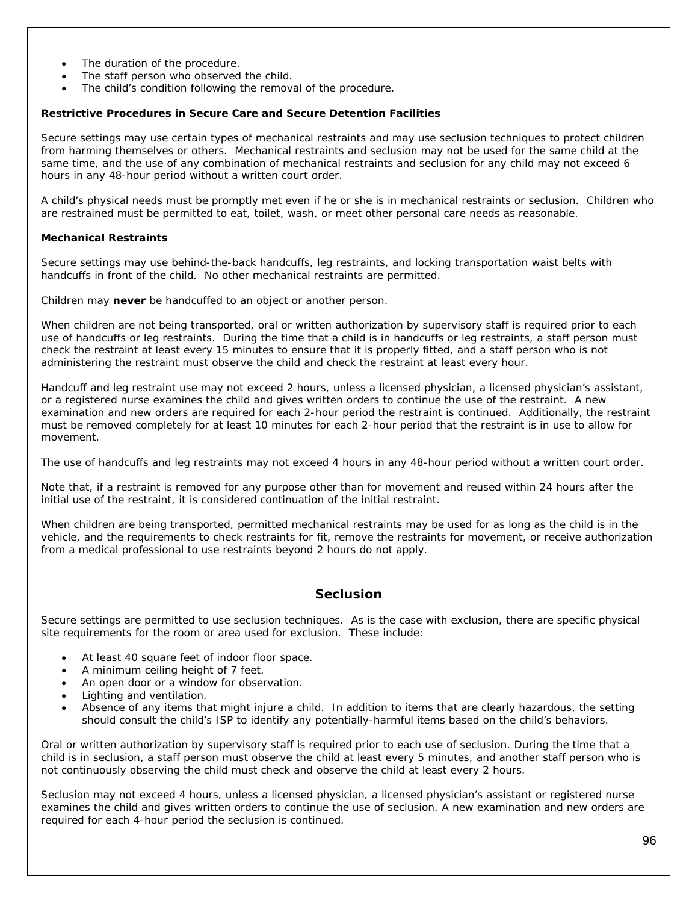- The duration of the procedure.
- The staff person who observed the child.
- The child's condition following the removal of the procedure.

**Restrictive Procedures in Secure Care and Secure Detention Facilities**

Secure settings may use certain types of mechanical restraints and may use seclusion techniques to protect children from harming themselves or others. Mechanical restraints and seclusion may not be used for the same child at the same time, and the use of any combination of mechanical restraints and seclusion for any child may not exceed 6 hours in any 48-hour period without a written court order.

A child's physical needs must be promptly met even if he or she is in mechanical restraints or seclusion. Children who are restrained must be permitted to eat, toilet, wash, or meet other personal care needs as reasonable.

**Mechanical Restraints**

Secure settings may use behind-the-back handcuffs, leg restraints, and locking transportation waist belts with handcuffs in front of the child. No other mechanical restraints are permitted.

Children may **never** be handcuffed to an object or another person.

When children are not being transported, oral or written authorization by supervisory staff is required prior to each use of handcuffs or leg restraints. During the time that a child is in handcuffs or leg restraints, a staff person must check the restraint at least every 15 minutes to ensure that it is properly fitted, and a staff person who is not administering the restraint must observe the child and check the restraint at least every hour.

Handcuff and leg restraint use may not exceed 2 hours, unless a licensed physician, a licensed physician's assistant, or a registered nurse examines the child and gives written orders to continue the use of the restraint. A new examination and new orders are required for each 2-hour period the restraint is continued. Additionally, the restraint must be removed completely for at least 10 minutes for each 2-hour period that the restraint is in use to allow for movement.

The use of handcuffs and leg restraints may not exceed 4 hours in any 48-hour period without a written court order.

Note that, if a restraint is removed for any purpose other than for movement and reused within 24 hours after the initial use of the restraint, it is considered continuation of the initial restraint.

When children are being transported, permitted mechanical restraints may be used for as long as the child is in the vehicle, and the requirements to check restraints for fit, remove the restraints for movement, or receive authorization from a medical professional to use restraints beyond 2 hours do not apply.

## Seclusion

Secure settings are permitted to use seclusion techniques. As is the case with exclusion, there are specific physical site requirements for the room or area used for exclusion. These include:

- At least 40 square feet of indoor floor space.
- A minimum ceiling height of 7 feet.
- An open door or a window for observation.
- Lighting and ventilation.
- Absence of any items that might injure a child. In addition to items that are clearly hazardous, the setting should consult the child's ISP to identify any potentially-harmful items based on the child's behaviors.

Oral or written authorization by supervisory staff is required prior to each use of seclusion. During the time that a child is in seclusion, a staff person must observe the child at least every 5 minutes, and another staff person who is not continuously observing the child must check and observe the child at least every 2 hours.

Seclusion may not exceed 4 hours, unless a licensed physician, a licensed physician's assistant or registered nurse examines the child and gives written orders to continue the use of seclusion. A new examination and new orders are required for each 4-hour period the seclusion is continued.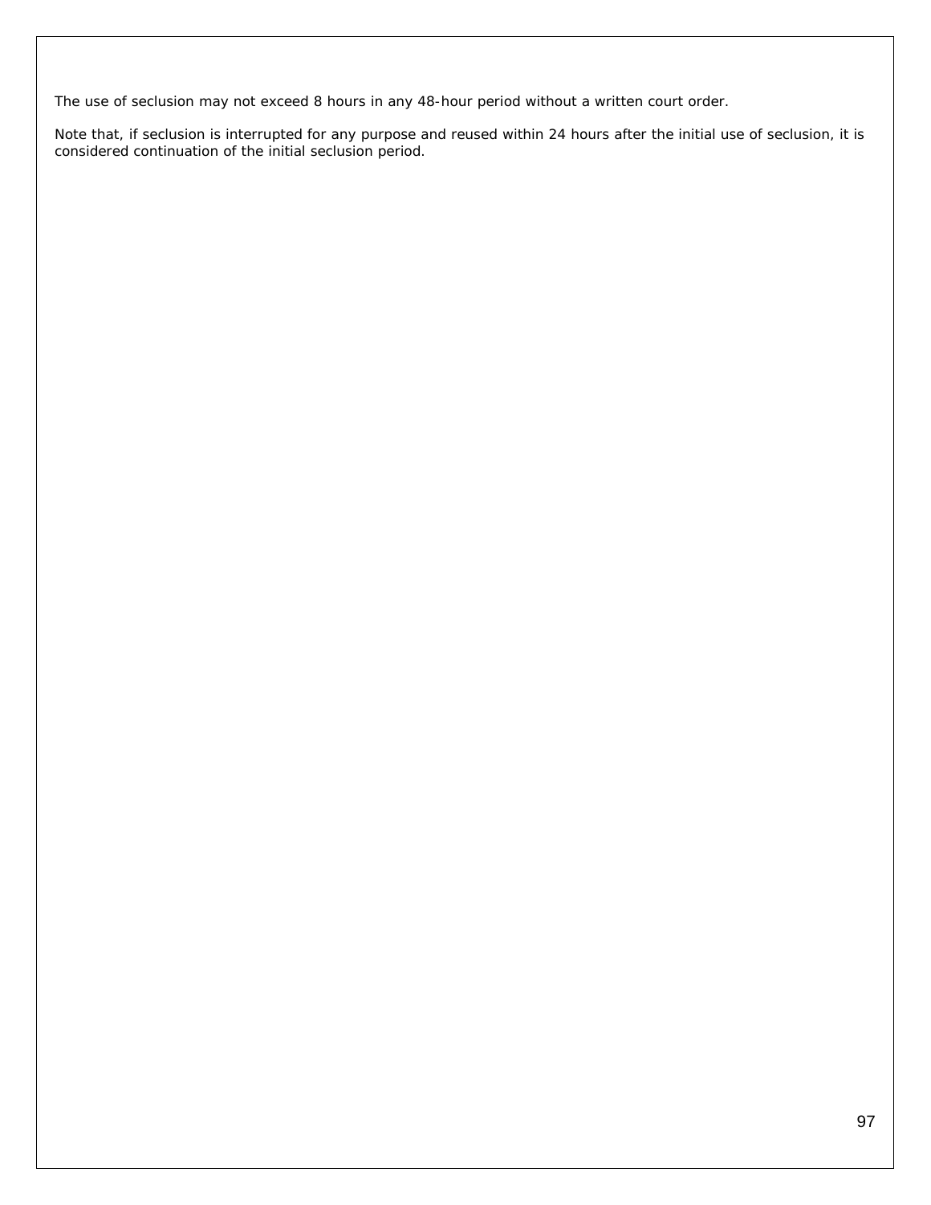The use of seclusion may not exceed 8 hours in any 48-hour period without a written court order.

Note that, if seclusion is interrupted for any purpose and reused within 24 hours after the initial use of seclusion, it is considered continuation of the initial seclusion period.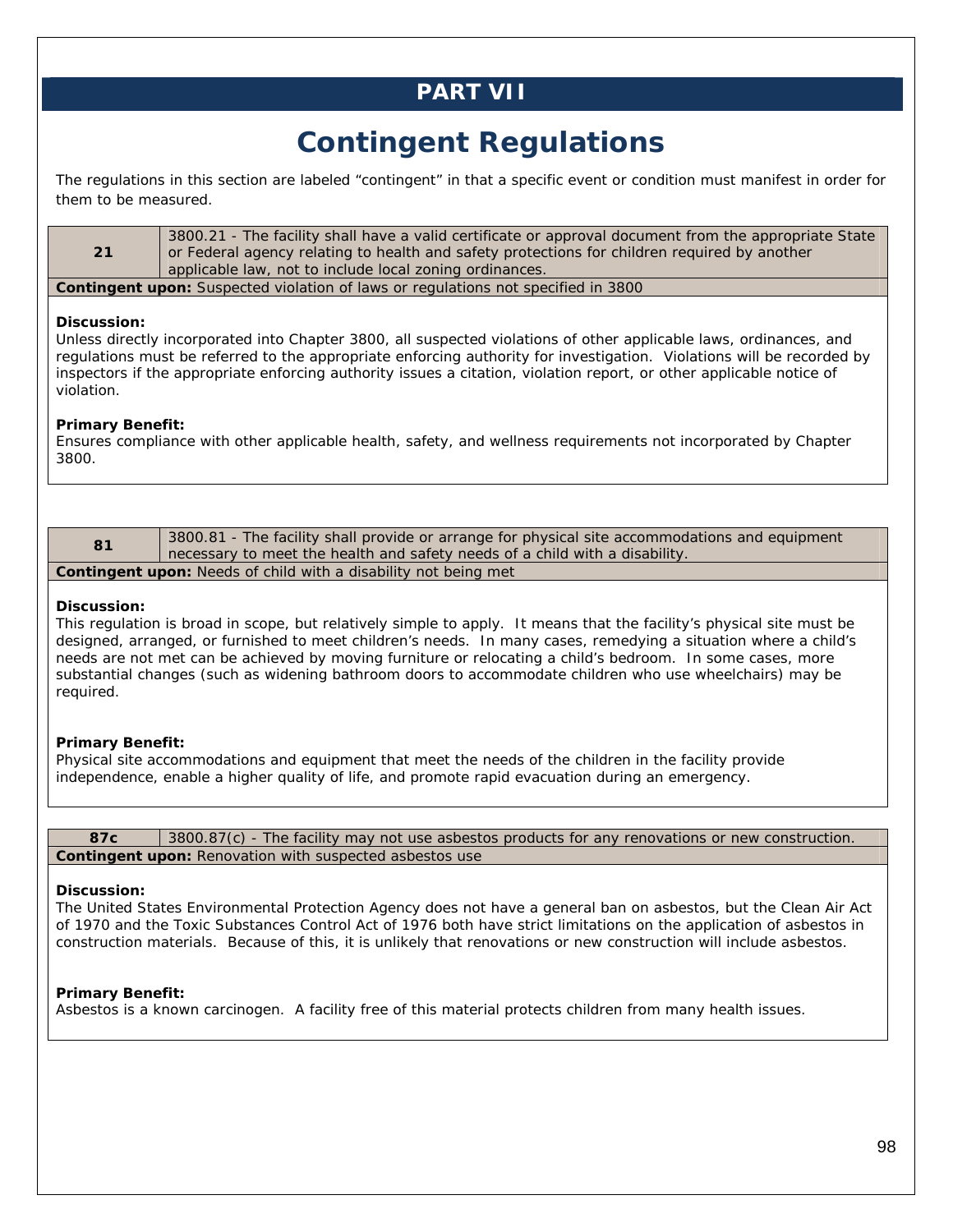# PART VII

## Contingent Regulations

The regulations in this section are labeled "contingent" in that a specific event or condition must manifest in order for them to be measured.

| 21 | 3800.21 - The facility shall have a valid certificate or approval document from the appropriate State or Federal agency relating to health and safety protections for children required by another applicable law, not to include local zoning ordinances. |
|---|---|
| **Contingent upon:** Suspected violation of laws or regulations not specified in 3800 | |

**Discussion:**
Unless directly incorporated into Chapter 3800, all suspected violations of other applicable laws, ordinances, and regulations must be referred to the appropriate enforcing authority for investigation. Violations will be recorded by inspectors if the appropriate enforcing authority issues a citation, violation report, or other applicable notice of violation.

**Primary Benefit:**
Ensures compliance with other applicable health, safety, and wellness requirements not incorporated by Chapter 3800.

| 81 | 3800.81 - The facility shall provide or arrange for physical site accommodations and equipment necessary to meet the health and safety needs of a child with a disability. |
|---|---|
| **Contingent upon:** Needs of child with a disability not being met | |

**Discussion:**
This regulation is broad in scope, but relatively simple to apply. It means that the facility's physical site must be designed, arranged, or furnished to meet children's needs. In many cases, remedying a situation where a child's needs are not met can be achieved by moving furniture or relocating a child's bedroom. In some cases, more substantial changes (such as widening bathroom doors to accommodate children who use wheelchairs) may be required.

**Primary Benefit:**
Physical site accommodations and equipment that meet the needs of the children in the facility provide independence, enable a higher quality of life, and promote rapid evacuation during an emergency.

| 87c | 3800.87(c) - The facility may not use asbestos products for any renovations or new construction. |
|---|---|
| **Contingent upon:** Renovation with suspected asbestos use | |

**Discussion:**
The United States Environmental Protection Agency does not have a general ban on asbestos, but the Clean Air Act of 1970 and the Toxic Substances Control Act of 1976 both have strict limitations on the application of asbestos in construction materials. Because of this, it is unlikely that renovations or new construction will include asbestos.

**Primary Benefit:**
Asbestos is a known carcinogen. A facility free of this material protects children from many health issues.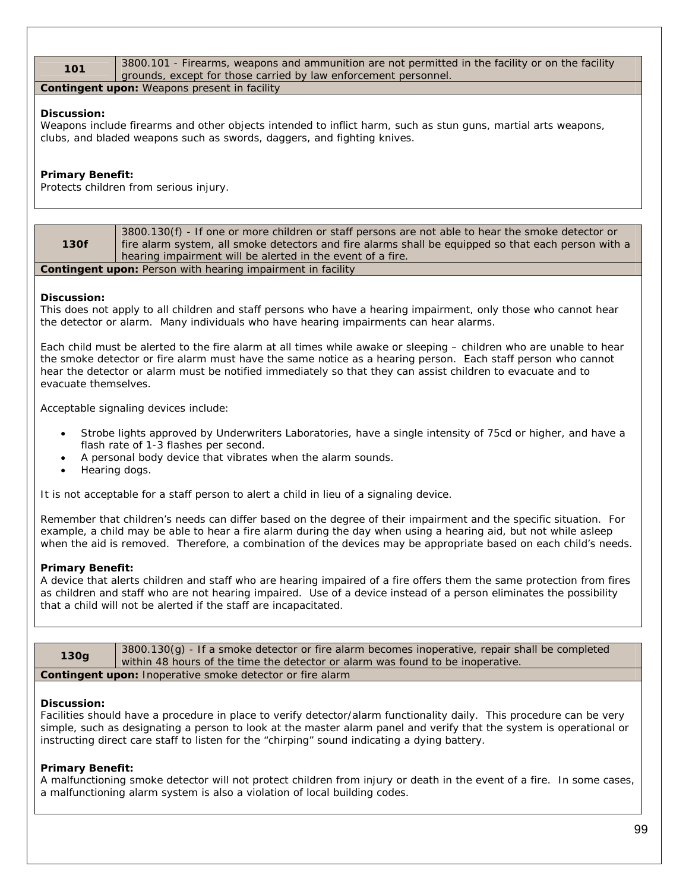| 101 | 3800.101 - Firearms, weapons and ammunition are not permitted in the facility or on the facility grounds, except for those carried by law enforcement personnel. |
|---|---|

**Contingent upon:** Weapons present in facility

**Discussion:**
Weapons include firearms and other objects intended to inflict harm, such as stun guns, martial arts weapons, clubs, and bladed weapons such as swords, daggers, and fighting knives.

**Primary Benefit:**
Protects children from serious injury.

| 130f | 3800.130(f) - If one or more children or staff persons are not able to hear the smoke detector or fire alarm system, all smoke detectors and fire alarms shall be equipped so that each person with a hearing impairment will be alerted in the event of a fire. |
|---|---|

**Contingent upon:** Person with hearing impairment in facility

**Discussion:**
This does not apply to all children and staff persons who have a hearing impairment, only those who cannot hear the detector or alarm. Many individuals who have hearing impairments can hear alarms.

Each child must be alerted to the fire alarm at all times while awake or sleeping – children who are unable to hear the smoke detector or fire alarm must have the same notice as a hearing person. Each staff person who cannot hear the detector or alarm must be notified immediately so that they can assist children to evacuate and to evacuate themselves.

Acceptable signaling devices include:

- Strobe lights approved by Underwriters Laboratories, have a single intensity of 75cd or higher, and have a flash rate of 1-3 flashes per second.
- A personal body device that vibrates when the alarm sounds.
- Hearing dogs.

It is not acceptable for a staff person to alert a child in lieu of a signaling device.

Remember that children's needs can differ based on the degree of their impairment and the specific situation. For example, a child may be able to hear a fire alarm during the day when using a hearing aid, but not while asleep when the aid is removed. Therefore, a combination of the devices may be appropriate based on each child's needs.

**Primary Benefit:**
A device that alerts children and staff who are hearing impaired of a fire offers them the same protection from fires as children and staff who are not hearing impaired. Use of a device instead of a person eliminates the possibility that a child will not be alerted if the staff are incapacitated.

| 130g | 3800.130(g) - If a smoke detector or fire alarm becomes inoperative, repair shall be completed within 48 hours of the time the detector or alarm was found to be inoperative. |
|---|---|

**Contingent upon:** Inoperative smoke detector or fire alarm

**Discussion:**
Facilities should have a procedure in place to verify detector/alarm functionality daily. This procedure can be very simple, such as designating a person to look at the master alarm panel and verify that the system is operational or instructing direct care staff to listen for the "chirping" sound indicating a dying battery.

**Primary Benefit:**
A malfunctioning smoke detector will not protect children from injury or death in the event of a fire. In some cases, a malfunctioning alarm system is also a violation of local building codes.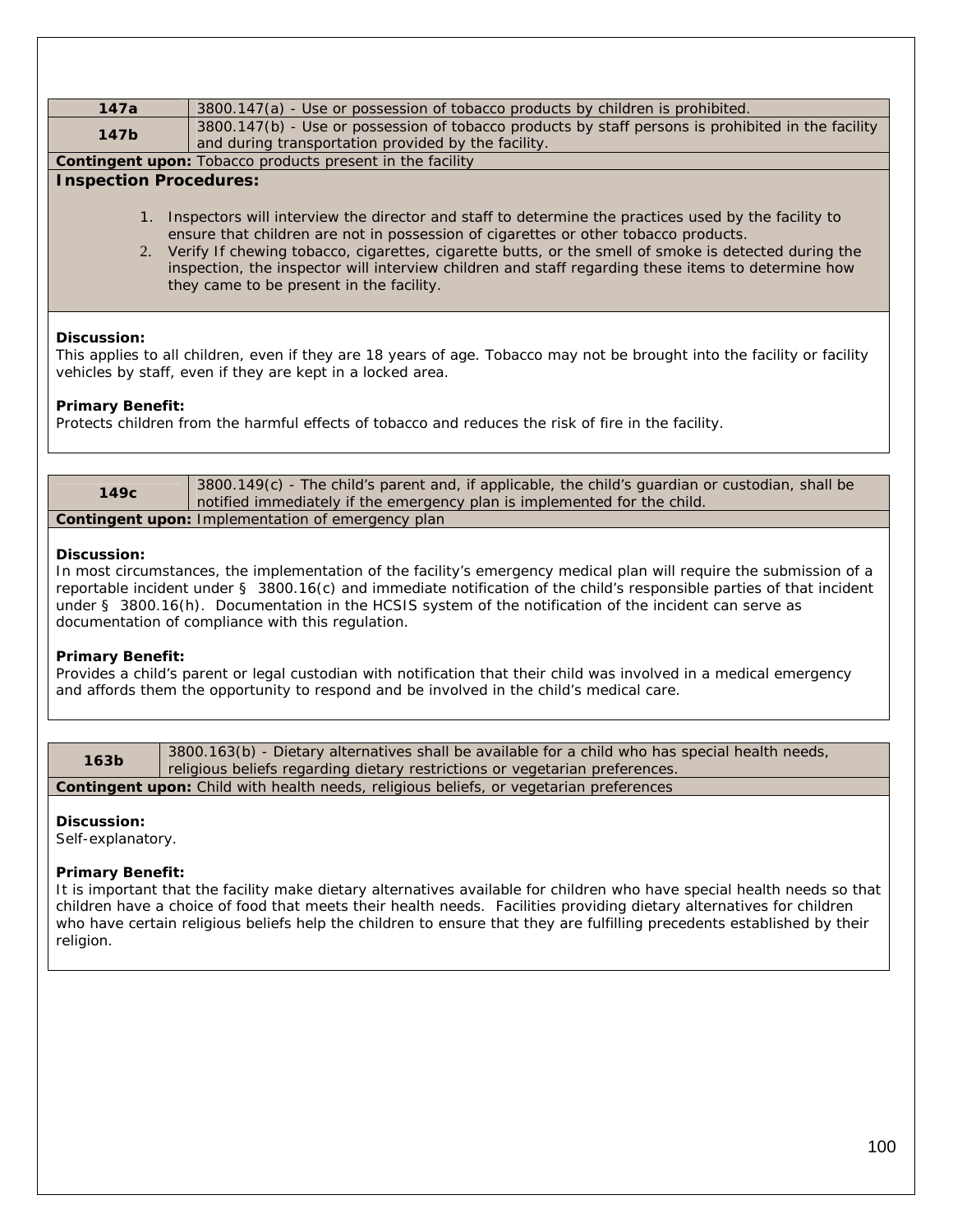| 147a | 3800.147(a) - Use or possession of tobacco products by children is prohibited. |
|---|---|
| 147b | 3800.147(b) - Use or possession of tobacco products by staff persons is prohibited in the facility and during transportation provided by the facility. |

**Contingent upon:** Tobacco products present in the facility

**Inspection Procedures:**

1. Inspectors will interview the director and staff to determine the practices used by the facility to ensure that children are not in possession of cigarettes or other tobacco products.
2. Verify If chewing tobacco, cigarettes, cigarette butts, or the smell of smoke is detected during the inspection, the inspector will interview children and staff regarding these items to determine how they came to be present in the facility.

**Discussion:**
This applies to all children, even if they are 18 years of age. Tobacco may not be brought into the facility or facility vehicles by staff, even if they are kept in a locked area.

**Primary Benefit:**
Protects children from the harmful effects of tobacco and reduces the risk of fire in the facility.

| 149c | 3800.149(c) - The child's parent and, if applicable, the child's guardian or custodian, shall be notified immediately if the emergency plan is implemented for the child. |
|---|---|

**Contingent upon:** Implementation of emergency plan

**Discussion:**
In most circumstances, the implementation of the facility's emergency medical plan will require the submission of a reportable incident under § 3800.16(c) and immediate notification of the child's responsible parties of that incident under § 3800.16(h). Documentation in the HCSIS system of the notification of the incident can serve as documentation of compliance with this regulation.

**Primary Benefit:**
Provides a child's parent or legal custodian with notification that their child was involved in a medical emergency and affords them the opportunity to respond and be involved in the child's medical care.

| 163b | 3800.163(b) - Dietary alternatives shall be available for a child who has special health needs, religious beliefs regarding dietary restrictions or vegetarian preferences. |
|---|---|

**Contingent upon:** Child with health needs, religious beliefs, or vegetarian preferences

**Discussion:**
Self-explanatory.

**Primary Benefit:**
It is important that the facility make dietary alternatives available for children who have special health needs so that children have a choice of food that meets their health needs. Facilities providing dietary alternatives for children who have certain religious beliefs help the children to ensure that they are fulfilling precedents established by their religion.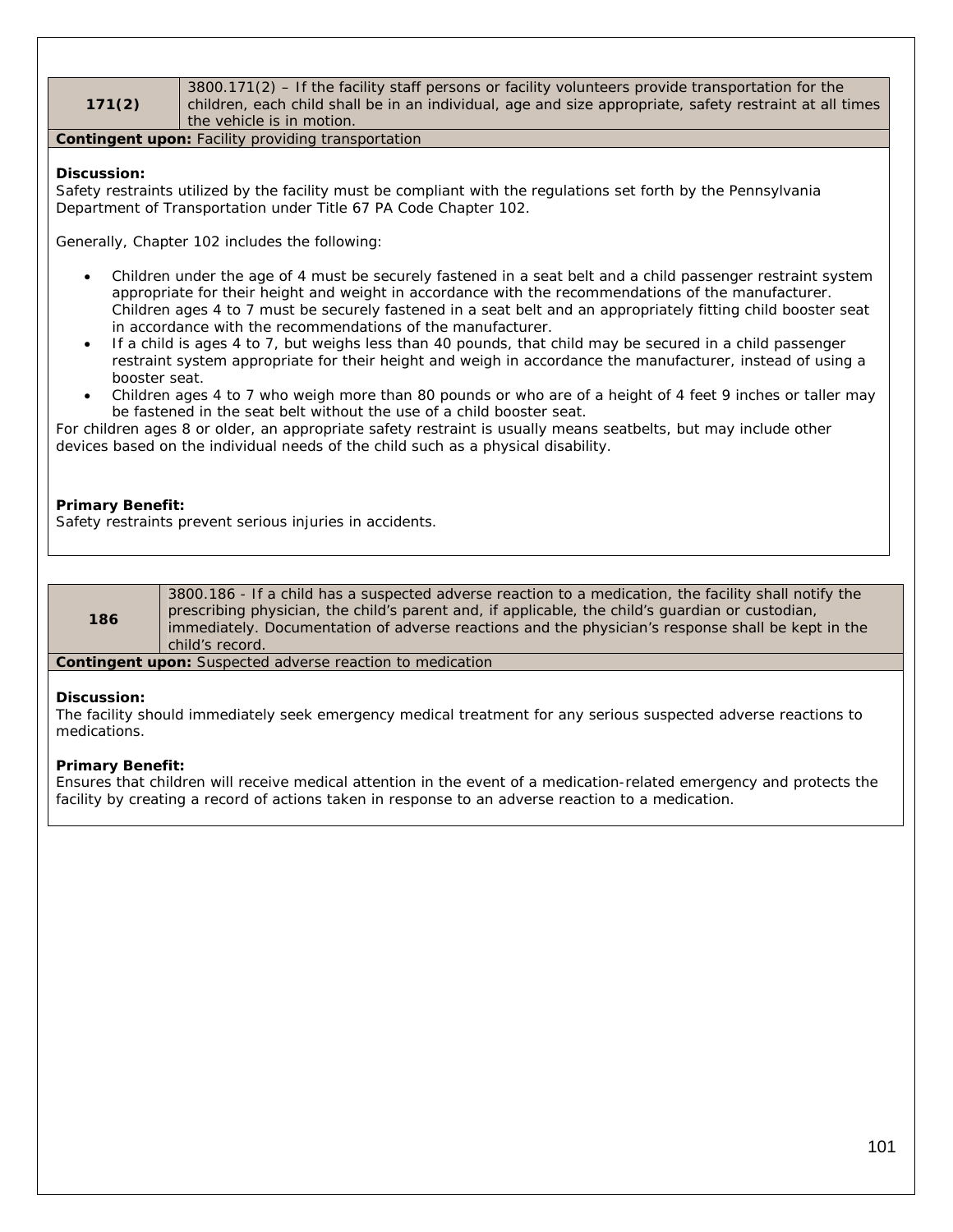| 171(2) | 3800.171(2) – If the facility staff persons or facility volunteers provide transportation for the children, each child shall be in an individual, age and size appropriate, safety restraint at all times the vehicle is in motion. |
|---|---|

**Contingent upon:** Facility providing transportation

**Discussion:**
Safety restraints utilized by the facility must be compliant with the regulations set forth by the Pennsylvania Department of Transportation under Title 67 PA Code Chapter 102.

Generally, Chapter 102 includes the following:

- Children under the age of 4 must be securely fastened in a seat belt and a child passenger restraint system appropriate for their height and weight in accordance with the recommendations of the manufacturer. Children ages 4 to 7 must be securely fastened in a seat belt and an appropriately fitting child booster seat in accordance with the recommendations of the manufacturer.
- If a child is ages 4 to 7, but weighs less than 40 pounds, that child may be secured in a child passenger restraint system appropriate for their height and weigh in accordance the manufacturer, instead of using a booster seat.
- Children ages 4 to 7 who weigh more than 80 pounds or who are of a height of 4 feet 9 inches or taller may be fastened in the seat belt without the use of a child booster seat.

For children ages 8 or older, an appropriate safety restraint is usually means seatbelts, but may include other devices based on the individual needs of the child such as a physical disability.

**Primary Benefit:**
Safety restraints prevent serious injuries in accidents.

| 186 | 3800.186 - If a child has a suspected adverse reaction to a medication, the facility shall notify the prescribing physician, the child's parent and, if applicable, the child's guardian or custodian, immediately. Documentation of adverse reactions and the physician's response shall be kept in the child's record. |
|---|---|

**Contingent upon:** Suspected adverse reaction to medication

**Discussion:**
The facility should immediately seek emergency medical treatment for any serious suspected adverse reactions to medications.

**Primary Benefit:**
Ensures that children will receive medical attention in the event of a medication-related emergency and protects the facility by creating a record of actions taken in response to an adverse reaction to a medication.